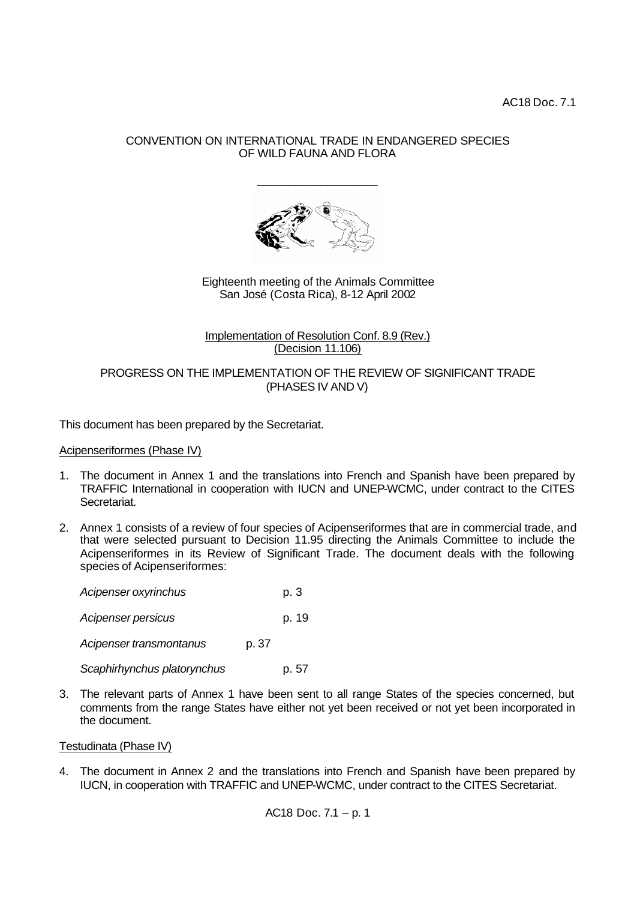AC18 Doc. 7.1

CONVENTION ON INTERNATIONAL TRADE IN ENDANGERED SPECIES
OF WILD FAUNA AND FLORA

\_\_\_\_\_\_\_\_\_\_\_\_\_\_\_\_\_\_\_\_

Eighteenth meeting of the Animals Committee
San José (Costa Rica), 8-12 April 2002

Implementation of Resolution Conf. 8.9 (Rev.)
(Decision 11.106)

PROGRESS ON THE IMPLEMENTATION OF THE REVIEW OF SIGNIFICANT TRADE
(PHASES IV AND V)

This document has been prepared by the Secretariat.

Acipenseriformes (Phase IV)

1. The document in Annex 1 and the translations into French and Spanish have been prepared by TRAFFIC International in cooperation with IUCN and UNEP-WCMC, under contract to the CITES Secretariat.

2. Annex 1 consists of a review of four species of Acipenseriformes that are in commercial trade, and that were selected pursuant to Decision 11.95 directing the Animals Committee to include the Acipenseriformes in its Review of Significant Trade. The document deals with the following species of Acipenseriformes:

   *Acipenser oxyrinchus* p. 3

   *Acipenser persicus* p. 19

   *Acipenser transmontanus* p. 37

   *Scaphirhynchus platorynchus* p. 57

3. The relevant parts of Annex 1 have been sent to all range States of the species concerned, but comments from the range States have either not yet been received or not yet been incorporated in the document.

Testudinata (Phase IV)

4. The document in Annex 2 and the translations into French and Spanish have been prepared by IUCN, in cooperation with TRAFFIC and UNEP-WCMC, under contract to the CITES Secretariat.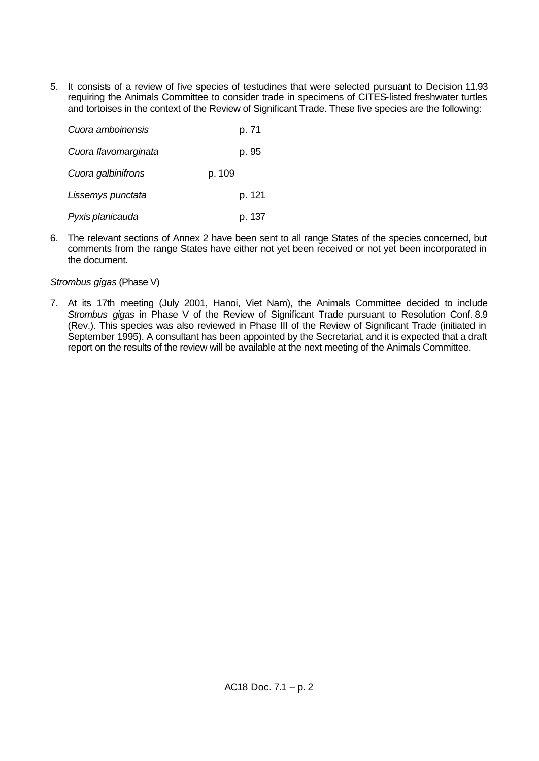5. It consists of a review of five species of testudines that were selected pursuant to Decision 11.93 requiring the Animals Committee to consider trade in specimens of CITES-listed freshwater turtles and tortoises in the context of the Review of Significant Trade. These five species are the following:

| | |
|---|---|
| *Cuora amboinensis* | p. 71 |
| *Cuora flavomarginata* | p. 95 |
| *Cuora galbinifrons* | p. 109 |
| *Lissemys punctata* | p. 121 |
| *Pyxis planicauda* | p. 137 |

6. The relevant sections of Annex 2 have been sent to all range States of the species concerned, but comments from the range States have either not yet been received or not yet been incorporated in the document.

*Strombus gigas* (Phase V)

7. At its 17th meeting (July 2001, Hanoi, Viet Nam), the Animals Committee decided to include *Strombus gigas* in Phase V of the Review of Significant Trade pursuant to Resolution Conf. 8.9 (Rev.). This species was also reviewed in Phase III of the Review of Significant Trade (initiated in September 1995). A consultant has been appointed by the Secretariat, and it is expected that a draft report on the results of the review will be available at the next meeting of the Animals Committee.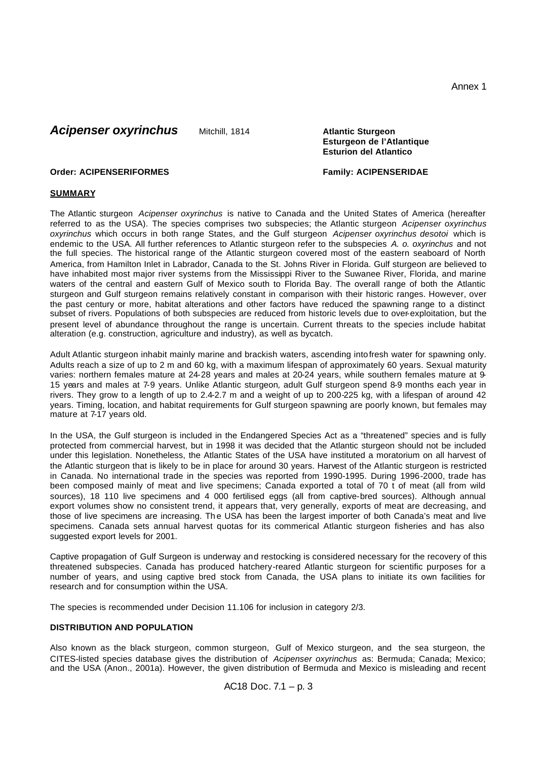Annex 1

# *Acipenser oxyrinchus* Mitchill, 1814

**Atlantic Sturgeon**
**Esturgeon de l'Atlantique**
**Esturion del Atlantico**

**Order: ACIPENSERIFORMES** **Family: ACIPENSERIDAE**

## SUMMARY

The Atlantic sturgeon *Acipenser oxyrinchus* is native to Canada and the United States of America (hereafter referred to as the USA). The species comprises two subspecies; the Atlantic sturgeon *Acipenser oxyrinchus oxyrinchus* which occurs in both range States, and the Gulf sturgeon *Acipenser oxyrinchus desotoi* which is endemic to the USA. All further references to Atlantic sturgeon refer to the subspecies *A. o. oxyrinchus* and not the full species. The historical range of the Atlantic sturgeon covered most of the eastern seaboard of North America, from Hamilton Inlet in Labrador, Canada to the St. Johns River in Florida. Gulf sturgeon are believed to have inhabited most major river systems from the Mississippi River to the Suwanee River, Florida, and marine waters of the central and eastern Gulf of Mexico south to Florida Bay. The overall range of both the Atlantic sturgeon and Gulf sturgeon remains relatively constant in comparison with their historic ranges. However, over the past century or more, habitat alterations and other factors have reduced the spawning range to a distinct subset of rivers. Populations of both subspecies are reduced from historic levels due to over-exploitation, but the present level of abundance throughout the range is uncertain. Current threats to the species include habitat alteration (e.g. construction, agriculture and industry), as well as bycatch.

Adult Atlantic sturgeon inhabit mainly marine and brackish waters, ascending into fresh water for spawning only. Adults reach a size of up to 2 m and 60 kg, with a maximum lifespan of approximately 60 years. Sexual maturity varies: northern females mature at 24-28 years and males at 20-24 years, while southern females mature at 9-15 years and males at 7-9 years. Unlike Atlantic sturgeon, adult Gulf sturgeon spend 8-9 months each year in rivers. They grow to a length of up to 2.4-2.7 m and a weight of up to 200-225 kg, with a lifespan of around 42 years. Timing, location, and habitat requirements for Gulf sturgeon spawning are poorly known, but females may mature at 7-17 years old.

In the USA, the Gulf sturgeon is included in the Endangered Species Act as a "threatened" species and is fully protected from commercial harvest, but in 1998 it was decided that the Atlantic sturgeon should not be included under this legislation. Nonetheless, the Atlantic States of the USA have instituted a moratorium on all harvest of the Atlantic sturgeon that is likely to be in place for around 30 years. Harvest of the Atlantic sturgeon is restricted in Canada. No international trade in the species was reported from 1990-1995. During 1996-2000, trade has been composed mainly of meat and live specimens; Canada exported a total of 70 t of meat (all from wild sources), 18 110 live specimens and 4 000 fertilised eggs (all from captive-bred sources). Although annual export volumes show no consistent trend, it appears that, very generally, exports of meat are decreasing, and those of live specimens are increasing. The USA has been the largest importer of both Canada's meat and live specimens. Canada sets annual harvest quotas for its commerical Atlantic sturgeon fisheries and has also suggested export levels for 2001.

Captive propagation of Gulf Surgeon is underway and restocking is considered necessary for the recovery of this threatened subspecies. Canada has produced hatchery-reared Atlantic sturgeon for scientific purposes for a number of years, and using captive bred stock from Canada, the USA plans to initiate its own facilities for research and for consumption within the USA.

The species is recommended under Decision 11.106 for inclusion in category 2/3.

## DISTRIBUTION AND POPULATION

Also known as the black sturgeon, common sturgeon, Gulf of Mexico sturgeon, and the sea sturgeon, the CITES-listed species database gives the distribution of *Acipenser oxyrinchus* as: Bermuda; Canada; Mexico; and the USA (Anon., 2001a). However, the given distribution of Bermuda and Mexico is misleading and recent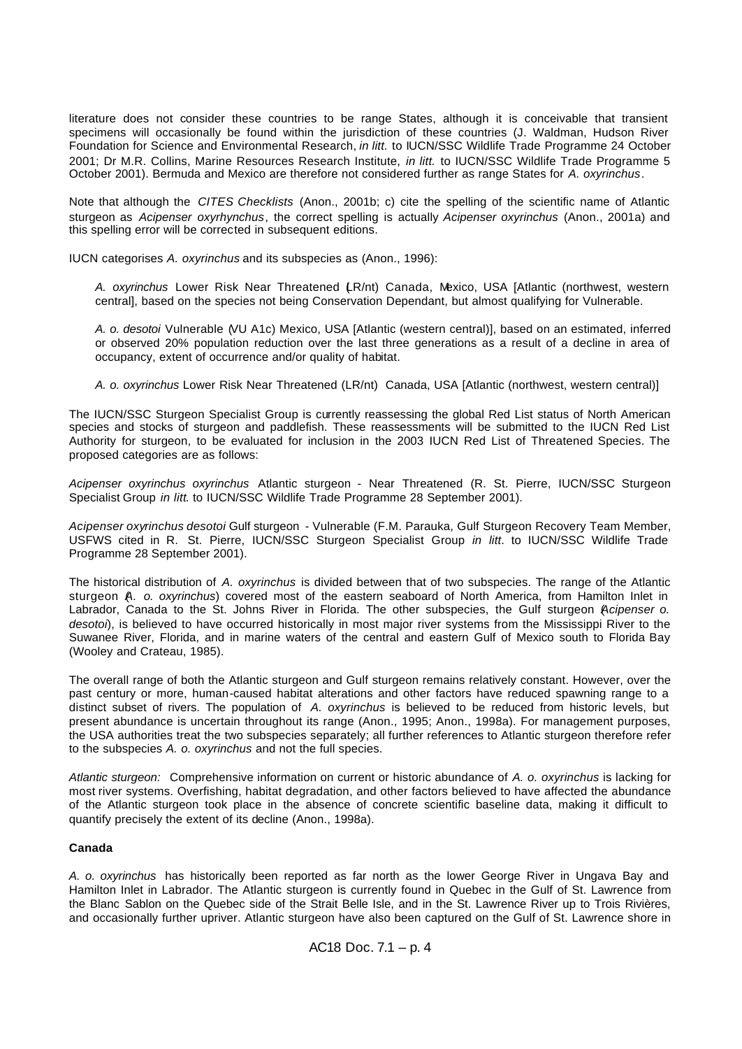literature does not consider these countries to be range States, although it is conceivable that transient specimens will occasionally be found within the jurisdiction of these countries (J. Waldman, Hudson River Foundation for Science and Environmental Research, *in litt.* to IUCN/SSC Wildlife Trade Programme 24 October 2001; Dr M.R. Collins, Marine Resources Research Institute, *in litt.* to IUCN/SSC Wildlife Trade Programme 5 October 2001). Bermuda and Mexico are therefore not considered further as range States for *A. oxyrinchus*.

Note that although the *CITES Checklists* (Anon., 2001b; c) cite the spelling of the scientific name of Atlantic sturgeon as *Acipenser oxyrhynchus*, the correct spelling is actually *Acipenser oxyrinchus* (Anon., 2001a) and this spelling error will be corrected in subsequent editions.

IUCN categorises *A. oxyrinchus* and its subspecies as (Anon., 1996):

> *A. oxyrinchus* Lower Risk Near Threatened (LR/nt) Canada, Mexico, USA [Atlantic (northwest, western central], based on the species not being Conservation Dependant, but almost qualifying for Vulnerable.
>
> *A. o. desotoi* Vulnerable (VU A1c) Mexico, USA [Atlantic (western central)], based on an estimated, inferred or observed 20% population reduction over the last three generations as a result of a decline in area of occupancy, extent of occurrence and/or quality of habitat.
>
> *A. o. oxyrinchus* Lower Risk Near Threatened (LR/nt) Canada, USA [Atlantic (northwest, western central)]

The IUCN/SSC Sturgeon Specialist Group is currently reassessing the global Red List status of North American species and stocks of sturgeon and paddlefish. These reassessments will be submitted to the IUCN Red List Authority for sturgeon, to be evaluated for inclusion in the 2003 IUCN Red List of Threatened Species. The proposed categories are as follows:

*Acipenser oxyrinchus oxyrinchus* Atlantic sturgeon - Near Threatened (R. St. Pierre, IUCN/SSC Sturgeon Specialist Group *in litt.* to IUCN/SSC Wildlife Trade Programme 28 September 2001).

*Acipenser oxyrinchus desotoi* Gulf sturgeon - Vulnerable (F.M. Parauka, Gulf Sturgeon Recovery Team Member, USFWS cited in R. St. Pierre, IUCN/SSC Sturgeon Specialist Group *in litt.* to IUCN/SSC Wildlife Trade Programme 28 September 2001).

The historical distribution of *A. oxyrinchus* is divided between that of two subspecies. The range of the Atlantic sturgeon (*A. o. oxyrinchus*) covered most of the eastern seaboard of North America, from Hamilton Inlet in Labrador, Canada to the St. Johns River in Florida. The other subspecies, the Gulf sturgeon (*Acipenser o. desotoi*), is believed to have occurred historically in most major river systems from the Mississippi River to the Suwanee River, Florida, and in marine waters of the central and eastern Gulf of Mexico south to Florida Bay (Wooley and Crateau, 1985).

The overall range of both the Atlantic sturgeon and Gulf sturgeon remains relatively constant. However, over the past century or more, human-caused habitat alterations and other factors have reduced spawning range to a distinct subset of rivers. The population of *A. oxyrinchus* is believed to be reduced from historic levels, but present abundance is uncertain throughout its range (Anon., 1995; Anon., 1998a). For management purposes, the USA authorities treat the two subspecies separately; all further references to Atlantic sturgeon therefore refer to the subspecies *A. o. oxyrinchus* and not the full species.

*Atlantic sturgeon:* Comprehensive information on current or historic abundance of *A. o. oxyrinchus* is lacking for most river systems. Overfishing, habitat degradation, and other factors believed to have affected the abundance of the Atlantic sturgeon took place in the absence of concrete scientific baseline data, making it difficult to quantify precisely the extent of its decline (Anon., 1998a).

**Canada**

*A. o. oxyrinchus* has historically been reported as far north as the lower George River in Ungava Bay and Hamilton Inlet in Labrador. The Atlantic sturgeon is currently found in Quebec in the Gulf of St. Lawrence from the Blanc Sablon on the Quebec side of the Strait Belle Isle, and in the St. Lawrence River up to Trois Rivières, and occasionally further upriver. Atlantic sturgeon have also been captured on the Gulf of St. Lawrence shore in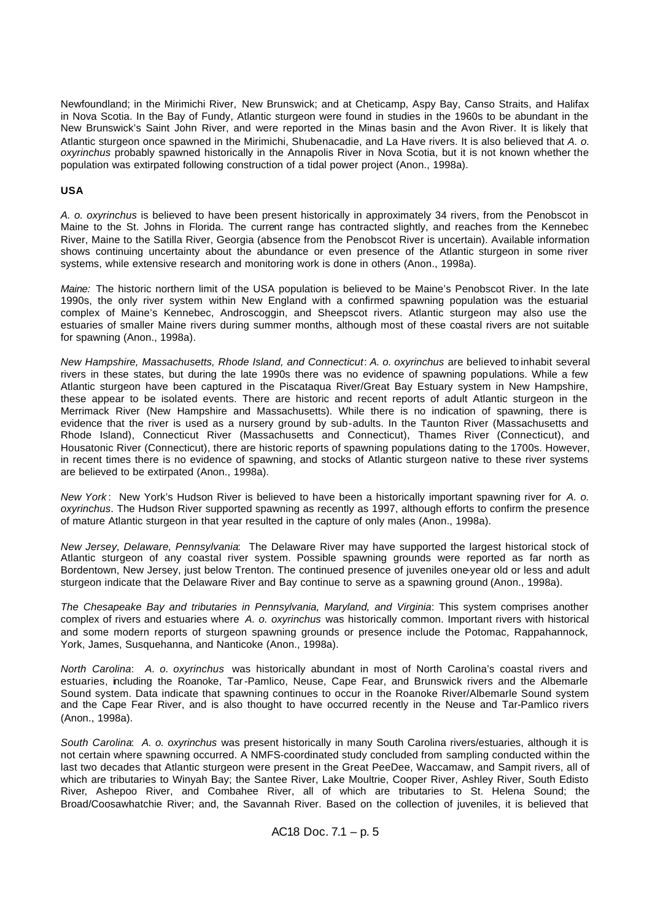Newfoundland; in the Mirimichi River, New Brunswick; and at Cheticamp, Aspy Bay, Canso Straits, and Halifax in Nova Scotia. In the Bay of Fundy, Atlantic sturgeon were found in studies in the 1960s to be abundant in the New Brunswick's Saint John River, and were reported in the Minas basin and the Avon River. It is likely that Atlantic sturgeon once spawned in the Mirimichi, Shubenacadie, and La Have rivers. It is also believed that *A. o. oxyrinchus* probably spawned historically in the Annapolis River in Nova Scotia, but it is not known whether the population was extirpated following construction of a tidal power project (Anon., 1998a).

**USA**

*A. o. oxyrinchus* is believed to have been present historically in approximately 34 rivers, from the Penobscot in Maine to the St. Johns in Florida. The current range has contracted slightly, and reaches from the Kennebec River, Maine to the Satilla River, Georgia (absence from the Penobscot River is uncertain). Available information shows continuing uncertainty about the abundance or even presence of the Atlantic sturgeon in some river systems, while extensive research and monitoring work is done in others (Anon., 1998a).

*Maine:* The historic northern limit of the USA population is believed to be Maine's Penobscot River. In the late 1990s, the only river system within New England with a confirmed spawning population was the estuarial complex of Maine's Kennebec, Androscoggin, and Sheepscot rivers. Atlantic sturgeon may also use the estuaries of smaller Maine rivers during summer months, although most of these coastal rivers are not suitable for spawning (Anon., 1998a).

*New Hampshire, Massachusetts, Rhode Island, and Connecticut*: *A. o. oxyrinchus* are believed to inhabit several rivers in these states, but during the late 1990s there was no evidence of spawning populations. While a few Atlantic sturgeon have been captured in the Piscataqua River/Great Bay Estuary system in New Hampshire, these appear to be isolated events. There are historic and recent reports of adult Atlantic sturgeon in the Merrimack River (New Hampshire and Massachusetts). While there is no indication of spawning, there is evidence that the river is used as a nursery ground by sub-adults. In the Taunton River (Massachusetts and Rhode Island), Connecticut River (Massachusetts and Connecticut), Thames River (Connecticut), and Housatonic River (Connecticut), there are historic reports of spawning populations dating to the 1700s. However, in recent times there is no evidence of spawning, and stocks of Atlantic sturgeon native to these river systems are believed to be extirpated (Anon., 1998a).

*New York*: New York's Hudson River is believed to have been a historically important spawning river for *A. o. oxyrinchus*. The Hudson River supported spawning as recently as 1997, although efforts to confirm the presence of mature Atlantic sturgeon in that year resulted in the capture of only males (Anon., 1998a).

*New Jersey, Delaware, Pennsylvania*: The Delaware River may have supported the largest historical stock of Atlantic sturgeon of any coastal river system. Possible spawning grounds were reported as far north as Bordentown, New Jersey, just below Trenton. The continued presence of juveniles one-year old or less and adult sturgeon indicate that the Delaware River and Bay continue to serve as a spawning ground (Anon., 1998a).

*The Chesapeake Bay and tributaries in Pennsylvania, Maryland, and Virginia*: This system comprises another complex of rivers and estuaries where *A. o. oxyrinchus* was historically common. Important rivers with historical and some modern reports of sturgeon spawning grounds or presence include the Potomac, Rappahannock, York, James, Susquehanna, and Nanticoke (Anon., 1998a).

*North Carolina*: *A. o. oxyrinchus* was historically abundant in most of North Carolina's coastal rivers and estuaries, including the Roanoke, Tar-Pamlico, Neuse, Cape Fear, and Brunswick rivers and the Albemarle Sound system. Data indicate that spawning continues to occur in the Roanoke River/Albemarle Sound system and the Cape Fear River, and is also thought to have occurred recently in the Neuse and Tar-Pamlico rivers (Anon., 1998a).

*South Carolina*: *A. o. oxyrinchus* was present historically in many South Carolina rivers/estuaries, although it is not certain where spawning occurred. A NMFS-coordinated study concluded from sampling conducted within the last two decades that Atlantic sturgeon were present in the Great PeeDee, Waccamaw, and Sampit rivers, all of which are tributaries to Winyah Bay; the Santee River, Lake Moultrie, Cooper River, Ashley River, South Edisto River, Ashepoo River, and Combahee River, all of which are tributaries to St. Helena Sound; the Broad/Coosawhatchie River; and, the Savannah River. Based on the collection of juveniles, it is believed that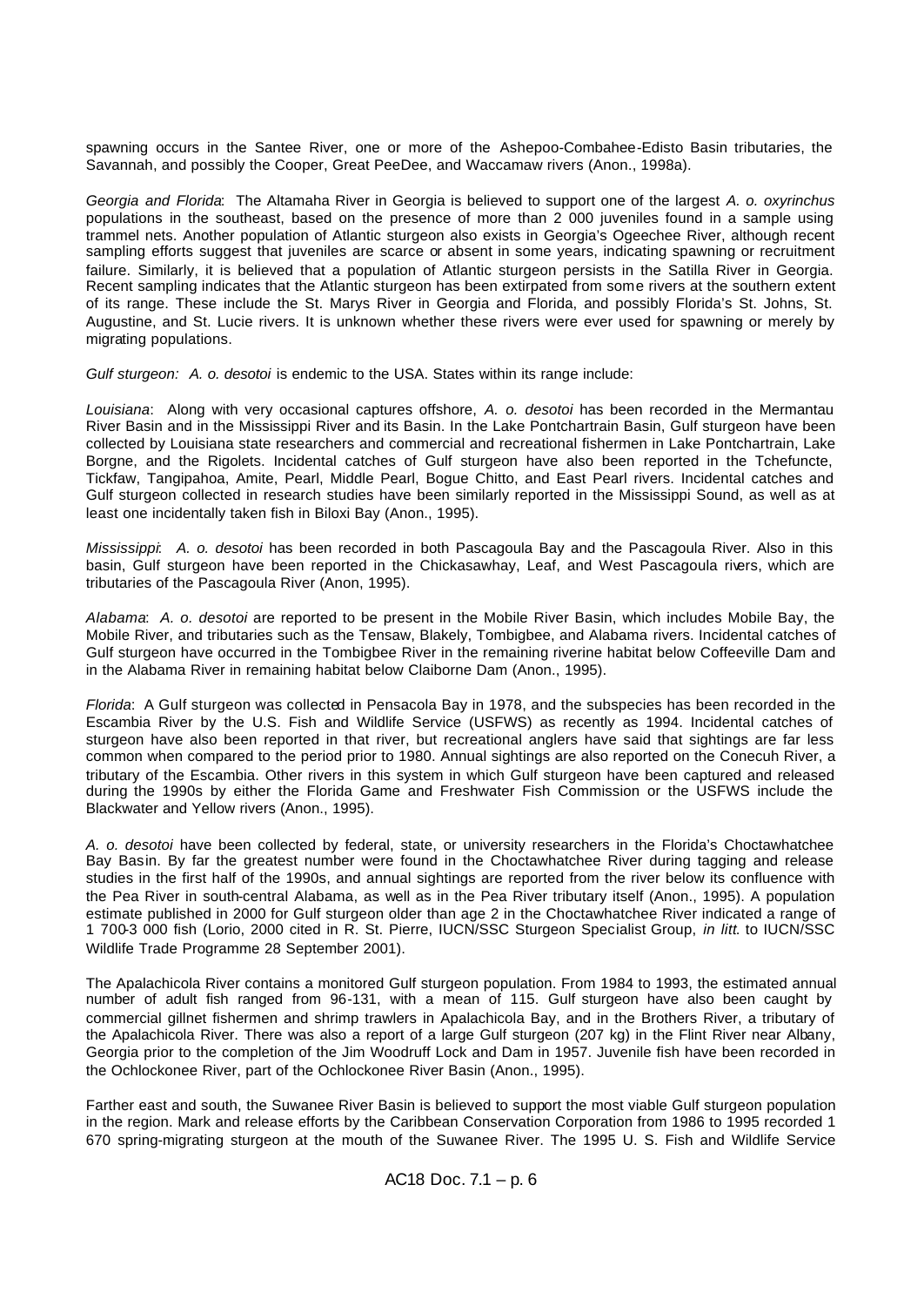spawning occurs in the Santee River, one or more of the Ashepoo-Combahee-Edisto Basin tributaries, the Savannah, and possibly the Cooper, Great PeeDee, and Waccamaw rivers (Anon., 1998a).

*Georgia and Florida*: The Altamaha River in Georgia is believed to support one of the largest *A. o. oxyrinchus* populations in the southeast, based on the presence of more than 2 000 juveniles found in a sample using trammel nets. Another population of Atlantic sturgeon also exists in Georgia's Ogeechee River, although recent sampling efforts suggest that juveniles are scarce or absent in some years, indicating spawning or recruitment failure. Similarly, it is believed that a population of Atlantic sturgeon persists in the Satilla River in Georgia. Recent sampling indicates that the Atlantic sturgeon has been extirpated from some rivers at the southern extent of its range. These include the St. Marys River in Georgia and Florida, and possibly Florida's St. Johns, St. Augustine, and St. Lucie rivers. It is unknown whether these rivers were ever used for spawning or merely by migrating populations.

*Gulf sturgeon: A. o. desotoi* is endemic to the USA. States within its range include:

*Louisiana*: Along with very occasional captures offshore, *A. o. desotoi* has been recorded in the Mermantau River Basin and in the Mississippi River and its Basin. In the Lake Pontchartrain Basin, Gulf sturgeon have been collected by Louisiana state researchers and commercial and recreational fishermen in Lake Pontchartrain, Lake Borgne, and the Rigolets. Incidental catches of Gulf sturgeon have also been reported in the Tchefuncte, Tickfaw, Tangipahoa, Amite, Pearl, Middle Pearl, Bogue Chitto, and East Pearl rivers. Incidental catches and Gulf sturgeon collected in research studies have been similarly reported in the Mississippi Sound, as well as at least one incidentally taken fish in Biloxi Bay (Anon., 1995).

*Mississippi*: *A. o. desotoi* has been recorded in both Pascagoula Bay and the Pascagoula River. Also in this basin, Gulf sturgeon have been reported in the Chickasawhay, Leaf, and West Pascagoula rivers, which are tributaries of the Pascagoula River (Anon, 1995).

*Alabama*: *A. o. desotoi* are reported to be present in the Mobile River Basin, which includes Mobile Bay, the Mobile River, and tributaries such as the Tensaw, Blakely, Tombigbee, and Alabama rivers. Incidental catches of Gulf sturgeon have occurred in the Tombigbee River in the remaining riverine habitat below Coffeeville Dam and in the Alabama River in remaining habitat below Claiborne Dam (Anon., 1995).

*Florida*: A Gulf sturgeon was collected in Pensacola Bay in 1978, and the subspecies has been recorded in the Escambia River by the U.S. Fish and Wildlife Service (USFWS) as recently as 1994. Incidental catches of sturgeon have also been reported in that river, but recreational anglers have said that sightings are far less common when compared to the period prior to 1980. Annual sightings are also reported on the Conecuh River, a tributary of the Escambia. Other rivers in this system in which Gulf sturgeon have been captured and released during the 1990s by either the Florida Game and Freshwater Fish Commission or the USFWS include the Blackwater and Yellow rivers (Anon., 1995).

*A. o. desotoi* have been collected by federal, state, or university researchers in the Florida's Choctawhatchee Bay Basin. By far the greatest number were found in the Choctawhatchee River during tagging and release studies in the first half of the 1990s, and annual sightings are reported from the river below its confluence with the Pea River in south-central Alabama, as well as in the Pea River tributary itself (Anon., 1995). A population estimate published in 2000 for Gulf sturgeon older than age 2 in the Choctawhatchee River indicated a range of 1 700-3 000 fish (Lorio, 2000 cited in R. St. Pierre, IUCN/SSC Sturgeon Specialist Group, *in litt.* to IUCN/SSC Wildlife Trade Programme 28 September 2001).

The Apalachicola River contains a monitored Gulf sturgeon population. From 1984 to 1993, the estimated annual number of adult fish ranged from 96-131, with a mean of 115. Gulf sturgeon have also been caught by commercial gillnet fishermen and shrimp trawlers in Apalachicola Bay, and in the Brothers River, a tributary of the Apalachicola River. There was also a report of a large Gulf sturgeon (207 kg) in the Flint River near Albany, Georgia prior to the completion of the Jim Woodruff Lock and Dam in 1957. Juvenile fish have been recorded in the Ochlockonee River, part of the Ochlockonee River Basin (Anon., 1995).

Farther east and south, the Suwanee River Basin is believed to support the most viable Gulf sturgeon population in the region. Mark and release efforts by the Caribbean Conservation Corporation from 1986 to 1995 recorded 1 670 spring-migrating sturgeon at the mouth of the Suwanee River. The 1995 U. S. Fish and Wildlife Service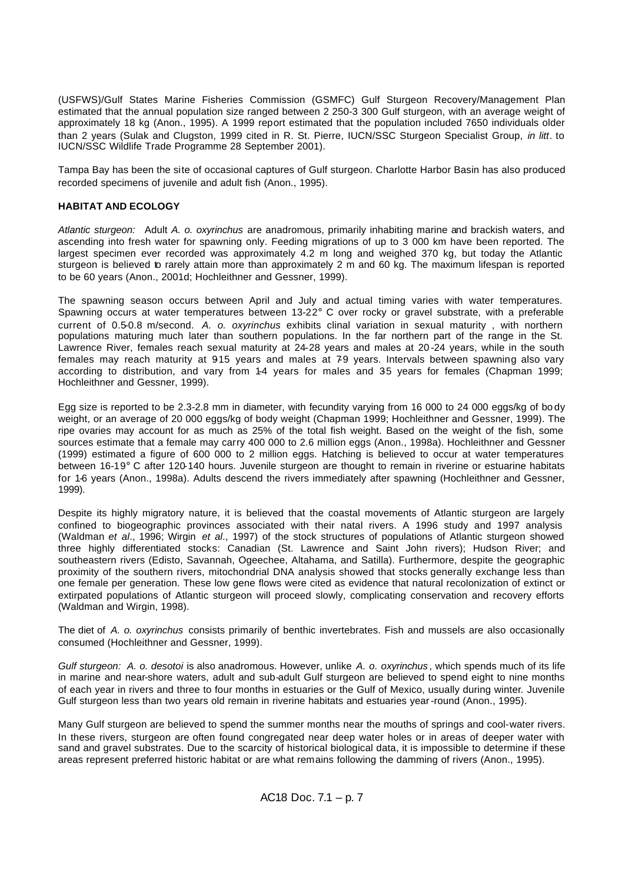(USFWS)/Gulf States Marine Fisheries Commission (GSMFC) Gulf Sturgeon Recovery/Management Plan estimated that the annual population size ranged between 2 250-3 300 Gulf sturgeon, with an average weight of approximately 18 kg (Anon., 1995). A 1999 report estimated that the population included 7650 individuals older than 2 years (Sulak and Clugston, 1999 cited in R. St. Pierre, IUCN/SSC Sturgeon Specialist Group, *in litt*. to IUCN/SSC Wildlife Trade Programme 28 September 2001).

Tampa Bay has been the site of occasional captures of Gulf sturgeon. Charlotte Harbor Basin has also produced recorded specimens of juvenile and adult fish (Anon., 1995).

**HABITAT AND ECOLOGY**

*Atlantic sturgeon:* Adult *A. o. oxyrinchus* are anadromous, primarily inhabiting marine and brackish waters, and ascending into fresh water for spawning only. Feeding migrations of up to 3 000 km have been reported. The largest specimen ever recorded was approximately 4.2 m long and weighed 370 kg, but today the Atlantic sturgeon is believed to rarely attain more than approximately 2 m and 60 kg. The maximum lifespan is reported to be 60 years (Anon., 2001d; Hochleithner and Gessner, 1999).

The spawning season occurs between April and July and actual timing varies with water temperatures. Spawning occurs at water temperatures between 13-22° C over rocky or gravel substrate, with a preferable current of 0.5-0.8 m/second. *A. o. oxyrinchus* exhibits clinal variation in sexual maturity , with northern populations maturing much later than southern populations. In the far northern part of the range in the St. Lawrence River, females reach sexual maturity at 24-28 years and males at 20-24 years, while in the south females may reach maturity at 9-15 years and males at 7-9 years. Intervals between spawning also vary according to distribution, and vary from 1-4 years for males and 3-5 years for females (Chapman 1999; Hochleithner and Gessner, 1999).

Egg size is reported to be 2.3-2.8 mm in diameter, with fecundity varying from 16 000 to 24 000 eggs/kg of body weight, or an average of 20 000 eggs/kg of body weight (Chapman 1999; Hochleithner and Gessner, 1999). The ripe ovaries may account for as much as 25% of the total fish weight. Based on the weight of the fish, some sources estimate that a female may carry 400 000 to 2.6 million eggs (Anon., 1998a). Hochleithner and Gessner (1999) estimated a figure of 600 000 to 2 million eggs. Hatching is believed to occur at water temperatures between 16-19° C after 120-140 hours. Juvenile sturgeon are thought to remain in riverine or estuarine habitats for 1-6 years (Anon., 1998a). Adults descend the rivers immediately after spawning (Hochleithner and Gessner, 1999).

Despite its highly migratory nature, it is believed that the coastal movements of Atlantic sturgeon are largely confined to biogeographic provinces associated with their natal rivers. A 1996 study and 1997 analysis (Waldman *et al*., 1996; Wirgin *et al*., 1997) of the stock structures of populations of Atlantic sturgeon showed three highly differentiated stocks: Canadian (St. Lawrence and Saint John rivers); Hudson River; and southeastern rivers (Edisto, Savannah, Ogeechee, Altahama, and Satilla). Furthermore, despite the geographic proximity of the southern rivers, mitochondrial DNA analysis showed that stocks generally exchange less than one female per generation. These low gene flows were cited as evidence that natural recolonization of extinct or extirpated populations of Atlantic sturgeon will proceed slowly, complicating conservation and recovery efforts (Waldman and Wirgin, 1998).

The diet of *A. o. oxyrinchus* consists primarily of benthic invertebrates. Fish and mussels are also occasionally consumed (Hochleithner and Gessner, 1999).

*Gulf sturgeon: A. o. desotoi* is also anadromous. However, unlike *A. o. oxyrinchus*, which spends much of its life in marine and near-shore waters, adult and sub-adult Gulf sturgeon are believed to spend eight to nine months of each year in rivers and three to four months in estuaries or the Gulf of Mexico, usually during winter. Juvenile Gulf sturgeon less than two years old remain in riverine habitats and estuaries year-round (Anon., 1995).

Many Gulf sturgeon are believed to spend the summer months near the mouths of springs and cool-water rivers. In these rivers, sturgeon are often found congregated near deep water holes or in areas of deeper water with sand and gravel substrates. Due to the scarcity of historical biological data, it is impossible to determine if these areas represent preferred historic habitat or are what remains following the damming of rivers (Anon., 1995).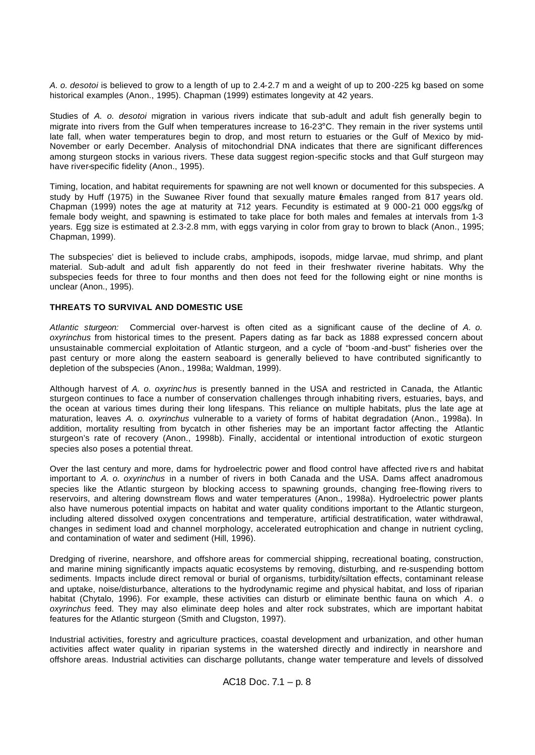*A. o. desotoi* is believed to grow to a length of up to 2.4-2.7 m and a weight of up to 200-225 kg based on some historical examples (Anon., 1995). Chapman (1999) estimates longevity at 42 years.

Studies of *A. o. desotoi* migration in various rivers indicate that sub-adult and adult fish generally begin to migrate into rivers from the Gulf when temperatures increase to 16-23°C. They remain in the river systems until late fall, when water temperatures begin to drop, and most return to estuaries or the Gulf of Mexico by mid-November or early December. Analysis of mitochondrial DNA indicates that there are significant differences among sturgeon stocks in various rivers. These data suggest region-specific stocks and that Gulf sturgeon may have river-specific fidelity (Anon., 1995).

Timing, location, and habitat requirements for spawning are not well known or documented for this subspecies. A study by Huff (1975) in the Suwanee River found that sexually mature females ranged from 8-17 years old. Chapman (1999) notes the age at maturity at 7-12 years. Fecundity is estimated at 9 000-21 000 eggs/kg of female body weight, and spawning is estimated to take place for both males and females at intervals from 1-3 years. Egg size is estimated at 2.3-2.8 mm, with eggs varying in color from gray to brown to black (Anon., 1995; Chapman, 1999).

The subspecies' diet is believed to include crabs, amphipods, isopods, midge larvae, mud shrimp, and plant material. Sub-adult and adult fish apparently do not feed in their freshwater riverine habitats. Why the subspecies feeds for three to four months and then does not feed for the following eight or nine months is unclear (Anon., 1995).

**THREATS TO SURVIVAL AND DOMESTIC USE**

*Atlantic sturgeon:* Commercial over-harvest is often cited as a significant cause of the decline of *A. o. oxyrinchus* from historical times to the present. Papers dating as far back as 1888 expressed concern about unsustainable commercial exploitation of Atlantic sturgeon, and a cycle of "boom-and-bust" fisheries over the past century or more along the eastern seaboard is generally believed to have contributed significantly to depletion of the subspecies (Anon., 1998a; Waldman, 1999).

Although harvest of *A. o. oxyrinchus* is presently banned in the USA and restricted in Canada, the Atlantic sturgeon continues to face a number of conservation challenges through inhabiting rivers, estuaries, bays, and the ocean at various times during their long lifespans. This reliance on multiple habitats, plus the late age at maturation, leaves *A. o. oxyrinchus* vulnerable to a variety of forms of habitat degradation (Anon., 1998a). In addition, mortality resulting from bycatch in other fisheries may be an important factor affecting the Atlantic sturgeon's rate of recovery (Anon., 1998b). Finally, accidental or intentional introduction of exotic sturgeon species also poses a potential threat.

Over the last century and more, dams for hydroelectric power and flood control have affected rivers and habitat important to *A. o. oxyrinchus* in a number of rivers in both Canada and the USA. Dams affect anadromous species like the Atlantic sturgeon by blocking access to spawning grounds, changing free-flowing rivers to reservoirs, and altering downstream flows and water temperatures (Anon., 1998a). Hydroelectric power plants also have numerous potential impacts on habitat and water quality conditions important to the Atlantic sturgeon, including altered dissolved oxygen concentrations and temperature, artificial destratification, water withdrawal, changes in sediment load and channel morphology, accelerated eutrophication and change in nutrient cycling, and contamination of water and sediment (Hill, 1996).

Dredging of riverine, nearshore, and offshore areas for commercial shipping, recreational boating, construction, and marine mining significantly impacts aquatic ecosystems by removing, disturbing, and re-suspending bottom sediments. Impacts include direct removal or burial of organisms, turbidity/siltation effects, contaminant release and uptake, noise/disturbance, alterations to the hydrodynamic regime and physical habitat, and loss of riparian habitat (Chytalo, 1996). For example, these activities can disturb or eliminate benthic fauna on which *A. o oxyrinchus* feed. They may also eliminate deep holes and alter rock substrates, which are important habitat features for the Atlantic sturgeon (Smith and Clugston, 1997).

Industrial activities, forestry and agriculture practices, coastal development and urbanization, and other human activities affect water quality in riparian systems in the watershed directly and indirectly in nearshore and offshore areas. Industrial activities can discharge pollutants, change water temperature and levels of dissolved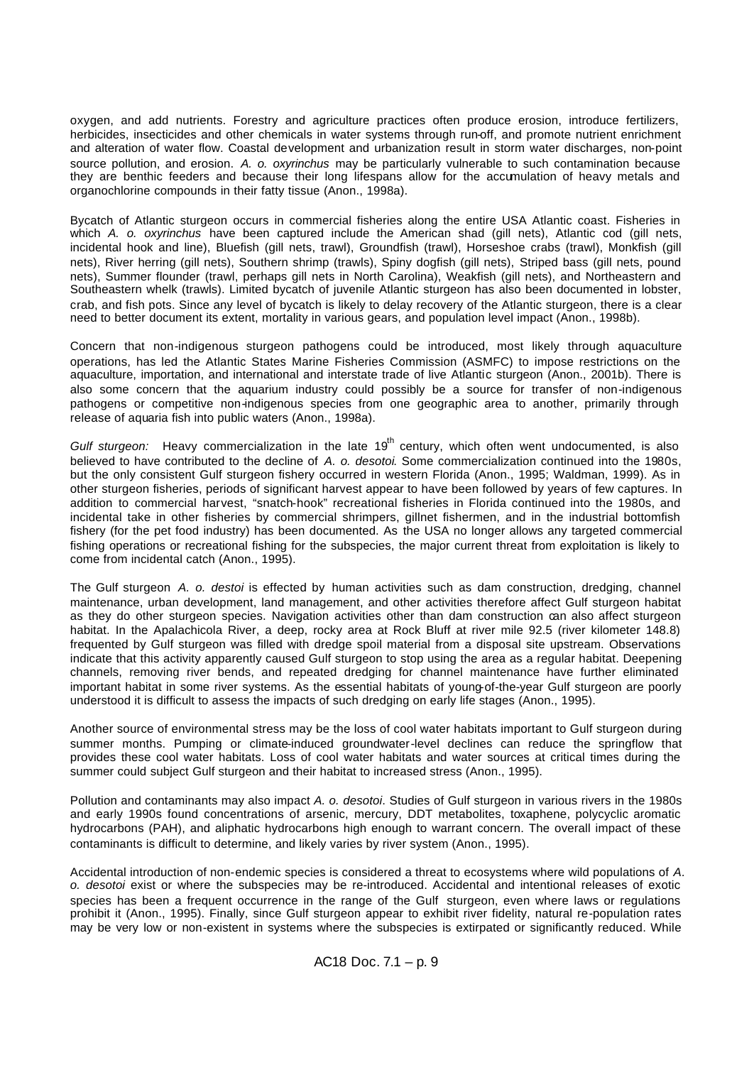oxygen, and add nutrients. Forestry and agriculture practices often produce erosion, introduce fertilizers, herbicides, insecticides and other chemicals in water systems through run-off, and promote nutrient enrichment and alteration of water flow. Coastal development and urbanization result in storm water discharges, non-point source pollution, and erosion. *A. o. oxyrinchus* may be particularly vulnerable to such contamination because they are benthic feeders and because their long lifespans allow for the accumulation of heavy metals and organochlorine compounds in their fatty tissue (Anon., 1998a).

Bycatch of Atlantic sturgeon occurs in commercial fisheries along the entire USA Atlantic coast. Fisheries in which *A. o. oxyrinchus* have been captured include the American shad (gill nets), Atlantic cod (gill nets, incidental hook and line), Bluefish (gill nets, trawl), Groundfish (trawl), Horseshoe crabs (trawl), Monkfish (gill nets), River herring (gill nets), Southern shrimp (trawls), Spiny dogfish (gill nets), Striped bass (gill nets, pound nets), Summer flounder (trawl, perhaps gill nets in North Carolina), Weakfish (gill nets), and Northeastern and Southeastern whelk (trawls). Limited bycatch of juvenile Atlantic sturgeon has also been documented in lobster, crab, and fish pots. Since any level of bycatch is likely to delay recovery of the Atlantic sturgeon, there is a clear need to better document its extent, mortality in various gears, and population level impact (Anon., 1998b).

Concern that non-indigenous sturgeon pathogens could be introduced, most likely through aquaculture operations, has led the Atlantic States Marine Fisheries Commission (ASMFC) to impose restrictions on the aquaculture, importation, and international and interstate trade of live Atlantic sturgeon (Anon., 2001b). There is also some concern that the aquarium industry could possibly be a source for transfer of non-indigenous pathogens or competitive non-indigenous species from one geographic area to another, primarily through release of aquaria fish into public waters (Anon., 1998a).

*Gulf sturgeon:* Heavy commercialization in the late 19th century, which often went undocumented, is also believed to have contributed to the decline of *A. o. desotoi*. Some commercialization continued into the 1980s, but the only consistent Gulf sturgeon fishery occurred in western Florida (Anon., 1995; Waldman, 1999). As in other sturgeon fisheries, periods of significant harvest appear to have been followed by years of few captures. In addition to commercial harvest, "snatch-hook" recreational fisheries in Florida continued into the 1980s, and incidental take in other fisheries by commercial shrimpers, gillnet fishermen, and in the industrial bottomfish fishery (for the pet food industry) has been documented. As the USA no longer allows any targeted commercial fishing operations or recreational fishing for the subspecies, the major current threat from exploitation is likely to come from incidental catch (Anon., 1995).

The Gulf sturgeon *A. o. destoi* is effected by human activities such as dam construction, dredging, channel maintenance, urban development, land management, and other activities therefore affect Gulf sturgeon habitat as they do other sturgeon species. Navigation activities other than dam construction can also affect sturgeon habitat. In the Apalachicola River, a deep, rocky area at Rock Bluff at river mile 92.5 (river kilometer 148.8) frequented by Gulf sturgeon was filled with dredge spoil material from a disposal site upstream. Observations indicate that this activity apparently caused Gulf sturgeon to stop using the area as a regular habitat. Deepening channels, removing river bends, and repeated dredging for channel maintenance have further eliminated important habitat in some river systems. As the essential habitats of young-of-the-year Gulf sturgeon are poorly understood it is difficult to assess the impacts of such dredging on early life stages (Anon., 1995).

Another source of environmental stress may be the loss of cool water habitats important to Gulf sturgeon during summer months. Pumping or climate-induced groundwater-level declines can reduce the springflow that provides these cool water habitats. Loss of cool water habitats and water sources at critical times during the summer could subject Gulf sturgeon and their habitat to increased stress (Anon., 1995).

Pollution and contaminants may also impact *A. o. desotoi*. Studies of Gulf sturgeon in various rivers in the 1980s and early 1990s found concentrations of arsenic, mercury, DDT metabolites, toxaphene, polycyclic aromatic hydrocarbons (PAH), and aliphatic hydrocarbons high enough to warrant concern. The overall impact of these contaminants is difficult to determine, and likely varies by river system (Anon., 1995).

Accidental introduction of non-endemic species is considered a threat to ecosystems where wild populations of *A. o. desotoi* exist or where the subspecies may be re-introduced. Accidental and intentional releases of exotic species has been a frequent occurrence in the range of the Gulf sturgeon, even where laws or regulations prohibit it (Anon., 1995). Finally, since Gulf sturgeon appear to exhibit river fidelity, natural re-population rates may be very low or non-existent in systems where the subspecies is extirpated or significantly reduced. While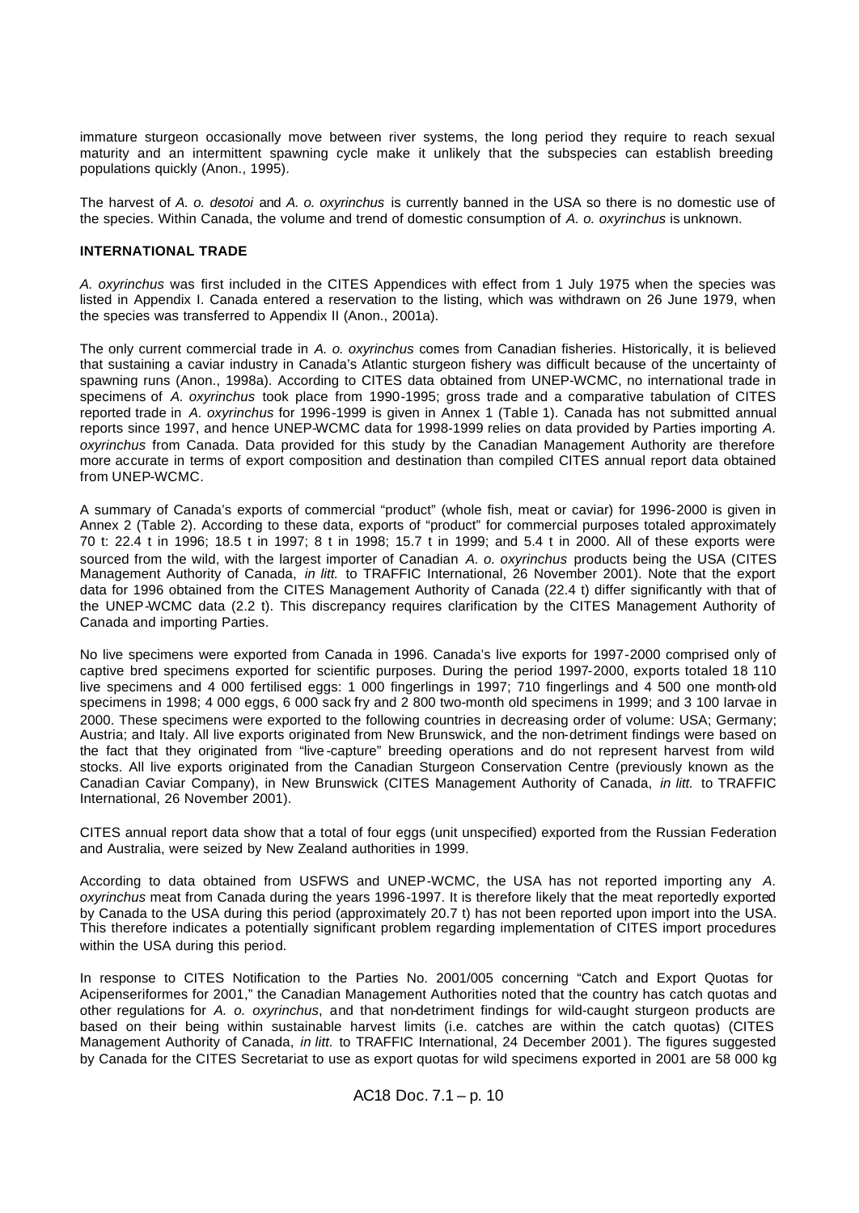immature sturgeon occasionally move between river systems, the long period they require to reach sexual maturity and an intermittent spawning cycle make it unlikely that the subspecies can establish breeding populations quickly (Anon., 1995).

The harvest of *A. o. desotoi* and *A. o. oxyrinchus* is currently banned in the USA so there is no domestic use of the species. Within Canada, the volume and trend of domestic consumption of *A. o. oxyrinchus* is unknown.

**INTERNATIONAL TRADE**

*A. oxyrinchus* was first included in the CITES Appendices with effect from 1 July 1975 when the species was listed in Appendix I. Canada entered a reservation to the listing, which was withdrawn on 26 June 1979, when the species was transferred to Appendix II (Anon., 2001a).

The only current commercial trade in *A. o. oxyrinchus* comes from Canadian fisheries. Historically, it is believed that sustaining a caviar industry in Canada's Atlantic sturgeon fishery was difficult because of the uncertainty of spawning runs (Anon., 1998a). According to CITES data obtained from UNEP-WCMC, no international trade in specimens of *A. oxyrinchus* took place from 1990-1995; gross trade and a comparative tabulation of CITES reported trade in *A. oxyrinchus* for 1996-1999 is given in Annex 1 (Table 1). Canada has not submitted annual reports since 1997, and hence UNEP-WCMC data for 1998-1999 relies on data provided by Parties importing *A. oxyrinchus* from Canada. Data provided for this study by the Canadian Management Authority are therefore more accurate in terms of export composition and destination than compiled CITES annual report data obtained from UNEP-WCMC.

A summary of Canada's exports of commercial "product" (whole fish, meat or caviar) for 1996-2000 is given in Annex 2 (Table 2). According to these data, exports of "product" for commercial purposes totaled approximately 70 t: 22.4 t in 1996; 18.5 t in 1997; 8 t in 1998; 15.7 t in 1999; and 5.4 t in 2000. All of these exports were sourced from the wild, with the largest importer of Canadian *A. o. oxyrinchus* products being the USA (CITES Management Authority of Canada, *in litt.* to TRAFFIC International, 26 November 2001). Note that the export data for 1996 obtained from the CITES Management Authority of Canada (22.4 t) differ significantly with that of the UNEP-WCMC data (2.2 t). This discrepancy requires clarification by the CITES Management Authority of Canada and importing Parties.

No live specimens were exported from Canada in 1996. Canada's live exports for 1997-2000 comprised only of captive bred specimens exported for scientific purposes. During the period 1997-2000, exports totaled 18 110 live specimens and 4 000 fertilised eggs: 1 000 fingerlings in 1997; 710 fingerlings and 4 500 one month-old specimens in 1998; 4 000 eggs, 6 000 sack fry and 2 800 two-month old specimens in 1999; and 3 100 larvae in 2000. These specimens were exported to the following countries in decreasing order of volume: USA; Germany; Austria; and Italy. All live exports originated from New Brunswick, and the non-detriment findings were based on the fact that they originated from "live-capture" breeding operations and do not represent harvest from wild stocks. All live exports originated from the Canadian Sturgeon Conservation Centre (previously known as the Canadian Caviar Company), in New Brunswick (CITES Management Authority of Canada, *in litt.* to TRAFFIC International, 26 November 2001).

CITES annual report data show that a total of four eggs (unit unspecified) exported from the Russian Federation and Australia, were seized by New Zealand authorities in 1999.

According to data obtained from USFWS and UNEP-WCMC, the USA has not reported importing any *A. oxyrinchus* meat from Canada during the years 1996-1997. It is therefore likely that the meat reportedly exported by Canada to the USA during this period (approximately 20.7 t) has not been reported upon import into the USA. This therefore indicates a potentially significant problem regarding implementation of CITES import procedures within the USA during this period.

In response to CITES Notification to the Parties No. 2001/005 concerning "Catch and Export Quotas for Acipenseriformes for 2001," the Canadian Management Authorities noted that the country has catch quotas and other regulations for *A. o. oxyrinchus*, and that non-detriment findings for wild-caught sturgeon products are based on their being within sustainable harvest limits (i.e. catches are within the catch quotas) (CITES Management Authority of Canada, *in litt.* to TRAFFIC International, 24 December 2001). The figures suggested by Canada for the CITES Secretariat to use as export quotas for wild specimens exported in 2001 are 58 000 kg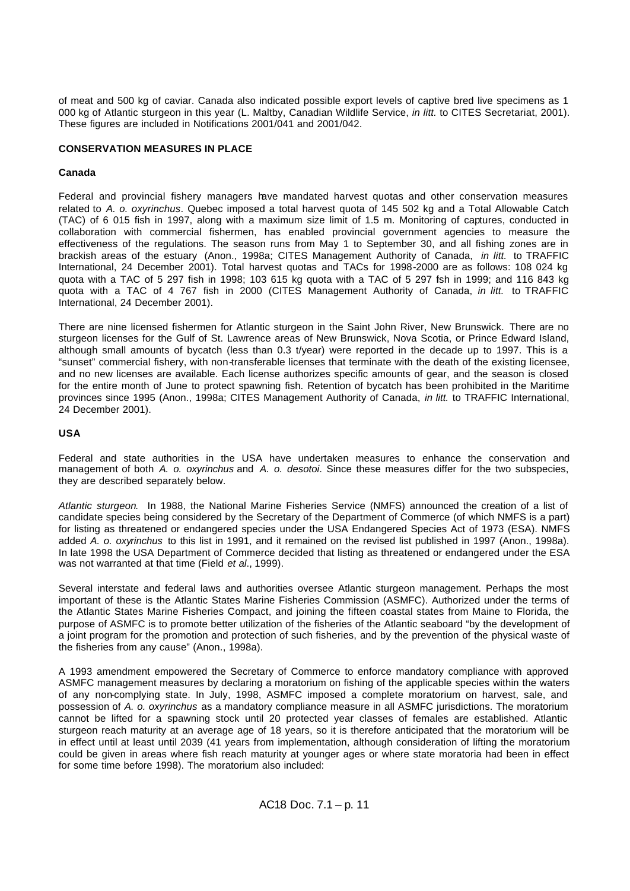of meat and 500 kg of caviar. Canada also indicated possible export levels of captive bred live specimens as 1 000 kg of Atlantic sturgeon in this year (L. Maltby, Canadian Wildlife Service, *in litt.* to CITES Secretariat, 2001). These figures are included in Notifications 2001/041 and 2001/042.

## CONSERVATION MEASURES IN PLACE

### Canada

Federal and provincial fishery managers have mandated harvest quotas and other conservation measures related to *A. o. oxyrinchus*. Quebec imposed a total harvest quota of 145 502 kg and a Total Allowable Catch (TAC) of 6 015 fish in 1997, along with a maximum size limit of 1.5 m. Monitoring of captures, conducted in collaboration with commercial fishermen, has enabled provincial government agencies to measure the effectiveness of the regulations. The season runs from May 1 to September 30, and all fishing zones are in brackish areas of the estuary (Anon., 1998a; CITES Management Authority of Canada, *in litt.* to TRAFFIC International, 24 December 2001). Total harvest quotas and TACs for 1998-2000 are as follows: 108 024 kg quota with a TAC of 5 297 fish in 1998; 103 615 kg quota with a TAC of 5 297 fish in 1999; and 116 843 kg quota with a TAC of 4 767 fish in 2000 (CITES Management Authority of Canada, *in litt.* to TRAFFIC International, 24 December 2001).

There are nine licensed fishermen for Atlantic sturgeon in the Saint John River, New Brunswick. There are no sturgeon licenses for the Gulf of St. Lawrence areas of New Brunswick, Nova Scotia, or Prince Edward Island, although small amounts of bycatch (less than 0.3 t/year) were reported in the decade up to 1997. This is a "sunset" commercial fishery, with non-transferable licenses that terminate with the death of the existing licensee, and no new licenses are available. Each license authorizes specific amounts of gear, and the season is closed for the entire month of June to protect spawning fish. Retention of bycatch has been prohibited in the Maritime provinces since 1995 (Anon., 1998a; CITES Management Authority of Canada, *in litt.* to TRAFFIC International, 24 December 2001).

### USA

Federal and state authorities in the USA have undertaken measures to enhance the conservation and management of both *A. o. oxyrinchus* and *A. o. desotoi*. Since these measures differ for the two subspecies, they are described separately below.

*Atlantic sturgeon*. In 1988, the National Marine Fisheries Service (NMFS) announced the creation of a list of candidate species being considered by the Secretary of the Department of Commerce (of which NMFS is a part) for listing as threatened or endangered species under the USA Endangered Species Act of 1973 (ESA). NMFS added *A. o. oxyrinchus* to this list in 1991, and it remained on the revised list published in 1997 (Anon., 1998a). In late 1998 the USA Department of Commerce decided that listing as threatened or endangered under the ESA was not warranted at that time (Field *et al*., 1999).

Several interstate and federal laws and authorities oversee Atlantic sturgeon management. Perhaps the most important of these is the Atlantic States Marine Fisheries Commission (ASMFC). Authorized under the terms of the Atlantic States Marine Fisheries Compact, and joining the fifteen coastal states from Maine to Florida, the purpose of ASMFC is to promote better utilization of the fisheries of the Atlantic seaboard "by the development of a joint program for the promotion and protection of such fisheries, and by the prevention of the physical waste of the fisheries from any cause" (Anon., 1998a).

A 1993 amendment empowered the Secretary of Commerce to enforce mandatory compliance with approved ASMFC management measures by declaring a moratorium on fishing of the applicable species within the waters of any non-complying state. In July, 1998, ASMFC imposed a complete moratorium on harvest, sale, and possession of *A. o. oxyrinchus* as a mandatory compliance measure in all ASMFC jurisdictions. The moratorium cannot be lifted for a spawning stock until 20 protected year classes of females are established. Atlantic sturgeon reach maturity at an average age of 18 years, so it is therefore anticipated that the moratorium will be in effect until at least until 2039 (41 years from implementation, although consideration of lifting the moratorium could be given in areas where fish reach maturity at younger ages or where state moratoria had been in effect for some time before 1998). The moratorium also included: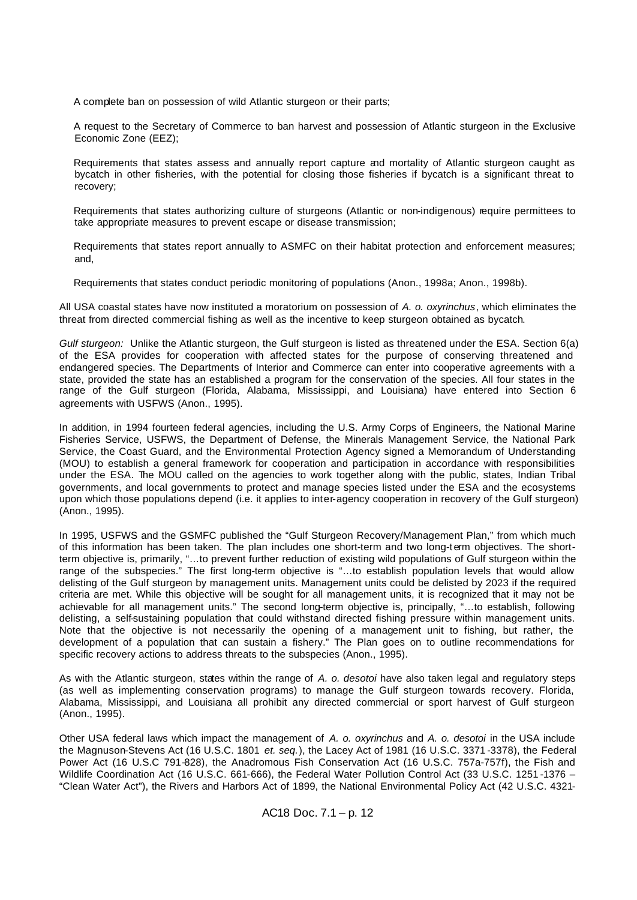- A complete ban on possession of wild Atlantic sturgeon or their parts;
- A request to the Secretary of Commerce to ban harvest and possession of Atlantic sturgeon in the Exclusive Economic Zone (EEZ);
- Requirements that states assess and annually report capture and mortality of Atlantic sturgeon caught as bycatch in other fisheries, with the potential for closing those fisheries if bycatch is a significant threat to recovery;
- Requirements that states authorizing culture of sturgeons (Atlantic or non-indigenous) require permittees to take appropriate measures to prevent escape or disease transmission;
- Requirements that states report annually to ASMFC on their habitat protection and enforcement measures; and,
- Requirements that states conduct periodic monitoring of populations (Anon., 1998a; Anon., 1998b).

All USA coastal states have now instituted a moratorium on possession of *A. o. oxyrinchus*, which eliminates the threat from directed commercial fishing as well as the incentive to keep sturgeon obtained as bycatch.

*Gulf sturgeon:* Unlike the Atlantic sturgeon, the Gulf sturgeon is listed as threatened under the ESA. Section 6(a) of the ESA provides for cooperation with affected states for the purpose of conserving threatened and endangered species. The Departments of Interior and Commerce can enter into cooperative agreements with a state, provided the state has an established a program for the conservation of the species. All four states in the range of the Gulf sturgeon (Florida, Alabama, Mississippi, and Louisiana) have entered into Section 6 agreements with USFWS (Anon., 1995).

In addition, in 1994 fourteen federal agencies, including the U.S. Army Corps of Engineers, the National Marine Fisheries Service, USFWS, the Department of Defense, the Minerals Management Service, the National Park Service, the Coast Guard, and the Environmental Protection Agency signed a Memorandum of Understanding (MOU) to establish a general framework for cooperation and participation in accordance with responsibilities under the ESA. The MOU called on the agencies to work together along with the public, states, Indian Tribal governments, and local governments to protect and manage species listed under the ESA and the ecosystems upon which those populations depend (i.e. it applies to inter-agency cooperation in recovery of the Gulf sturgeon) (Anon., 1995).

In 1995, USFWS and the GSMFC published the "Gulf Sturgeon Recovery/Management Plan," from which much of this information has been taken. The plan includes one short-term and two long-term objectives. The short-term objective is, primarily, "…to prevent further reduction of existing wild populations of Gulf sturgeon within the range of the subspecies." The first long-term objective is "…to establish population levels that would allow delisting of the Gulf sturgeon by management units. Management units could be delisted by 2023 if the required criteria are met. While this objective will be sought for all management units, it is recognized that it may not be achievable for all management units." The second long-term objective is, principally, "…to establish, following delisting, a self-sustaining population that could withstand directed fishing pressure within management units. Note that the objective is not necessarily the opening of a management unit to fishing, but rather, the development of a population that can sustain a fishery." The Plan goes on to outline recommendations for specific recovery actions to address threats to the subspecies (Anon., 1995).

As with the Atlantic sturgeon, states within the range of *A. o. desotoi* have also taken legal and regulatory steps (as well as implementing conservation programs) to manage the Gulf sturgeon towards recovery. Florida, Alabama, Mississippi, and Louisiana all prohibit any directed commercial or sport harvest of Gulf sturgeon (Anon., 1995).

Other USA federal laws which impact the management of *A. o. oxyrinchus* and *A. o. desotoi* in the USA include the Magnuson-Stevens Act (16 U.S.C. 1801 *et. seq.*), the Lacey Act of 1981 (16 U.S.C. 3371-3378), the Federal Power Act (16 U.S.C 791-828), the Anadromous Fish Conservation Act (16 U.S.C. 757a-757f), the Fish and Wildlife Coordination Act (16 U.S.C. 661-666), the Federal Water Pollution Control Act (33 U.S.C. 1251-1376 – "Clean Water Act"), the Rivers and Harbors Act of 1899, the National Environmental Policy Act (42 U.S.C. 4321-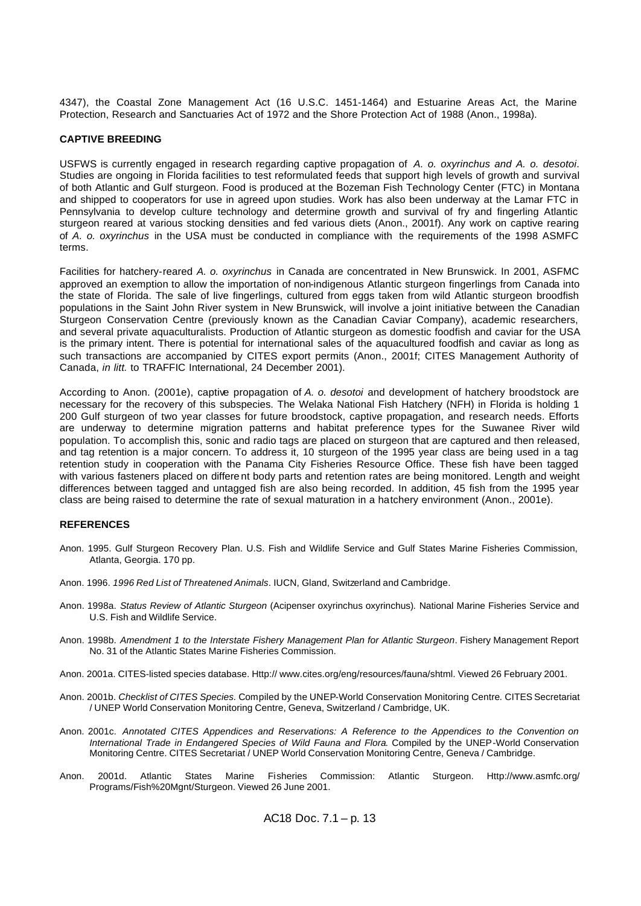4347), the Coastal Zone Management Act (16 U.S.C. 1451-1464) and Estuarine Areas Act, the Marine Protection, Research and Sanctuaries Act of 1972 and the Shore Protection Act of 1988 (Anon., 1998a).

## CAPTIVE BREEDING

USFWS is currently engaged in research regarding captive propagation of *A. o. oxyrinchus and A. o. desotoi*. Studies are ongoing in Florida facilities to test reformulated feeds that support high levels of growth and survival of both Atlantic and Gulf sturgeon. Food is produced at the Bozeman Fish Technology Center (FTC) in Montana and shipped to cooperators for use in agreed upon studies. Work has also been underway at the Lamar FTC in Pennsylvania to develop culture technology and determine growth and survival of fry and fingerling Atlantic sturgeon reared at various stocking densities and fed various diets (Anon., 2001f). Any work on captive rearing of *A. o. oxyrinchus* in the USA must be conducted in compliance with the requirements of the 1998 ASMFC terms.

Facilities for hatchery-reared *A. o. oxyrinchus* in Canada are concentrated in New Brunswick. In 2001, ASFMC approved an exemption to allow the importation of non-indigenous Atlantic sturgeon fingerlings from Canada into the state of Florida. The sale of live fingerlings, cultured from eggs taken from wild Atlantic sturgeon broodfish populations in the Saint John River system in New Brunswick, will involve a joint initiative between the Canadian Sturgeon Conservation Centre (previously known as the Canadian Caviar Company), academic researchers, and several private aquaculturalists. Production of Atlantic sturgeon as domestic foodfish and caviar for the USA is the primary intent. There is potential for international sales of the aquacultured foodfish and caviar as long as such transactions are accompanied by CITES export permits (Anon., 2001f; CITES Management Authority of Canada, *in litt.* to TRAFFIC International, 24 December 2001).

According to Anon. (2001e), captive propagation of *A. o. desotoi* and development of hatchery broodstock are necessary for the recovery of this subspecies. The Welaka National Fish Hatchery (NFH) in Florida is holding 1 200 Gulf sturgeon of two year classes for future broodstock, captive propagation, and research needs. Efforts are underway to determine migration patterns and habitat preference types for the Suwanee River wild population. To accomplish this, sonic and radio tags are placed on sturgeon that are captured and then released, and tag retention is a major concern. To address it, 10 sturgeon of the 1995 year class are being used in a tag retention study in cooperation with the Panama City Fisheries Resource Office. These fish have been tagged with various fasteners placed on different body parts and retention rates are being monitored. Length and weight differences between tagged and untagged fish are also being recorded. In addition, 45 fish from the 1995 year class are being raised to determine the rate of sexual maturation in a hatchery environment (Anon., 2001e).

## REFERENCES

Anon. 1995. Gulf Sturgeon Recovery Plan. U.S. Fish and Wildlife Service and Gulf States Marine Fisheries Commission, Atlanta, Georgia. 170 pp.

Anon. 1996. *1996 Red List of Threatened Animals*. IUCN, Gland, Switzerland and Cambridge.

Anon. 1998a. *Status Review of Atlantic Sturgeon* (Acipenser oxyrinchus oxyrinchus)*.* National Marine Fisheries Service and U.S. Fish and Wildlife Service.

Anon. 1998b. *Amendment 1 to the Interstate Fishery Management Plan for Atlantic Sturgeon*. Fishery Management Report No. 31 of the Atlantic States Marine Fisheries Commission.

Anon. 2001a. CITES-listed species database. Http:// www.cites.org/eng/resources/fauna/shtml. Viewed 26 February 2001.

Anon. 2001b. *Checklist of CITES Species.* Compiled by the UNEP-World Conservation Monitoring Centre. CITES Secretariat / UNEP World Conservation Monitoring Centre, Geneva, Switzerland / Cambridge, UK.

Anon. 2001c. *Annotated CITES Appendices and Reservations: A Reference to the Appendices to the Convention on International Trade in Endangered Species of Wild Fauna and Flora*. Compiled by the UNEP-World Conservation Monitoring Centre. CITES Secretariat / UNEP World Conservation Monitoring Centre, Geneva / Cambridge.

Anon. 2001d. Atlantic States Marine Fisheries Commission: Atlantic Sturgeon. Http://www.asmfc.org/ Programs/Fish%20Mgnt/Sturgeon. Viewed 26 June 2001.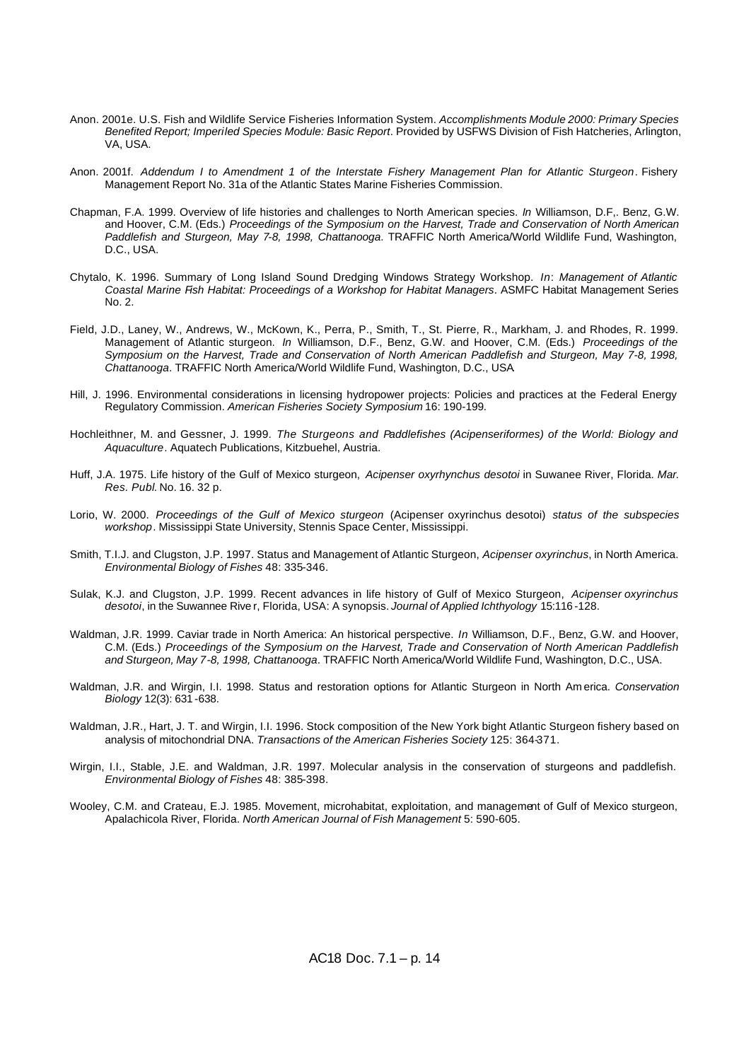Anon. 2001e. U.S. Fish and Wildlife Service Fisheries Information System. *Accomplishments Module 2000: Primary Species Benefited Report; Imperiled Species Module: Basic Report*. Provided by USFWS Division of Fish Hatcheries, Arlington, VA, USA.

Anon. 2001f. *Addendum I to Amendment 1 of the Interstate Fishery Management Plan for Atlantic Sturgeon*. Fishery Management Report No. 31a of the Atlantic States Marine Fisheries Commission.

Chapman, F.A. 1999. Overview of life histories and challenges to North American species. *In* Williamson, D.F,. Benz, G.W. and Hoover, C.M. (Eds.) *Proceedings of the Symposium on the Harvest, Trade and Conservation of North American Paddlefish and Sturgeon, May 7-8, 1998, Chattanooga*. TRAFFIC North America/World Wildlife Fund, Washington, D.C., USA.

Chytalo, K. 1996. Summary of Long Island Sound Dredging Windows Strategy Workshop. *In*: *Management of Atlantic Coastal Marine Fish Habitat: Proceedings of a Workshop for Habitat Managers*. ASMFC Habitat Management Series No. 2.

Field, J.D., Laney, W., Andrews, W., McKown, K., Perra, P., Smith, T., St. Pierre, R., Markham, J. and Rhodes, R. 1999. Management of Atlantic sturgeon. *In* Williamson, D.F., Benz, G.W. and Hoover, C.M. (Eds.) *Proceedings of the Symposium on the Harvest, Trade and Conservation of North American Paddlefish and Sturgeon, May 7-8, 1998, Chattanooga*. TRAFFIC North America/World Wildlife Fund, Washington, D.C., USA

Hill, J. 1996. Environmental considerations in licensing hydropower projects: Policies and practices at the Federal Energy Regulatory Commission. *American Fisheries Society Symposium* 16: 190-199.

Hochleithner, M. and Gessner, J. 1999. *The Sturgeons and Paddlefishes (Acipenseriformes) of the World: Biology and Aquaculture*. Aquatech Publications, Kitzbuehel, Austria.

Huff, J.A. 1975. Life history of the Gulf of Mexico sturgeon, *Acipenser oxyrhynchus desotoi* in Suwanee River, Florida. *Mar. Res. Publ.* No. 16. 32 p.

Lorio, W. 2000. *Proceedings of the Gulf of Mexico sturgeon* (Acipenser oxyrinchus desotoi) *status of the subspecies workshop*. Mississippi State University, Stennis Space Center, Mississippi.

Smith, T.I.J. and Clugston, J.P. 1997. Status and Management of Atlantic Sturgeon, *Acipenser oxyrinchus*, in North America. *Environmental Biology of Fishes* 48: 335-346.

Sulak, K.J. and Clugston, J.P. 1999. Recent advances in life history of Gulf of Mexico Sturgeon, *Acipenser oxyrinchus desotoi*, in the Suwannee River, Florida, USA: A synopsis. *Journal of Applied Ichthyology* 15:116-128.

Waldman, J.R. 1999. Caviar trade in North America: An historical perspective. *In* Williamson, D.F., Benz, G.W. and Hoover, C.M. (Eds.) *Proceedings of the Symposium on the Harvest, Trade and Conservation of North American Paddlefish and Sturgeon, May 7-8, 1998, Chattanooga*. TRAFFIC North America/World Wildlife Fund, Washington, D.C., USA.

Waldman, J.R. and Wirgin, I.I. 1998. Status and restoration options for Atlantic Sturgeon in North America. *Conservation Biology* 12(3): 631-638.

Waldman, J.R., Hart, J. T. and Wirgin, I.I. 1996. Stock composition of the New York bight Atlantic Sturgeon fishery based on analysis of mitochondrial DNA. *Transactions of the American Fisheries Society* 125: 364-371.

Wirgin, I.I., Stable, J.E. and Waldman, J.R. 1997. Molecular analysis in the conservation of sturgeons and paddlefish. *Environmental Biology of Fishes* 48: 385-398.

Wooley, C.M. and Crateau, E.J. 1985. Movement, microhabitat, exploitation, and management of Gulf of Mexico sturgeon, Apalachicola River, Florida. *North American Journal of Fish Management* 5: 590-605.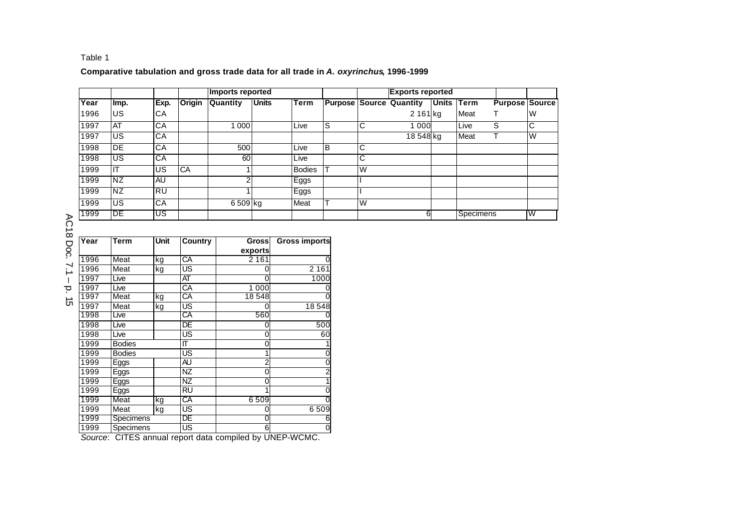Table 1

**Comparative tabulation and gross trade data for all trade in *A. oxyrinchus*, 1996-1999**

| | | | | Imports reported | | | | | Exports reported | | | | |
|---|---|---|---|---|---|---|---|---|---|---|---|---|---|
| Year | Imp. | Exp. | Origin | Quantity | Units | Term | Purpose | Source | Quantity | Units | Term | Purpose | Source |
| 1996 | US | CA | | | | | | | 2 161 | kg | Meat | T | W |
| 1997 | AT | CA | | 1 000 | | Live | S | C | 1 000 | | Live | S | C |
| 1997 | US | CA | | | | | | | 18 548 | kg | Meat | T | W |
| 1998 | DE | CA | | 500 | | Live | B | C | | | | | |
| 1998 | US | CA | | 60 | | Live | | C | | | | | |
| 1999 | IT | US | CA | 1 | | Bodies | T | W | | | | | |
| 1999 | NZ | AU | | 2 | | Eggs | | I | | | | | |
| 1999 | NZ | RU | | 1 | | Eggs | | I | | | | | |
| 1999 | US | CA | | 6 509 | kg | Meat | T | W | | | | | |
| 1999 | DE | US | | | | | | | 6 | | Specimens | | W |

| Year | Term | Unit | Country | Gross exports | Gross imports |
|---|---|---|---|---|---|
| 1996 | Meat | kg | CA | 2 161 | 0 |
| 1996 | Meat | kg | US | 0 | 2 161 |
| 1997 | Live | | AT | 0 | 1000 |
| 1997 | Live | | CA | 1 000 | 0 |
| 1997 | Meat | kg | CA | 18 548 | 0 |
| 1997 | Meat | kg | US | 0 | 18 548 |
| 1998 | Live | | CA | 560 | 0 |
| 1998 | Live | | DE | 0 | 500 |
| 1998 | Live | | US | 0 | 60 |
| 1999 | Bodies | | IT | 0 | 1 |
| 1999 | Bodies | | US | 1 | 0 |
| 1999 | Eggs | | AU | 2 | 0 |
| 1999 | Eggs | | NZ | 0 | 2 |
| 1999 | Eggs | | NZ | 0 | 1 |
| 1999 | Eggs | | RU | 1 | 0 |
| 1999 | Meat | kg | CA | 6 509 | 0 |
| 1999 | Meat | kg | US | 0 | 6 509 |
| 1999 | Specimens | | DE | 0 | 6 |
| 1999 | Specimens | | US | 6 | 0 |

*Source*: CITES annual report data compiled by UNEP-WCMC.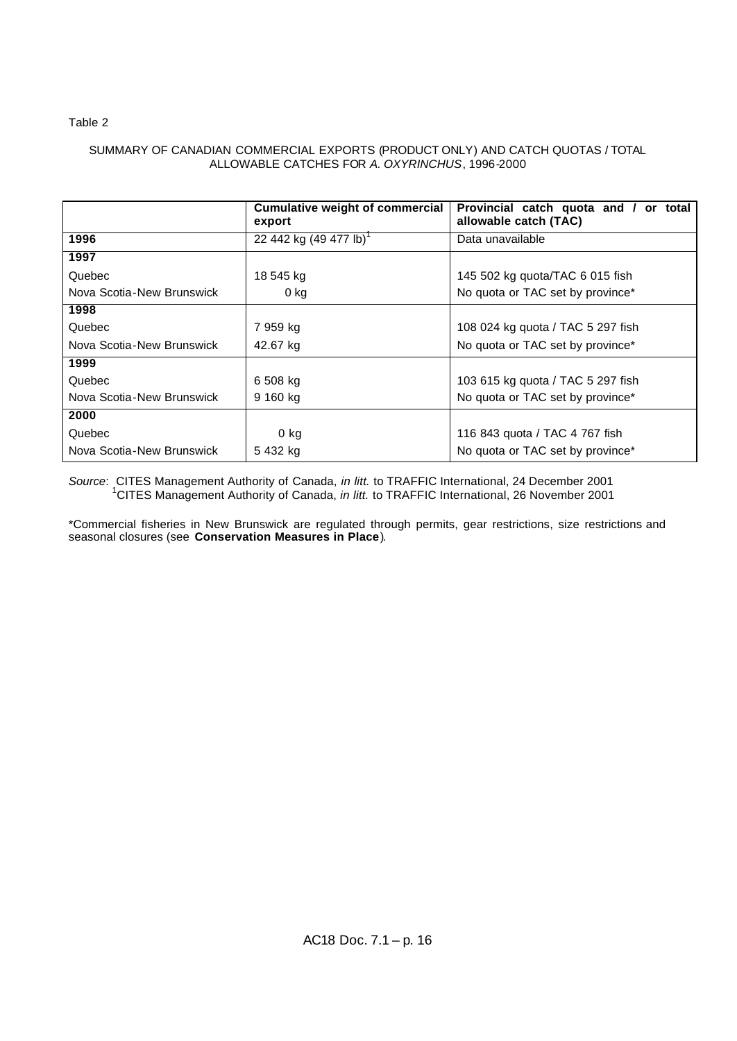Table 2

SUMMARY OF CANADIAN COMMERCIAL EXPORTS (PRODUCT ONLY) AND CATCH QUOTAS / TOTAL ALLOWABLE CATCHES FOR *A. OXYRINCHUS*, 1996-2000

| | **Cumulative weight of commercial export** | **Provincial catch quota and / or total allowable catch (TAC)** |
|---|---|---|
| **1996** | 22 442 kg (49 477 lb)[1] | Data unavailable |
| **1997** | | |
| Quebec | 18 545 kg | 145 502 kg quota/TAC 6 015 fish |
| Nova Scotia-New Brunswick | 0 kg | No quota or TAC set by province* |
| **1998** | | |
| Quebec | 7 959 kg | 108 024 kg quota / TAC 5 297 fish |
| Nova Scotia-New Brunswick | 42.67 kg | No quota or TAC set by province* |
| **1999** | | |
| Quebec | 6 508 kg | 103 615 kg quota / TAC 5 297 fish |
| Nova Scotia-New Brunswick | 9 160 kg | No quota or TAC set by province* |
| **2000** | | |
| Quebec | 0 kg | 116 843 quota / TAC 4 767 fish |
| Nova Scotia-New Brunswick | 5 432 kg | No quota or TAC set by province* |

*Source*: CITES Management Authority of Canada, *in litt.* to TRAFFIC International, 24 December 2001
[1]CITES Management Authority of Canada, *in litt.* to TRAFFIC International, 26 November 2001

*Commercial fisheries in New Brunswick are regulated through permits, gear restrictions, size restrictions and seasonal closures (see **Conservation Measures in Place**).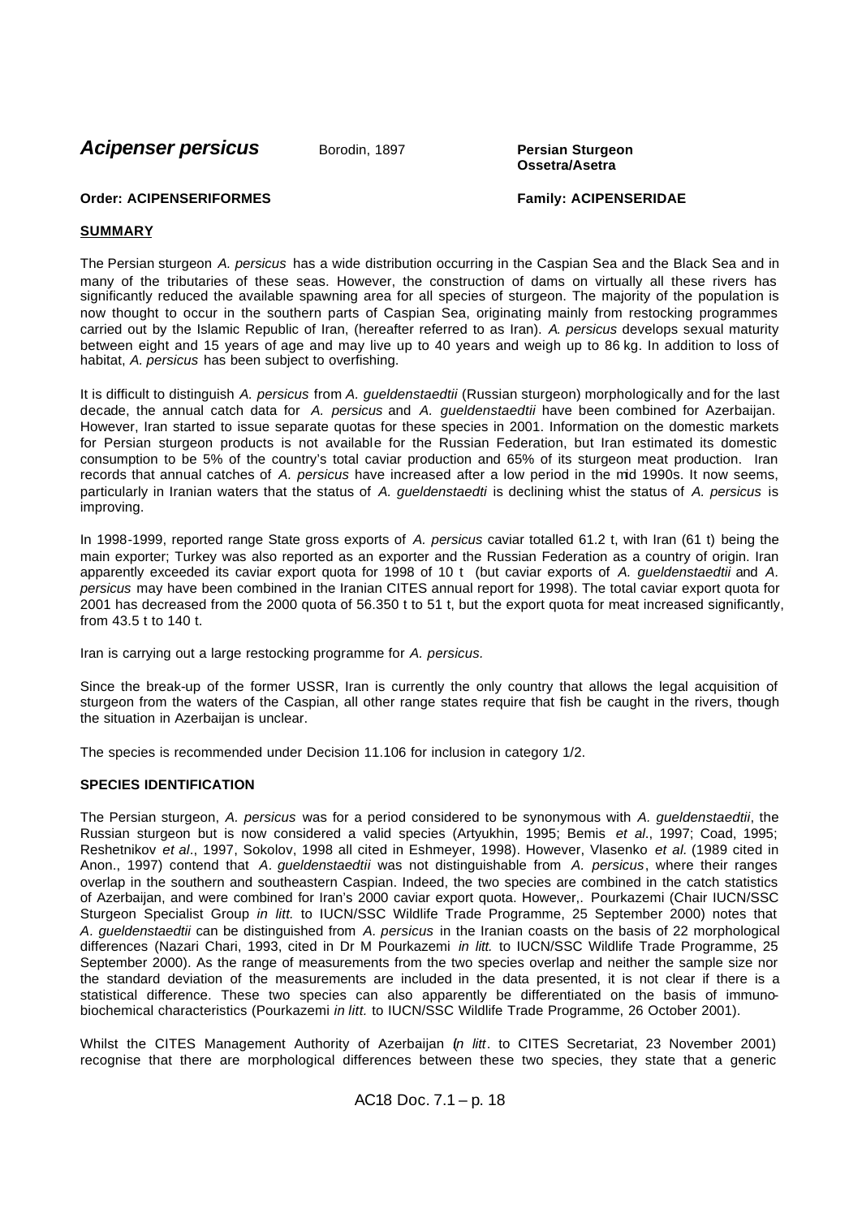# *Acipenser persicus* Borodin, 1897 **Persian Sturgeon Ossetra/Asetra**

**Order: ACIPENSERIFORMES** **Family: ACIPENSERIDAE**

## SUMMARY

The Persian sturgeon *A. persicus* has a wide distribution occurring in the Caspian Sea and the Black Sea and in many of the tributaries of these seas. However, the construction of dams on virtually all these rivers has significantly reduced the available spawning area for all species of sturgeon. The majority of the population is now thought to occur in the southern parts of Caspian Sea, originating mainly from restocking programmes carried out by the Islamic Republic of Iran, (hereafter referred to as Iran). *A. persicus* develops sexual maturity between eight and 15 years of age and may live up to 40 years and weigh up to 86 kg. In addition to loss of habitat, *A. persicus* has been subject to overfishing.

It is difficult to distinguish *A. persicus* from *A. gueldenstaedtii* (Russian sturgeon) morphologically and for the last decade, the annual catch data for *A. persicus* and *A. gueldenstaedtii* have been combined for Azerbaijan. However, Iran started to issue separate quotas for these species in 2001. Information on the domestic markets for Persian sturgeon products is not available for the Russian Federation, but Iran estimated its domestic consumption to be 5% of the country's total caviar production and 65% of its sturgeon meat production. Iran records that annual catches of *A. persicus* have increased after a low period in the mid 1990s. It now seems, particularly in Iranian waters that the status of *A. gueldenstaedti* is declining whist the status of *A. persicus* is improving.

In 1998-1999, reported range State gross exports of *A. persicus* caviar totalled 61.2 t, with Iran (61 t) being the main exporter; Turkey was also reported as an exporter and the Russian Federation as a country of origin. Iran apparently exceeded its caviar export quota for 1998 of 10 t (but caviar exports of *A. gueldenstaedtii* and *A. persicus* may have been combined in the Iranian CITES annual report for 1998). The total caviar export quota for 2001 has decreased from the 2000 quota of 56.350 t to 51 t, but the export quota for meat increased significantly, from 43.5 t to 140 t.

Iran is carrying out a large restocking programme for *A. persicus.*

Since the break-up of the former USSR, Iran is currently the only country that allows the legal acquisition of sturgeon from the waters of the Caspian, all other range states require that fish be caught in the rivers, though the situation in Azerbaijan is unclear.

The species is recommended under Decision 11.106 for inclusion in category 1/2.

## SPECIES IDENTIFICATION

The Persian sturgeon, *A. persicus* was for a period considered to be synonymous with *A. gueldenstaedtii*, the Russian sturgeon but is now considered a valid species (Artyukhin, 1995; Bemis *et al*., 1997; Coad, 1995; Reshetnikov *et al*., 1997, Sokolov, 1998 all cited in Eshmeyer, 1998). However, Vlasenko *et al.* (1989 cited in Anon., 1997) contend that *A. gueldenstaedtii* was not distinguishable from *A. persicus*, where their ranges overlap in the southern and southeastern Caspian. Indeed, the two species are combined in the catch statistics of Azerbaijan, and were combined for Iran's 2000 caviar export quota. However,. Pourkazemi (Chair IUCN/SSC Sturgeon Specialist Group *in litt.* to IUCN/SSC Wildlife Trade Programme, 25 September 2000) notes that *A. gueldenstaedtii* can be distinguished from *A. persicus* in the Iranian coasts on the basis of 22 morphological differences (Nazari Chari, 1993, cited in Dr M Pourkazemi *in litt.* to IUCN/SSC Wildlife Trade Programme, 25 September 2000). As the range of measurements from the two species overlap and neither the sample size nor the standard deviation of the measurements are included in the data presented, it is not clear if there is a statistical difference. These two species can also apparently be differentiated on the basis of immuno-biochemical characteristics (Pourkazemi *in litt.* to IUCN/SSC Wildlife Trade Programme, 26 October 2001).

Whilst the CITES Management Authority of Azerbaijan (*in litt*. to CITES Secretariat, 23 November 2001) recognise that there are morphological differences between these two species, they state that a generic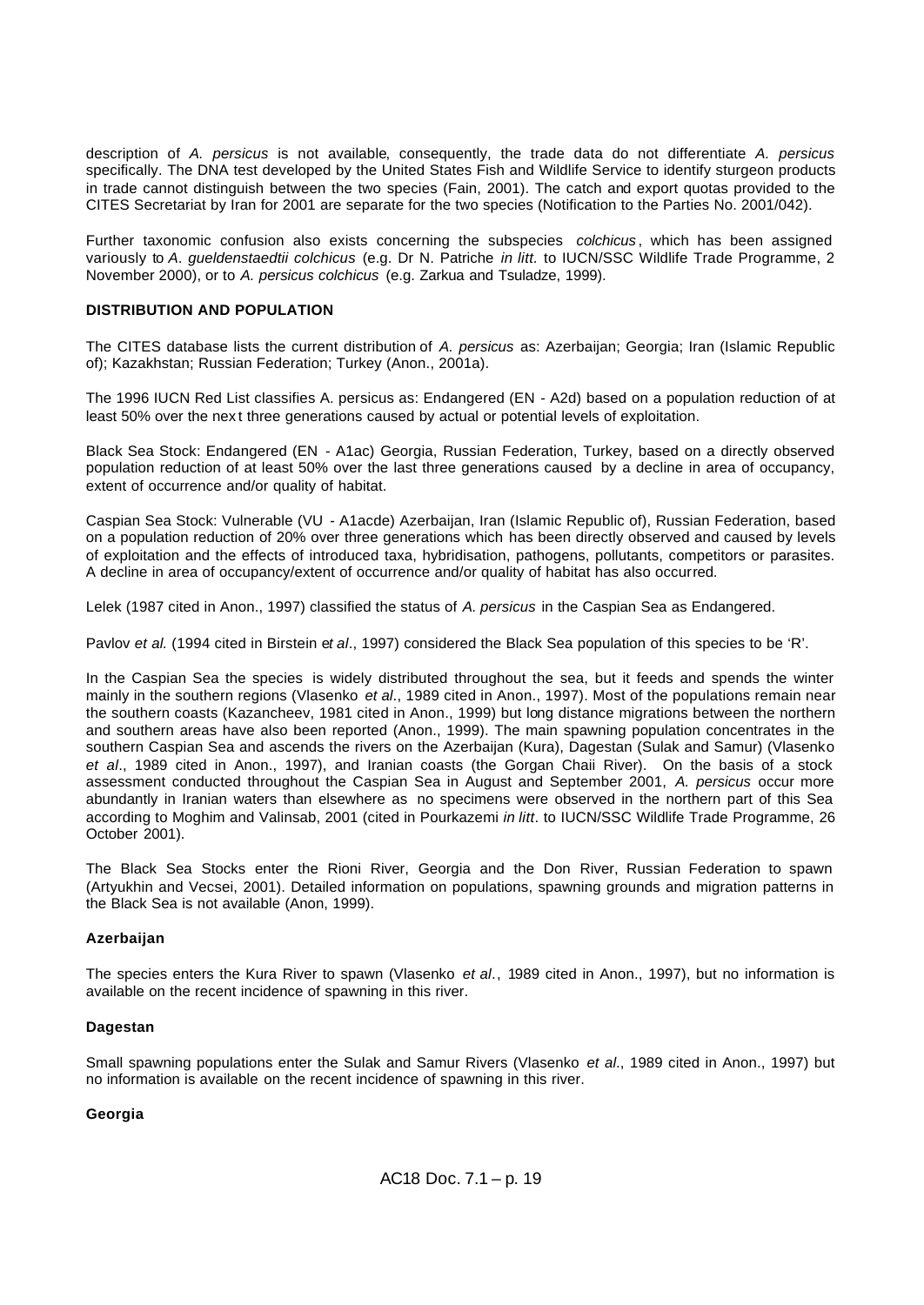description of *A. persicus* is not available, consequently, the trade data do not differentiate *A. persicus* specifically. The DNA test developed by the United States Fish and Wildlife Service to identify sturgeon products in trade cannot distinguish between the two species (Fain, 2001). The catch and export quotas provided to the CITES Secretariat by Iran for 2001 are separate for the two species (Notification to the Parties No. 2001/042).

Further taxonomic confusion also exists concerning the subspecies *colchicus*, which has been assigned variously to *A. gueldenstaedtii colchicus* (e.g. Dr N. Patriche *in litt.* to IUCN/SSC Wildlife Trade Programme, 2 November 2000), or to *A. persicus colchicus* (e.g. Zarkua and Tsuladze, 1999).

**DISTRIBUTION AND POPULATION**

The CITES database lists the current distribution of *A. persicus* as: Azerbaijan; Georgia; Iran (Islamic Republic of); Kazakhstan; Russian Federation; Turkey (Anon., 2001a).

The 1996 IUCN Red List classifies A. persicus as: Endangered (EN - A2d) based on a population reduction of at least 50% over the next three generations caused by actual or potential levels of exploitation.

Black Sea Stock: Endangered (EN - A1ac) Georgia, Russian Federation, Turkey, based on a directly observed population reduction of at least 50% over the last three generations caused by a decline in area of occupancy, extent of occurrence and/or quality of habitat.

Caspian Sea Stock: Vulnerable (VU - A1acde) Azerbaijan, Iran (Islamic Republic of), Russian Federation, based on a population reduction of 20% over three generations which has been directly observed and caused by levels of exploitation and the effects of introduced taxa, hybridisation, pathogens, pollutants, competitors or parasites. A decline in area of occupancy/extent of occurrence and/or quality of habitat has also occurred.

Lelek (1987 cited in Anon., 1997) classified the status of *A. persicus* in the Caspian Sea as Endangered.

Pavlov *et al.* (1994 cited in Birstein *et al*., 1997) considered the Black Sea population of this species to be 'R'.

In the Caspian Sea the species is widely distributed throughout the sea, but it feeds and spends the winter mainly in the southern regions (Vlasenko *et al*., 1989 cited in Anon., 1997). Most of the populations remain near the southern coasts (Kazancheev, 1981 cited in Anon., 1999) but long distance migrations between the northern and southern areas have also been reported (Anon., 1999). The main spawning population concentrates in the southern Caspian Sea and ascends the rivers on the Azerbaijan (Kura), Dagestan (Sulak and Samur) (Vlasenko *et al*., 1989 cited in Anon., 1997), and Iranian coasts (the Gorgan Chaii River). On the basis of a stock assessment conducted throughout the Caspian Sea in August and September 2001, *A. persicus* occur more abundantly in Iranian waters than elsewhere as no specimens were observed in the northern part of this Sea according to Moghim and Valinsab, 2001 (cited in Pourkazemi *in litt*. to IUCN/SSC Wildlife Trade Programme, 26 October 2001).

The Black Sea Stocks enter the Rioni River, Georgia and the Don River, Russian Federation to spawn (Artyukhin and Vecsei, 2001). Detailed information on populations, spawning grounds and migration patterns in the Black Sea is not available (Anon, 1999).

**Azerbaijan**

The species enters the Kura River to spawn (Vlasenko *et al*., 1989 cited in Anon., 1997), but no information is available on the recent incidence of spawning in this river.

**Dagestan**

Small spawning populations enter the Sulak and Samur Rivers (Vlasenko *et al*., 1989 cited in Anon., 1997) but no information is available on the recent incidence of spawning in this river.

**Georgia**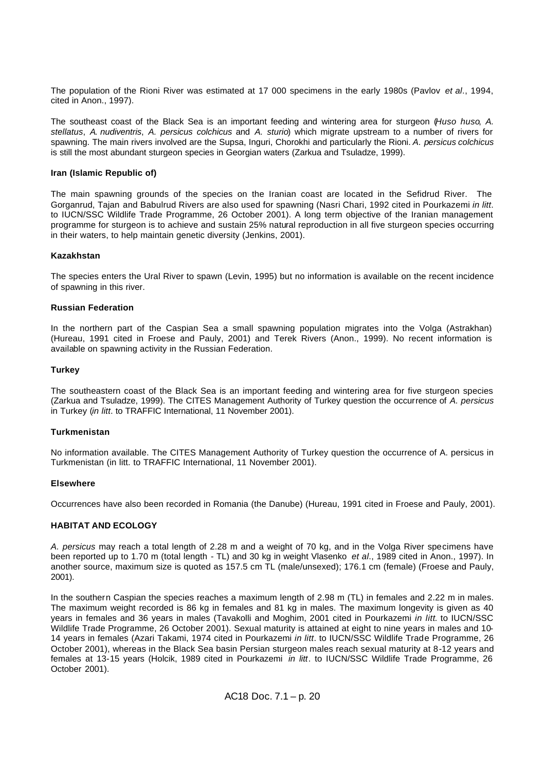The population of the Rioni River was estimated at 17 000 specimens in the early 1980s (Pavlov *et al*., 1994, cited in Anon., 1997).

The southeast coast of the Black Sea is an important feeding and wintering area for sturgeon (*Huso huso*, *A. stellatus*, *A. nudiventris*, *A. persicus colchicus* and *A. sturio*) which migrate upstream to a number of rivers for spawning. The main rivers involved are the Supsa, Inguri, Chorokhi and particularly the Rioni. *A. persicus colchicus* is still the most abundant sturgeon species in Georgian waters (Zarkua and Tsuladze, 1999).

**Iran (Islamic Republic of)**

The main spawning grounds of the species on the Iranian coast are located in the Sefidrud River. The Gorganrud, Tajan and Babulrud Rivers are also used for spawning (Nasri Chari, 1992 cited in Pourkazemi *in litt*. to IUCN/SSC Wildlife Trade Programme, 26 October 2001). A long term objective of the Iranian management programme for sturgeon is to achieve and sustain 25% natural reproduction in all five sturgeon species occurring in their waters, to help maintain genetic diversity (Jenkins, 2001).

**Kazakhstan**

The species enters the Ural River to spawn (Levin, 1995) but no information is available on the recent incidence of spawning in this river.

**Russian Federation**

In the northern part of the Caspian Sea a small spawning population migrates into the Volga (Astrakhan) (Hureau, 1991 cited in Froese and Pauly, 2001) and Terek Rivers (Anon., 1999). No recent information is available on spawning activity in the Russian Federation.

**Turkey**

The southeastern coast of the Black Sea is an important feeding and wintering area for five sturgeon species (Zarkua and Tsuladze, 1999). The CITES Management Authority of Turkey question the occurrence of *A. persicus* in Turkey (*in litt*. to TRAFFIC International, 11 November 2001).

**Turkmenistan**

No information available. The CITES Management Authority of Turkey question the occurrence of A. persicus in Turkmenistan (in litt. to TRAFFIC International, 11 November 2001).

**Elsewhere**

Occurrences have also been recorded in Romania (the Danube) (Hureau, 1991 cited in Froese and Pauly, 2001).

**HABITAT AND ECOLOGY**

*A. persicus* may reach a total length of 2.28 m and a weight of 70 kg, and in the Volga River specimens have been reported up to 1.70 m (total length - TL) and 30 kg in weight Vlasenko *et al*., 1989 cited in Anon., 1997). In another source, maximum size is quoted as 157.5 cm TL (male/unsexed); 176.1 cm (female) (Froese and Pauly, 2001).

In the southern Caspian the species reaches a maximum length of 2.98 m (TL) in females and 2.22 m in males. The maximum weight recorded is 86 kg in females and 81 kg in males. The maximum longevity is given as 40 years in females and 36 years in males (Tavakolli and Moghim, 2001 cited in Pourkazemi *in litt.* to IUCN/SSC Wildlife Trade Programme, 26 October 2001). Sexual maturity is attained at eight to nine years in males and 10-14 years in females (Azari Takami, 1974 cited in Pourkazemi *in litt*. to IUCN/SSC Wildlife Trade Programme, 26 October 2001), whereas in the Black Sea basin Persian sturgeon males reach sexual maturity at 8-12 years and females at 13-15 years (Holcik, 1989 cited in Pourkazemi *in litt*. to IUCN/SSC Wildlife Trade Programme, 26 October 2001).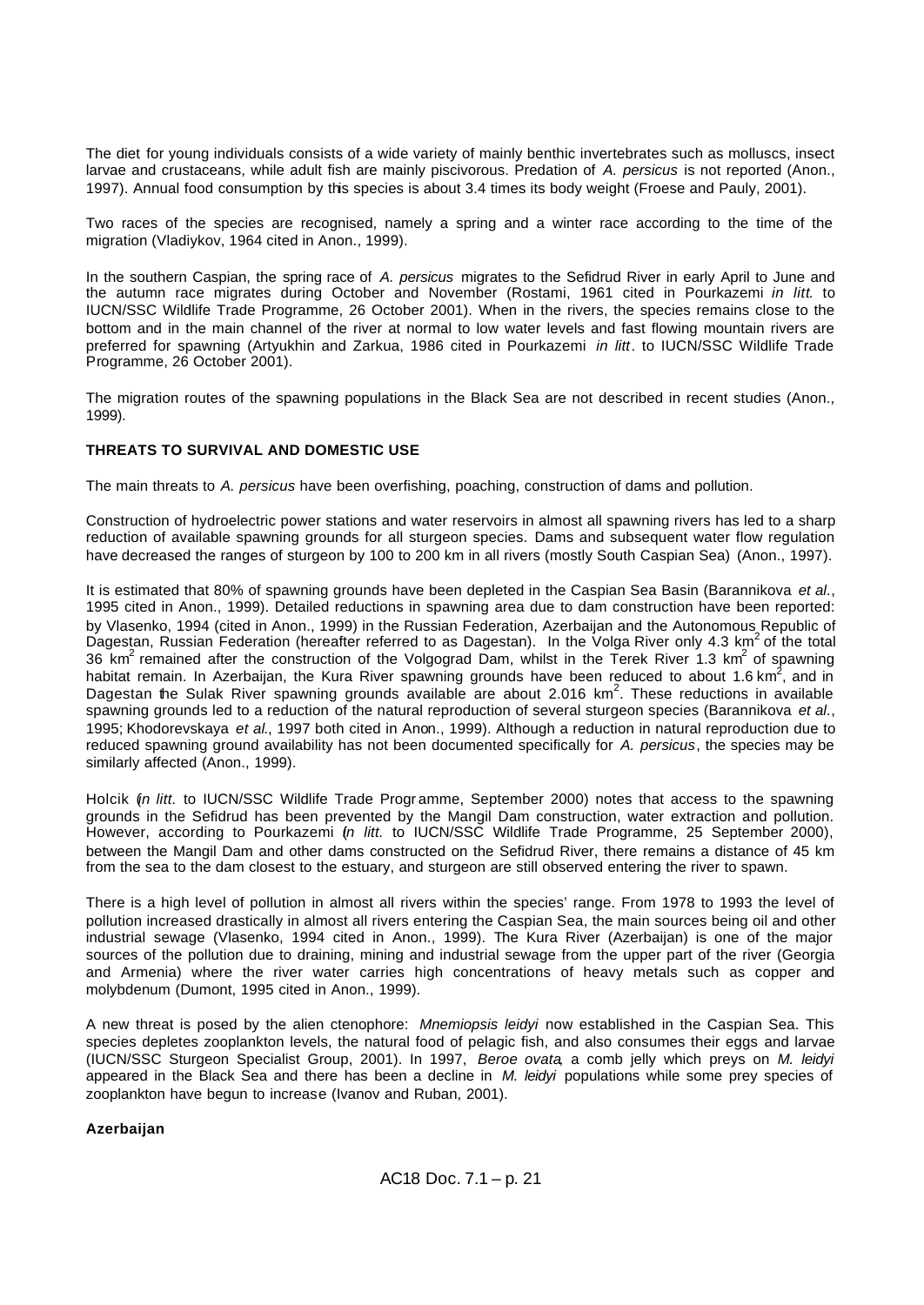The diet for young individuals consists of a wide variety of mainly benthic invertebrates such as molluscs, insect larvae and crustaceans, while adult fish are mainly piscivorous. Predation of *A. persicus* is not reported (Anon., 1997). Annual food consumption by this species is about 3.4 times its body weight (Froese and Pauly, 2001).

Two races of the species are recognised, namely a spring and a winter race according to the time of the migration (Vladiykov, 1964 cited in Anon., 1999).

In the southern Caspian, the spring race of *A. persicus* migrates to the Sefidrud River in early April to June and the autumn race migrates during October and November (Rostami, 1961 cited in Pourkazemi *in litt.* to IUCN/SSC Wildlife Trade Programme, 26 October 2001). When in the rivers, the species remains close to the bottom and in the main channel of the river at normal to low water levels and fast flowing mountain rivers are preferred for spawning (Artyukhin and Zarkua, 1986 cited in Pourkazemi *in litt*. to IUCN/SSC Wildlife Trade Programme, 26 October 2001).

The migration routes of the spawning populations in the Black Sea are not described in recent studies (Anon., 1999).

**THREATS TO SURVIVAL AND DOMESTIC USE**

The main threats to *A. persicus* have been overfishing, poaching, construction of dams and pollution.

Construction of hydroelectric power stations and water reservoirs in almost all spawning rivers has led to a sharp reduction of available spawning grounds for all sturgeon species. Dams and subsequent water flow regulation have decreased the ranges of sturgeon by 100 to 200 km in all rivers (mostly South Caspian Sea) (Anon., 1997).

It is estimated that 80% of spawning grounds have been depleted in the Caspian Sea Basin (Barannikova *et al.*, 1995 cited in Anon., 1999). Detailed reductions in spawning area due to dam construction have been reported: by Vlasenko, 1994 (cited in Anon., 1999) in the Russian Federation, Azerbaijan and the Autonomous Republic of Dagestan, Russian Federation (hereafter referred to as Dagestan). In the Volga River only 4.3 km$^2$ of the total 36 km$^2$ remained after the construction of the Volgograd Dam, whilst in the Terek River 1.3 km$^2$ of spawning habitat remain. In Azerbaijan, the Kura River spawning grounds have been reduced to about 1.6 km$^2$, and in Dagestan the Sulak River spawning grounds available are about 2.016 km$^2$. These reductions in available spawning grounds led to a reduction of the natural reproduction of several sturgeon species (Barannikova *et al.*, 1995; Khodorevskaya *et al.*, 1997 both cited in Anon., 1999). Although a reduction in natural reproduction due to reduced spawning ground availability has not been documented specifically for *A. persicus*, the species may be similarly affected (Anon., 1999).

Holcik (*in litt.* to IUCN/SSC Wildlife Trade Programme, September 2000) notes that access to the spawning grounds in the Sefidrud has been prevented by the Mangil Dam construction, water extraction and pollution. However, according to Pourkazemi (*in litt.* to IUCN/SSC Wildlife Trade Programme, 25 September 2000), between the Mangil Dam and other dams constructed on the Sefidrud River, there remains a distance of 45 km from the sea to the dam closest to the estuary, and sturgeon are still observed entering the river to spawn.

There is a high level of pollution in almost all rivers within the species' range. From 1978 to 1993 the level of pollution increased drastically in almost all rivers entering the Caspian Sea, the main sources being oil and other industrial sewage (Vlasenko, 1994 cited in Anon., 1999). The Kura River (Azerbaijan) is one of the major sources of the pollution due to draining, mining and industrial sewage from the upper part of the river (Georgia and Armenia) where the river water carries high concentrations of heavy metals such as copper and molybdenum (Dumont, 1995 cited in Anon., 1999).

A new threat is posed by the alien ctenophore: *Mnemiopsis leidyi* now established in the Caspian Sea. This species depletes zooplankton levels, the natural food of pelagic fish, and also consumes their eggs and larvae (IUCN/SSC Sturgeon Specialist Group, 2001). In 1997, *Beroe ovata*, a comb jelly which preys on *M. leidyi* appeared in the Black Sea and there has been a decline in *M. leidyi* populations while some prey species of zooplankton have begun to increase (Ivanov and Ruban, 2001).

**Azerbaijan**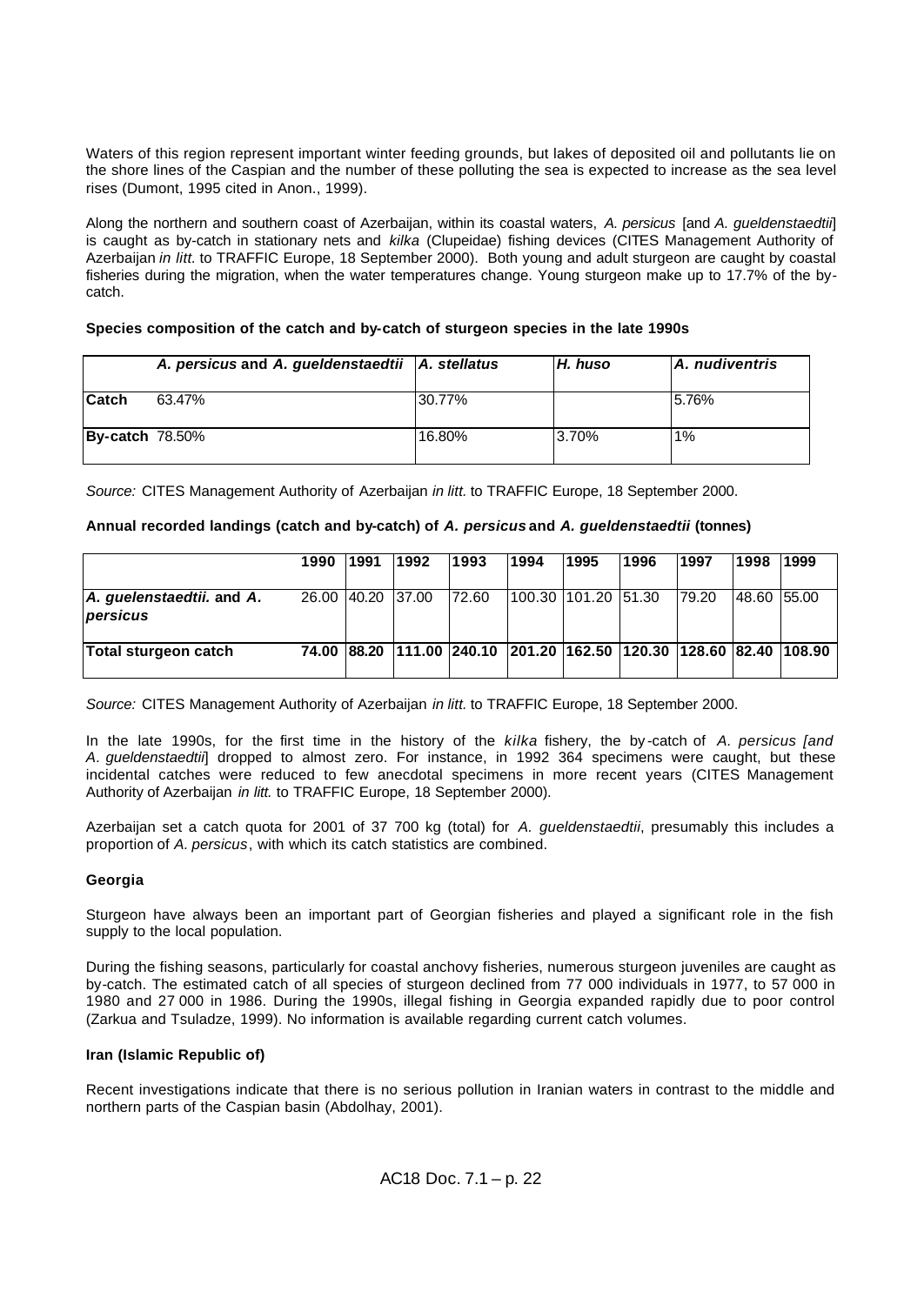Waters of this region represent important winter feeding grounds, but lakes of deposited oil and pollutants lie on the shore lines of the Caspian and the number of these polluting the sea is expected to increase as the sea level rises (Dumont, 1995 cited in Anon., 1999).

Along the northern and southern coast of Azerbaijan, within its coastal waters, *A. persicus* [and *A. gueldenstaedtii*] is caught as by-catch in stationary nets and *kilka* (Clupeidae) fishing devices (CITES Management Authority of Azerbaijan *in litt.* to TRAFFIC Europe, 18 September 2000). Both young and adult sturgeon are caught by coastal fisheries during the migration, when the water temperatures change. Young sturgeon make up to 17.7% of the by-catch.

**Species composition of the catch and by-catch of sturgeon species in the late 1990s**

| | ***A. persicus*** **and** ***A. gueldenstaedtii*** | ***A. stellatus*** | ***H. huso*** | ***A. nudiventris*** |
|---|---|---|---|---|
| **Catch** | 63.47% | 30.77% | | 5.76% |
| **By-catch** | 78.50% | 16.80% | 3.70% | 1% |

*Source:* CITES Management Authority of Azerbaijan *in litt.* to TRAFFIC Europe, 18 September 2000.

**Annual recorded landings (catch and by-catch) of *A. persicus* and *A. gueldenstaedtii* (tonnes)**

| | 1990 | 1991 | 1992 | 1993 | 1994 | 1995 | 1996 | 1997 | 1998 | 1999 |
|---|---|---|---|---|---|---|---|---|---|---|
| ***A. guelenstaedtii.*** **and** ***A. persicus*** | 26.00 | 40.20 | 37.00 | 72.60 | 100.30 | 101.20 | 51.30 | 79.20 | 48.60 | 55.00 |
| **Total sturgeon catch** | **74.00** | **88.20** | **111.00** | **240.10** | **201.20** | **162.50** | **120.30** | **128.60** | **82.40** | **108.90** |

*Source:* CITES Management Authority of Azerbaijan *in litt.* to TRAFFIC Europe, 18 September 2000.

In the late 1990s, for the first time in the history of the *kilka* fishery, the by-catch of *A. persicus [and A. gueldenstaedtii*] dropped to almost zero. For instance, in 1992 364 specimens were caught, but these incidental catches were reduced to few anecdotal specimens in more recent years (CITES Management Authority of Azerbaijan *in litt.* to TRAFFIC Europe, 18 September 2000).

Azerbaijan set a catch quota for 2001 of 37 700 kg (total) for *A. gueldenstaedtii*, presumably this includes a proportion of *A. persicus*, with which its catch statistics are combined.

**Georgia**

Sturgeon have always been an important part of Georgian fisheries and played a significant role in the fish supply to the local population.

During the fishing seasons, particularly for coastal anchovy fisheries, numerous sturgeon juveniles are caught as by-catch. The estimated catch of all species of sturgeon declined from 77 000 individuals in 1977, to 57 000 in 1980 and 27 000 in 1986. During the 1990s, illegal fishing in Georgia expanded rapidly due to poor control (Zarkua and Tsuladze, 1999). No information is available regarding current catch volumes.

**Iran (Islamic Republic of)**

Recent investigations indicate that there is no serious pollution in Iranian waters in contrast to the middle and northern parts of the Caspian basin (Abdolhay, 2001).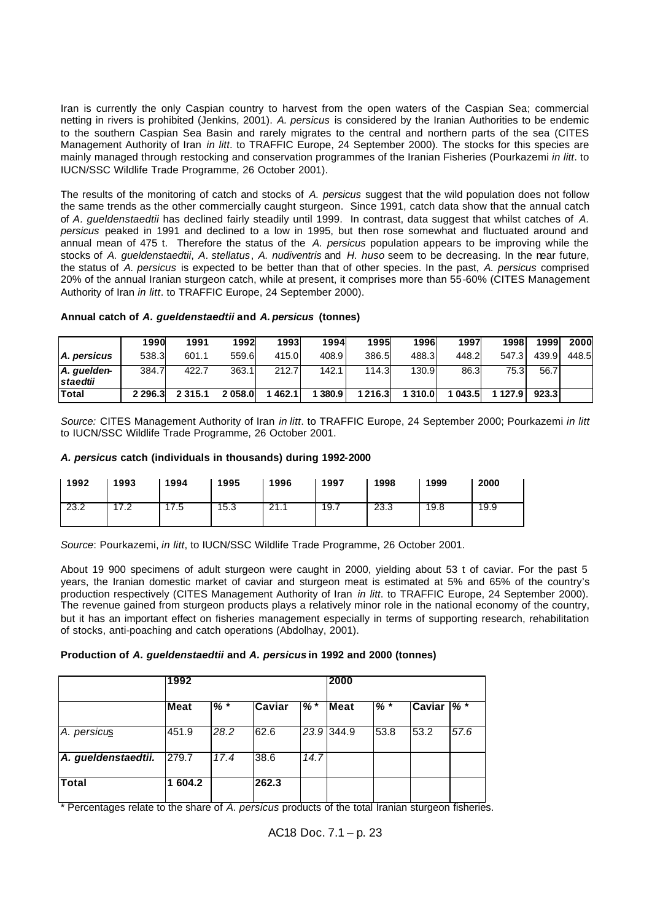Iran is currently the only Caspian country to harvest from the open waters of the Caspian Sea; commercial netting in rivers is prohibited (Jenkins, 2001). *A. persicus* is considered by the Iranian Authorities to be endemic to the southern Caspian Sea Basin and rarely migrates to the central and northern parts of the sea (CITES Management Authority of Iran *in litt*. to TRAFFIC Europe, 24 September 2000). The stocks for this species are mainly managed through restocking and conservation programmes of the Iranian Fisheries (Pourkazemi *in litt*. to IUCN/SSC Wildlife Trade Programme, 26 October 2001).

The results of the monitoring of catch and stocks of *A. persicus* suggest that the wild population does not follow the same trends as the other commercially caught sturgeon. Since 1991, catch data show that the annual catch of *A. gueldenstaedtii* has declined fairly steadily until 1999. In contrast, data suggest that whilst catches of *A. persicus* peaked in 1991 and declined to a low in 1995, but then rose somewhat and fluctuated around and annual mean of 475 t. Therefore the status of the *A. persicus* population appears to be improving while the stocks of *A. gueldenstaedtii*, *A. stellatus*, *A. nudiventris* and *H. huso* seem to be decreasing. In the near future, the status of *A. persicus* is expected to be better than that of other species. In the past, *A. persicus* comprised 20% of the annual Iranian sturgeon catch, while at present, it comprises more than 55-60% (CITES Management Authority of Iran *in litt*. to TRAFFIC Europe, 24 September 2000).

**Annual catch of *A. gueldenstaedtii* and *A. persicus* (tonnes)**

| | 1990 | 1991 | 1992 | 1993 | 1994 | 1995 | 1996 | 1997 | 1998 | 1999 | 2000 |
|---|---|---|---|---|---|---|---|---|---|---|---|
| ***A. persicus*** | 538.3 | 601.1 | 559.6 | 415.0 | 408.9 | 386.5 | 488.3 | 448.2 | 547.3 | 439.9 | 448.5 |
| ***A. gueldenstaedtii*** | 384.7 | 422.7 | 363.1 | 212.7 | 142.1 | 114.3 | 130.9 | 86.3 | 75.3 | 56.7 | |
| **Total** | **2 296.3** | **2 315.1** | **2 058.0** | **1 462.1** | **1 380.9** | **1 216.3** | **1 310.0** | **1 043.5** | **1 127.9** | **923.3** | |

*Source:* CITES Management Authority of Iran *in litt*. to TRAFFIC Europe, 24 September 2000; Pourkazemi *in litt* to IUCN/SSC Wildlife Trade Programme, 26 October 2001.

***A. persicus* catch (individuals in thousands) during 1992-2000**

| 1992 | 1993 | 1994 | 1995 | 1996 | 1997 | 1998 | 1999 | 2000 |
|---|---|---|---|---|---|---|---|---|
| 23.2 | 17.2 | 17.5 | 15.3 | 21.1 | 19.7 | 23.3 | 19.8 | 19.9 |

*Source*: Pourkazemi, *in litt*, to IUCN/SSC Wildlife Trade Programme, 26 October 2001.

About 19 900 specimens of adult sturgeon were caught in 2000, yielding about 53 t of caviar. For the past 5 years, the Iranian domestic market of caviar and sturgeon meat is estimated at 5% and 65% of the country's production respectively (CITES Management Authority of Iran *in litt*. to TRAFFIC Europe, 24 September 2000). The revenue gained from sturgeon products plays a relatively minor role in the national economy of the country, but it has an important effect on fisheries management especially in terms of supporting research, rehabilitation of stocks, anti-poaching and catch operations (Abdolhay, 2001).

**Production of *A. gueldenstaedtii* and *A. persicus* in 1992 and 2000 (tonnes)**

| | 1992 | | | | 2000 | | | |
|---|---|---|---|---|---|---|---|---|
| | **Meat** | **% *** | **Caviar** | **% *** | **Meat** | **% *** | **Caviar** | **% *** |
| *A. persicus* | 451.9 | *28.2* | 62.6 | *23.9* | 344.9 | 53.8 | 53.2 | *57.6* |
| ***A. gueldenstaedtii.*** | 279.7 | *17.4* | 38.6 | *14.7* | | | | |
| **Total** | **1 604.2** | | **262.3** | | | | | |

\* Percentages relate to the share of *A. persicus* products of the total Iranian sturgeon fisheries.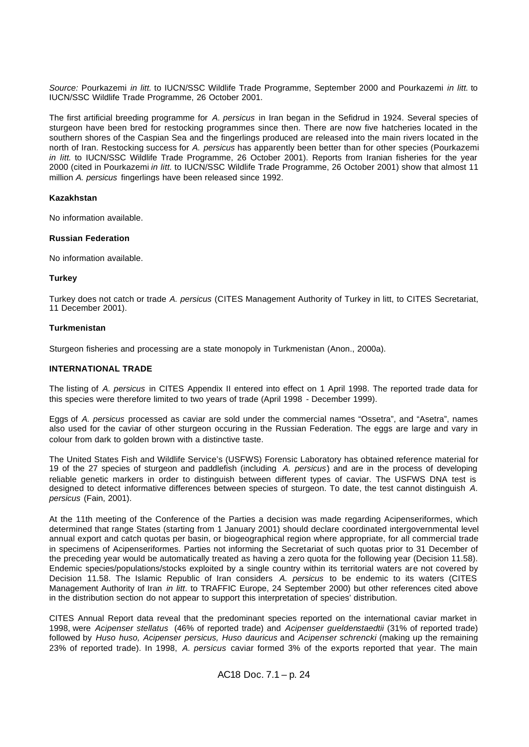*Source:* Pourkazemi *in litt.* to IUCN/SSC Wildlife Trade Programme, September 2000 and Pourkazemi *in litt.* to IUCN/SSC Wildlife Trade Programme, 26 October 2001.

The first artificial breeding programme for *A. persicus* in Iran began in the Sefidrud in 1924. Several species of sturgeon have been bred for restocking programmes since then. There are now five hatcheries located in the southern shores of the Caspian Sea and the fingerlings produced are released into the main rivers located in the north of Iran. Restocking success for *A. persicus* has apparently been better than for other species (Pourkazemi *in litt.* to IUCN/SSC Wildlife Trade Programme, 26 October 2001). Reports from Iranian fisheries for the year 2000 (cited in Pourkazemi *in litt.* to IUCN/SSC Wildlife Trade Programme, 26 October 2001) show that almost 11 million *A. persicus* fingerlings have been released since 1992.

**Kazakhstan**

No information available.

**Russian Federation**

No information available.

**Turkey**

Turkey does not catch or trade *A. persicus* (CITES Management Authority of Turkey in litt, to CITES Secretariat, 11 December 2001).

**Turkmenistan**

Sturgeon fisheries and processing are a state monopoly in Turkmenistan (Anon., 2000a).

**INTERNATIONAL TRADE**

The listing of *A. persicus* in CITES Appendix II entered into effect on 1 April 1998. The reported trade data for this species were therefore limited to two years of trade (April 1998 - December 1999).

Eggs of *A. persicus* processed as caviar are sold under the commercial names "Ossetra", and "Asetra", names also used for the caviar of other sturgeon occuring in the Russian Federation. The eggs are large and vary in colour from dark to golden brown with a distinctive taste.

The United States Fish and Wildlife Service's (USFWS) Forensic Laboratory has obtained reference material for 19 of the 27 species of sturgeon and paddlefish (including *A. persicus*) and are in the process of developing reliable genetic markers in order to distinguish between different types of caviar. The USFWS DNA test is designed to detect informative differences between species of sturgeon. To date, the test cannot distinguish *A. persicus* (Fain, 2001).

At the 11th meeting of the Conference of the Parties a decision was made regarding Acipenseriformes, which determined that range States (starting from 1 January 2001) should declare coordinated intergovernmental level annual export and catch quotas per basin, or biogeographical region where appropriate, for all commercial trade in specimens of Acipenseriformes. Parties not informing the Secretariat of such quotas prior to 31 December of the preceding year would be automatically treated as having a zero quota for the following year (Decision 11.58). Endemic species/populations/stocks exploited by a single country within its territorial waters are not covered by Decision 11.58. The Islamic Republic of Iran considers *A. persicus* to be endemic to its waters (CITES Management Authority of Iran *in litt*. to TRAFFIC Europe, 24 September 2000) but other references cited above in the distribution section do not appear to support this interpretation of species' distribution.

CITES Annual Report data reveal that the predominant species reported on the international caviar market in 1998, were *Acipenser stellatus* (46% of reported trade) and *Acipenser gueldenstaedtii* (31% of reported trade) followed by *Huso huso, Acipenser persicus, Huso dauricus* and *Acipenser schrencki* (making up the remaining 23% of reported trade). In 1998, *A. persicus* caviar formed 3% of the exports reported that year. The main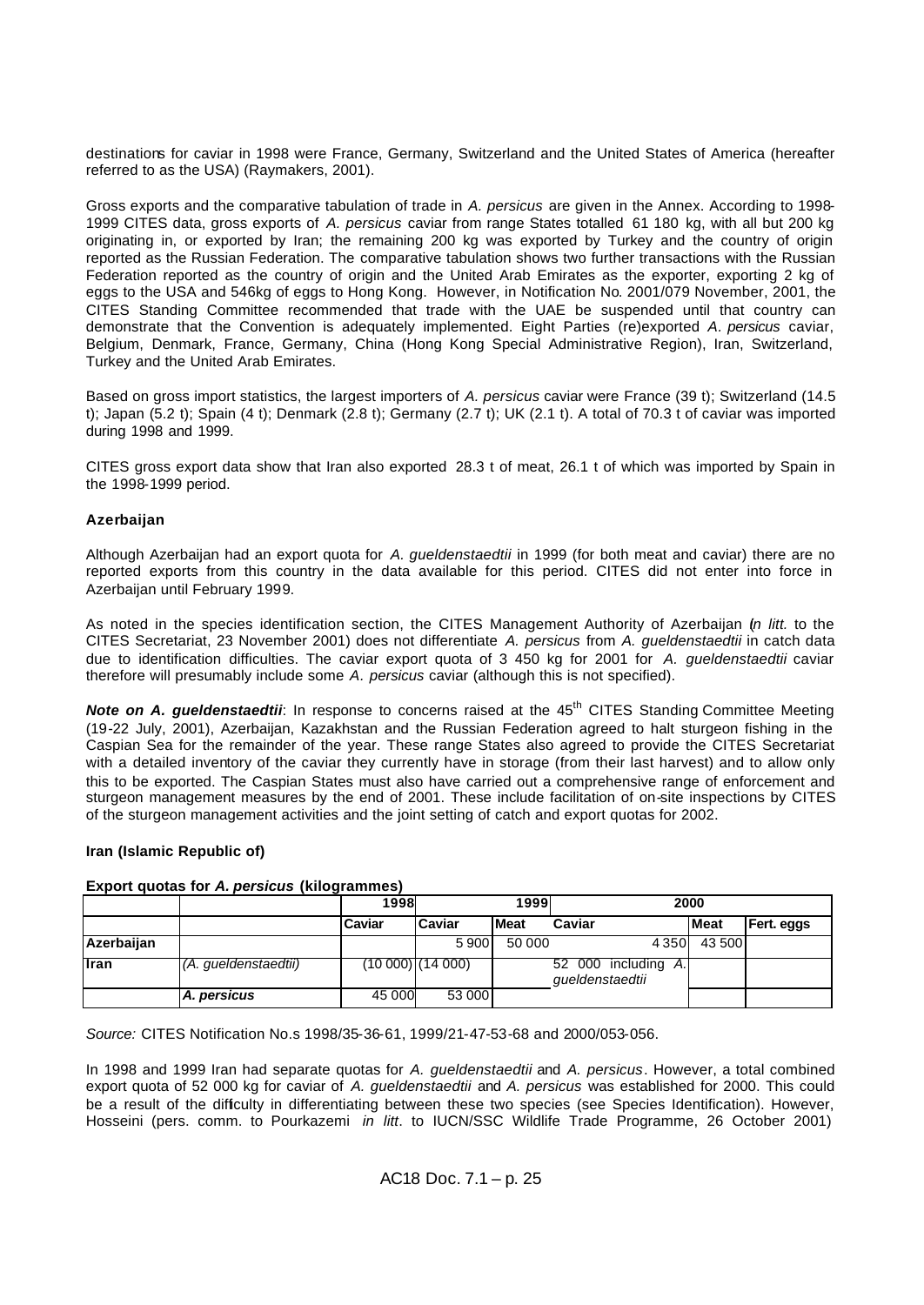destinations for caviar in 1998 were France, Germany, Switzerland and the United States of America (hereafter referred to as the USA) (Raymakers, 2001).

Gross exports and the comparative tabulation of trade in *A. persicus* are given in the Annex. According to 1998-1999 CITES data, gross exports of *A. persicus* caviar from range States totalled 61 180 kg, with all but 200 kg originating in, or exported by Iran; the remaining 200 kg was exported by Turkey and the country of origin reported as the Russian Federation. The comparative tabulation shows two further transactions with the Russian Federation reported as the country of origin and the United Arab Emirates as the exporter, exporting 2 kg of eggs to the USA and 546kg of eggs to Hong Kong. However, in Notification No. 2001/079 November, 2001, the CITES Standing Committee recommended that trade with the UAE be suspended until that country can demonstrate that the Convention is adequately implemented. Eight Parties (re)exported *A. persicus* caviar, Belgium, Denmark, France, Germany, China (Hong Kong Special Administrative Region), Iran, Switzerland, Turkey and the United Arab Emirates.

Based on gross import statistics, the largest importers of *A. persicus* caviar were France (39 t); Switzerland (14.5 t); Japan (5.2 t); Spain (4 t); Denmark (2.8 t); Germany (2.7 t); UK (2.1 t). A total of 70.3 t of caviar was imported during 1998 and 1999.

CITES gross export data show that Iran also exported 28.3 t of meat, 26.1 t of which was imported by Spain in the 1998-1999 period.

**Azerbaijan**

Although Azerbaijan had an export quota for *A. gueldenstaedtii* in 1999 (for both meat and caviar) there are no reported exports from this country in the data available for this period. CITES did not enter into force in Azerbaijan until February 1999.

As noted in the species identification section, the CITES Management Authority of Azerbaijan (*in litt.* to the CITES Secretariat, 23 November 2001) does not differentiate *A. persicus* from *A. gueldenstaedtii* in catch data due to identification difficulties. The caviar export quota of 3 450 kg for 2001 for *A. gueldenstaedtii* caviar therefore will presumably include some *A. persicus* caviar (although this is not specified).

***Note on A. gueldenstaedtii***: In response to concerns raised at the 45[th] CITES Standing Committee Meeting (19-22 July, 2001), Azerbaijan, Kazakhstan and the Russian Federation agreed to halt sturgeon fishing in the Caspian Sea for the remainder of the year. These range States also agreed to provide the CITES Secretariat with a detailed inventory of the caviar they currently have in storage (from their last harvest) and to allow only this to be exported. The Caspian States must also have carried out a comprehensive range of enforcement and sturgeon management measures by the end of 2001. These include facilitation of on-site inspections by CITES of the sturgeon management activities and the joint setting of catch and export quotas for 2002.

**Iran (Islamic Republic of)**

**Export quotas for *A. persicus* (kilogrammes)**

| | | 1998 | 1999 | | 2000 | | |
|---|---|---|---|---|---|---|---|
| | | Caviar | Caviar | Meat | Caviar | Meat | Fert. eggs |
| Azerbaijan | | | 5 900 | 50 000 | 4 350 | 43 500 | |
| Iran | (A. gueldenstaedtii) | (10 000) | (14 000) | | 52 000 including *A. gueldenstaedtii* | | |
| | *A. persicus* | 45 000 | 53 000 | | | | |

*Source:* CITES Notification No.s 1998/35-36-61, 1999/21-47-53-68 and 2000/053-056.

In 1998 and 1999 Iran had separate quotas for *A. gueldenstaedtii* and *A. persicus*. However, a total combined export quota of 52 000 kg for caviar of *A. gueldenstaedtii* and *A. persicus* was established for 2000. This could be a result of the difficulty in differentiating between these two species (see Species Identification). However, Hosseini (pers. comm. to Pourkazemi *in litt.* to IUCN/SSC Wildlife Trade Programme, 26 October 2001)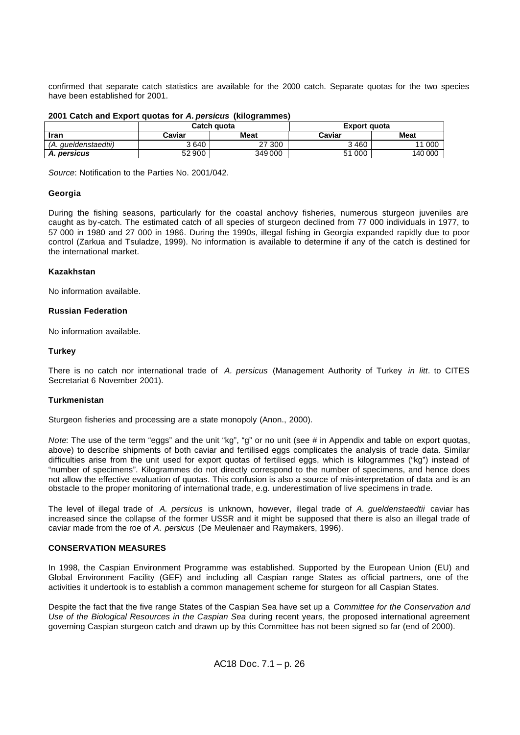confirmed that separate catch statistics are available for the 2000 catch. Separate quotas for the two species have been established for 2001.

**2001 Catch and Export quotas for *A. persicus* (kilogrammes)**

| | Catch quota | | Export quota | |
|---|---|---|---|---|
| **Iran** | **Caviar** | **Meat** | **Caviar** | **Meat** |
| *(A. gueldenstaedtii)* | 3 640 | 27 300 | 3 460 | 11 000 |
| ***A. persicus*** | 52 900 | 349 000 | 51 000 | 140 000 |

*Source*: Notification to the Parties No. 2001/042.

**Georgia**

During the fishing seasons, particularly for the coastal anchovy fisheries, numerous sturgeon juveniles are caught as by-catch. The estimated catch of all species of sturgeon declined from 77 000 individuals in 1977, to 57 000 in 1980 and 27 000 in 1986. During the 1990s, illegal fishing in Georgia expanded rapidly due to poor control (Zarkua and Tsuladze, 1999). No information is available to determine if any of the catch is destined for the international market.

**Kazakhstan**

No information available.

**Russian Federation**

No information available.

**Turkey**

There is no catch nor international trade of *A. persicus* (Management Authority of Turkey *in litt*. to CITES Secretariat 6 November 2001).

**Turkmenistan**

Sturgeon fisheries and processing are a state monopoly (Anon., 2000).

*Note*: The use of the term "eggs" and the unit "kg", "g" or no unit (see # in Appendix and table on export quotas, above) to describe shipments of both caviar and fertilised eggs complicates the analysis of trade data. Similar difficulties arise from the unit used for export quotas of fertilised eggs, which is kilogrammes ("kg") instead of "number of specimens". Kilogrammes do not directly correspond to the number of specimens, and hence does not allow the effective evaluation of quotas. This confusion is also a source of mis-interpretation of data and is an obstacle to the proper monitoring of international trade, e.g. underestimation of live specimens in trade.

The level of illegal trade of *A. persicus* is unknown, however, illegal trade of *A. gueldenstaedtii* caviar has increased since the collapse of the former USSR and it might be supposed that there is also an illegal trade of caviar made from the roe of *A. persicus* (De Meulenaer and Raymakers, 1996).

**CONSERVATION MEASURES**

In 1998, the Caspian Environment Programme was established. Supported by the European Union (EU) and Global Environment Facility (GEF) and including all Caspian range States as official partners, one of the activities it undertook is to establish a common management scheme for sturgeon for all Caspian States.

Despite the fact that the five range States of the Caspian Sea have set up a *Committee for the Conservation and Use of the Biological Resources in the Caspian Sea* during recent years, the proposed international agreement governing Caspian sturgeon catch and drawn up by this Committee has not been signed so far (end of 2000).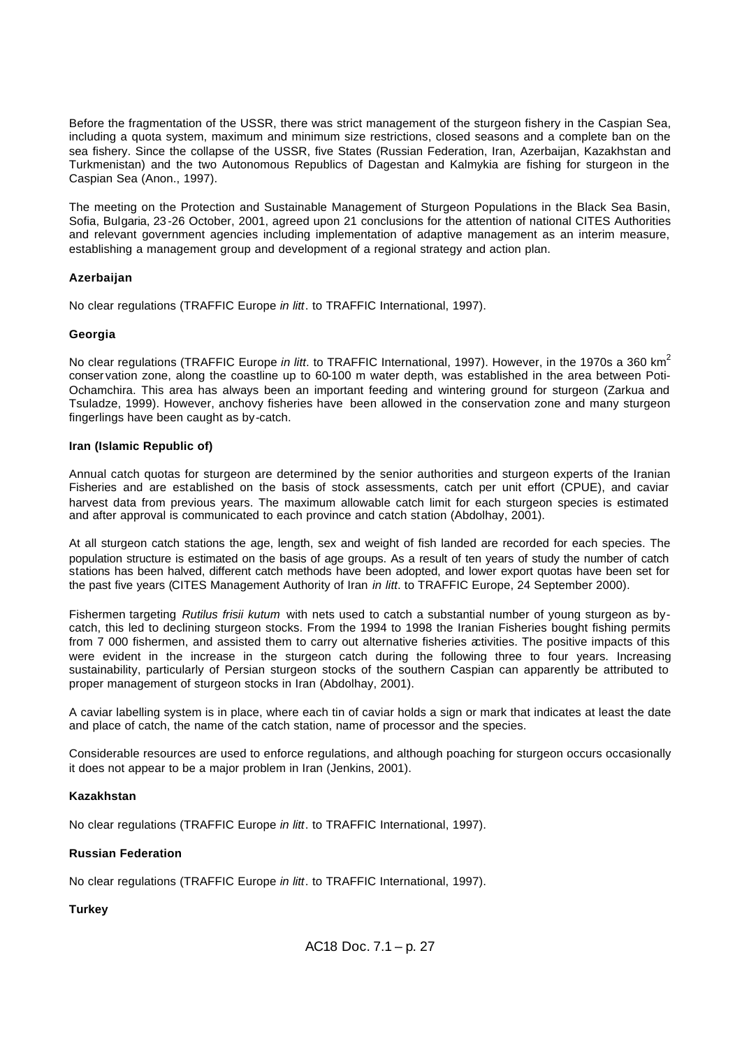Before the fragmentation of the USSR, there was strict management of the sturgeon fishery in the Caspian Sea, including a quota system, maximum and minimum size restrictions, closed seasons and a complete ban on the sea fishery. Since the collapse of the USSR, five States (Russian Federation, Iran, Azerbaijan, Kazakhstan and Turkmenistan) and the two Autonomous Republics of Dagestan and Kalmykia are fishing for sturgeon in the Caspian Sea (Anon., 1997).

The meeting on the Protection and Sustainable Management of Sturgeon Populations in the Black Sea Basin, Sofia, Bulgaria, 23-26 October, 2001, agreed upon 21 conclusions for the attention of national CITES Authorities and relevant government agencies including implementation of adaptive management as an interim measure, establishing a management group and development of a regional strategy and action plan.

**Azerbaijan**

No clear regulations (TRAFFIC Europe *in litt*. to TRAFFIC International, 1997).

**Georgia**

No clear regulations (TRAFFIC Europe *in litt*. to TRAFFIC International, 1997). However, in the 1970s a 360 $km^2$ conservation zone, along the coastline up to 60-100 m water depth, was established in the area between Poti-Ochamchira. This area has always been an important feeding and wintering ground for sturgeon (Zarkua and Tsuladze, 1999). However, anchovy fisheries have been allowed in the conservation zone and many sturgeon fingerlings have been caught as by-catch.

**Iran (Islamic Republic of)**

Annual catch quotas for sturgeon are determined by the senior authorities and sturgeon experts of the Iranian Fisheries and are established on the basis of stock assessments, catch per unit effort (CPUE), and caviar harvest data from previous years. The maximum allowable catch limit for each sturgeon species is estimated and after approval is communicated to each province and catch station (Abdolhay, 2001).

At all sturgeon catch stations the age, length, sex and weight of fish landed are recorded for each species. The population structure is estimated on the basis of age groups. As a result of ten years of study the number of catch stations has been halved, different catch methods have been adopted, and lower export quotas have been set for the past five years (CITES Management Authority of Iran *in litt*. to TRAFFIC Europe, 24 September 2000).

Fishermen targeting *Rutilus frisii kutum* with nets used to catch a substantial number of young sturgeon as by-catch, this led to declining sturgeon stocks. From the 1994 to 1998 the Iranian Fisheries bought fishing permits from 7 000 fishermen, and assisted them to carry out alternative fisheries activities. The positive impacts of this were evident in the increase in the sturgeon catch during the following three to four years. Increasing sustainability, particularly of Persian sturgeon stocks of the southern Caspian can apparently be attributed to proper management of sturgeon stocks in Iran (Abdolhay, 2001).

A caviar labelling system is in place, where each tin of caviar holds a sign or mark that indicates at least the date and place of catch, the name of the catch station, name of processor and the species.

Considerable resources are used to enforce regulations, and although poaching for sturgeon occurs occasionally it does not appear to be a major problem in Iran (Jenkins, 2001).

**Kazakhstan**

No clear regulations (TRAFFIC Europe *in litt*. to TRAFFIC International, 1997).

**Russian Federation**

No clear regulations (TRAFFIC Europe *in litt*. to TRAFFIC International, 1997).

**Turkey**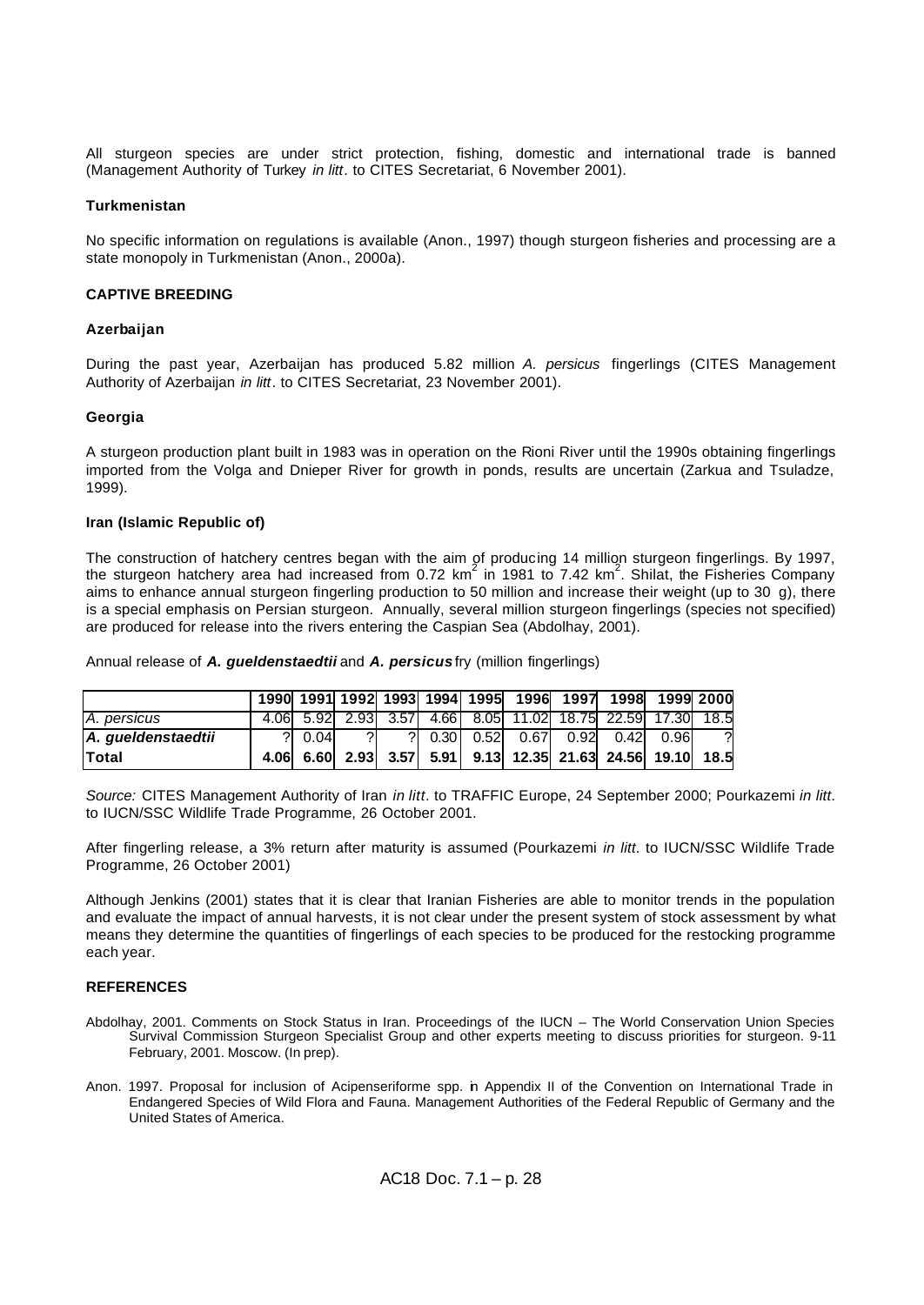All sturgeon species are under strict protection, fishing, domestic and international trade is banned (Management Authority of Turkey *in litt*. to CITES Secretariat, 6 November 2001).

### Turkmenistan

No specific information on regulations is available (Anon., 1997) though sturgeon fisheries and processing are a state monopoly in Turkmenistan (Anon., 2000a).

## CAPTIVE BREEDING

### Azerbaijan

During the past year, Azerbaijan has produced 5.82 million *A. persicus* fingerlings (CITES Management Authority of Azerbaijan *in litt*. to CITES Secretariat, 23 November 2001).

### Georgia

A sturgeon production plant built in 1983 was in operation on the Rioni River until the 1990s obtaining fingerlings imported from the Volga and Dnieper River for growth in ponds, results are uncertain (Zarkua and Tsuladze, 1999).

### Iran (Islamic Republic of)

The construction of hatchery centres began with the aim of producing 14 million sturgeon fingerlings. By 1997, the sturgeon hatchery area had increased from 0.72 km$^2$ in 1981 to 7.42 km$^2$. Shilat, the Fisheries Company aims to enhance annual sturgeon fingerling production to 50 million and increase their weight (up to 30 g), there is a special emphasis on Persian sturgeon. Annually, several million sturgeon fingerlings (species not specified) are produced for release into the rivers entering the Caspian Sea (Abdolhay, 2001).

Annual release of ***A. gueldenstaedtii*** and ***A. persicus*** fry (million fingerlings)

| | **1990** | **1991** | **1992** | **1993** | **1994** | **1995** | **1996** | **1997** | **1998** | **1999** | **2000** |
|---|---|---|---|---|---|---|---|---|---|---|---|
| *A. persicus* | 4.06 | 5.92 | 2.93 | 3.57 | 4.66 | 8.05 | 11.02 | 18.75 | 22.59 | 17.30 | 18.5 |
| ***A. gueldenstaedtii*** | ? | 0.04 | ? | ? | 0.30 | 0.52 | 0.67 | 0.92 | 0.42 | 0.96 | ? |
| **Total** | **4.06** | **6.60** | **2.93** | **3.57** | **5.91** | **9.13** | **12.35** | **21.63** | **24.56** | **19.10** | **18.5** |

*Source:* CITES Management Authority of Iran *in litt*. to TRAFFIC Europe, 24 September 2000; Pourkazemi *in litt*. to IUCN/SSC Wildlife Trade Programme, 26 October 2001.

After fingerling release, a 3% return after maturity is assumed (Pourkazemi *in litt*. to IUCN/SSC Wildlife Trade Programme, 26 October 2001)

Although Jenkins (2001) states that it is clear that Iranian Fisheries are able to monitor trends in the population and evaluate the impact of annual harvests, it is not clear under the present system of stock assessment by what means they determine the quantities of fingerlings of each species to be produced for the restocking programme each year.

## REFERENCES

Abdolhay, 2001. Comments on Stock Status in Iran. Proceedings of the IUCN – The World Conservation Union Species Survival Commission Sturgeon Specialist Group and other experts meeting to discuss priorities for sturgeon. 9-11 February, 2001. Moscow. (In prep).

Anon. 1997. Proposal for inclusion of Acipenseriforme spp. in Appendix II of the Convention on International Trade in Endangered Species of Wild Flora and Fauna. Management Authorities of the Federal Republic of Germany and the United States of America.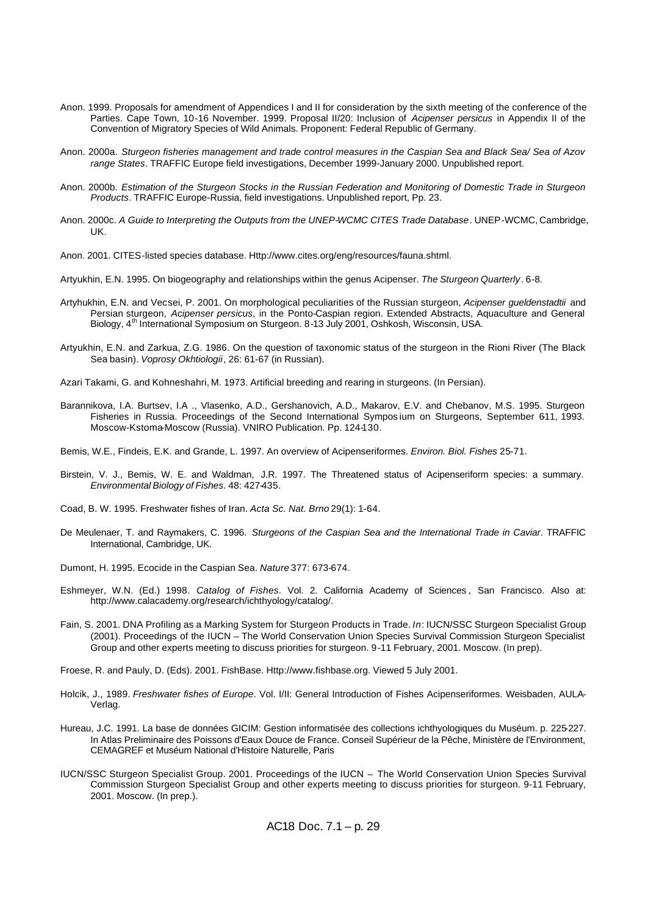Anon. 1999. Proposals for amendment of Appendices I and II for consideration by the sixth meeting of the conference of the Parties. Cape Town, 10-16 November. 1999. Proposal II/20: Inclusion of *Acipenser persicus* in Appendix II of the Convention of Migratory Species of Wild Animals. Proponent: Federal Republic of Germany.

Anon. 2000a. *Sturgeon fisheries management and trade control measures in the Caspian Sea and Black Sea/ Sea of Azov range States*. TRAFFIC Europe field investigations, December 1999-January 2000. Unpublished report.

Anon. 2000b. *Estimation of the Sturgeon Stocks in the Russian Federation and Monitoring of Domestic Trade in Sturgeon Products*. TRAFFIC Europe-Russia, field investigations. Unpublished report, Pp. 23.

Anon. 2000c. *A Guide to Interpreting the Outputs from the UNEP-WCMC CITES Trade Database*. UNEP-WCMC, Cambridge, UK.

Anon. 2001. CITES-listed species database. Http://www.cites.org/eng/resources/fauna.shtml.

Artyukhin, E.N. 1995. On biogeography and relationships within the genus Acipenser. *The Sturgeon Quarterly*. 6-8.

Artyhukhin, E.N. and Vecsei, P. 2001. On morphological peculiarities of the Russian sturgeon, *Acipenser gueldenstadtii* and Persian sturgeon, *Acipenser persicus*, in the Ponto-Caspian region. Extended Abstracts, Aquaculture and General Biology, 4th International Symposium on Sturgeon. 8-13 July 2001, Oshkosh, Wisconsin, USA.

Artyukhin, E.N. and Zarkua, Z.G. 1986. On the question of taxonomic status of the sturgeon in the Rioni River (The Black Sea basin). *Voprosy Okhtiologii*, 26: 61-67 (in Russian).

Azari Takami, G. and Kohneshahri, M. 1973. Artificial breeding and rearing in sturgeons. (In Persian).

Barannikova, I.A. Burtsev, I.A ., Vlasenko, A.D., Gershanovich, A.D., Makarov, E.V. and Chebanov, M.S. 1995. Sturgeon Fisheries in Russia. Proceedings of the Second International Symposium on Sturgeons, September 6-11, 1993. Moscow-Kstoma-Moscow (Russia). VNIRO Publication. Pp. 124-130.

Bemis, W.E., Findeis, E.K. and Grande, L. 1997. An overview of Acipenseriformes. *Environ. Biol. Fishes* 25-71.

Birstein, V. J., Bemis, W. E. and Waldman, J.R. 1997. The Threatened status of Acipenseriform species: a summary. *Environmental Biology of Fishes*. 48: 427-435.

Coad, B. W. 1995. Freshwater fishes of Iran. *Acta Sc. Nat. Brno* 29(1): 1-64.

De Meulenaer, T. and Raymakers, C. 1996. *Sturgeons of the Caspian Sea and the International Trade in Caviar*. TRAFFIC International, Cambridge, UK.

Dumont, H. 1995. Ecocide in the Caspian Sea. *Nature* 377: 673-674.

Eshmeyer, W.N. (Ed.) 1998. *Catalog of Fishes*. Vol. 2. California Academy of Sciences, San Francisco. Also at: http://www.calacademy.org/research/ichthyology/catalog/.

Fain, S. 2001. DNA Profiling as a Marking System for Sturgeon Products in Trade. *In*: IUCN/SSC Sturgeon Specialist Group (2001). Proceedings of the IUCN – The World Conservation Union Species Survival Commission Sturgeon Specialist Group and other experts meeting to discuss priorities for sturgeon. 9-11 February, 2001. Moscow. (In prep).

Froese, R. and Pauly, D. (Eds). 2001. FishBase. Http://www.fishbase.org. Viewed 5 July 2001.

Holcik, J., 1989. *Freshwater fishes of Europe*. Vol. I/II: General Introduction of Fishes Acipenseriformes. Weisbaden, AULA-Verlag.

Hureau, J.C. 1991. La base de données GICIM: Gestion informatisée des collections ichthyologiques du Muséum. p. 225-227. In Atlas Preliminaire des Poissons d'Eaux Douce de France. Conseil Supérieur de la Pêche, Ministère de l'Environment, CEMAGREF et Muséum National d'Histoire Naturelle, Paris

IUCN/SSC Sturgeon Specialist Group. 2001. Proceedings of the IUCN – The World Conservation Union Species Survival Commission Sturgeon Specialist Group and other experts meeting to discuss priorities for sturgeon. 9-11 February, 2001. Moscow. (In prep.).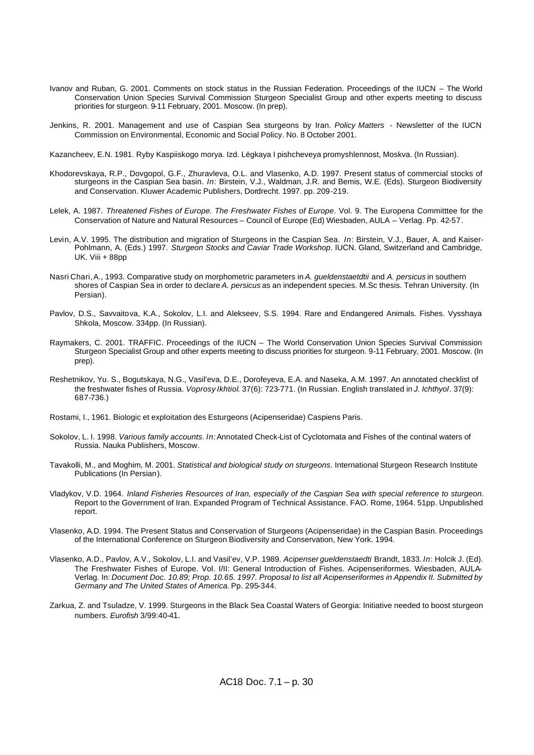Ivanov and Ruban, G. 2001. Comments on stock status in the Russian Federation. Proceedings of the IUCN – The World Conservation Union Species Survival Commission Sturgeon Specialist Group and other experts meeting to discuss priorities for sturgeon. 9-11 February, 2001. Moscow. (In prep).

Jenkins, R. 2001. Management and use of Caspian Sea sturgeons by Iran. *Policy Matters* - Newsletter of the IUCN Commission on Environmental, Economic and Social Policy. No. 8 October 2001.

Kazancheev, E.N. 1981. Ryby Kaspiiskogo morya. Izd. Lëgkaya I pishcheveya promyshlennost, Moskva. (In Russian).

Khodorevskaya, R.P., Dovgopol, G.F., Zhuravleva, O.L. and Vlasenko, A.D. 1997. Present status of commercial stocks of sturgeons in the Caspian Sea basin. *In*: Birstein, V.J., Waldman, J.R. and Bemis, W.E. (Eds). Sturgeon Biodiversity and Conservation. Kluwer Academic Publishers, Dordrecht. 1997. pp. 209-219.

Lelek, A. 1987. *Threatened Fishes of Europe. The Freshwater Fishes of Europe*. Vol. 9. The Europena Committtee for the Conservation of Nature and Natural Resources – Council of Europe (Ed) Wiesbaden, AULA – Verlag. Pp. 42-57.

Levin, A.V. 1995. The distribution and migration of Sturgeons in the Caspian Sea. *In*: Birstein, V.J., Bauer, A. and Kaiser-Pohlmann, A. (Eds.) 1997. *Sturgeon Stocks and Caviar Trade Workshop*. IUCN. Gland, Switzerland and Cambridge, UK. Viii + 88pp

Nasri Chari, A., 1993. Comparative study on morphometric parameters in *A. gueldenstaetdtii* and *A. persicus* in southern shores of Caspian Sea in order to declare *A. persicus* as an independent species. M.Sc thesis. Tehran University. (In Persian).

Pavlov, D.S., Savvaitova, K.A., Sokolov, L.I. and Alekseev, S.S. 1994. Rare and Endangered Animals. Fishes. Vysshaya Shkola, Moscow. 334pp. (In Russian).

Raymakers, C. 2001. TRAFFIC. Proceedings of the IUCN – The World Conservation Union Species Survival Commission Sturgeon Specialist Group and other experts meeting to discuss priorities for sturgeon. 9-11 February, 2001. Moscow. (In prep).

Reshetnikov, Yu. S., Bogutskaya, N.G., Vasil'eva, D.E., Dorofeyeva, E.A. and Naseka, A.M. 1997. An annotated checklist of the freshwater fishes of Russia. *Voprosy Ikhtiol*. 37(6): 723-771. (In Russian. English translated in *J. Ichthyol*. 37(9): 687-736.)

Rostami, I., 1961. Biologic et exploitation des Esturgeons (Acipenseridae) Caspiens Paris.

Sokolov, L. I. 1998. *Various family accounts*. *In*: Annotated Check-List of Cyclotomata and Fishes of the continal waters of Russia. Nauka Publishers, Moscow.

Tavakolli, M., and Moghim, M. 2001. *Statistical and biological study on sturgeons*. International Sturgeon Research Institute Publications (In Persian).

Vladykov, V.D. 1964. *Inland Fisheries Resources of Iran, especially of the Caspian Sea with special reference to sturgeon*. Report to the Government of Iran. Expanded Program of Technical Assistance. FAO. Rome, 1964. 51pp. Unpublished report.

Vlasenko, A.D. 1994. The Present Status and Conservation of Sturgeons (Acipenseridae) in the Caspian Basin. Proceedings of the International Conference on Sturgeon Biodiversity and Conservation, New York. 1994.

Vlasenko, A.D., Pavlov, A.V., Sokolov, L.I. and Vasil'ev, V.P. 1989. *Acipenser gueldenstaedti* Brandt, 1833. *In*: Holcik J. (Ed). The Freshwater Fishes of Europe. Vol. I/II: General Introduction of Fishes. Acipenseriformes. Wiesbaden, AULA-Verlag. In: *Document Doc. 10.89; Prop. 10.65. 1997. Proposal to list all Acipenseriformes in Appendix II. Submitted by Germany and The United States of America.* Pp. 295-344.

Zarkua, Z. and Tsuladze, V. 1999. Sturgeons in the Black Sea Coastal Waters of Georgia: Initiative needed to boost sturgeon numbers. *Eurofish* 3/99:40-41.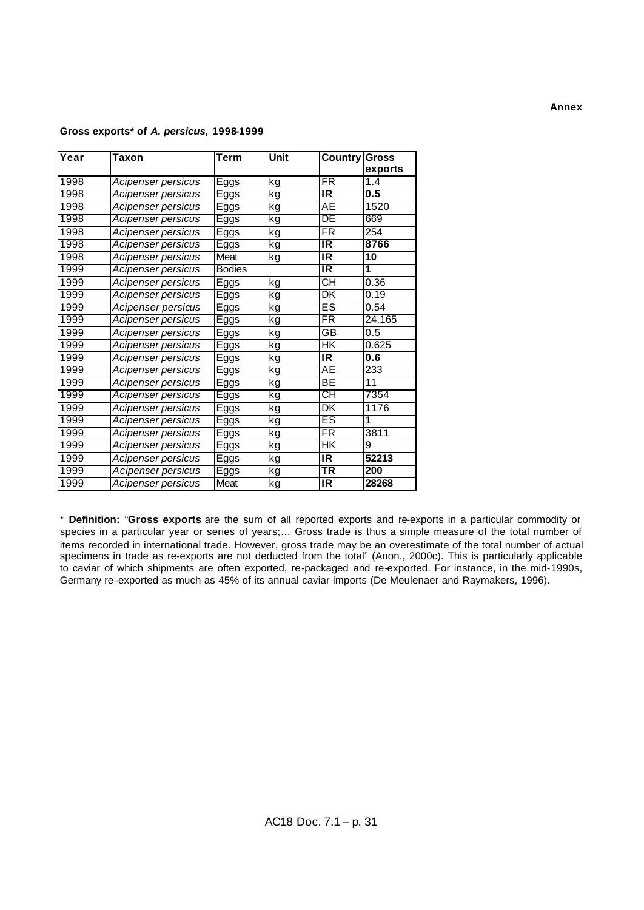**Annex**

**Gross exports\* of *A. persicus,* 1998-1999**

| Year | Taxon | Term | Unit | Country | Gross exports |
|---|---|---|---|---|---|
| 1998 | *Acipenser persicus* | Eggs | kg | FR | 1.4 |
| 1998 | *Acipenser persicus* | Eggs | kg | **IR** | **0.5** |
| 1998 | *Acipenser persicus* | Eggs | kg | AE | 1520 |
| 1998 | *Acipenser persicus* | Eggs | kg | DE | 669 |
| 1998 | *Acipenser persicus* | Eggs | kg | FR | 254 |
| 1998 | *Acipenser persicus* | Eggs | kg | **IR** | **8766** |
| 1998 | *Acipenser persicus* | Meat | kg | **IR** | **10** |
| 1999 | *Acipenser persicus* | Bodies | | **IR** | **1** |
| 1999 | *Acipenser persicus* | Eggs | kg | CH | 0.36 |
| 1999 | *Acipenser persicus* | Eggs | kg | DK | 0.19 |
| 1999 | *Acipenser persicus* | Eggs | kg | ES | 0.54 |
| 1999 | *Acipenser persicus* | Eggs | kg | FR | 24.165 |
| 1999 | *Acipenser persicus* | Eggs | kg | GB | 0.5 |
| 1999 | *Acipenser persicus* | Eggs | kg | HK | 0.625 |
| 1999 | *Acipenser persicus* | Eggs | kg | **IR** | **0.6** |
| 1999 | *Acipenser persicus* | Eggs | kg | AE | 233 |
| 1999 | *Acipenser persicus* | Eggs | kg | BE | 11 |
| 1999 | *Acipenser persicus* | Eggs | kg | CH | 7354 |
| 1999 | *Acipenser persicus* | Eggs | kg | DK | 1176 |
| 1999 | *Acipenser persicus* | Eggs | kg | ES | 1 |
| 1999 | *Acipenser persicus* | Eggs | kg | FR | 3811 |
| 1999 | *Acipenser persicus* | Eggs | kg | HK | 9 |
| 1999 | *Acipenser persicus* | Eggs | kg | **IR** | **52213** |
| 1999 | *Acipenser persicus* | Eggs | kg | **TR** | **200** |
| 1999 | *Acipenser persicus* | Meat | kg | **IR** | **28268** |

\* **Definition:** "**Gross exports** are the sum of all reported exports and re-exports in a particular commodity or species in a particular year or series of years;… Gross trade is thus a simple measure of the total number of items recorded in international trade. However, gross trade may be an overestimate of the total number of actual specimens in trade as re-exports are not deducted from the total" (Anon., 2000c). This is particularly applicable to caviar of which shipments are often exported, re-packaged and re-exported. For instance, in the mid-1990s, Germany re-exported as much as 45% of its annual caviar imports (De Meulenaer and Raymakers, 1996).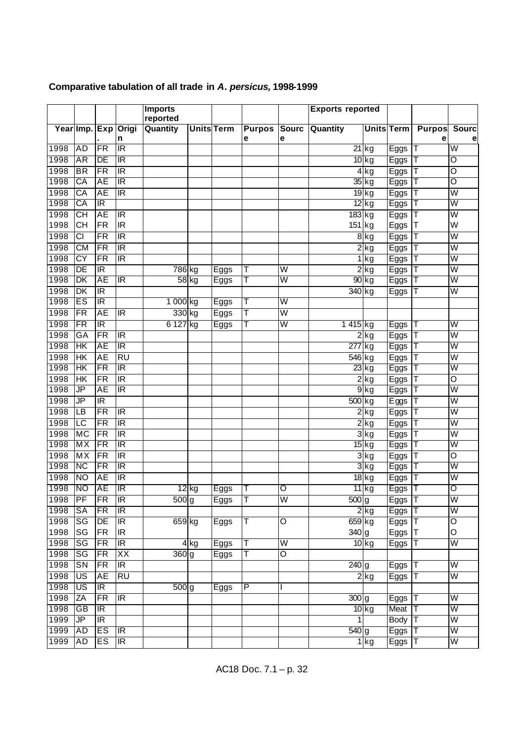**Comparative tabulation of all trade in *A. persicus*, 1998-1999**

| | | | | Imports reported | | | | | Exports reported | | | | |
|---|---|---|---|---|---|---|---|---|---|---|---|---|---|
| Year | Imp. | Exp. | Origin | Quantity | Units | Term | Purpose | Source | Quantity | Units | Term | Purpose | Source |
| 1998 | AD | FR | IR | | | | | | 21 | kg | Eggs | T | W |
| 1998 | AR | DE | IR | | | | | | 10 | kg | Eggs | T | O |
| 1998 | BR | FR | IR | | | | | | 4 | kg | Eggs | T | O |
| 1998 | CA | AE | IR | | | | | | 35 | kg | Eggs | T | O |
| 1998 | CA | AE | IR | | | | | | 19 | kg | Eggs | T | W |
| 1998 | CA | IR | | | | | | | 12 | kg | Eggs | T | W |
| 1998 | CH | AE | IR | | | | | | 183 | kg | Eggs | T | W |
| 1998 | CH | FR | IR | | | | | | 151 | kg | Eggs | T | W |
| 1998 | CI | FR | IR | | | | | | 8 | kg | Eggs | T | W |
| 1998 | CM | FR | IR | | | | | | 2 | kg | Eggs | T | W |
| 1998 | CY | FR | IR | | | | | | 1 | kg | Eggs | T | W |
| 1998 | DE | IR | | 786 | kg | Eggs | T | W | 2 | kg | Eggs | T | W |
| 1998 | DK | AE | IR | 58 | kg | Eggs | T | W | 90 | kg | Eggs | T | W |
| 1998 | DK | IR | | | | | | | 340 | kg | Eggs | T | W |
| 1998 | ES | IR | | 1 000 | kg | Eggs | T | W | | | | | |
| 1998 | FR | AE | IR | 330 | kg | Eggs | T | W | | | | | |
| 1998 | FR | IR | | 6 127 | kg | Eggs | T | W | 1 415 | kg | Eggs | T | W |
| 1998 | GA | FR | IR | | | | | | 2 | kg | Eggs | T | W |
| 1998 | HK | AE | IR | | | | | | 277 | kg | Eggs | T | W |
| 1998 | HK | AE | RU | | | | | | 546 | kg | Eggs | T | W |
| 1998 | HK | FR | IR | | | | | | 23 | kg | Eggs | T | W |
| 1998 | HK | FR | IR | | | | | | 2 | kg | Eggs | T | O |
| 1998 | JP | AE | IR | | | | | | 9 | kg | Eggs | T | W |
| 1998 | JP | IR | | | | | | | 500 | kg | Eggs | T | W |
| 1998 | LB | FR | IR | | | | | | 2 | kg | Eggs | T | W |
| 1998 | LC | FR | IR | | | | | | 2 | kg | Eggs | T | W |
| 1998 | MC | FR | IR | | | | | | 3 | kg | Eggs | T | W |
| 1998 | MX | FR | IR | | | | | | 15 | kg | Eggs | T | W |
| 1998 | MX | FR | IR | | | | | | 3 | kg | Eggs | T | O |
| 1998 | NC | FR | IR | | | | | | 3 | kg | Eggs | T | W |
| 1998 | NO | AE | IR | | | | | | 18 | kg | Eggs | T | W |
| 1998 | NO | AE | IR | 12 | kg | Eggs | T | O | 11 | kg | Eggs | T | O |
| 1998 | PF | FR | IR | 500 | g | Eggs | T | W | 500 | g | Eggs | T | W |
| 1998 | SA | FR | IR | | | | | | 2 | kg | Eggs | T | W |
| 1998 | SG | DE | IR | 659 | kg | Eggs | T | O | 659 | kg | Eggs | T | O |
| 1998 | SG | FR | IR | | | | | | 340 | g | Eggs | T | O |
| 1998 | SG | FR | IR | 4 | kg | Eggs | T | W | 10 | kg | Eggs | T | W |
| 1998 | SG | FR | XX | 360 | g | Eggs | T | O | | | | | |
| 1998 | SN | FR | IR | | | | | | 240 | g | Eggs | T | W |
| 1998 | US | AE | RU | | | | | | 2 | kg | Eggs | T | W |
| 1998 | US | IR | | 500 | g | Eggs | P | I | | | | | |
| 1998 | ZA | FR | IR | | | | | | 300 | g | Eggs | T | W |
| 1998 | GB | IR | | | | | | | 10 | kg | Meat | T | W |
| 1999 | JP | IR | | | | | | | 1 | | Body | T | W |
| 1999 | AD | ES | IR | | | | | | 540 | g | Eggs | T | W |
| 1999 | AD | ES | IR | | | | | | 1 | kg | Eggs | T | W |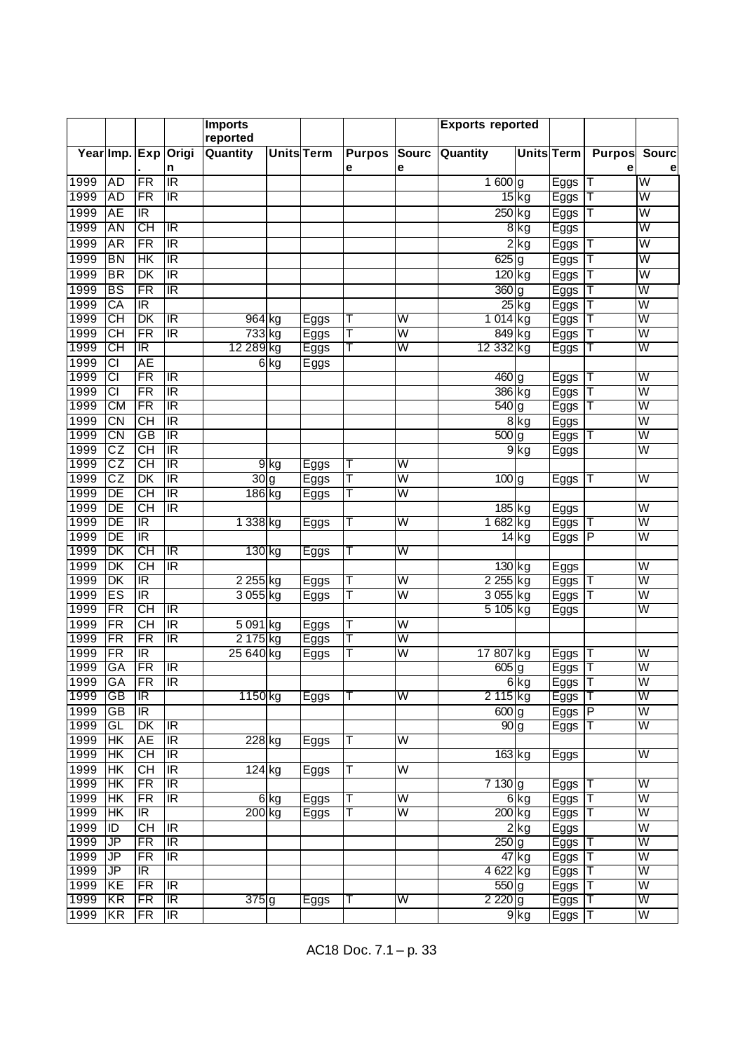| | | | | Imports reported | | | | | Exports reported | | | | |
|---|---|---|---|---|---|---|---|---|---|---|---|---|---|
| Year | Imp. | Exp. | Origin | Quantity | Units | Term | Purpose | Source | Quantity | Units | Term | Purpose | Source |
| 1999 | AD | FR | IR | | | | | | 1 600 | g | Eggs | T | W |
| 1999 | AD | FR | IR | | | | | | 15 | kg | Eggs | T | W |
| 1999 | AE | IR | | | | | | | 250 | kg | Eggs | T | W |
| 1999 | AN | CH | IR | | | | | | 8 | kg | Eggs | | W |
| 1999 | AR | FR | IR | | | | | | 2 | kg | Eggs | T | W |
| 1999 | BN | HK | IR | | | | | | 625 | g | Eggs | T | W |
| 1999 | BR | DK | IR | | | | | | 120 | kg | Eggs | T | W |
| 1999 | BS | FR | IR | | | | | | 360 | g | Eggs | T | W |
| 1999 | CA | IR | | | | | | | 25 | kg | Eggs | T | W |
| 1999 | CH | DK | IR | 964 | kg | Eggs | T | W | 1 014 | kg | Eggs | T | W |
| 1999 | CH | FR | IR | 733 | kg | Eggs | T | W | 849 | kg | Eggs | T | W |
| 1999 | CH | IR | | 12 289 | kg | Eggs | T | W | 12 332 | kg | Eggs | T | W |
| 1999 | CI | AE | | 6 | kg | Eggs | | | | | | | |
| 1999 | CI | FR | IR | | | | | | 460 | g | Eggs | T | W |
| 1999 | CI | FR | IR | | | | | | 386 | kg | Eggs | T | W |
| 1999 | CM | FR | IR | | | | | | 540 | g | Eggs | T | W |
| 1999 | CN | CH | IR | | | | | | 8 | kg | Eggs | | W |
| 1999 | CN | GB | IR | | | | | | 500 | g | Eggs | T | W |
| 1999 | CZ | CH | IR | | | | | | 9 | kg | Eggs | | W |
| 1999 | CZ | CH | IR | 9 | kg | Eggs | T | W | | | | | |
| 1999 | CZ | DK | IR | 30 | g | Eggs | T | W | 100 | g | Eggs | T | W |
| 1999 | DE | CH | IR | 186 | kg | Eggs | T | W | | | | | |
| 1999 | DE | CH | IR | | | | | | 185 | kg | Eggs | | W |
| 1999 | DE | IR | | 1 338 | kg | Eggs | T | W | 1 682 | kg | Eggs | T | W |
| 1999 | DE | IR | | | | | | | 14 | kg | Eggs | P | W |
| 1999 | DK | CH | IR | 130 | kg | Eggs | T | W | | | | | |
| 1999 | DK | CH | IR | | | | | | 130 | kg | Eggs | | W |
| 1999 | DK | IR | | 2 255 | kg | Eggs | T | W | 2 255 | kg | Eggs | T | W |
| 1999 | ES | IR | | 3 055 | kg | Eggs | T | W | 3 055 | kg | Eggs | T | W |
| 1999 | FR | CH | IR | | | | | | 5 105 | kg | Eggs | | W |
| 1999 | FR | CH | IR | 5 091 | kg | Eggs | T | W | | | | | |
| 1999 | FR | FR | IR | 2 175 | kg | Eggs | T | W | | | | | |
| 1999 | FR | IR | | 25 640 | kg | Eggs | T | W | 17 807 | kg | Eggs | T | W |
| 1999 | GA | FR | IR | | | | | | 605 | g | Eggs | T | W |
| 1999 | GA | FR | IR | | | | | | 6 | kg | Eggs | T | W |
| 1999 | GB | IR | | 1150 | kg | Eggs | T | W | 2 115 | kg | Eggs | T | W |
| 1999 | GB | IR | | | | | | | 600 | g | Eggs | P | W |
| 1999 | GL | DK | IR | | | | | | 90 | g | Eggs | T | W |
| 1999 | HK | AE | IR | 228 | kg | Eggs | T | W | | | | | |
| 1999 | HK | CH | IR | | | | | | 163 | kg | Eggs | | W |
| 1999 | HK | CH | IR | 124 | kg | Eggs | T | W | | | | | |
| 1999 | HK | FR | IR | | | | | | 7 130 | g | Eggs | T | W |
| 1999 | HK | FR | IR | 6 | kg | Eggs | T | W | 6 | kg | Eggs | T | W |
| 1999 | HK | IR | | 200 | kg | Eggs | T | W | 200 | kg | Eggs | T | W |
| 1999 | ID | CH | IR | | | | | | 2 | kg | Eggs | | W |
| 1999 | JP | FR | IR | | | | | | 250 | g | Eggs | T | W |
| 1999 | JP | FR | IR | | | | | | 47 | kg | Eggs | T | W |
| 1999 | JP | IR | | | | | | | 4 622 | kg | Eggs | T | W |
| 1999 | KE | FR | IR | | | | | | 550 | g | Eggs | T | W |
| 1999 | KR | FR | IR | 375 | g | Eggs | T | W | 2 220 | g | Eggs | T | W |
| 1999 | KR | FR | IR | | | | | | 9 | kg | Eggs | T | W |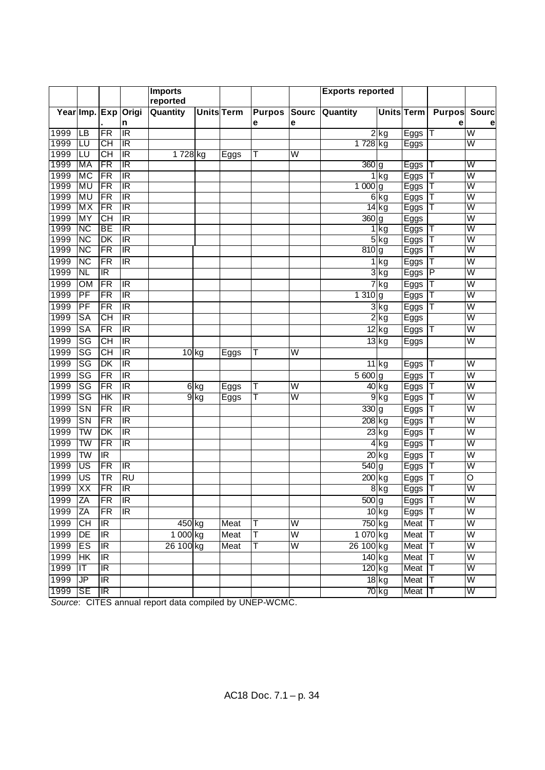| | | | | Imports reported | | | | | Exports reported | | | | |
|---|---|---|---|---|---|---|---|---|---|---|---|---|---|
| Year | Imp. | Exp. | Origin | Quantity | Units | Term | Purpose | Source | Quantity | Units | Term | Purpose | Source |
| 1999 | LB | FR | IR | | | | | | 2 | kg | Eggs | T | W |
| 1999 | LU | CH | IR | | | | | | 1 728 | kg | Eggs | | W |
| 1999 | LU | CH | IR | 1 728 | kg | Eggs | T | W | | | | | |
| 1999 | MA | FR | IR | | | | | | 360 | g | Eggs | T | W |
| 1999 | MC | FR | IR | | | | | | 1 | kg | Eggs | T | W |
| 1999 | MU | FR | IR | | | | | | 1 000 | g | Eggs | T | W |
| 1999 | MU | FR | IR | | | | | | 6 | kg | Eggs | T | W |
| 1999 | MX | FR | IR | | | | | | 14 | kg | Eggs | T | W |
| 1999 | MY | CH | IR | | | | | | 360 | g | Eggs | | W |
| 1999 | NC | BE | IR | | | | | | 1 | kg | Eggs | T | W |
| 1999 | NC | DK | IR | | | | | | 5 | kg | Eggs | T | W |
| 1999 | NC | FR | IR | | | | | | 810 | g | Eggs | T | W |
| 1999 | NC | FR | IR | | | | | | 1 | kg | Eggs | T | W |
| 1999 | NL | IR | | | | | | | 3 | kg | Eggs | P | W |
| 1999 | OM | FR | IR | | | | | | 7 | kg | Eggs | T | W |
| 1999 | PF | FR | IR | | | | | | 1 310 | g | Eggs | T | W |
| 1999 | PF | FR | IR | | | | | | 3 | kg | Eggs | T | W |
| 1999 | SA | CH | IR | | | | | | 2 | kg | Eggs | | W |
| 1999 | SA | FR | IR | | | | | | 12 | kg | Eggs | T | W |
| 1999 | SG | CH | IR | | | | | | 13 | kg | Eggs | | W |
| 1999 | SG | CH | IR | 10 | kg | Eggs | T | W | | | | | |
| 1999 | SG | DK | IR | | | | | | 11 | kg | Eggs | T | W |
| 1999 | SG | FR | IR | | | | | | 5 600 | g | Eggs | T | W |
| 1999 | SG | FR | IR | 6 | kg | Eggs | T | W | 40 | kg | Eggs | T | W |
| 1999 | SG | HK | IR | 9 | kg | Eggs | T | W | 9 | kg | Eggs | T | W |
| 1999 | SN | FR | IR | | | | | | 330 | g | Eggs | T | W |
| 1999 | SN | FR | IR | | | | | | 208 | kg | Eggs | T | W |
| 1999 | TW | DK | IR | | | | | | 23 | kg | Eggs | T | W |
| 1999 | TW | FR | IR | | | | | | 4 | kg | Eggs | T | W |
| 1999 | TW | IR | | | | | | | 20 | kg | Eggs | T | W |
| 1999 | US | FR | IR | | | | | | 540 | g | Eggs | T | W |
| 1999 | US | TR | RU | | | | | | 200 | kg | Eggs | T | O |
| 1999 | XX | FR | IR | | | | | | 8 | kg | Eggs | T | W |
| 1999 | ZA | FR | IR | | | | | | 500 | g | Eggs | T | W |
| 1999 | ZA | FR | IR | | | | | | 10 | kg | Eggs | T | W |
| 1999 | CH | IR | | 450 | kg | Meat | T | W | 750 | kg | Meat | T | W |
| 1999 | DE | IR | | 1 000 | kg | Meat | T | W | 1 070 | kg | Meat | T | W |
| 1999 | ES | IR | | 26 100 | kg | Meat | T | W | 26 100 | kg | Meat | T | W |
| 1999 | HK | IR | | | | | | | 140 | kg | Meat | T | W |
| 1999 | IT | IR | | | | | | | 120 | kg | Meat | T | W |
| 1999 | JP | IR | | | | | | | 18 | kg | Meat | T | W |
| 1999 | SE | IR | | | | | | | 70 | kg | Meat | T | W |

*Source*: CITES annual report data compiled by UNEP-WCMC.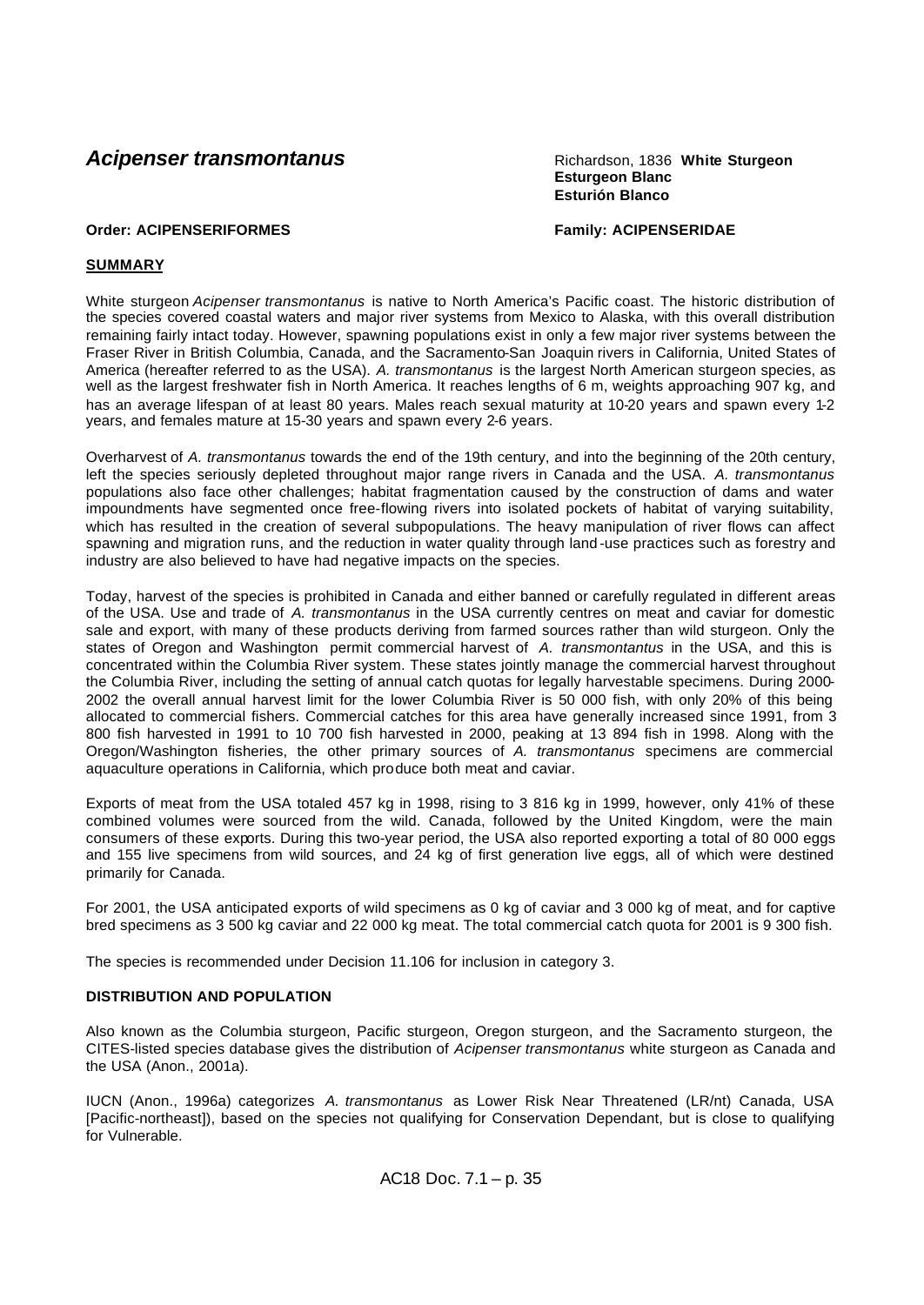# *Acipenser transmontanus* Richardson, 1836 **White Sturgeon**

**Esturgeon Blanc**
**Esturión Blanco**

**Order: ACIPENSERIFORMES** **Family: ACIPENSERIDAE**

## SUMMARY

White sturgeon *Acipenser transmontanus* is native to North America's Pacific coast. The historic distribution of the species covered coastal waters and major river systems from Mexico to Alaska, with this overall distribution remaining fairly intact today. However, spawning populations exist in only a few major river systems between the Fraser River in British Columbia, Canada, and the Sacramento-San Joaquin rivers in California, United States of America (hereafter referred to as the USA). *A. transmontanus* is the largest North American sturgeon species, as well as the largest freshwater fish in North America. It reaches lengths of 6 m, weights approaching 907 kg, and has an average lifespan of at least 80 years. Males reach sexual maturity at 10-20 years and spawn every 1-2 years, and females mature at 15-30 years and spawn every 2-6 years.

Overharvest of *A. transmontanus* towards the end of the 19th century, and into the beginning of the 20th century, left the species seriously depleted throughout major range rivers in Canada and the USA. *A. transmontanus* populations also face other challenges; habitat fragmentation caused by the construction of dams and water impoundments have segmented once free-flowing rivers into isolated pockets of habitat of varying suitability, which has resulted in the creation of several subpopulations. The heavy manipulation of river flows can affect spawning and migration runs, and the reduction in water quality through land-use practices such as forestry and industry are also believed to have had negative impacts on the species.

Today, harvest of the species is prohibited in Canada and either banned or carefully regulated in different areas of the USA. Use and trade of *A. transmontanus* in the USA currently centres on meat and caviar for domestic sale and export, with many of these products deriving from farmed sources rather than wild sturgeon. Only the states of Oregon and Washington permit commercial harvest of *A. transmontantus* in the USA, and this is concentrated within the Columbia River system. These states jointly manage the commercial harvest throughout the Columbia River, including the setting of annual catch quotas for legally harvestable specimens. During 2000-2002 the overall annual harvest limit for the lower Columbia River is 50 000 fish, with only 20% of this being allocated to commercial fishers. Commercial catches for this area have generally increased since 1991, from 3 800 fish harvested in 1991 to 10 700 fish harvested in 2000, peaking at 13 894 fish in 1998. Along with the Oregon/Washington fisheries, the other primary sources of *A. transmontanus* specimens are commercial aquaculture operations in California, which produce both meat and caviar.

Exports of meat from the USA totaled 457 kg in 1998, rising to 3 816 kg in 1999, however, only 41% of these combined volumes were sourced from the wild. Canada, followed by the United Kingdom, were the main consumers of these exports. During this two-year period, the USA also reported exporting a total of 80 000 eggs and 155 live specimens from wild sources, and 24 kg of first generation live eggs, all of which were destined primarily for Canada.

For 2001, the USA anticipated exports of wild specimens as 0 kg of caviar and 3 000 kg of meat, and for captive bred specimens as 3 500 kg caviar and 22 000 kg meat. The total commercial catch quota for 2001 is 9 300 fish.

The species is recommended under Decision 11.106 for inclusion in category 3.

## DISTRIBUTION AND POPULATION

Also known as the Columbia sturgeon, Pacific sturgeon, Oregon sturgeon, and the Sacramento sturgeon, the CITES-listed species database gives the distribution of *Acipenser transmontanus* white sturgeon as Canada and the USA (Anon., 2001a).

IUCN (Anon., 1996a) categorizes *A. transmontanus* as Lower Risk Near Threatened (LR/nt) Canada, USA [Pacific-northeast]), based on the species not qualifying for Conservation Dependant, but is close to qualifying for Vulnerable.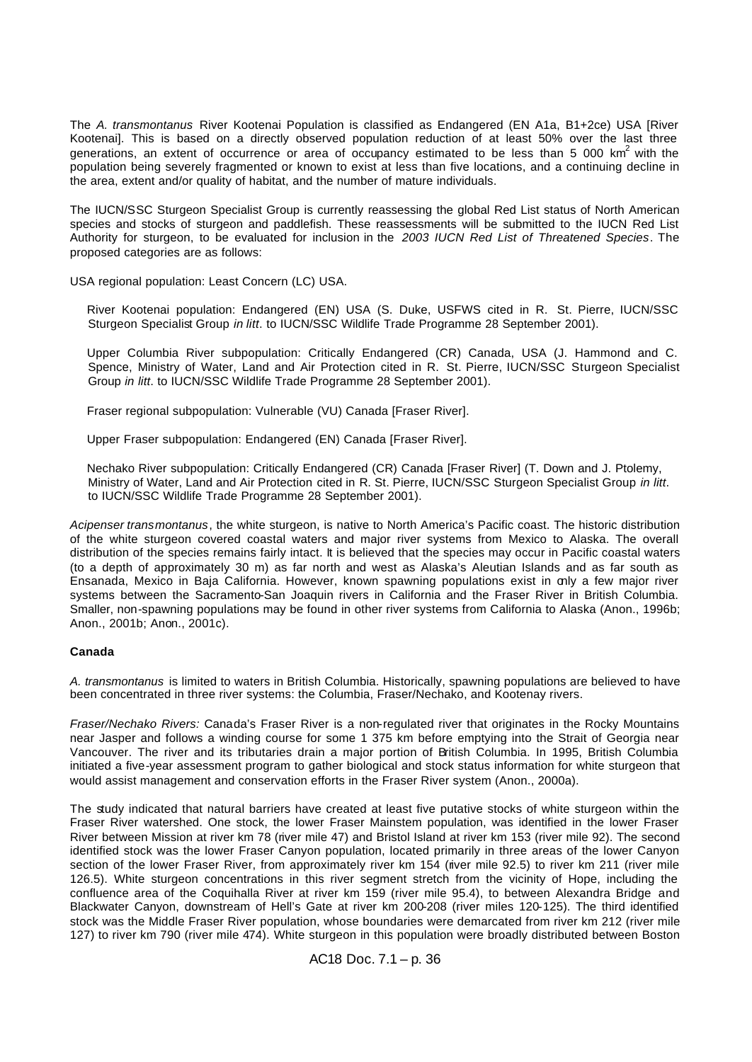The *A. transmontanus* River Kootenai Population is classified as Endangered (EN A1a, B1+2ce) USA [River Kootenai]. This is based on a directly observed population reduction of at least 50% over the last three generations, an extent of occurrence or area of occupancy estimated to be less than 5 000 km$^2$ with the population being severely fragmented or known to exist at less than five locations, and a continuing decline in the area, extent and/or quality of habitat, and the number of mature individuals.

The IUCN/SSC Sturgeon Specialist Group is currently reassessing the global Red List status of North American species and stocks of sturgeon and paddlefish. These reassessments will be submitted to the IUCN Red List Authority for sturgeon, to be evaluated for inclusion in the *2003 IUCN Red List of Threatened Species*. The proposed categories are as follows:

USA regional population: Least Concern (LC) USA.

River Kootenai population: Endangered (EN) USA (S. Duke, USFWS cited in R. St. Pierre, IUCN/SSC Sturgeon Specialist Group *in litt*. to IUCN/SSC Wildlife Trade Programme 28 September 2001).

Upper Columbia River subpopulation: Critically Endangered (CR) Canada, USA (J. Hammond and C. Spence, Ministry of Water, Land and Air Protection cited in R. St. Pierre, IUCN/SSC Sturgeon Specialist Group *in litt*. to IUCN/SSC Wildlife Trade Programme 28 September 2001).

Fraser regional subpopulation: Vulnerable (VU) Canada [Fraser River].

Upper Fraser subpopulation: Endangered (EN) Canada [Fraser River].

Nechako River subpopulation: Critically Endangered (CR) Canada [Fraser River] (T. Down and J. Ptolemy, Ministry of Water, Land and Air Protection cited in R. St. Pierre, IUCN/SSC Sturgeon Specialist Group *in litt*. to IUCN/SSC Wildlife Trade Programme 28 September 2001).

*Acipenser transmontanus*, the white sturgeon, is native to North America's Pacific coast. The historic distribution of the white sturgeon covered coastal waters and major river systems from Mexico to Alaska. The overall distribution of the species remains fairly intact. It is believed that the species may occur in Pacific coastal waters (to a depth of approximately 30 m) as far north and west as Alaska's Aleutian Islands and as far south as Ensanada, Mexico in Baja California. However, known spawning populations exist in only a few major river systems between the Sacramento-San Joaquin rivers in California and the Fraser River in British Columbia. Smaller, non-spawning populations may be found in other river systems from California to Alaska (Anon., 1996b; Anon., 2001b; Anon., 2001c).

**Canada**

*A. transmontanus* is limited to waters in British Columbia. Historically, spawning populations are believed to have been concentrated in three river systems: the Columbia, Fraser/Nechako, and Kootenay rivers.

*Fraser/Nechako Rivers:* Canada's Fraser River is a non-regulated river that originates in the Rocky Mountains near Jasper and follows a winding course for some 1 375 km before emptying into the Strait of Georgia near Vancouver. The river and its tributaries drain a major portion of British Columbia. In 1995, British Columbia initiated a five-year assessment program to gather biological and stock status information for white sturgeon that would assist management and conservation efforts in the Fraser River system (Anon., 2000a).

The study indicated that natural barriers have created at least five putative stocks of white sturgeon within the Fraser River watershed. One stock, the lower Fraser Mainstem population, was identified in the lower Fraser River between Mission at river km 78 (river mile 47) and Bristol Island at river km 153 (river mile 92). The second identified stock was the lower Fraser Canyon population, located primarily in three areas of the lower Canyon section of the lower Fraser River, from approximately river km 154 (river mile 92.5) to river km 211 (river mile 126.5). White sturgeon concentrations in this river segment stretch from the vicinity of Hope, including the confluence area of the Coquihalla River at river km 159 (river mile 95.4), to between Alexandra Bridge and Blackwater Canyon, downstream of Hell's Gate at river km 200-208 (river miles 120-125). The third identified stock was the Middle Fraser River population, whose boundaries were demarcated from river km 212 (river mile 127) to river km 790 (river mile 474). White sturgeon in this population were broadly distributed between Boston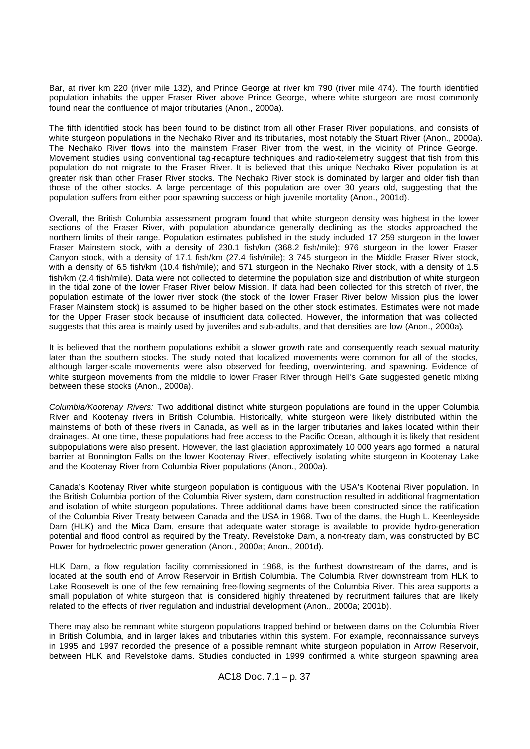Bar, at river km 220 (river mile 132), and Prince George at river km 790 (river mile 474). The fourth identified population inhabits the upper Fraser River above Prince George, where white sturgeon are most commonly found near the confluence of major tributaries (Anon., 2000a).

The fifth identified stock has been found to be distinct from all other Fraser River populations, and consists of white sturgeon populations in the Nechako River and its tributaries, most notably the Stuart River (Anon., 2000a). The Nechako River flows into the mainstem Fraser River from the west, in the vicinity of Prince George. Movement studies using conventional tag-recapture techniques and radio-telemetry suggest that fish from this population do not migrate to the Fraser River. It is believed that this unique Nechako River population is at greater risk than other Fraser River stocks. The Nechako River stock is dominated by larger and older fish than those of the other stocks. A large percentage of this population are over 30 years old, suggesting that the population suffers from either poor spawning success or high juvenile mortality (Anon., 2001d).

Overall, the British Columbia assessment program found that white sturgeon density was highest in the lower sections of the Fraser River, with population abundance generally declining as the stocks approached the northern limits of their range. Population estimates published in the study included 17 259 sturgeon in the lower Fraser Mainstem stock, with a density of 230.1 fish/km (368.2 fish/mile); 976 sturgeon in the lower Fraser Canyon stock, with a density of 17.1 fish/km (27.4 fish/mile); 3 745 sturgeon in the Middle Fraser River stock, with a density of 6.5 fish/km (10.4 fish/mile); and 571 sturgeon in the Nechako River stock, with a density of 1.5 fish/km (2.4 fish/mile). Data were not collected to determine the population size and distribution of white sturgeon in the tidal zone of the lower Fraser River below Mission. If data had been collected for this stretch of river, the population estimate of the lower river stock (the stock of the lower Fraser River below Mission plus the lower Fraser Mainstem stock) is assumed to be higher based on the other stock estimates. Estimates were not made for the Upper Fraser stock because of insufficient data collected. However, the information that was collected suggests that this area is mainly used by juveniles and sub-adults, and that densities are low (Anon., 2000a).

It is believed that the northern populations exhibit a slower growth rate and consequently reach sexual maturity later than the southern stocks. The study noted that localized movements were common for all of the stocks, although larger-scale movements were also observed for feeding, overwintering, and spawning. Evidence of white sturgeon movements from the middle to lower Fraser River through Hell's Gate suggested genetic mixing between these stocks (Anon., 2000a).

*Columbia/Kootenay Rivers:* Two additional distinct white sturgeon populations are found in the upper Columbia River and Kootenay rivers in British Columbia. Historically, white sturgeon were likely distributed within the mainstems of both of these rivers in Canada, as well as in the larger tributaries and lakes located within their drainages. At one time, these populations had free access to the Pacific Ocean, although it is likely that resident subpopulations were also present. However, the last glaciation approximately 10 000 years ago formed a natural barrier at Bonnington Falls on the lower Kootenay River, effectively isolating white sturgeon in Kootenay Lake and the Kootenay River from Columbia River populations (Anon., 2000a).

Canada's Kootenay River white sturgeon population is contiguous with the USA's Kootenai River population. In the British Columbia portion of the Columbia River system, dam construction resulted in additional fragmentation and isolation of white sturgeon populations. Three additional dams have been constructed since the ratification of the Columbia River Treaty between Canada and the USA in 1968. Two of the dams, the Hugh L. Keenleyside Dam (HLK) and the Mica Dam, ensure that adequate water storage is available to provide hydro-generation potential and flood control as required by the Treaty. Revelstoke Dam, a non-treaty dam, was constructed by BC Power for hydroelectric power generation (Anon., 2000a; Anon., 2001d).

HLK Dam, a flow regulation facility commissioned in 1968, is the furthest downstream of the dams, and is located at the south end of Arrow Reservoir in British Columbia. The Columbia River downstream from HLK to Lake Roosevelt is one of the few remaining free-flowing segments of the Columbia River. This area supports a small population of white sturgeon that is considered highly threatened by recruitment failures that are likely related to the effects of river regulation and industrial development (Anon., 2000a; 2001b).

There may also be remnant white sturgeon populations trapped behind or between dams on the Columbia River in British Columbia, and in larger lakes and tributaries within this system. For example, reconnaissance surveys in 1995 and 1997 recorded the presence of a possible remnant white sturgeon population in Arrow Reservoir, between HLK and Revelstoke dams. Studies conducted in 1999 confirmed a white sturgeon spawning area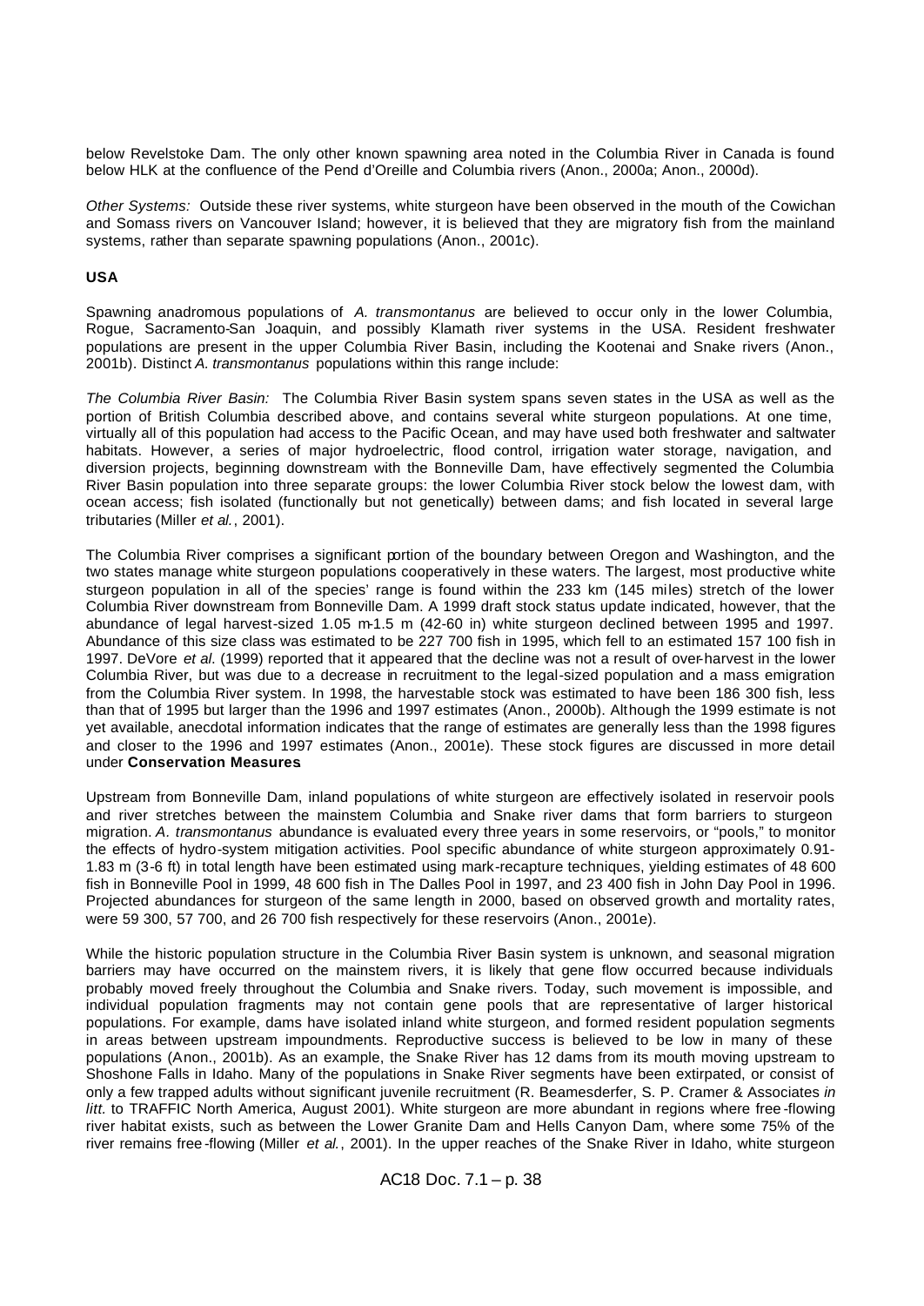below Revelstoke Dam. The only other known spawning area noted in the Columbia River in Canada is found below HLK at the confluence of the Pend d'Oreille and Columbia rivers (Anon., 2000a; Anon., 2000d).

*Other Systems:* Outside these river systems, white sturgeon have been observed in the mouth of the Cowichan and Somass rivers on Vancouver Island; however, it is believed that they are migratory fish from the mainland systems, rather than separate spawning populations (Anon., 2001c).

**USA**

Spawning anadromous populations of *A. transmontanus* are believed to occur only in the lower Columbia, Rogue, Sacramento-San Joaquin, and possibly Klamath river systems in the USA. Resident freshwater populations are present in the upper Columbia River Basin, including the Kootenai and Snake rivers (Anon., 2001b). Distinct *A. transmontanus* populations within this range include:

*The Columbia River Basin:* The Columbia River Basin system spans seven states in the USA as well as the portion of British Columbia described above, and contains several white sturgeon populations. At one time, virtually all of this population had access to the Pacific Ocean, and may have used both freshwater and saltwater habitats. However, a series of major hydroelectric, flood control, irrigation water storage, navigation, and diversion projects, beginning downstream with the Bonneville Dam, have effectively segmented the Columbia River Basin population into three separate groups: the lower Columbia River stock below the lowest dam, with ocean access; fish isolated (functionally but not genetically) between dams; and fish located in several large tributaries (Miller *et al.*, 2001).

The Columbia River comprises a significant portion of the boundary between Oregon and Washington, and the two states manage white sturgeon populations cooperatively in these waters. The largest, most productive white sturgeon population in all of the species' range is found within the 233 km (145 miles) stretch of the lower Columbia River downstream from Bonneville Dam. A 1999 draft stock status update indicated, however, that the abundance of legal harvest-sized 1.05 m-1.5 m (42-60 in) white sturgeon declined between 1995 and 1997. Abundance of this size class was estimated to be 227 700 fish in 1995, which fell to an estimated 157 100 fish in 1997. DeVore *et al.* (1999) reported that it appeared that the decline was not a result of over-harvest in the lower Columbia River, but was due to a decrease in recruitment to the legal-sized population and a mass emigration from the Columbia River system. In 1998, the harvestable stock was estimated to have been 186 300 fish, less than that of 1995 but larger than the 1996 and 1997 estimates (Anon., 2000b). Although the 1999 estimate is not yet available, anecdotal information indicates that the range of estimates are generally less than the 1998 figures and closer to the 1996 and 1997 estimates (Anon., 2001e). These stock figures are discussed in more detail under **Conservation Measures**.

Upstream from Bonneville Dam, inland populations of white sturgeon are effectively isolated in reservoir pools and river stretches between the mainstem Columbia and Snake river dams that form barriers to sturgeon migration. *A. transmontanus* abundance is evaluated every three years in some reservoirs, or "pools," to monitor the effects of hydro-system mitigation activities. Pool specific abundance of white sturgeon approximately 0.91-1.83 m (3-6 ft) in total length have been estimated using mark-recapture techniques, yielding estimates of 48 600 fish in Bonneville Pool in 1999, 48 600 fish in The Dalles Pool in 1997, and 23 400 fish in John Day Pool in 1996. Projected abundances for sturgeon of the same length in 2000, based on observed growth and mortality rates, were 59 300, 57 700, and 26 700 fish respectively for these reservoirs (Anon., 2001e).

While the historic population structure in the Columbia River Basin system is unknown, and seasonal migration barriers may have occurred on the mainstem rivers, it is likely that gene flow occurred because individuals probably moved freely throughout the Columbia and Snake rivers. Today, such movement is impossible, and individual population fragments may not contain gene pools that are representative of larger historical populations. For example, dams have isolated inland white sturgeon, and formed resident population segments in areas between upstream impoundments. Reproductive success is believed to be low in many of these populations (Anon., 2001b). As an example, the Snake River has 12 dams from its mouth moving upstream to Shoshone Falls in Idaho. Many of the populations in Snake River segments have been extirpated, or consist of only a few trapped adults without significant juvenile recruitment (R. Beamesderfer, S. P. Cramer & Associates *in litt.* to TRAFFIC North America, August 2001). White sturgeon are more abundant in regions where free-flowing river habitat exists, such as between the Lower Granite Dam and Hells Canyon Dam, where some 75% of the river remains free-flowing (Miller *et al.*, 2001). In the upper reaches of the Snake River in Idaho, white sturgeon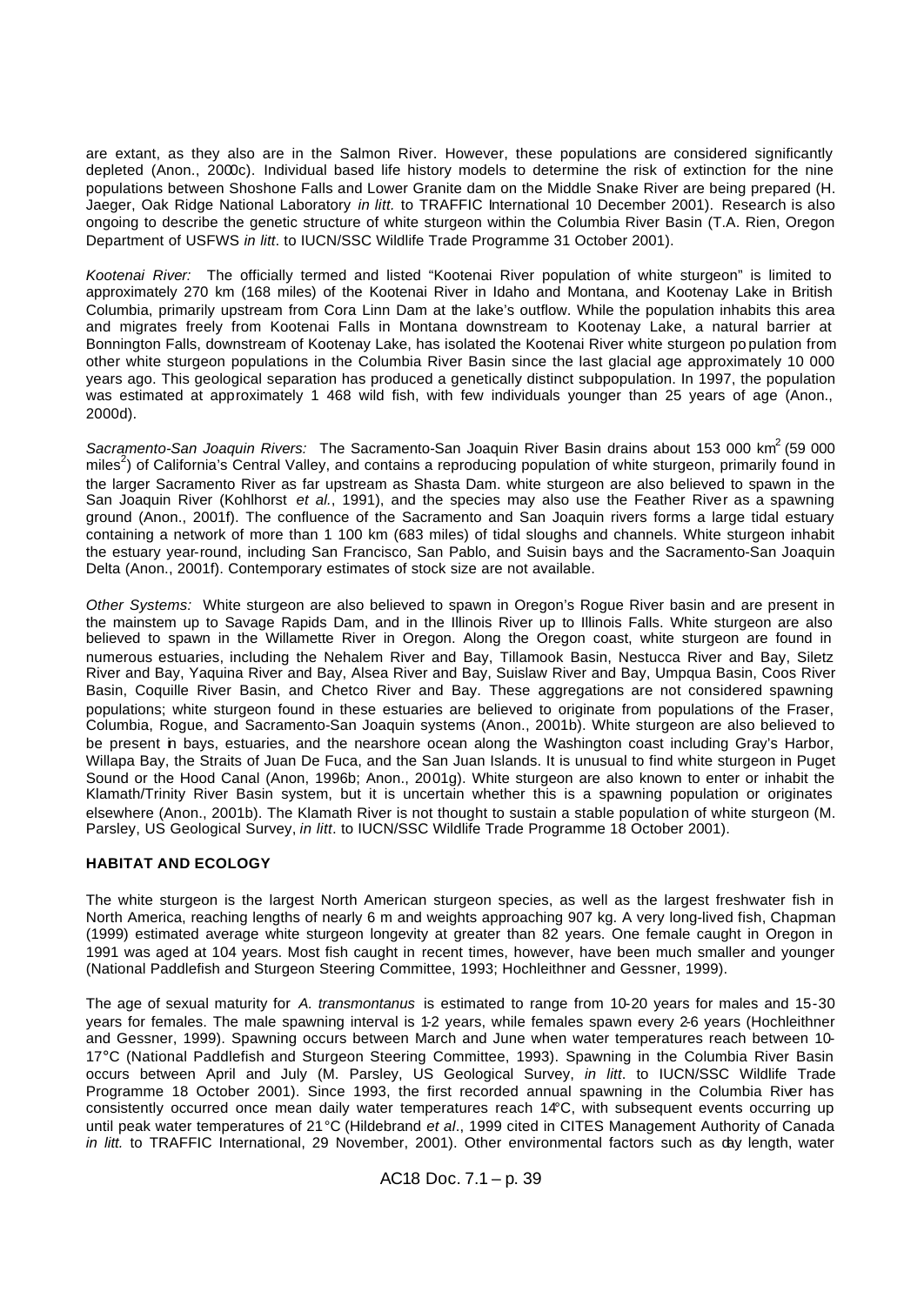are extant, as they also are in the Salmon River. However, these populations are considered significantly depleted (Anon., 2000c). Individual based life history models to determine the risk of extinction for the nine populations between Shoshone Falls and Lower Granite dam on the Middle Snake River are being prepared (H. Jaeger, Oak Ridge National Laboratory *in litt.* to TRAFFIC International 10 December 2001). Research is also ongoing to describe the genetic structure of white sturgeon within the Columbia River Basin (T.A. Rien, Oregon Department of USFWS *in litt*. to IUCN/SSC Wildlife Trade Programme 31 October 2001).

*Kootenai River:* The officially termed and listed "Kootenai River population of white sturgeon" is limited to approximately 270 km (168 miles) of the Kootenai River in Idaho and Montana, and Kootenay Lake in British Columbia, primarily upstream from Cora Linn Dam at the lake's outflow. While the population inhabits this area and migrates freely from Kootenai Falls in Montana downstream to Kootenay Lake, a natural barrier at Bonnington Falls, downstream of Kootenay Lake, has isolated the Kootenai River white sturgeon population from other white sturgeon populations in the Columbia River Basin since the last glacial age approximately 10 000 years ago. This geological separation has produced a genetically distinct subpopulation. In 1997, the population was estimated at approximately 1 468 wild fish, with few individuals younger than 25 years of age (Anon., 2000d).

*Sacramento-San Joaquin Rivers:* The Sacramento-San Joaquin River Basin drains about 153 000 km$^2$ (59 000 miles$^2$) of California's Central Valley, and contains a reproducing population of white sturgeon, primarily found in the larger Sacramento River as far upstream as Shasta Dam. white sturgeon are also believed to spawn in the San Joaquin River (Kohlhorst *et al.*, 1991), and the species may also use the Feather River as a spawning ground (Anon., 2001f). The confluence of the Sacramento and San Joaquin rivers forms a large tidal estuary containing a network of more than 1 100 km (683 miles) of tidal sloughs and channels. White sturgeon inhabit the estuary year-round, including San Francisco, San Pablo, and Suisin bays and the Sacramento-San Joaquin Delta (Anon., 2001f). Contemporary estimates of stock size are not available.

*Other Systems:* White sturgeon are also believed to spawn in Oregon's Rogue River basin and are present in the mainstem up to Savage Rapids Dam, and in the Illinois River up to Illinois Falls. White sturgeon are also believed to spawn in the Willamette River in Oregon. Along the Oregon coast, white sturgeon are found in numerous estuaries, including the Nehalem River and Bay, Tillamook Basin, Nestucca River and Bay, Siletz River and Bay, Yaquina River and Bay, Alsea River and Bay, Suislaw River and Bay, Umpqua Basin, Coos River Basin, Coquille River Basin, and Chetco River and Bay. These aggregations are not considered spawning populations; white sturgeon found in these estuaries are believed to originate from populations of the Fraser, Columbia, Rogue, and Sacramento-San Joaquin systems (Anon., 2001b). White sturgeon are also believed to be present in bays, estuaries, and the nearshore ocean along the Washington coast including Gray's Harbor, Willapa Bay, the Straits of Juan De Fuca, and the San Juan Islands. It is unusual to find white sturgeon in Puget Sound or the Hood Canal (Anon, 1996b; Anon., 2001g). White sturgeon are also known to enter or inhabit the Klamath/Trinity River Basin system, but it is uncertain whether this is a spawning population or originates elsewhere (Anon., 2001b). The Klamath River is not thought to sustain a stable population of white sturgeon (M. Parsley, US Geological Survey, *in litt*. to IUCN/SSC Wildlife Trade Programme 18 October 2001).

## HABITAT AND ECOLOGY

The white sturgeon is the largest North American sturgeon species, as well as the largest freshwater fish in North America, reaching lengths of nearly 6 m and weights approaching 907 kg. A very long-lived fish, Chapman (1999) estimated average white sturgeon longevity at greater than 82 years. One female caught in Oregon in 1991 was aged at 104 years. Most fish caught in recent times, however, have been much smaller and younger (National Paddlefish and Sturgeon Steering Committee, 1993; Hochleithner and Gessner, 1999).

The age of sexual maturity for *A. transmontanus* is estimated to range from 10-20 years for males and 15-30 years for females. The male spawning interval is 1-2 years, while females spawn every 2-6 years (Hochleithner and Gessner, 1999). Spawning occurs between March and June when water temperatures reach between 10-17°C (National Paddlefish and Sturgeon Steering Committee, 1993). Spawning in the Columbia River Basin occurs between April and July (M. Parsley, US Geological Survey, *in litt*. to IUCN/SSC Wildlife Trade Programme 18 October 2001). Since 1993, the first recorded annual spawning in the Columbia River has consistently occurred once mean daily water temperatures reach 14°C, with subsequent events occurring up until peak water temperatures of 21°C (Hildebrand *et al*., 1999 cited in CITES Management Authority of Canada *in litt.* to TRAFFIC International, 29 November, 2001). Other environmental factors such as day length, water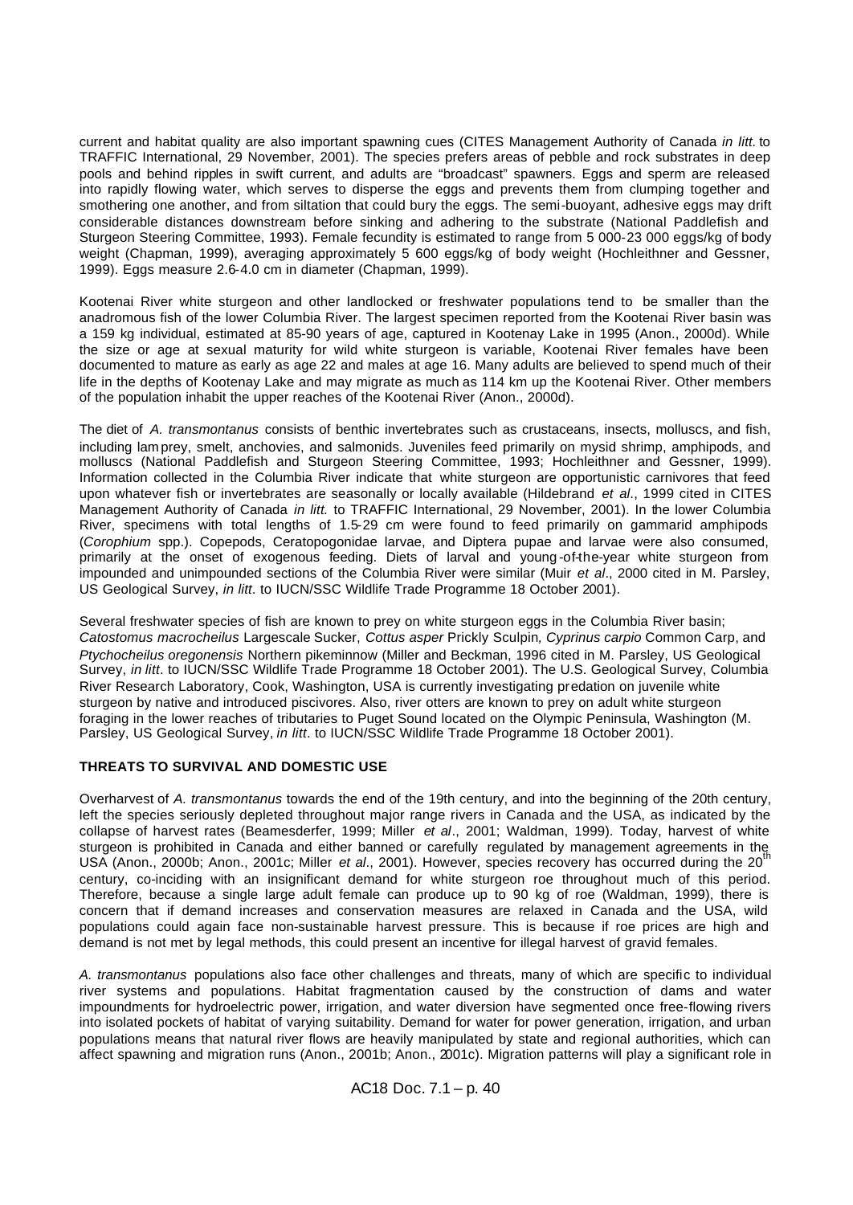current and habitat quality are also important spawning cues (CITES Management Authority of Canada *in litt.* to TRAFFIC International, 29 November, 2001). The species prefers areas of pebble and rock substrates in deep pools and behind ripples in swift current, and adults are "broadcast" spawners. Eggs and sperm are released into rapidly flowing water, which serves to disperse the eggs and prevents them from clumping together and smothering one another, and from siltation that could bury the eggs. The semi-buoyant, adhesive eggs may drift considerable distances downstream before sinking and adhering to the substrate (National Paddlefish and Sturgeon Steering Committee, 1993). Female fecundity is estimated to range from 5 000-23 000 eggs/kg of body weight (Chapman, 1999), averaging approximately 5 600 eggs/kg of body weight (Hochleithner and Gessner, 1999). Eggs measure 2.6-4.0 cm in diameter (Chapman, 1999).

Kootenai River white sturgeon and other landlocked or freshwater populations tend to be smaller than the anadromous fish of the lower Columbia River. The largest specimen reported from the Kootenai River basin was a 159 kg individual, estimated at 85-90 years of age, captured in Kootenay Lake in 1995 (Anon., 2000d). While the size or age at sexual maturity for wild white sturgeon is variable, Kootenai River females have been documented to mature as early as age 22 and males at age 16. Many adults are believed to spend much of their life in the depths of Kootenay Lake and may migrate as much as 114 km up the Kootenai River. Other members of the population inhabit the upper reaches of the Kootenai River (Anon., 2000d).

The diet of *A. transmontanus* consists of benthic invertebrates such as crustaceans, insects, molluscs, and fish, including lamprey, smelt, anchovies, and salmonids. Juveniles feed primarily on mysid shrimp, amphipods, and molluscs (National Paddlefish and Sturgeon Steering Committee, 1993; Hochleithner and Gessner, 1999). Information collected in the Columbia River indicate that white sturgeon are opportunistic carnivores that feed upon whatever fish or invertebrates are seasonally or locally available (Hildebrand *et al*., 1999 cited in CITES Management Authority of Canada *in litt.* to TRAFFIC International, 29 November, 2001). In the lower Columbia River, specimens with total lengths of 1.5-29 cm were found to feed primarily on gammarid amphipods (*Corophium* spp.). Copepods, Ceratopogonidae larvae, and Diptera pupae and larvae were also consumed, primarily at the onset of exogenous feeding. Diets of larval and young-of-the-year white sturgeon from impounded and unimpounded sections of the Columbia River were similar (Muir *et al*., 2000 cited in M. Parsley, US Geological Survey, *in litt*. to IUCN/SSC Wildlife Trade Programme 18 October 2001).

Several freshwater species of fish are known to prey on white sturgeon eggs in the Columbia River basin; *Catostomus macrocheilus* Largescale Sucker, *Cottus asper* Prickly Sculpin, *Cyprinus carpio* Common Carp, and *Ptychocheilus oregonensis* Northern pikeminnow (Miller and Beckman, 1996 cited in M. Parsley, US Geological Survey, *in litt*. to IUCN/SSC Wildlife Trade Programme 18 October 2001). The U.S. Geological Survey, Columbia River Research Laboratory, Cook, Washington, USA is currently investigating predation on juvenile white sturgeon by native and introduced piscivores. Also, river otters are known to prey on adult white sturgeon foraging in the lower reaches of tributaries to Puget Sound located on the Olympic Peninsula, Washington (M. Parsley, US Geological Survey, *in litt*. to IUCN/SSC Wildlife Trade Programme 18 October 2001).

**THREATS TO SURVIVAL AND DOMESTIC USE**

Overharvest of *A. transmontanus* towards the end of the 19th century, and into the beginning of the 20th century, left the species seriously depleted throughout major range rivers in Canada and the USA, as indicated by the collapse of harvest rates (Beamesderfer, 1999; Miller *et al*., 2001; Waldman, 1999). Today, harvest of white sturgeon is prohibited in Canada and either banned or carefully regulated by management agreements in the USA (Anon., 2000b; Anon., 2001c; Miller *et al*., 2001). However, species recovery has occurred during the 20th century, co-inciding with an insignificant demand for white sturgeon roe throughout much of this period. Therefore, because a single large adult female can produce up to 90 kg of roe (Waldman, 1999), there is concern that if demand increases and conservation measures are relaxed in Canada and the USA, wild populations could again face non-sustainable harvest pressure. This is because if roe prices are high and demand is not met by legal methods, this could present an incentive for illegal harvest of gravid females.

*A. transmontanus* populations also face other challenges and threats, many of which are specific to individual river systems and populations. Habitat fragmentation caused by the construction of dams and water impoundments for hydroelectric power, irrigation, and water diversion have segmented once free-flowing rivers into isolated pockets of habitat of varying suitability. Demand for water for power generation, irrigation, and urban populations means that natural river flows are heavily manipulated by state and regional authorities, which can affect spawning and migration runs (Anon., 2001b; Anon., 2001c). Migration patterns will play a significant role in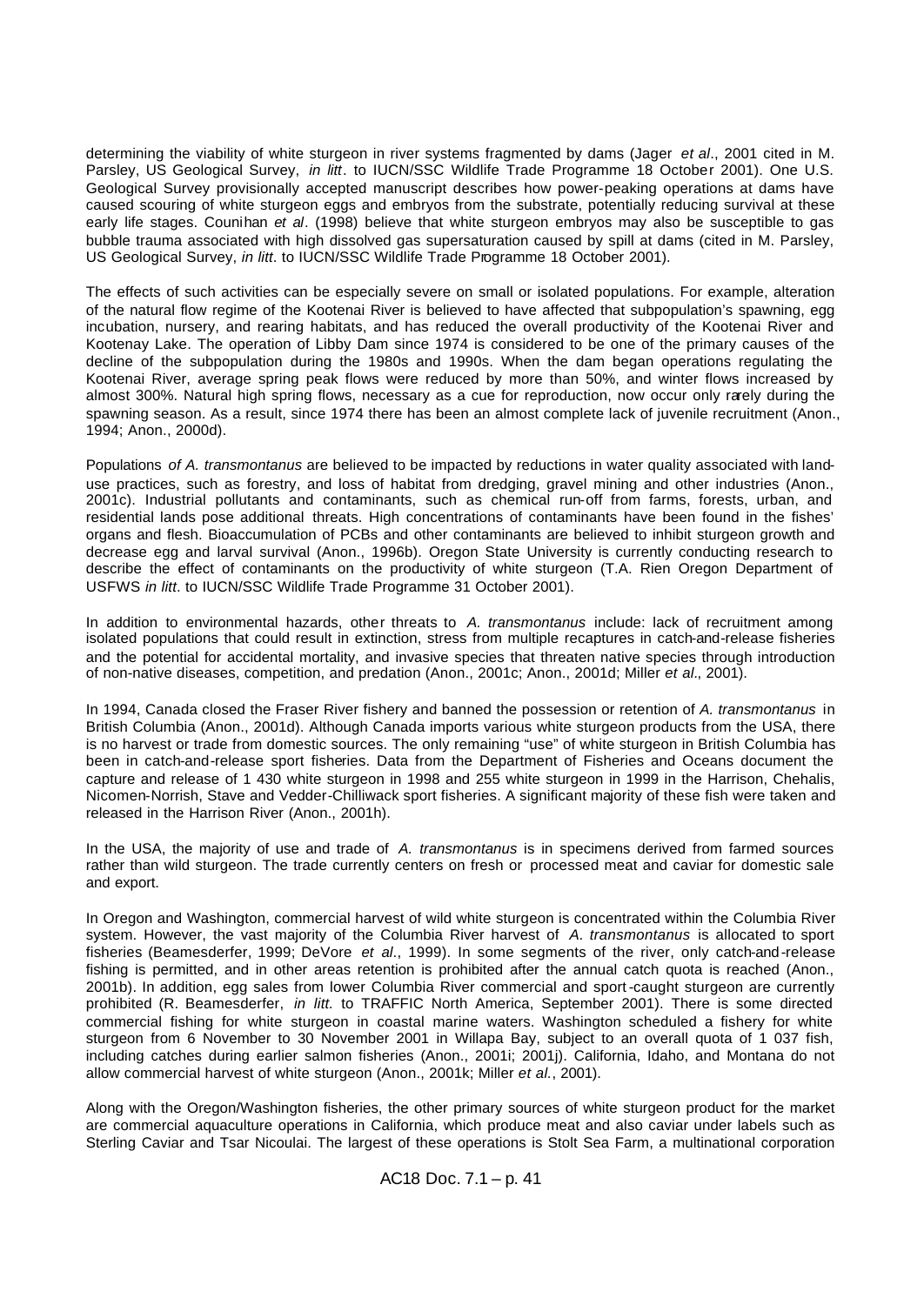determining the viability of white sturgeon in river systems fragmented by dams (Jager *et al*., 2001 cited in M. Parsley, US Geological Survey, *in litt*. to IUCN/SSC Wildlife Trade Programme 18 October 2001). One U.S. Geological Survey provisionally accepted manuscript describes how power-peaking operations at dams have caused scouring of white sturgeon eggs and embryos from the substrate, potentially reducing survival at these early life stages. Counihan *et al*. (1998) believe that white sturgeon embryos may also be susceptible to gas bubble trauma associated with high dissolved gas supersaturation caused by spill at dams (cited in M. Parsley, US Geological Survey, *in litt*. to IUCN/SSC Wildlife Trade Programme 18 October 2001).

The effects of such activities can be especially severe on small or isolated populations. For example, alteration of the natural flow regime of the Kootenai River is believed to have affected that subpopulation's spawning, egg incubation, nursery, and rearing habitats, and has reduced the overall productivity of the Kootenai River and Kootenay Lake. The operation of Libby Dam since 1974 is considered to be one of the primary causes of the decline of the subpopulation during the 1980s and 1990s. When the dam began operations regulating the Kootenai River, average spring peak flows were reduced by more than 50%, and winter flows increased by almost 300%. Natural high spring flows, necessary as a cue for reproduction, now occur only rarely during the spawning season. As a result, since 1974 there has been an almost complete lack of juvenile recruitment (Anon., 1994; Anon., 2000d).

Populations *of A. transmontanus* are believed to be impacted by reductions in water quality associated with land-use practices, such as forestry, and loss of habitat from dredging, gravel mining and other industries (Anon., 2001c). Industrial pollutants and contaminants, such as chemical run-off from farms, forests, urban, and residential lands pose additional threats. High concentrations of contaminants have been found in the fishes' organs and flesh. Bioaccumulation of PCBs and other contaminants are believed to inhibit sturgeon growth and decrease egg and larval survival (Anon., 1996b). Oregon State University is currently conducting research to describe the effect of contaminants on the productivity of white sturgeon (T.A. Rien Oregon Department of USFWS *in litt*. to IUCN/SSC Wildlife Trade Programme 31 October 2001).

In addition to environmental hazards, other threats to *A. transmontanus* include: lack of recruitment among isolated populations that could result in extinction, stress from multiple recaptures in catch-and-release fisheries and the potential for accidental mortality, and invasive species that threaten native species through introduction of non-native diseases, competition, and predation (Anon., 2001c; Anon., 2001d; Miller *et al*., 2001).

In 1994, Canada closed the Fraser River fishery and banned the possession or retention of *A. transmontanus* in British Columbia (Anon., 2001d). Although Canada imports various white sturgeon products from the USA, there is no harvest or trade from domestic sources. The only remaining "use" of white sturgeon in British Columbia has been in catch-and-release sport fisheries. Data from the Department of Fisheries and Oceans document the capture and release of 1 430 white sturgeon in 1998 and 255 white sturgeon in 1999 in the Harrison, Chehalis, Nicomen-Norrish, Stave and Vedder-Chilliwack sport fisheries. A significant majority of these fish were taken and released in the Harrison River (Anon., 2001h).

In the USA, the majority of use and trade of *A. transmontanus* is in specimens derived from farmed sources rather than wild sturgeon. The trade currently centers on fresh or processed meat and caviar for domestic sale and export.

In Oregon and Washington, commercial harvest of wild white sturgeon is concentrated within the Columbia River system. However, the vast majority of the Columbia River harvest of *A. transmontanus* is allocated to sport fisheries (Beamesderfer, 1999; DeVore *et al*., 1999). In some segments of the river, only catch-and-release fishing is permitted, and in other areas retention is prohibited after the annual catch quota is reached (Anon., 2001b). In addition, egg sales from lower Columbia River commercial and sport-caught sturgeon are currently prohibited (R. Beamesderfer, *in litt.* to TRAFFIC North America, September 2001). There is some directed commercial fishing for white sturgeon in coastal marine waters. Washington scheduled a fishery for white sturgeon from 6 November to 30 November 2001 in Willapa Bay, subject to an overall quota of 1 037 fish, including catches during earlier salmon fisheries (Anon., 2001i; 2001j). California, Idaho, and Montana do not allow commercial harvest of white sturgeon (Anon., 2001k; Miller *et al.*, 2001).

Along with the Oregon/Washington fisheries, the other primary sources of white sturgeon product for the market are commercial aquaculture operations in California, which produce meat and also caviar under labels such as Sterling Caviar and Tsar Nicoulai. The largest of these operations is Stolt Sea Farm, a multinational corporation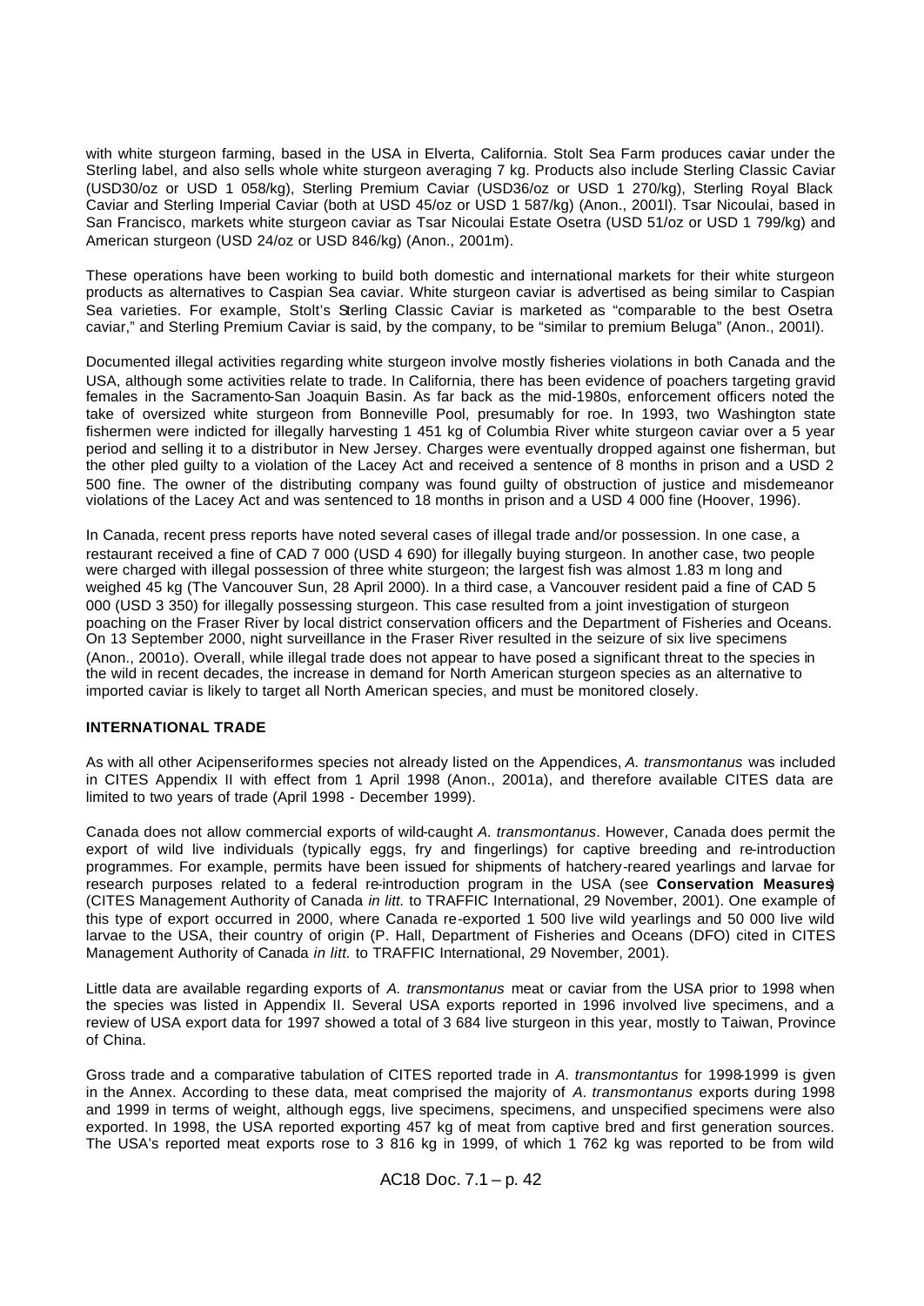with white sturgeon farming, based in the USA in Elverta, California. Stolt Sea Farm produces caviar under the Sterling label, and also sells whole white sturgeon averaging 7 kg. Products also include Sterling Classic Caviar (USD30/oz or USD 1 058/kg), Sterling Premium Caviar (USD36/oz or USD 1 270/kg), Sterling Royal Black Caviar and Sterling Imperial Caviar (both at USD 45/oz or USD 1 587/kg) (Anon., 2001l). Tsar Nicoulai, based in San Francisco, markets white sturgeon caviar as Tsar Nicoulai Estate Osetra (USD 51/oz or USD 1 799/kg) and American sturgeon (USD 24/oz or USD 846/kg) (Anon., 2001m).

These operations have been working to build both domestic and international markets for their white sturgeon products as alternatives to Caspian Sea caviar. White sturgeon caviar is advertised as being similar to Caspian Sea varieties. For example, Stolt's Sterling Classic Caviar is marketed as "comparable to the best Osetra caviar," and Sterling Premium Caviar is said, by the company, to be "similar to premium Beluga" (Anon., 2001l).

Documented illegal activities regarding white sturgeon involve mostly fisheries violations in both Canada and the USA, although some activities relate to trade. In California, there has been evidence of poachers targeting gravid females in the Sacramento-San Joaquin Basin. As far back as the mid-1980s, enforcement officers noted the take of oversized white sturgeon from Bonneville Pool, presumably for roe. In 1993, two Washington state fishermen were indicted for illegally harvesting 1 451 kg of Columbia River white sturgeon caviar over a 5 year period and selling it to a distributor in New Jersey. Charges were eventually dropped against one fisherman, but the other pled guilty to a violation of the Lacey Act and received a sentence of 8 months in prison and a USD 2 500 fine. The owner of the distributing company was found guilty of obstruction of justice and misdemeanor violations of the Lacey Act and was sentenced to 18 months in prison and a USD 4 000 fine (Hoover, 1996).

In Canada, recent press reports have noted several cases of illegal trade and/or possession. In one case, a restaurant received a fine of CAD 7 000 (USD 4 690) for illegally buying sturgeon. In another case, two people were charged with illegal possession of three white sturgeon; the largest fish was almost 1.83 m long and weighed 45 kg (The Vancouver Sun, 28 April 2000). In a third case, a Vancouver resident paid a fine of CAD 5 000 (USD 3 350) for illegally possessing sturgeon. This case resulted from a joint investigation of sturgeon poaching on the Fraser River by local district conservation officers and the Department of Fisheries and Oceans. On 13 September 2000, night surveillance in the Fraser River resulted in the seizure of six live specimens (Anon., 2001o). Overall, while illegal trade does not appear to have posed a significant threat to the species in the wild in recent decades, the increase in demand for North American sturgeon species as an alternative to imported caviar is likely to target all North American species, and must be monitored closely.

## INTERNATIONAL TRADE

As with all other Acipenseriformes species not already listed on the Appendices, *A. transmontanus* was included in CITES Appendix II with effect from 1 April 1998 (Anon., 2001a), and therefore available CITES data are limited to two years of trade (April 1998 - December 1999).

Canada does not allow commercial exports of wild-caught *A. transmontanus*. However, Canada does permit the export of wild live individuals (typically eggs, fry and fingerlings) for captive breeding and re-introduction programmes. For example, permits have been issued for shipments of hatchery-reared yearlings and larvae for research purposes related to a federal re-introduction program in the USA (see **Conservation Measures**) (CITES Management Authority of Canada *in litt.* to TRAFFIC International, 29 November, 2001). One example of this type of export occurred in 2000, where Canada re-exported 1 500 live wild yearlings and 50 000 live wild larvae to the USA, their country of origin (P. Hall, Department of Fisheries and Oceans (DFO) cited in CITES Management Authority of Canada *in litt.* to TRAFFIC International, 29 November, 2001).

Little data are available regarding exports of *A. transmontanus* meat or caviar from the USA prior to 1998 when the species was listed in Appendix II. Several USA exports reported in 1996 involved live specimens, and a review of USA export data for 1997 showed a total of 3 684 live sturgeon in this year, mostly to Taiwan, Province of China.

Gross trade and a comparative tabulation of CITES reported trade in *A. transmontantus* for 1998-1999 is given in the Annex. According to these data, meat comprised the majority of *A. transmontanus* exports during 1998 and 1999 in terms of weight, although eggs, live specimens, specimens, and unspecified specimens were also exported. In 1998, the USA reported exporting 457 kg of meat from captive bred and first generation sources. The USA's reported meat exports rose to 3 816 kg in 1999, of which 1 762 kg was reported to be from wild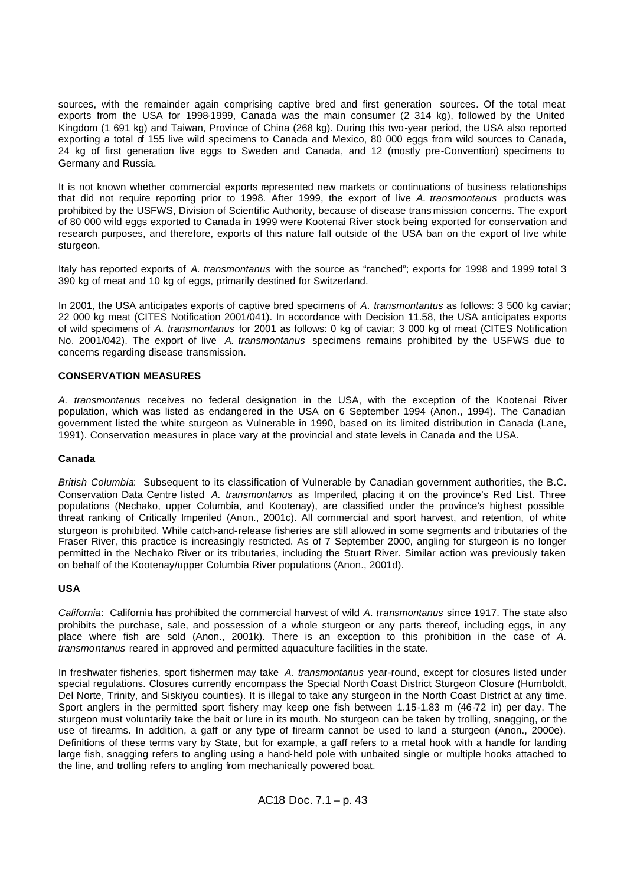sources, with the remainder again comprising captive bred and first generation sources. Of the total meat exports from the USA for 1998-1999, Canada was the main consumer (2 314 kg), followed by the United Kingdom (1 691 kg) and Taiwan, Province of China (268 kg). During this two-year period, the USA also reported exporting a total of 155 live wild specimens to Canada and Mexico, 80 000 eggs from wild sources to Canada, 24 kg of first generation live eggs to Sweden and Canada, and 12 (mostly pre-Convention) specimens to Germany and Russia.

It is not known whether commercial exports represented new markets or continuations of business relationships that did not require reporting prior to 1998. After 1999, the export of live *A. transmontanus* products was prohibited by the USFWS, Division of Scientific Authority, because of disease transmission concerns. The export of 80 000 wild eggs exported to Canada in 1999 were Kootenai River stock being exported for conservation and research purposes, and therefore, exports of this nature fall outside of the USA ban on the export of live white sturgeon.

Italy has reported exports of *A. transmontanus* with the source as "ranched"; exports for 1998 and 1999 total 3 390 kg of meat and 10 kg of eggs, primarily destined for Switzerland.

In 2001, the USA anticipates exports of captive bred specimens of *A. transmontantus* as follows: 3 500 kg caviar; 22 000 kg meat (CITES Notification 2001/041). In accordance with Decision 11.58, the USA anticipates exports of wild specimens of *A. transmontanus* for 2001 as follows: 0 kg of caviar; 3 000 kg of meat (CITES Notification No. 2001/042). The export of live *A. transmontanus* specimens remains prohibited by the USFWS due to concerns regarding disease transmission.

**CONSERVATION MEASURES**

*A. transmontanus* receives no federal designation in the USA, with the exception of the Kootenai River population, which was listed as endangered in the USA on 6 September 1994 (Anon., 1994). The Canadian government listed the white sturgeon as Vulnerable in 1990, based on its limited distribution in Canada (Lane, 1991). Conservation measures in place vary at the provincial and state levels in Canada and the USA.

**Canada**

*British Columbia*: Subsequent to its classification of Vulnerable by Canadian government authorities, the B.C. Conservation Data Centre listed *A. transmontanus* as Imperiled, placing it on the province's Red List. Three populations (Nechako, upper Columbia, and Kootenay), are classified under the province's highest possible threat ranking of Critically Imperiled (Anon., 2001c). All commercial and sport harvest, and retention, of white sturgeon is prohibited. While catch-and-release fisheries are still allowed in some segments and tributaries of the Fraser River, this practice is increasingly restricted. As of 7 September 2000, angling for sturgeon is no longer permitted in the Nechako River or its tributaries, including the Stuart River. Similar action was previously taken on behalf of the Kootenay/upper Columbia River populations (Anon., 2001d).

**USA**

*California*: California has prohibited the commercial harvest of wild *A. transmontanus* since 1917. The state also prohibits the purchase, sale, and possession of a whole sturgeon or any parts thereof, including eggs, in any place where fish are sold (Anon., 2001k). There is an exception to this prohibition in the case of *A. transmontanus* reared in approved and permitted aquaculture facilities in the state.

In freshwater fisheries, sport fishermen may take *A. transmontanus* year-round, except for closures listed under special regulations. Closures currently encompass the Special North Coast District Sturgeon Closure (Humboldt, Del Norte, Trinity, and Siskiyou counties). It is illegal to take any sturgeon in the North Coast District at any time. Sport anglers in the permitted sport fishery may keep one fish between 1.15-1.83 m (46-72 in) per day. The sturgeon must voluntarily take the bait or lure in its mouth. No sturgeon can be taken by trolling, snagging, or the use of firearms. In addition, a gaff or any type of firearm cannot be used to land a sturgeon (Anon., 2000e). Definitions of these terms vary by State, but for example, a gaff refers to a metal hook with a handle for landing large fish, snagging refers to angling using a hand-held pole with unbaited single or multiple hooks attached to the line, and trolling refers to angling from mechanically powered boat.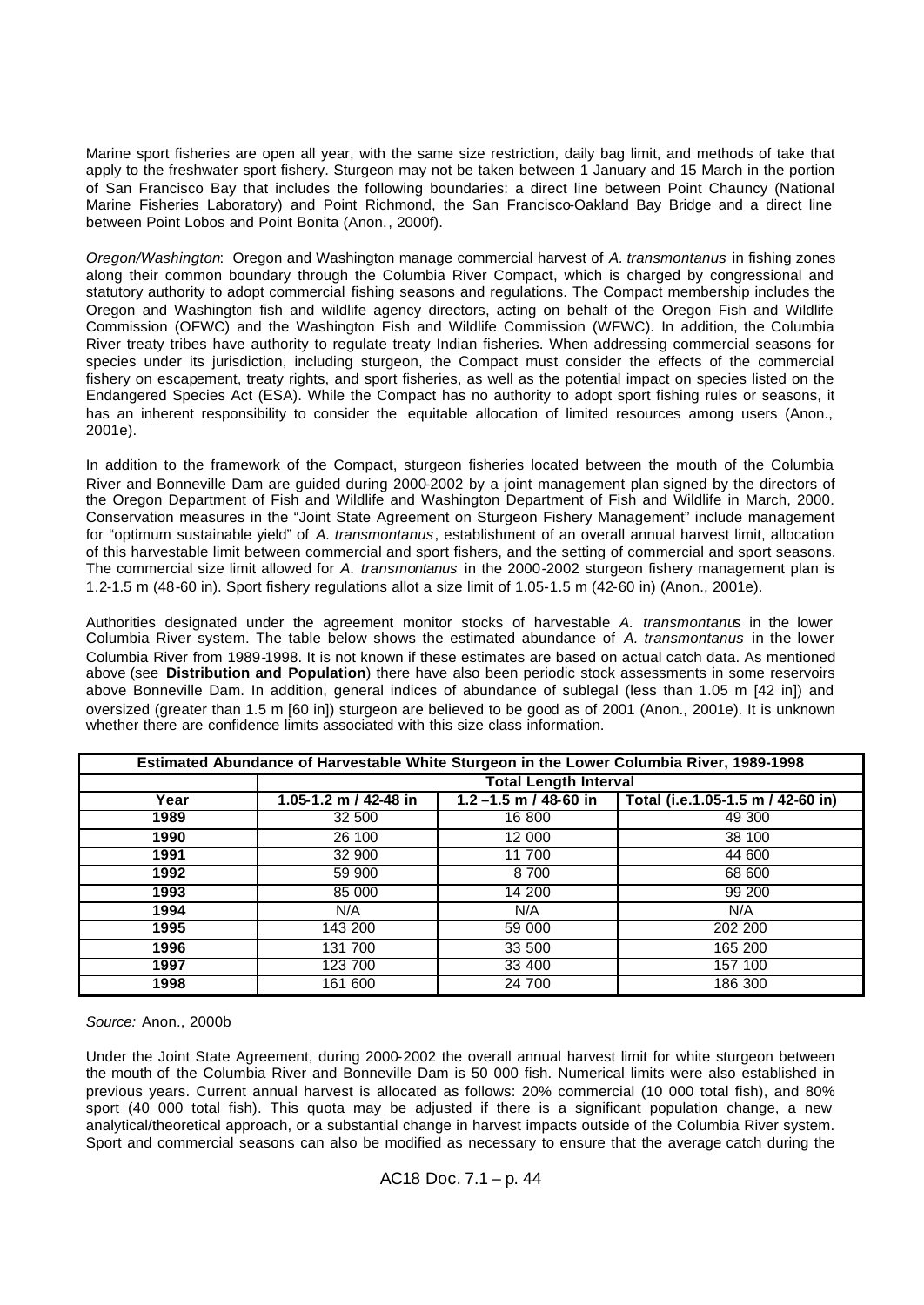Marine sport fisheries are open all year, with the same size restriction, daily bag limit, and methods of take that apply to the freshwater sport fishery. Sturgeon may not be taken between 1 January and 15 March in the portion of San Francisco Bay that includes the following boundaries: a direct line between Point Chauncy (National Marine Fisheries Laboratory) and Point Richmond, the San Francisco-Oakland Bay Bridge and a direct line between Point Lobos and Point Bonita (Anon., 2000f).

*Oregon/Washington*: Oregon and Washington manage commercial harvest of *A. transmontanus* in fishing zones along their common boundary through the Columbia River Compact, which is charged by congressional and statutory authority to adopt commercial fishing seasons and regulations. The Compact membership includes the Oregon and Washington fish and wildlife agency directors, acting on behalf of the Oregon Fish and Wildlife Commission (OFWC) and the Washington Fish and Wildlife Commission (WFWC). In addition, the Columbia River treaty tribes have authority to regulate treaty Indian fisheries. When addressing commercial seasons for species under its jurisdiction, including sturgeon, the Compact must consider the effects of the commercial fishery on escapement, treaty rights, and sport fisheries, as well as the potential impact on species listed on the Endangered Species Act (ESA). While the Compact has no authority to adopt sport fishing rules or seasons, it has an inherent responsibility to consider the equitable allocation of limited resources among users (Anon., 2001e).

In addition to the framework of the Compact, sturgeon fisheries located between the mouth of the Columbia River and Bonneville Dam are guided during 2000-2002 by a joint management plan signed by the directors of the Oregon Department of Fish and Wildlife and Washington Department of Fish and Wildlife in March, 2000. Conservation measures in the "Joint State Agreement on Sturgeon Fishery Management" include management for "optimum sustainable yield" of *A. transmontanus*, establishment of an overall annual harvest limit, allocation of this harvestable limit between commercial and sport fishers, and the setting of commercial and sport seasons. The commercial size limit allowed for *A. transmontanus* in the 2000-2002 sturgeon fishery management plan is 1.2-1.5 m (48-60 in). Sport fishery regulations allot a size limit of 1.05-1.5 m (42-60 in) (Anon., 2001e).

Authorities designated under the agreement monitor stocks of harvestable *A. transmontanus* in the lower Columbia River system. The table below shows the estimated abundance of *A. transmontanus* in the lower Columbia River from 1989-1998. It is not known if these estimates are based on actual catch data. As mentioned above (see **Distribution and Population**) there have also been periodic stock assessments in some reservoirs above Bonneville Dam. In addition, general indices of abundance of sublegal (less than 1.05 m [42 in]) and oversized (greater than 1.5 m [60 in]) sturgeon are believed to be good as of 2001 (Anon., 2001e). It is unknown whether there are confidence limits associated with this size class information.

| Estimated Abundance of Harvestable White Sturgeon in the Lower Columbia River, 1989-1998 | | | |
|---|---|---|---|
| | **Total Length Interval** | | |
| **Year** | **1.05-1.2 m / 42-48 in** | **1.2 –1.5 m / 48-60 in** | **Total (i.e.1.05-1.5 m / 42-60 in)** |
| **1989** | 32 500 | 16 800 | 49 300 |
| **1990** | 26 100 | 12 000 | 38 100 |
| **1991** | 32 900 | 11 700 | 44 600 |
| **1992** | 59 900 | 8 700 | 68 600 |
| **1993** | 85 000 | 14 200 | 99 200 |
| **1994** | N/A | N/A | N/A |
| **1995** | 143 200 | 59 000 | 202 200 |
| **1996** | 131 700 | 33 500 | 165 200 |
| **1997** | 123 700 | 33 400 | 157 100 |
| **1998** | 161 600 | 24 700 | 186 300 |

*Source:* Anon., 2000b

Under the Joint State Agreement, during 2000-2002 the overall annual harvest limit for white sturgeon between the mouth of the Columbia River and Bonneville Dam is 50 000 fish. Numerical limits were also established in previous years. Current annual harvest is allocated as follows: 20% commercial (10 000 total fish), and 80% sport (40 000 total fish). This quota may be adjusted if there is a significant population change, a new analytical/theoretical approach, or a substantial change in harvest impacts outside of the Columbia River system. Sport and commercial seasons can also be modified as necessary to ensure that the average catch during the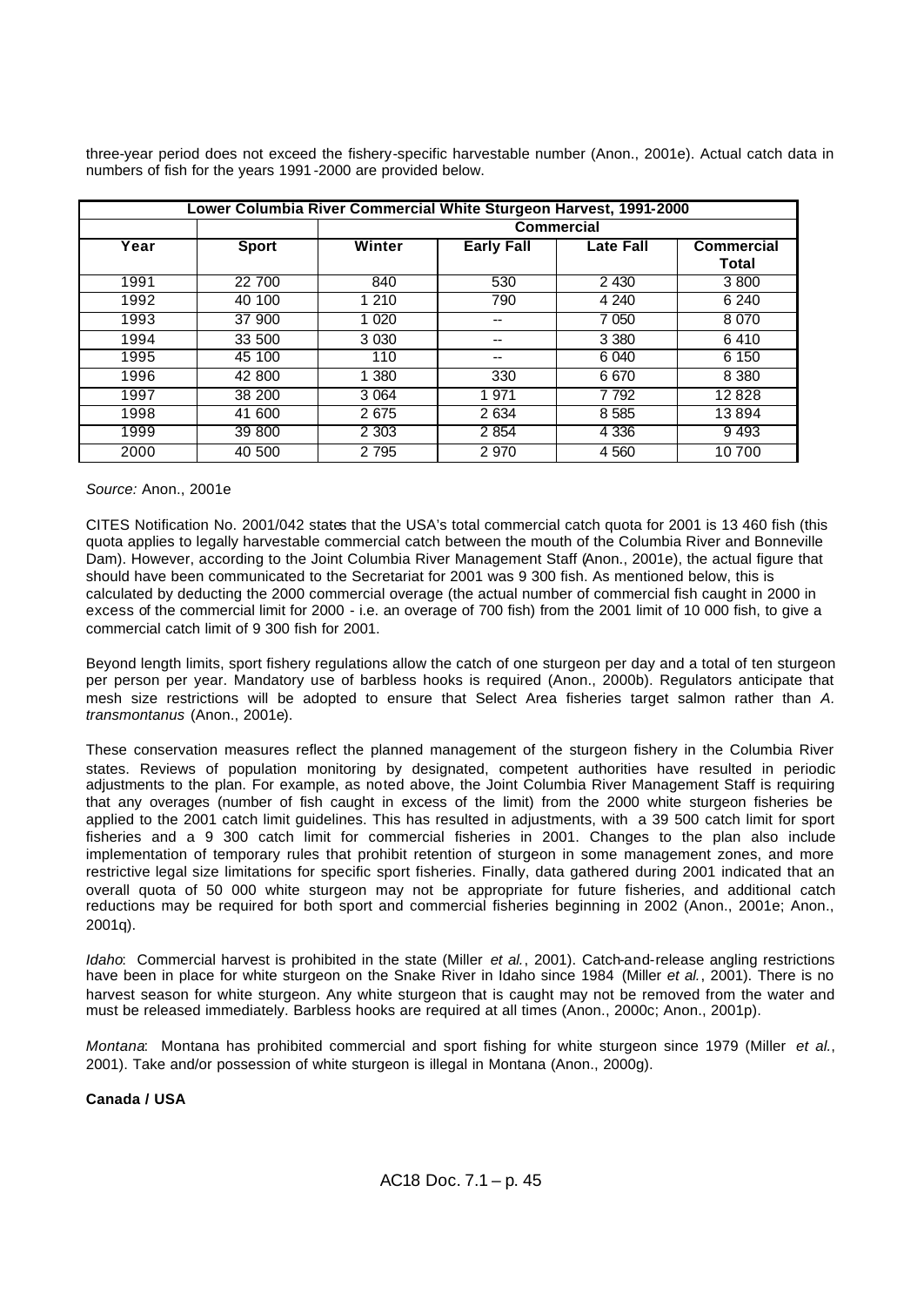three-year period does not exceed the fishery-specific harvestable number (Anon., 2001e). Actual catch data in numbers of fish for the years 1991-2000 are provided below.

| Lower Columbia River Commercial White Sturgeon Harvest, 1991-2000 | | | | | |
|---|---|---|---|---|---|
| | | Commercial | | | |
| Year | Sport | Winter | Early Fall | Late Fall | Commercial Total |
| 1991 | 22 700 | 840 | 530 | 2 430 | 3 800 |
| 1992 | 40 100 | 1 210 | 790 | 4 240 | 6 240 |
| 1993 | 37 900 | 1 020 | -- | 7 050 | 8 070 |
| 1994 | 33 500 | 3 030 | -- | 3 380 | 6 410 |
| 1995 | 45 100 | 110 | -- | 6 040 | 6 150 |
| 1996 | 42 800 | 1 380 | 330 | 6 670 | 8 380 |
| 1997 | 38 200 | 3 064 | 1 971 | 7 792 | 12 828 |
| 1998 | 41 600 | 2 675 | 2 634 | 8 585 | 13 894 |
| 1999 | 39 800 | 2 303 | 2 854 | 4 336 | 9 493 |
| 2000 | 40 500 | 2 795 | 2 970 | 4 560 | 10 700 |

*Source:* Anon., 2001e

CITES Notification No. 2001/042 states that the USA's total commercial catch quota for 2001 is 13 460 fish (this quota applies to legally harvestable commercial catch between the mouth of the Columbia River and Bonneville Dam). However, according to the Joint Columbia River Management Staff (Anon., 2001e), the actual figure that should have been communicated to the Secretariat for 2001 was 9 300 fish. As mentioned below, this is calculated by deducting the 2000 commercial overage (the actual number of commercial fish caught in 2000 in excess of the commercial limit for 2000 - i.e. an overage of 700 fish) from the 2001 limit of 10 000 fish, to give a commercial catch limit of 9 300 fish for 2001.

Beyond length limits, sport fishery regulations allow the catch of one sturgeon per day and a total of ten sturgeon per person per year. Mandatory use of barbless hooks is required (Anon., 2000b). Regulators anticipate that mesh size restrictions will be adopted to ensure that Select Area fisheries target salmon rather than *A. transmontanus* (Anon., 2001e).

These conservation measures reflect the planned management of the sturgeon fishery in the Columbia River states. Reviews of population monitoring by designated, competent authorities have resulted in periodic adjustments to the plan. For example, as noted above, the Joint Columbia River Management Staff is requiring that any overages (number of fish caught in excess of the limit) from the 2000 white sturgeon fisheries be applied to the 2001 catch limit guidelines. This has resulted in adjustments, with a 39 500 catch limit for sport fisheries and a 9 300 catch limit for commercial fisheries in 2001. Changes to the plan also include implementation of temporary rules that prohibit retention of sturgeon in some management zones, and more restrictive legal size limitations for specific sport fisheries. Finally, data gathered during 2001 indicated that an overall quota of 50 000 white sturgeon may not be appropriate for future fisheries, and additional catch reductions may be required for both sport and commercial fisheries beginning in 2002 (Anon., 2001e; Anon., 2001q).

*Idaho*: Commercial harvest is prohibited in the state (Miller *et al.*, 2001). Catch-and-release angling restrictions have been in place for white sturgeon on the Snake River in Idaho since 1984 (Miller *et al.*, 2001). There is no harvest season for white sturgeon. Any white sturgeon that is caught may not be removed from the water and must be released immediately. Barbless hooks are required at all times (Anon., 2000c; Anon., 2001p).

*Montana*: Montana has prohibited commercial and sport fishing for white sturgeon since 1979 (Miller *et al.*, 2001). Take and/or possession of white sturgeon is illegal in Montana (Anon., 2000g).

**Canada / USA**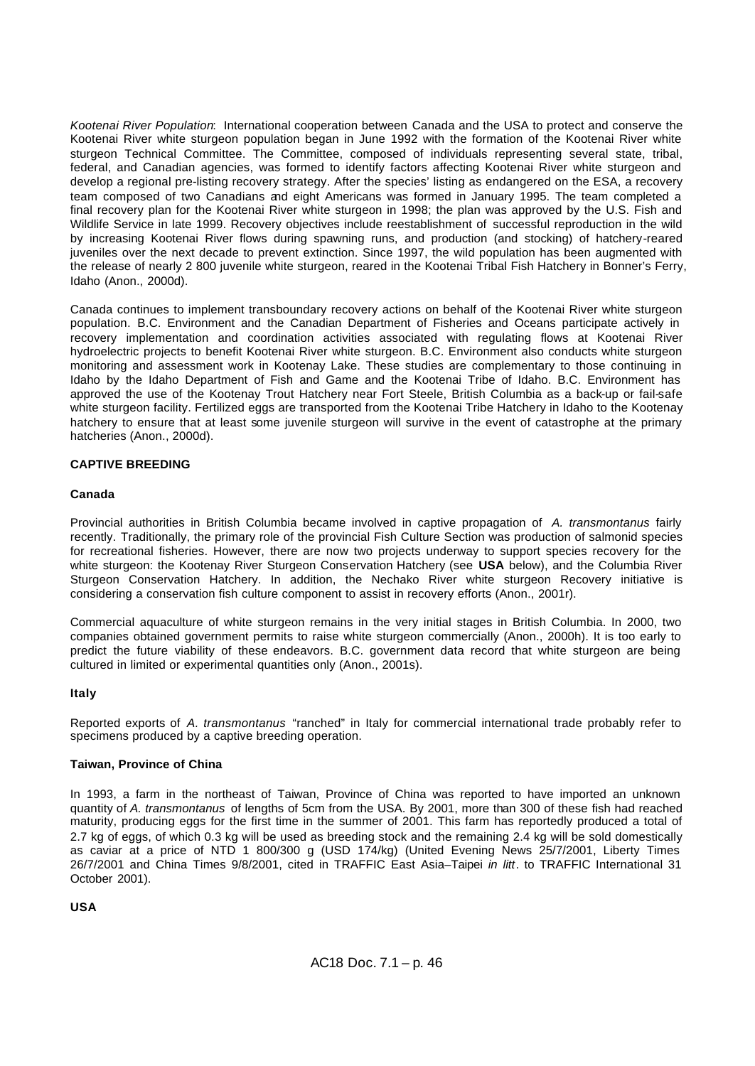*Kootenai River Population*: International cooperation between Canada and the USA to protect and conserve the Kootenai River white sturgeon population began in June 1992 with the formation of the Kootenai River white sturgeon Technical Committee. The Committee, composed of individuals representing several state, tribal, federal, and Canadian agencies, was formed to identify factors affecting Kootenai River white sturgeon and develop a regional pre-listing recovery strategy. After the species' listing as endangered on the ESA, a recovery team composed of two Canadians and eight Americans was formed in January 1995. The team completed a final recovery plan for the Kootenai River white sturgeon in 1998; the plan was approved by the U.S. Fish and Wildlife Service in late 1999. Recovery objectives include reestablishment of successful reproduction in the wild by increasing Kootenai River flows during spawning runs, and production (and stocking) of hatchery-reared juveniles over the next decade to prevent extinction. Since 1997, the wild population has been augmented with the release of nearly 2 800 juvenile white sturgeon, reared in the Kootenai Tribal Fish Hatchery in Bonner's Ferry, Idaho (Anon., 2000d).

Canada continues to implement transboundary recovery actions on behalf of the Kootenai River white sturgeon population. B.C. Environment and the Canadian Department of Fisheries and Oceans participate actively in recovery implementation and coordination activities associated with regulating flows at Kootenai River hydroelectric projects to benefit Kootenai River white sturgeon. B.C. Environment also conducts white sturgeon monitoring and assessment work in Kootenay Lake. These studies are complementary to those continuing in Idaho by the Idaho Department of Fish and Game and the Kootenai Tribe of Idaho. B.C. Environment has approved the use of the Kootenay Trout Hatchery near Fort Steele, British Columbia as a back-up or fail-safe white sturgeon facility. Fertilized eggs are transported from the Kootenai Tribe Hatchery in Idaho to the Kootenay hatchery to ensure that at least some juvenile sturgeon will survive in the event of catastrophe at the primary hatcheries (Anon., 2000d).

## CAPTIVE BREEDING

### Canada

Provincial authorities in British Columbia became involved in captive propagation of *A. transmontanus* fairly recently. Traditionally, the primary role of the provincial Fish Culture Section was production of salmonid species for recreational fisheries. However, there are now two projects underway to support species recovery for the white sturgeon: the Kootenay River Sturgeon Conservation Hatchery (see **USA** below), and the Columbia River Sturgeon Conservation Hatchery. In addition, the Nechako River white sturgeon Recovery initiative is considering a conservation fish culture component to assist in recovery efforts (Anon., 2001r).

Commercial aquaculture of white sturgeon remains in the very initial stages in British Columbia. In 2000, two companies obtained government permits to raise white sturgeon commercially (Anon., 2000h). It is too early to predict the future viability of these endeavors. B.C. government data record that white sturgeon are being cultured in limited or experimental quantities only (Anon., 2001s).

### Italy

Reported exports of *A. transmontanus* "ranched" in Italy for commercial international trade probably refer to specimens produced by a captive breeding operation.

### Taiwan, Province of China

In 1993, a farm in the northeast of Taiwan, Province of China was reported to have imported an unknown quantity of *A. transmontanus* of lengths of 5cm from the USA. By 2001, more than 300 of these fish had reached maturity, producing eggs for the first time in the summer of 2001. This farm has reportedly produced a total of 2.7 kg of eggs, of which 0.3 kg will be used as breeding stock and the remaining 2.4 kg will be sold domestically as caviar at a price of NTD 1 800/300 g (USD 174/kg) (United Evening News 25/7/2001, Liberty Times 26/7/2001 and China Times 9/8/2001, cited in TRAFFIC East Asia–Taipei *in litt*. to TRAFFIC International 31 October 2001).

### USA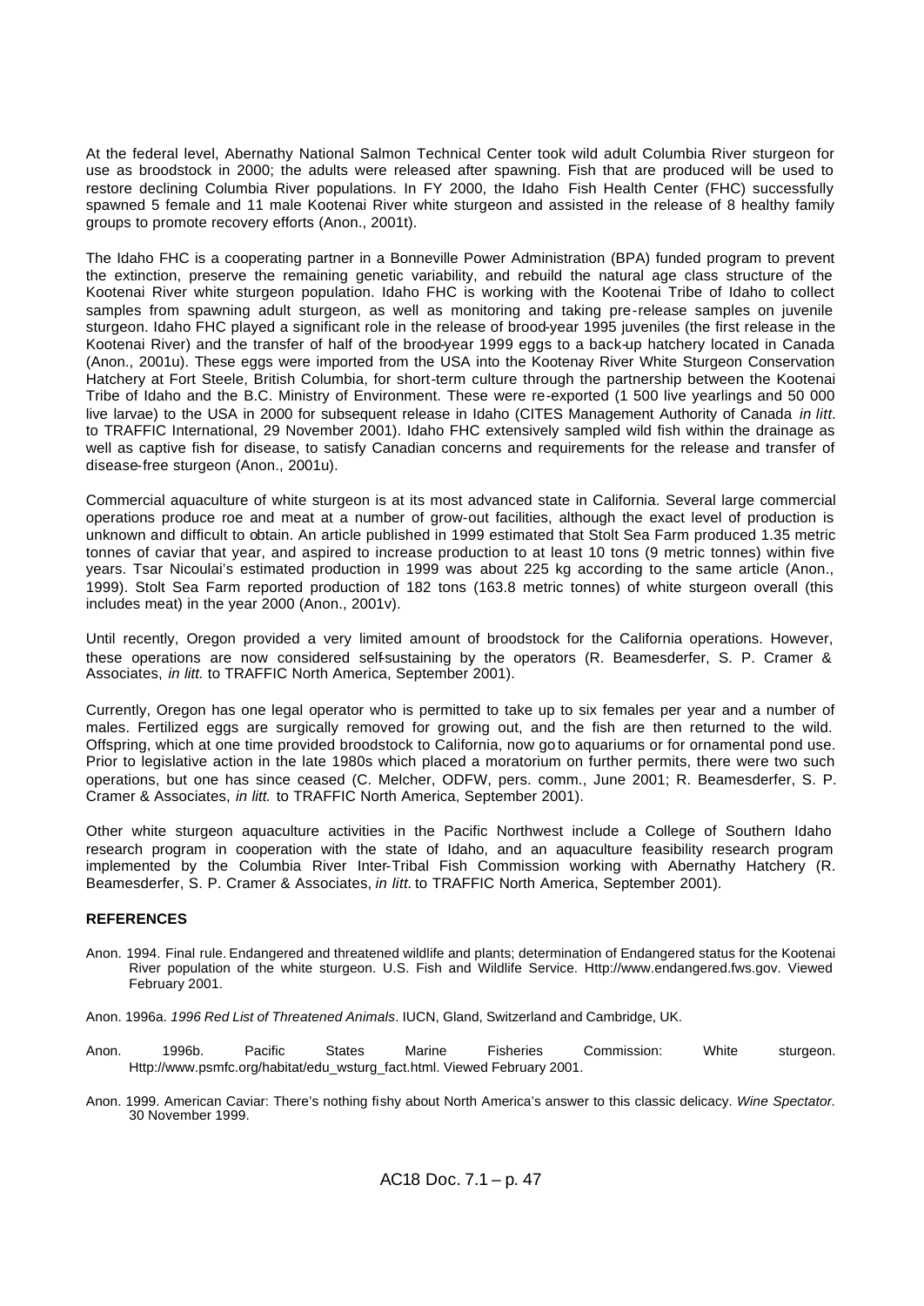At the federal level, Abernathy National Salmon Technical Center took wild adult Columbia River sturgeon for use as broodstock in 2000; the adults were released after spawning. Fish that are produced will be used to restore declining Columbia River populations. In FY 2000, the Idaho Fish Health Center (FHC) successfully spawned 5 female and 11 male Kootenai River white sturgeon and assisted in the release of 8 healthy family groups to promote recovery efforts (Anon., 2001t).

The Idaho FHC is a cooperating partner in a Bonneville Power Administration (BPA) funded program to prevent the extinction, preserve the remaining genetic variability, and rebuild the natural age class structure of the Kootenai River white sturgeon population. Idaho FHC is working with the Kootenai Tribe of Idaho to collect samples from spawning adult sturgeon, as well as monitoring and taking pre-release samples on juvenile sturgeon. Idaho FHC played a significant role in the release of brood-year 1995 juveniles (the first release in the Kootenai River) and the transfer of half of the brood-year 1999 eggs to a back-up hatchery located in Canada (Anon., 2001u). These eggs were imported from the USA into the Kootenay River White Sturgeon Conservation Hatchery at Fort Steele, British Columbia, for short-term culture through the partnership between the Kootenai Tribe of Idaho and the B.C. Ministry of Environment. These were re-exported (1 500 live yearlings and 50 000 live larvae) to the USA in 2000 for subsequent release in Idaho (CITES Management Authority of Canada *in litt.* to TRAFFIC International, 29 November 2001). Idaho FHC extensively sampled wild fish within the drainage as well as captive fish for disease, to satisfy Canadian concerns and requirements for the release and transfer of disease-free sturgeon (Anon., 2001u).

Commercial aquaculture of white sturgeon is at its most advanced state in California. Several large commercial operations produce roe and meat at a number of grow-out facilities, although the exact level of production is unknown and difficult to obtain. An article published in 1999 estimated that Stolt Sea Farm produced 1.35 metric tonnes of caviar that year, and aspired to increase production to at least 10 tons (9 metric tonnes) within five years. Tsar Nicoulai's estimated production in 1999 was about 225 kg according to the same article (Anon., 1999). Stolt Sea Farm reported production of 182 tons (163.8 metric tonnes) of white sturgeon overall (this includes meat) in the year 2000 (Anon., 2001v).

Until recently, Oregon provided a very limited amount of broodstock for the California operations. However, these operations are now considered self-sustaining by the operators (R. Beamesderfer, S. P. Cramer & Associates, *in litt.* to TRAFFIC North America, September 2001).

Currently, Oregon has one legal operator who is permitted to take up to six females per year and a number of males. Fertilized eggs are surgically removed for growing out, and the fish are then returned to the wild. Offspring, which at one time provided broodstock to California, now go to aquariums or for ornamental pond use. Prior to legislative action in the late 1980s which placed a moratorium on further permits, there were two such operations, but one has since ceased (C. Melcher, ODFW, pers. comm., June 2001; R. Beamesderfer, S. P. Cramer & Associates, *in litt.* to TRAFFIC North America, September 2001).

Other white sturgeon aquaculture activities in the Pacific Northwest include a College of Southern Idaho research program in cooperation with the state of Idaho, and an aquaculture feasibility research program implemented by the Columbia River Inter-Tribal Fish Commission working with Abernathy Hatchery (R. Beamesderfer, S. P. Cramer & Associates, *in litt.* to TRAFFIC North America, September 2001).

## REFERENCES

Anon. 1994. Final rule. Endangered and threatened wildlife and plants; determination of Endangered status for the Kootenai River population of the white sturgeon. U.S. Fish and Wildlife Service. Http://www.endangered.fws.gov. Viewed February 2001.

Anon. 1996a. *1996 Red List of Threatened Animals*. IUCN, Gland, Switzerland and Cambridge, UK.

Anon. 1996b. Pacific States Marine Fisheries Commission: White sturgeon. Http://www.psmfc.org/habitat/edu_wsturg_fact.html. Viewed February 2001.

Anon. 1999. American Caviar: There's nothing fishy about North America's answer to this classic delicacy. *Wine Spectator.* 30 November 1999.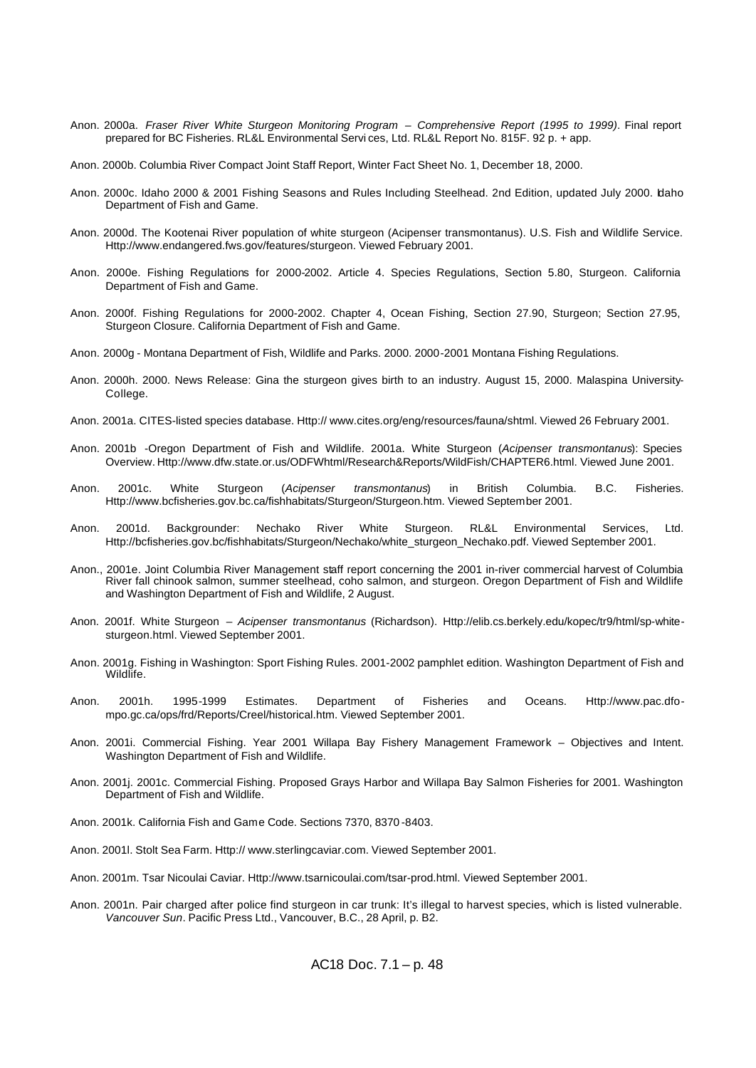Anon. 2000a. *Fraser River White Sturgeon Monitoring Program – Comprehensive Report (1995 to 1999)*. Final report prepared for BC Fisheries. RL&L Environmental Servi ces, Ltd. RL&L Report No. 815F. 92 p. + app.

Anon. 2000b. Columbia River Compact Joint Staff Report, Winter Fact Sheet No. 1, December 18, 2000.

Anon. 2000c. Idaho 2000 & 2001 Fishing Seasons and Rules Including Steelhead. 2nd Edition, updated July 2000. Idaho Department of Fish and Game.

Anon. 2000d. The Kootenai River population of white sturgeon (Acipenser transmontanus). U.S. Fish and Wildlife Service. Http://www.endangered.fws.gov/features/sturgeon. Viewed February 2001.

Anon. 2000e. Fishing Regulations for 2000-2002. Article 4. Species Regulations, Section 5.80, Sturgeon. California Department of Fish and Game.

Anon. 2000f. Fishing Regulations for 2000-2002. Chapter 4, Ocean Fishing, Section 27.90, Sturgeon; Section 27.95, Sturgeon Closure. California Department of Fish and Game.

Anon. 2000g - Montana Department of Fish, Wildlife and Parks. 2000. 2000-2001 Montana Fishing Regulations.

Anon. 2000h. 2000. News Release: Gina the sturgeon gives birth to an industry. August 15, 2000. Malaspina University-College.

Anon. 2001a. CITES-listed species database. Http:// www.cites.org/eng/resources/fauna/shtml. Viewed 26 February 2001.

Anon. 2001b -Oregon Department of Fish and Wildlife. 2001a. White Sturgeon (*Acipenser transmontanus*): Species Overview. Http://www.dfw.state.or.us/ODFWhtml/Research&Reports/WildFish/CHAPTER6.html. Viewed June 2001.

Anon. 2001c. White Sturgeon (*Acipenser transmontanus*) in British Columbia. B.C. Fisheries. Http://www.bcfisheries.gov.bc.ca/fishhabitats/Sturgeon/Sturgeon.htm. Viewed September 2001.

Anon. 2001d. Backgrounder: Nechako River White Sturgeon. RL&L Environmental Services, Ltd. Http://bcfisheries.gov.bc/fishhabitats/Sturgeon/Nechako/white_sturgeon_Nechako.pdf. Viewed September 2001.

Anon., 2001e. Joint Columbia River Management staff report concerning the 2001 in-river commercial harvest of Columbia River fall chinook salmon, summer steelhead, coho salmon, and sturgeon. Oregon Department of Fish and Wildlife and Washington Department of Fish and Wildlife, 2 August.

Anon. 2001f. White Sturgeon – *Acipenser transmontanus* (Richardson). Http://elib.cs.berkely.edu/kopec/tr9/html/sp-white-sturgeon.html. Viewed September 2001.

Anon. 2001g. Fishing in Washington: Sport Fishing Rules. 2001-2002 pamphlet edition. Washington Department of Fish and Wildlife.

Anon. 2001h. 1995-1999 Estimates. Department of Fisheries and Oceans. Http://www.pac.dfo-mpo.gc.ca/ops/frd/Reports/Creel/historical.htm. Viewed September 2001.

Anon. 2001i. Commercial Fishing. Year 2001 Willapa Bay Fishery Management Framework – Objectives and Intent. Washington Department of Fish and Wildlife.

Anon. 2001j. 2001c. Commercial Fishing. Proposed Grays Harbor and Willapa Bay Salmon Fisheries for 2001. Washington Department of Fish and Wildlife.

Anon. 2001k. California Fish and Game Code. Sections 7370, 8370-8403.

Anon. 2001l. Stolt Sea Farm. Http:// www.sterlingcaviar.com. Viewed September 2001.

Anon. 2001m. Tsar Nicoulai Caviar. Http://www.tsarnicoulai.com/tsar-prod.html. Viewed September 2001.

Anon. 2001n. Pair charged after police find sturgeon in car trunk: It's illegal to harvest species, which is listed vulnerable. *Vancouver Sun*. Pacific Press Ltd., Vancouver, B.C., 28 April, p. B2.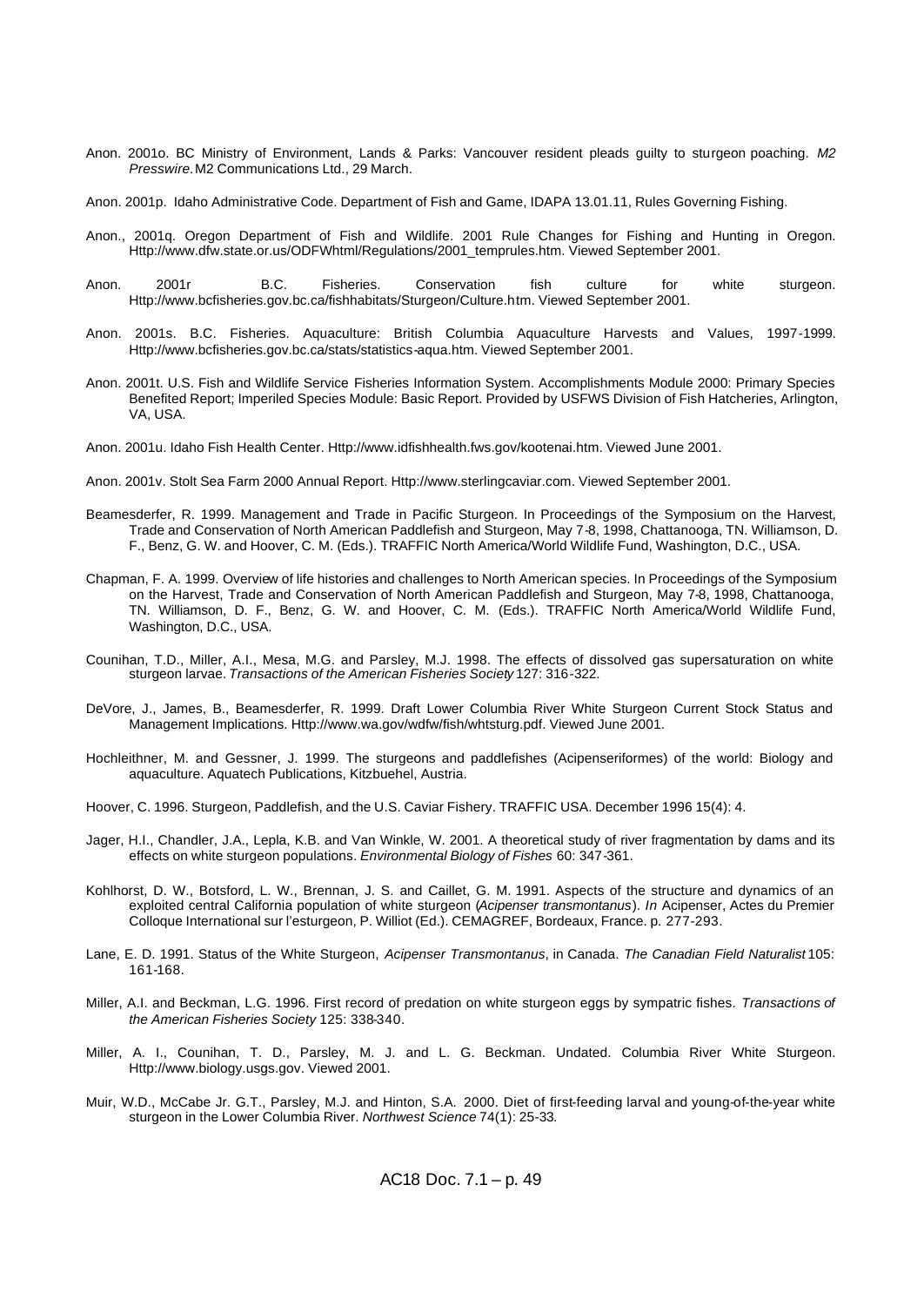Anon. 2001o. BC Ministry of Environment, Lands & Parks: Vancouver resident pleads guilty to sturgeon poaching. *M2 Presswire.* M2 Communications Ltd., 29 March.

Anon. 2001p. Idaho Administrative Code. Department of Fish and Game, IDAPA 13.01.11, Rules Governing Fishing.

Anon., 2001q. Oregon Department of Fish and Wildlife. 2001 Rule Changes for Fishing and Hunting in Oregon. Http://www.dfw.state.or.us/ODFWhtml/Regulations/2001_temprules.htm. Viewed September 2001.

Anon. 2001r B.C. Fisheries. Conservation fish culture for white sturgeon. Http://www.bcfisheries.gov.bc.ca/fishhabitats/Sturgeon/Culture.htm. Viewed September 2001.

Anon. 2001s. B.C. Fisheries. Aquaculture: British Columbia Aquaculture Harvests and Values, 1997-1999. Http://www.bcfisheries.gov.bc.ca/stats/statistics-aqua.htm. Viewed September 2001.

Anon. 2001t. U.S. Fish and Wildlife Service Fisheries Information System. Accomplishments Module 2000: Primary Species Benefited Report; Imperiled Species Module: Basic Report. Provided by USFWS Division of Fish Hatcheries, Arlington, VA, USA.

Anon. 2001u. Idaho Fish Health Center. Http://www.idfishhealth.fws.gov/kootenai.htm. Viewed June 2001.

Anon. 2001v. Stolt Sea Farm 2000 Annual Report. Http://www.sterlingcaviar.com. Viewed September 2001.

Beamesderfer, R. 1999. Management and Trade in Pacific Sturgeon. In Proceedings of the Symposium on the Harvest, Trade and Conservation of North American Paddlefish and Sturgeon, May 7-8, 1998, Chattanooga, TN. Williamson, D. F., Benz, G. W. and Hoover, C. M. (Eds.). TRAFFIC North America/World Wildlife Fund, Washington, D.C., USA.

Chapman, F. A. 1999. Overview of life histories and challenges to North American species. In Proceedings of the Symposium on the Harvest, Trade and Conservation of North American Paddlefish and Sturgeon, May 7-8, 1998, Chattanooga, TN. Williamson, D. F., Benz, G. W. and Hoover, C. M. (Eds.). TRAFFIC North America/World Wildlife Fund, Washington, D.C., USA.

Counihan, T.D., Miller, A.I., Mesa, M.G. and Parsley, M.J. 1998. The effects of dissolved gas supersaturation on white sturgeon larvae. *Transactions of the American Fisheries Society* 127: 316-322.

DeVore, J., James, B., Beamesderfer, R. 1999. Draft Lower Columbia River White Sturgeon Current Stock Status and Management Implications. Http://www.wa.gov/wdfw/fish/whtsturg.pdf. Viewed June 2001.

Hochleithner, M. and Gessner, J. 1999. The sturgeons and paddlefishes (Acipenseriformes) of the world: Biology and aquaculture. Aquatech Publications, Kitzbuehel, Austria.

Hoover, C. 1996. Sturgeon, Paddlefish, and the U.S. Caviar Fishery. TRAFFIC USA. December 1996 15(4): 4.

Jager, H.I., Chandler, J.A., Lepla, K.B. and Van Winkle, W. 2001. A theoretical study of river fragmentation by dams and its effects on white sturgeon populations. *Environmental Biology of Fishes* 60: 347-361.

Kohlhorst, D. W., Botsford, L. W., Brennan, J. S. and Caillet, G. M. 1991. Aspects of the structure and dynamics of an exploited central California population of white sturgeon (*Acipenser transmontanus*). *In* Acipenser, Actes du Premier Colloque International sur l'esturgeon, P. Williot (Ed.). CEMAGREF, Bordeaux, France. p. 277-293.

Lane, E. D. 1991. Status of the White Sturgeon, *Acipenser Transmontanus*, in Canada. *The Canadian Field Naturalist* 105: 161-168.

Miller, A.I. and Beckman, L.G. 1996. First record of predation on white sturgeon eggs by sympatric fishes. *Transactions of the American Fisheries Society* 125: 338-340.

Miller, A. I., Counihan, T. D., Parsley, M. J. and L. G. Beckman. Undated. Columbia River White Sturgeon. Http://www.biology.usgs.gov. Viewed 2001.

Muir, W.D., McCabe Jr. G.T., Parsley, M.J. and Hinton, S.A. 2000. Diet of first-feeding larval and young-of-the-year white sturgeon in the Lower Columbia River. *Northwest Science* 74(1): 25-33.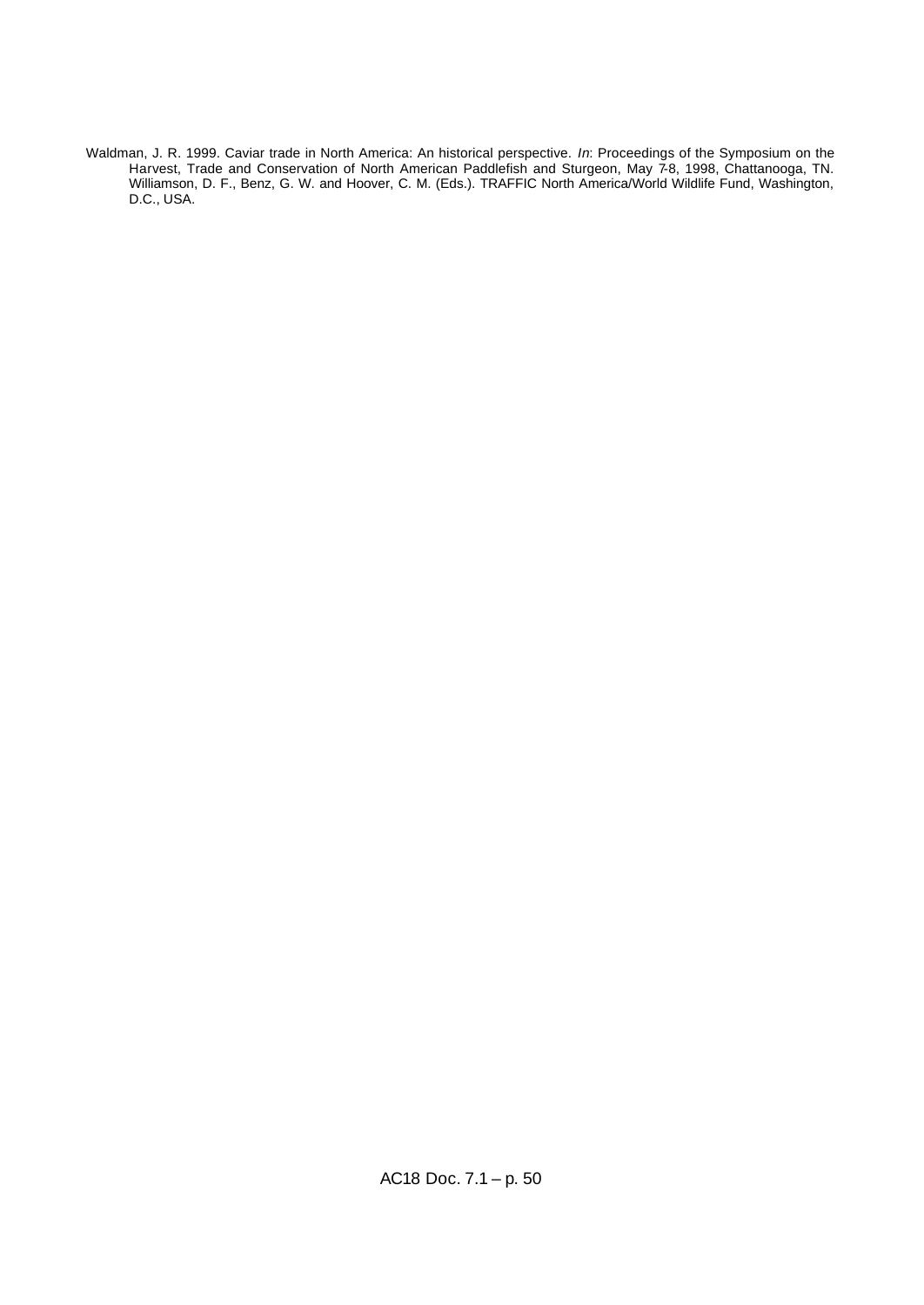Waldman, J. R. 1999. Caviar trade in North America: An historical perspective. *In*: Proceedings of the Symposium on the Harvest, Trade and Conservation of North American Paddlefish and Sturgeon, May 7-8, 1998, Chattanooga, TN. Williamson, D. F., Benz, G. W. and Hoover, C. M. (Eds.). TRAFFIC North America/World Wildlife Fund, Washington, D.C., USA.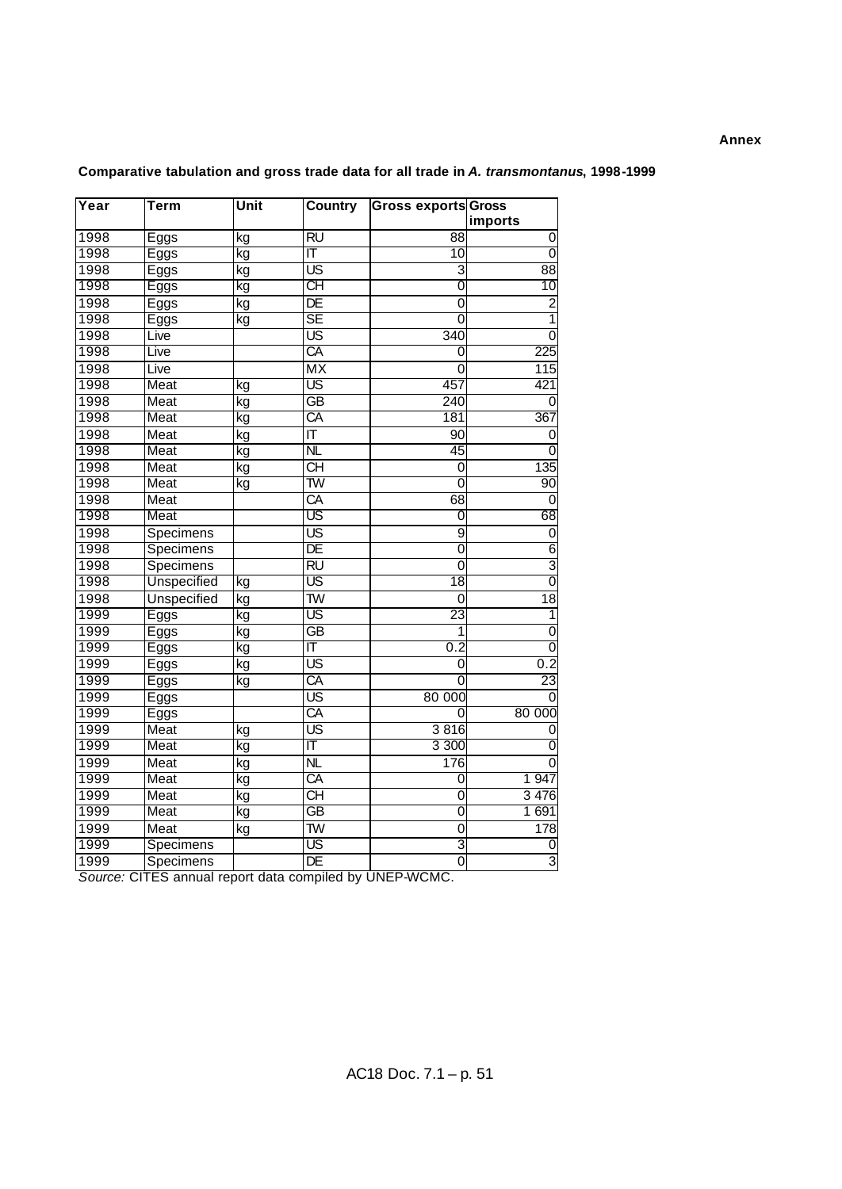**Annex**

**Comparative tabulation and gross trade data for all trade in *A. transmontanus*, 1998-1999**

| Year | Term | Unit | Country | Gross exports | Gross imports |
|---|---|---|---|---|---|
| 1998 | Eggs | kg | RU | 88 | 0 |
| 1998 | Eggs | kg | IT | 10 | 0 |
| 1998 | Eggs | kg | US | 3 | 88 |
| 1998 | Eggs | kg | CH | 0 | 10 |
| 1998 | Eggs | kg | DE | 0 | 2 |
| 1998 | Eggs | kg | SE | 0 | 1 |
| 1998 | Live | | US | 340 | 0 |
| 1998 | Live | | CA | 0 | 225 |
| 1998 | Live | | MX | 0 | 115 |
| 1998 | Meat | kg | US | 457 | 421 |
| 1998 | Meat | kg | GB | 240 | 0 |
| 1998 | Meat | kg | CA | 181 | 367 |
| 1998 | Meat | kg | IT | 90 | 0 |
| 1998 | Meat | kg | NL | 45 | 0 |
| 1998 | Meat | kg | CH | 0 | 135 |
| 1998 | Meat | kg | TW | 0 | 90 |
| 1998 | Meat | | CA | 68 | 0 |
| 1998 | Meat | | US | 0 | 68 |
| 1998 | Specimens | | US | 9 | 0 |
| 1998 | Specimens | | DE | 0 | 6 |
| 1998 | Specimens | | RU | 0 | 3 |
| 1998 | Unspecified | kg | US | 18 | 0 |
| 1998 | Unspecified | kg | TW | 0 | 18 |
| 1999 | Eggs | kg | US | 23 | 1 |
| 1999 | Eggs | kg | GB | 1 | 0 |
| 1999 | Eggs | kg | IT | 0.2 | 0 |
| 1999 | Eggs | kg | US | 0 | 0.2 |
| 1999 | Eggs | kg | CA | 0 | 23 |
| 1999 | Eggs | | US | 80 000 | 0 |
| 1999 | Eggs | | CA | 0 | 80 000 |
| 1999 | Meat | kg | US | 3 816 | 0 |
| 1999 | Meat | kg | IT | 3 300 | 0 |
| 1999 | Meat | kg | NL | 176 | 0 |
| 1999 | Meat | kg | CA | 0 | 1 947 |
| 1999 | Meat | kg | CH | 0 | 3 476 |
| 1999 | Meat | kg | GB | 0 | 1 691 |
| 1999 | Meat | kg | TW | 0 | 178 |
| 1999 | Specimens | | US | 3 | 0 |
| 1999 | Specimens | | DE | 0 | 3 |

*Source:* CITES annual report data compiled by UNEP-WCMC.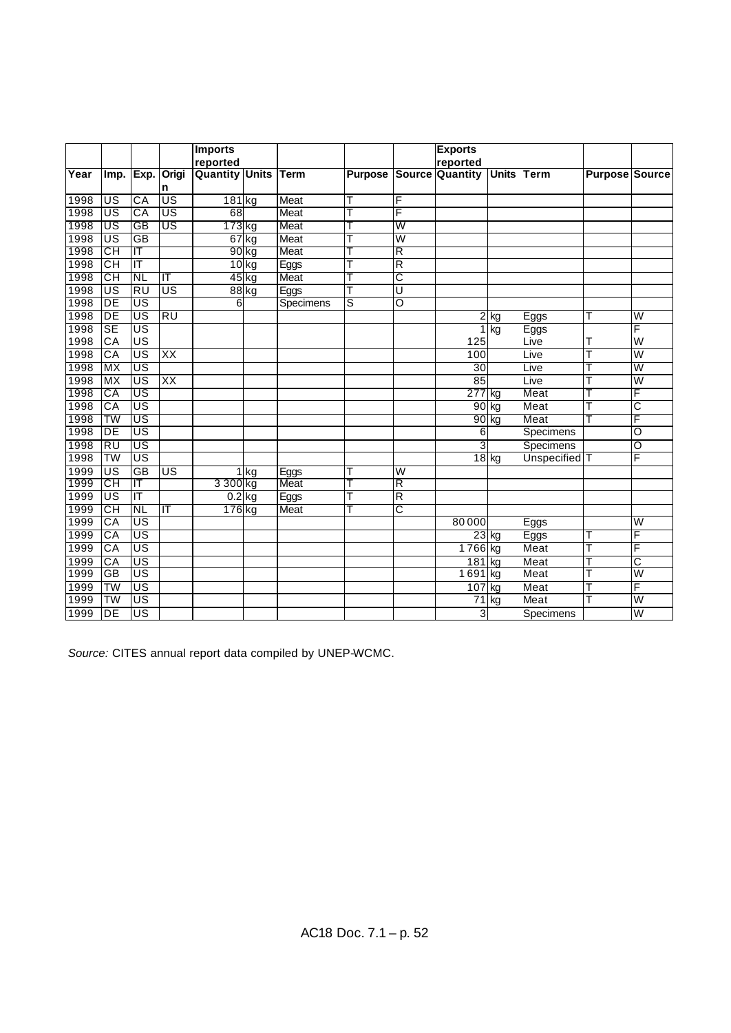| | | | | Imports reported | | | | | Exports reported | | | | |
|---|---|---|---|---|---|---|---|---|---|---|---|---|---|
| Year | Imp. | Exp. | Origin | Quantity | Units | Term | Purpose | Source | Quantity | Units | Term | Purpose | Source |
| 1998 | US | CA | US | 181 | kg | Meat | T | F | | | | | |
| 1998 | US | CA | US | 68 | | Meat | T | F | | | | | |
| 1998 | US | GB | US | 173 | kg | Meat | T | W | | | | | |
| 1998 | US | GB | | 67 | kg | Meat | T | W | | | | | |
| 1998 | CH | IT | | 90 | kg | Meat | T | R | | | | | |
| 1998 | CH | IT | | 10 | kg | Eggs | T | R | | | | | |
| 1998 | CH | NL | IT | 45 | kg | Meat | T | C | | | | | |
| 1998 | US | RU | US | 88 | kg | Eggs | T | U | | | | | |
| 1998 | DE | US | | 6 | | Specimens | S | O | | | | | |
| 1998 | DE | US | RU | | | | | | 2 | kg | Eggs | T | W |
| 1998 | SE | US | | | | | | | 1 | kg | Eggs | | F |
| 1998 | CA | US | | | | | | | 125 | | Live | T | W |
| 1998 | CA | US | XX | | | | | | 100 | | Live | T | W |
| 1998 | MX | US | | | | | | | 30 | | Live | T | W |
| 1998 | MX | US | XX | | | | | | 85 | | Live | T | W |
| 1998 | CA | US | | | | | | | 277 | kg | Meat | T | F |
| 1998 | CA | US | | | | | | | 90 | kg | Meat | T | C |
| 1998 | TW | US | | | | | | | 90 | kg | Meat | T | F |
| 1998 | DE | US | | | | | | | 6 | | Specimens | | O |
| 1998 | RU | US | | | | | | | 3 | | Specimens | | O |
| 1998 | TW | US | | | | | | | 18 | kg | Unspecified | T | F |
| 1999 | US | GB | US | 1 | kg | Eggs | T | W | | | | | |
| 1999 | CH | IT | | 3 300 | kg | Meat | T | R | | | | | |
| 1999 | US | IT | | 0.2 | kg | Eggs | T | R | | | | | |
| 1999 | CH | NL | IT | 176 | kg | Meat | T | C | | | | | |
| 1999 | CA | US | | | | | | | 80 000 | | Eggs | | W |
| 1999 | CA | US | | | | | | | 23 | kg | Eggs | T | F |
| 1999 | CA | US | | | | | | | 1 766 | kg | Meat | T | F |
| 1999 | CA | US | | | | | | | 181 | kg | Meat | T | C |
| 1999 | GB | US | | | | | | | 1 691 | kg | Meat | T | W |
| 1999 | TW | US | | | | | | | 107 | kg | Meat | T | F |
| 1999 | TW | US | | | | | | | 71 | kg | Meat | T | W |
| 1999 | DE | US | | | | | | | 3 | | Specimens | | W |

*Source:* CITES annual report data compiled by UNEP-WCMC.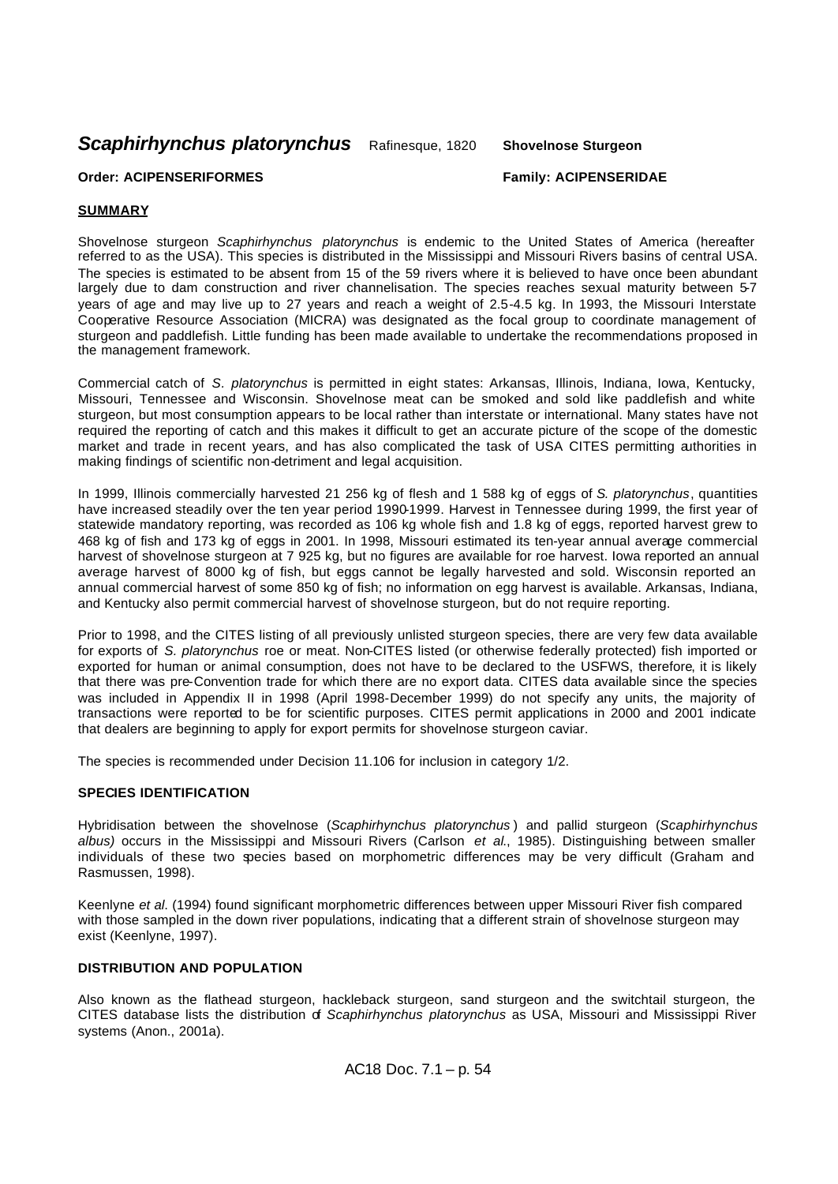# *Scaphirhynchus platorynchus* Rafinesque, 1820 **Shovelnose Sturgeon**

**Order: ACIPENSERIFORMES** **Family: ACIPENSERIDAE**

## SUMMARY

Shovelnose sturgeon *Scaphirhynchus platorynchus* is endemic to the United States of America (hereafter referred to as the USA). This species is distributed in the Mississippi and Missouri Rivers basins of central USA. The species is estimated to be absent from 15 of the 59 rivers where it is believed to have once been abundant largely due to dam construction and river channelisation. The species reaches sexual maturity between 5-7 years of age and may live up to 27 years and reach a weight of 2.5-4.5 kg. In 1993, the Missouri Interstate Cooperative Resource Association (MICRA) was designated as the focal group to coordinate management of sturgeon and paddlefish. Little funding has been made available to undertake the recommendations proposed in the management framework.

Commercial catch of *S. platorynchus* is permitted in eight states: Arkansas, Illinois, Indiana, Iowa, Kentucky, Missouri, Tennessee and Wisconsin. Shovelnose meat can be smoked and sold like paddlefish and white sturgeon, but most consumption appears to be local rather than interstate or international. Many states have not required the reporting of catch and this makes it difficult to get an accurate picture of the scope of the domestic market and trade in recent years, and has also complicated the task of USA CITES permitting authorities in making findings of scientific non-detriment and legal acquisition.

In 1999, Illinois commercially harvested 21 256 kg of flesh and 1 588 kg of eggs of *S. platorynchus*, quantities have increased steadily over the ten year period 1990-1999. Harvest in Tennessee during 1999, the first year of statewide mandatory reporting, was recorded as 106 kg whole fish and 1.8 kg of eggs, reported harvest grew to 468 kg of fish and 173 kg of eggs in 2001. In 1998, Missouri estimated its ten-year annual average commercial harvest of shovelnose sturgeon at 7 925 kg, but no figures are available for roe harvest. Iowa reported an annual average harvest of 8000 kg of fish, but eggs cannot be legally harvested and sold. Wisconsin reported an annual commercial harvest of some 850 kg of fish; no information on egg harvest is available. Arkansas, Indiana, and Kentucky also permit commercial harvest of shovelnose sturgeon, but do not require reporting.

Prior to 1998, and the CITES listing of all previously unlisted sturgeon species, there are very few data available for exports of *S. platorynchus* roe or meat. Non-CITES listed (or otherwise federally protected) fish imported or exported for human or animal consumption, does not have to be declared to the USFWS, therefore, it is likely that there was pre-Convention trade for which there are no export data. CITES data available since the species was included in Appendix II in 1998 (April 1998-December 1999) do not specify any units, the majority of transactions were reported to be for scientific purposes. CITES permit applications in 2000 and 2001 indicate that dealers are beginning to apply for export permits for shovelnose sturgeon caviar.

The species is recommended under Decision 11.106 for inclusion in category 1/2.

### SPECIES IDENTIFICATION

Hybridisation between the shovelnose (*Scaphirhynchus platorynchus*) and pallid sturgeon (*Scaphirhynchus albus)* occurs in the Mississippi and Missouri Rivers (Carlson *et al.*, 1985). Distinguishing between smaller individuals of these two species based on morphometric differences may be very difficult (Graham and Rasmussen, 1998).

Keenlyne *et al*. (1994) found significant morphometric differences between upper Missouri River fish compared with those sampled in the down river populations, indicating that a different strain of shovelnose sturgeon may exist (Keenlyne, 1997).

### DISTRIBUTION AND POPULATION

Also known as the flathead sturgeon, hackleback sturgeon, sand sturgeon and the switchtail sturgeon, the CITES database lists the distribution of *Scaphirhynchus platorynchus* as USA, Missouri and Mississippi River systems (Anon., 2001a).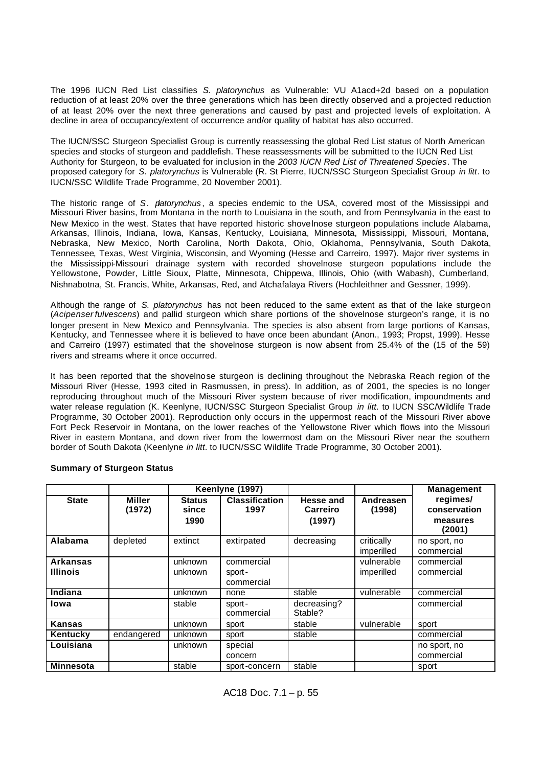The 1996 IUCN Red List classifies *S. platorynchus* as Vulnerable: VU A1acd+2d based on a population reduction of at least 20% over the three generations which has been directly observed and a projected reduction of at least 20% over the next three generations and caused by past and projected levels of exploitation. A decline in area of occupancy/extent of occurrence and/or quality of habitat has also occurred.

The IUCN/SSC Sturgeon Specialist Group is currently reassessing the global Red List status of North American species and stocks of sturgeon and paddlefish. These reassessments will be submitted to the IUCN Red List Authority for Sturgeon, to be evaluated for inclusion in the *2003 IUCN Red List of Threatened Species*. The proposed category for *S. platorynchus* is Vulnerable (R. St Pierre, IUCN/SSC Sturgeon Specialist Group *in litt*. to IUCN/SSC Wildlife Trade Programme, 20 November 2001).

The historic range of *S. platorynchus*, a species endemic to the USA, covered most of the Mississippi and Missouri River basins, from Montana in the north to Louisiana in the south, and from Pennsylvania in the east to New Mexico in the west. States that have reported historic shovelnose sturgeon populations include Alabama, Arkansas, Illinois, Indiana, Iowa, Kansas, Kentucky, Louisiana, Minnesota, Mississippi, Missouri, Montana, Nebraska, New Mexico, North Carolina, North Dakota, Ohio, Oklahoma, Pennsylvania, South Dakota, Tennessee, Texas, West Virginia, Wisconsin, and Wyoming (Hesse and Carreiro, 1997). Major river systems in the Mississippi-Missouri drainage system with recorded shovelnose sturgeon populations include the Yellowstone, Powder, Little Sioux, Platte, Minnesota, Chippewa, Illinois, Ohio (with Wabash), Cumberland, Nishnabotna, St. Francis, White, Arkansas, Red, and Atchafalaya Rivers (Hochleithner and Gessner, 1999).

Although the range of *S. platorynchus* has not been reduced to the same extent as that of the lake sturgeon (*Acipenser fulvescens*) and pallid sturgeon which share portions of the shovelnose sturgeon's range, it is no longer present in New Mexico and Pennsylvania. The species is also absent from large portions of Kansas, Kentucky, and Tennessee where it is believed to have once been abundant (Anon., 1993; Propst, 1999). Hesse and Carreiro (1997) estimated that the shovelnose sturgeon is now absent from 25.4% of the (15 of the 59) rivers and streams where it once occurred.

It has been reported that the shovelnose sturgeon is declining throughout the Nebraska Reach region of the Missouri River (Hesse, 1993 cited in Rasmussen, in press). In addition, as of 2001, the species is no longer reproducing throughout much of the Missouri River system because of river modification, impoundments and water release regulation (K. Keenlyne, IUCN/SSC Sturgeon Specialist Group *in litt*. to IUCN SSC/Wildlife Trade Programme, 30 October 2001). Reproduction only occurs in the uppermost reach of the Missouri River above Fort Peck Reservoir in Montana, on the lower reaches of the Yellowstone River which flows into the Missouri River in eastern Montana, and down river from the lowermost dam on the Missouri River near the southern border of South Dakota (Keenlyne *in litt*. to IUCN/SSC Wildlife Trade Programme, 30 October 2001).

**Summary of Sturgeon Status**

| | | Keenlyne (1997) | | | | Management |
|---|---|---|---|---|---|---|
| **State** | **Miller (1972)** | **Status since 1990** | **Classification 1997** | **Hesse and Carreiro (1997)** | **Andreasen (1998)** | **regimes/ conservation measures (2001)** |
| **Alabama** | depleted | extinct | extirpated | decreasing | critically imperilled | no sport, no commercial |
| **Arkansas** | | unknown | commercial | | vulnerable | commercial |
| **Illinois** | | unknown | sport-commercial | | imperilled | commercial |
| **Indiana** | | unknown | none | stable | vulnerable | commercial |
| **Iowa** | | stable | sport-commercial | decreasing? Stable? | | commercial |
| **Kansas** | | unknown | sport | stable | vulnerable | sport |
| **Kentucky** | endangered | unknown | sport | stable | | commercial |
| **Louisiana** | | unknown | special concern | | | no sport, no commercial |
| **Minnesota** | | stable | sport-concern | stable | | sport |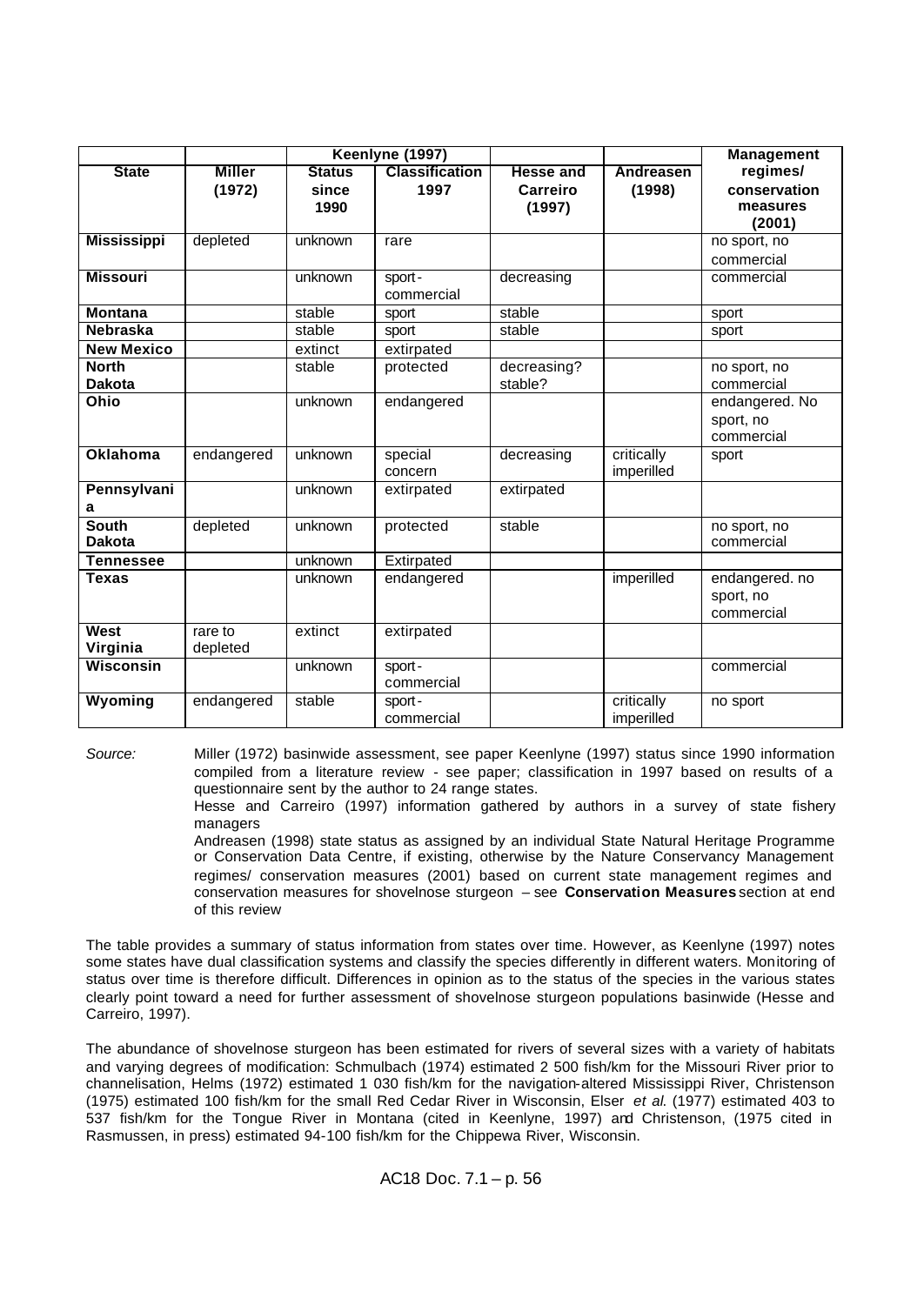| | | Keenlyne (1997) | | | | Management |
|---|---|---|---|---|---|---|
| **State** | **Miller (1972)** | **Status since 1990** | **Classification 1997** | **Hesse and Carreiro (1997)** | **Andreasen (1998)** | **regimes/ conservation measures (2001)** |
| **Mississippi** | depleted | unknown | rare | | | no sport, no commercial |
| **Missouri** | | unknown | sport-commercial | decreasing | | commercial |
| **Montana** | | stable | sport | stable | | sport |
| **Nebraska** | | stable | sport | stable | | sport |
| **New Mexico** | | extinct | extirpated | | | |
| **North Dakota** | | stable | protected | decreasing? stable? | | no sport, no commercial |
| **Ohio** | | unknown | endangered | | | endangered. No sport, no commercial |
| **Oklahoma** | endangered | unknown | special concern | decreasing | critically imperilled | sport |
| **Pennsylvania** | | unknown | extirpated | extirpated | | |
| **South Dakota** | depleted | unknown | protected | stable | | no sport, no commercial |
| **Tennessee** | | unknown | Extirpated | | | |
| **Texas** | | unknown | endangered | | imperilled | endangered. no sport, no commercial |
| **West Virginia** | rare to depleted | extinct | extirpated | | | |
| **Wisconsin** | | unknown | sport-commercial | | | commercial |
| **Wyoming** | endangered | stable | sport-commercial | | critically imperilled | no sport |

*Source:* Miller (1972) basinwide assessment, see paper Keenlyne (1997) status since 1990 information compiled from a literature review - see paper; classification in 1997 based on results of a questionnaire sent by the author to 24 range states.
Hesse and Carreiro (1997) information gathered by authors in a survey of state fishery managers
Andreasen (1998) state status as assigned by an individual State Natural Heritage Programme or Conservation Data Centre, if existing, otherwise by the Nature Conservancy Management regimes/ conservation measures (2001) based on current state management regimes and conservation measures for shovelnose sturgeon – see **Conservation Measures** section at end of this review

The table provides a summary of status information from states over time. However, as Keenlyne (1997) notes some states have dual classification systems and classify the species differently in different waters. Monitoring of status over time is therefore difficult. Differences in opinion as to the status of the species in the various states clearly point toward a need for further assessment of shovelnose sturgeon populations basinwide (Hesse and Carreiro, 1997).

The abundance of shovelnose sturgeon has been estimated for rivers of several sizes with a variety of habitats and varying degrees of modification: Schmulbach (1974) estimated 2 500 fish/km for the Missouri River prior to channelisation, Helms (1972) estimated 1 030 fish/km for the navigation-altered Mississippi River, Christenson (1975) estimated 100 fish/km for the small Red Cedar River in Wisconsin, Elser *et al.* (1977) estimated 403 to 537 fish/km for the Tongue River in Montana (cited in Keenlyne, 1997) and Christenson, (1975 cited in Rasmussen, in press) estimated 94-100 fish/km for the Chippewa River, Wisconsin.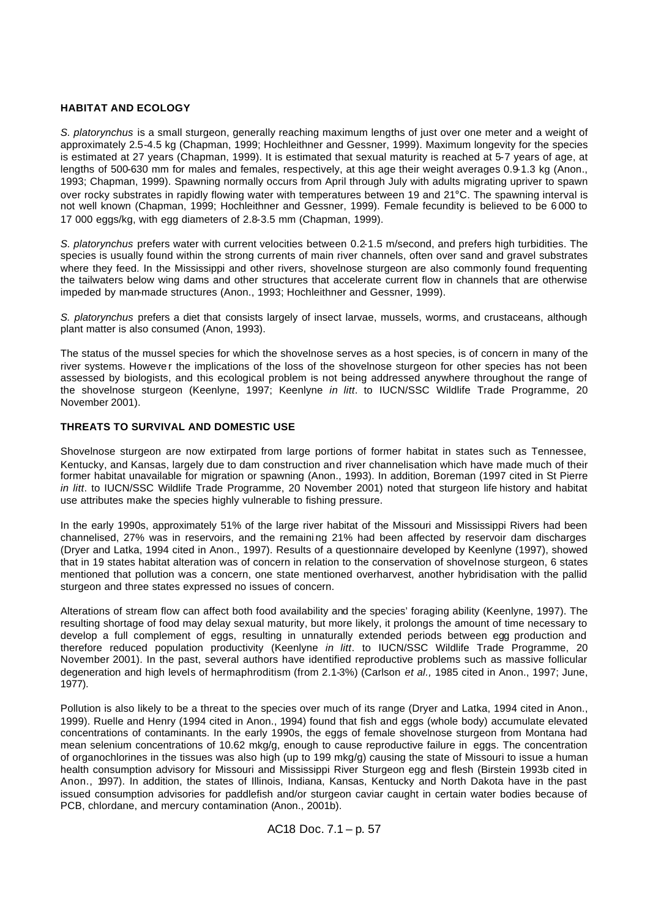**HABITAT AND ECOLOGY**

*S. platorynchus* is a small sturgeon, generally reaching maximum lengths of just over one meter and a weight of approximately 2.5-4.5 kg (Chapman, 1999; Hochleithner and Gessner, 1999). Maximum longevity for the species is estimated at 27 years (Chapman, 1999). It is estimated that sexual maturity is reached at 5-7 years of age, at lengths of 500-630 mm for males and females, respectively, at this age their weight averages 0.9-1.3 kg (Anon., 1993; Chapman, 1999). Spawning normally occurs from April through July with adults migrating upriver to spawn over rocky substrates in rapidly flowing water with temperatures between 19 and 21°C. The spawning interval is not well known (Chapman, 1999; Hochleithner and Gessner, 1999). Female fecundity is believed to be 6 000 to 17 000 eggs/kg, with egg diameters of 2.8-3.5 mm (Chapman, 1999).

*S. platorynchus* prefers water with current velocities between 0.2-1.5 m/second, and prefers high turbidities. The species is usually found within the strong currents of main river channels, often over sand and gravel substrates where they feed. In the Mississippi and other rivers, shovelnose sturgeon are also commonly found frequenting the tailwaters below wing dams and other structures that accelerate current flow in channels that are otherwise impeded by man-made structures (Anon., 1993; Hochleithner and Gessner, 1999).

*S. platorynchus* prefers a diet that consists largely of insect larvae, mussels, worms, and crustaceans, although plant matter is also consumed (Anon, 1993).

The status of the mussel species for which the shovelnose serves as a host species, is of concern in many of the river systems. However the implications of the loss of the shovelnose sturgeon for other species has not been assessed by biologists, and this ecological problem is not being addressed anywhere throughout the range of the shovelnose sturgeon (Keenlyne, 1997; Keenlyne *in litt*. to IUCN/SSC Wildlife Trade Programme, 20 November 2001).

**THREATS TO SURVIVAL AND DOMESTIC USE**

Shovelnose sturgeon are now extirpated from large portions of former habitat in states such as Tennessee, Kentucky, and Kansas, largely due to dam construction and river channelisation which have made much of their former habitat unavailable for migration or spawning (Anon., 1993). In addition, Boreman (1997 cited in St Pierre *in litt*. to IUCN/SSC Wildlife Trade Programme, 20 November 2001) noted that sturgeon life history and habitat use attributes make the species highly vulnerable to fishing pressure.

In the early 1990s, approximately 51% of the large river habitat of the Missouri and Mississippi Rivers had been channelised, 27% was in reservoirs, and the remaining 21% had been affected by reservoir dam discharges (Dryer and Latka, 1994 cited in Anon., 1997). Results of a questionnaire developed by Keenlyne (1997), showed that in 19 states habitat alteration was of concern in relation to the conservation of shovelnose sturgeon, 6 states mentioned that pollution was a concern, one state mentioned overharvest, another hybridisation with the pallid sturgeon and three states expressed no issues of concern.

Alterations of stream flow can affect both food availability and the species' foraging ability (Keenlyne, 1997). The resulting shortage of food may delay sexual maturity, but more likely, it prolongs the amount of time necessary to develop a full complement of eggs, resulting in unnaturally extended periods between egg production and therefore reduced population productivity (Keenlyne *in litt*. to IUCN/SSC Wildlife Trade Programme, 20 November 2001). In the past, several authors have identified reproductive problems such as massive follicular degeneration and high levels of hermaphroditism (from 2.1-3%) (Carlson *et al.,* 1985 cited in Anon., 1997; June, 1977).

Pollution is also likely to be a threat to the species over much of its range (Dryer and Latka, 1994 cited in Anon., 1999). Ruelle and Henry (1994 cited in Anon., 1994) found that fish and eggs (whole body) accumulate elevated concentrations of contaminants. In the early 1990s, the eggs of female shovelnose sturgeon from Montana had mean selenium concentrations of 10.62 mkg/g, enough to cause reproductive failure in eggs. The concentration of organochlorines in the tissues was also high (up to 199 mkg/g) causing the state of Missouri to issue a human health consumption advisory for Missouri and Mississippi River Sturgeon egg and flesh (Birstein 1993b cited in Anon., 1997). In addition, the states of Illinois, Indiana, Kansas, Kentucky and North Dakota have in the past issued consumption advisories for paddlefish and/or sturgeon caviar caught in certain water bodies because of PCB, chlordane, and mercury contamination (Anon., 2001b).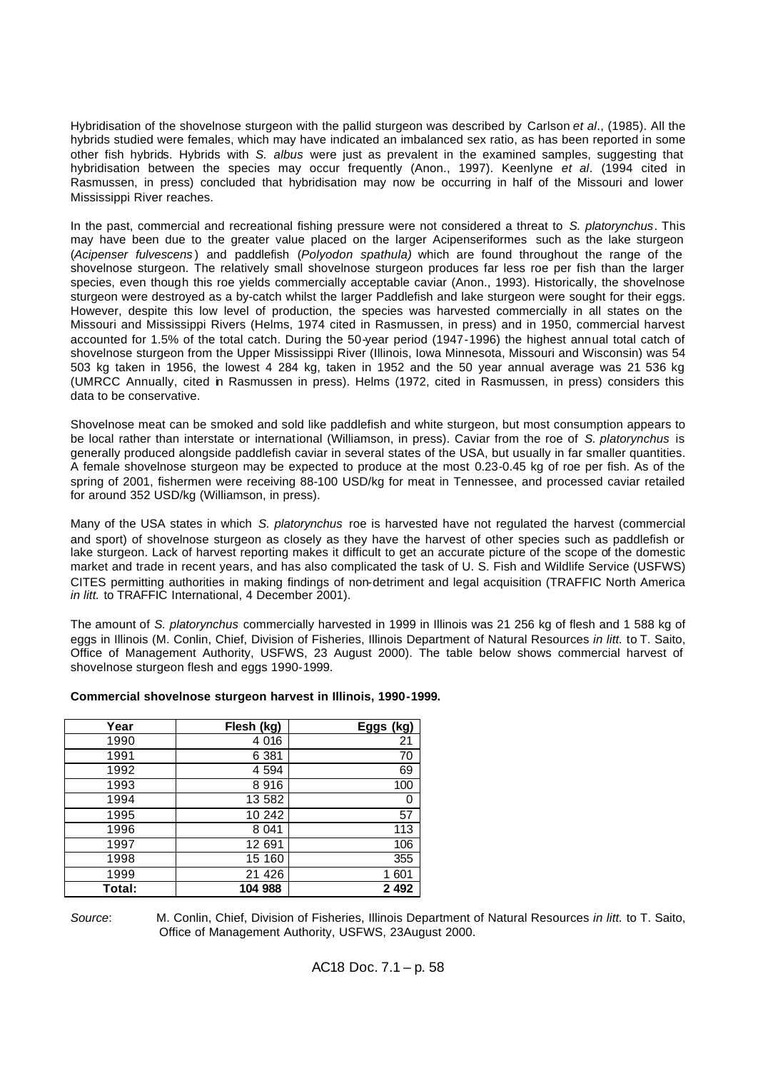Hybridisation of the shovelnose sturgeon with the pallid sturgeon was described by Carlson *et al*., (1985). All the hybrids studied were females, which may have indicated an imbalanced sex ratio, as has been reported in some other fish hybrids. Hybrids with *S. albus* were just as prevalent in the examined samples, suggesting that hybridisation between the species may occur frequently (Anon., 1997). Keenlyne *et al*. (1994 cited in Rasmussen, in press) concluded that hybridisation may now be occurring in half of the Missouri and lower Mississippi River reaches.

In the past, commercial and recreational fishing pressure were not considered a threat to *S. platorynchus*. This may have been due to the greater value placed on the larger Acipenseriformes such as the lake sturgeon (*Acipenser fulvescens*) and paddlefish (*Polyodon spathula)* which are found throughout the range of the shovelnose sturgeon. The relatively small shovelnose sturgeon produces far less roe per fish than the larger species, even though this roe yields commercially acceptable caviar (Anon., 1993). Historically, the shovelnose sturgeon were destroyed as a by-catch whilst the larger Paddlefish and lake sturgeon were sought for their eggs. However, despite this low level of production, the species was harvested commercially in all states on the Missouri and Mississippi Rivers (Helms, 1974 cited in Rasmussen, in press) and in 1950, commercial harvest accounted for 1.5% of the total catch. During the 50-year period (1947-1996) the highest annual total catch of shovelnose sturgeon from the Upper Mississippi River (Illinois, Iowa Minnesota, Missouri and Wisconsin) was 54 503 kg taken in 1956, the lowest 4 284 kg, taken in 1952 and the 50 year annual average was 21 536 kg (UMRCC Annually, cited in Rasmussen in press). Helms (1972, cited in Rasmussen, in press) considers this data to be conservative.

Shovelnose meat can be smoked and sold like paddlefish and white sturgeon, but most consumption appears to be local rather than interstate or international (Williamson, in press). Caviar from the roe of *S. platorynchus* is generally produced alongside paddlefish caviar in several states of the USA, but usually in far smaller quantities. A female shovelnose sturgeon may be expected to produce at the most 0.23-0.45 kg of roe per fish. As of the spring of 2001, fishermen were receiving 88-100 USD/kg for meat in Tennessee, and processed caviar retailed for around 352 USD/kg (Williamson, in press).

Many of the USA states in which *S. platorynchus* roe is harvested have not regulated the harvest (commercial and sport) of shovelnose sturgeon as closely as they have the harvest of other species such as paddlefish or lake sturgeon. Lack of harvest reporting makes it difficult to get an accurate picture of the scope of the domestic market and trade in recent years, and has also complicated the task of U. S. Fish and Wildlife Service (USFWS) CITES permitting authorities in making findings of non-detriment and legal acquisition (TRAFFIC North America *in litt.* to TRAFFIC International, 4 December 2001).

The amount of *S. platorynchus* commercially harvested in 1999 in Illinois was 21 256 kg of flesh and 1 588 kg of eggs in Illinois (M. Conlin, Chief, Division of Fisheries, Illinois Department of Natural Resources *in litt.* to T. Saito, Office of Management Authority, USFWS, 23 August 2000). The table below shows commercial harvest of shovelnose sturgeon flesh and eggs 1990-1999.

**Commercial shovelnose sturgeon harvest in Illinois, 1990-1999.**

| Year | Flesh (kg) | Eggs (kg) |
|---|---|---|
| 1990 | 4 016 | 21 |
| 1991 | 6 381 | 70 |
| 1992 | 4 594 | 69 |
| 1993 | 8 916 | 100 |
| 1994 | 13 582 | 0 |
| 1995 | 10 242 | 57 |
| 1996 | 8 041 | 113 |
| 1997 | 12 691 | 106 |
| 1998 | 15 160 | 355 |
| 1999 | 21 426 | 1 601 |
| **Total:** | **104 988** | **2 492** |

*Source*: M. Conlin, Chief, Division of Fisheries, Illinois Department of Natural Resources *in litt.* to T. Saito, Office of Management Authority, USFWS, 23August 2000.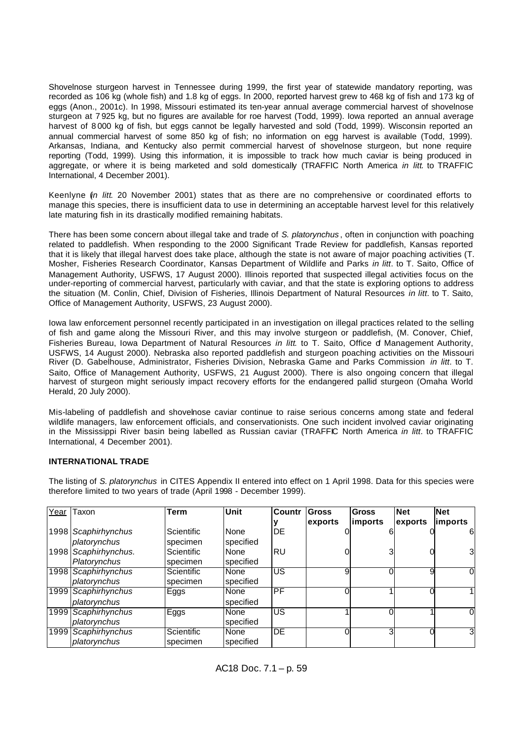Shovelnose sturgeon harvest in Tennessee during 1999, the first year of statewide mandatory reporting, was recorded as 106 kg (whole fish) and 1.8 kg of eggs. In 2000, reported harvest grew to 468 kg of fish and 173 kg of eggs (Anon., 2001c). In 1998, Missouri estimated its ten-year annual average commercial harvest of shovelnose sturgeon at 7 925 kg, but no figures are available for roe harvest (Todd, 1999). Iowa reported an annual average harvest of 8 000 kg of fish, but eggs cannot be legally harvested and sold (Todd, 1999). Wisconsin reported an annual commercial harvest of some 850 kg of fish; no information on egg harvest is available (Todd, 1999). Arkansas, Indiana, and Kentucky also permit commercial harvest of shovelnose sturgeon, but none require reporting (Todd, 1999). Using this information, it is impossible to track how much caviar is being produced in aggregate, or where it is being marketed and sold domestically (TRAFFIC North America *in litt.* to TRAFFIC International, 4 December 2001).

Keenlyne (*in litt.* 20 November 2001) states that as there are no comprehensive or coordinated efforts to manage this species, there is insufficient data to use in determining an acceptable harvest level for this relatively late maturing fish in its drastically modified remaining habitats.

There has been some concern about illegal take and trade of *S. platorynchus*, often in conjunction with poaching related to paddlefish. When responding to the 2000 Significant Trade Review for paddlefish, Kansas reported that it is likely that illegal harvest does take place, although the state is not aware of major poaching activities (T. Mosher, Fisheries Research Coordinator, Kansas Department of Wildlife and Parks *in litt*. to T. Saito, Office of Management Authority, USFWS, 17 August 2000). Illinois reported that suspected illegal activities focus on the under-reporting of commercial harvest, particularly with caviar, and that the state is exploring options to address the situation (M. Conlin, Chief, Division of Fisheries, Illinois Department of Natural Resources *in litt*. to T. Saito, Office of Management Authority, USFWS, 23 August 2000).

Iowa law enforcement personnel recently participated in an investigation on illegal practices related to the selling of fish and game along the Missouri River, and this may involve sturgeon or paddlefish, (M. Conover, Chief, Fisheries Bureau, Iowa Department of Natural Resources *in litt.* to T. Saito, Office of Management Authority, USFWS, 14 August 2000). Nebraska also reported paddlefish and sturgeon poaching activities on the Missouri River (D. Gabelhouse, Administrator, Fisheries Division, Nebraska Game and Parks Commission *in litt*. to T. Saito, Office of Management Authority, USFWS, 21 August 2000). There is also ongoing concern that illegal harvest of sturgeon might seriously impact recovery efforts for the endangered pallid sturgeon (Omaha World Herald, 20 July 2000).

Mis-labeling of paddlefish and shovelnose caviar continue to raise serious concerns among state and federal wildlife managers, law enforcement officials, and conservationists. One such incident involved caviar originating in the Mississippi River basin being labelled as Russian caviar (TRAFFIC North America *in litt*. to TRAFFIC International, 4 December 2001).

**INTERNATIONAL TRADE**

The listing of *S. platorynchus* in CITES Appendix II entered into effect on 1 April 1998. Data for this species were therefore limited to two years of trade (April 1998 - December 1999).

| Year | Taxon | Term | Unit | Country | Gross exports | Gross imports | Net exports | Net imports |
|---|---|---|---|---|---|---|---|---|
| 1998 | *Scaphirhynchus platorynchus* | Scientific specimen | None specified | DE | 0 | 6 | 0 | 6 |
| 1998 | *Scaphirhynchus. Platorynchus* | Scientific specimen | None specified | RU | 0 | 3 | 0 | 3 |
| 1998 | *Scaphirhynchus platorynchus* | Scientific specimen | None specified | US | 9 | 0 | 9 | 0 |
| 1999 | *Scaphirhynchus platorynchus* | Eggs | None specified | PF | 0 | 1 | 0 | 1 |
| 1999 | *Scaphirhynchus platorynchus* | Eggs | None specified | US | 1 | 0 | 1 | 0 |
| 1999 | *Scaphirhynchus platorynchus* | Scientific specimen | None specified | DE | 0 | 3 | 0 | 3 |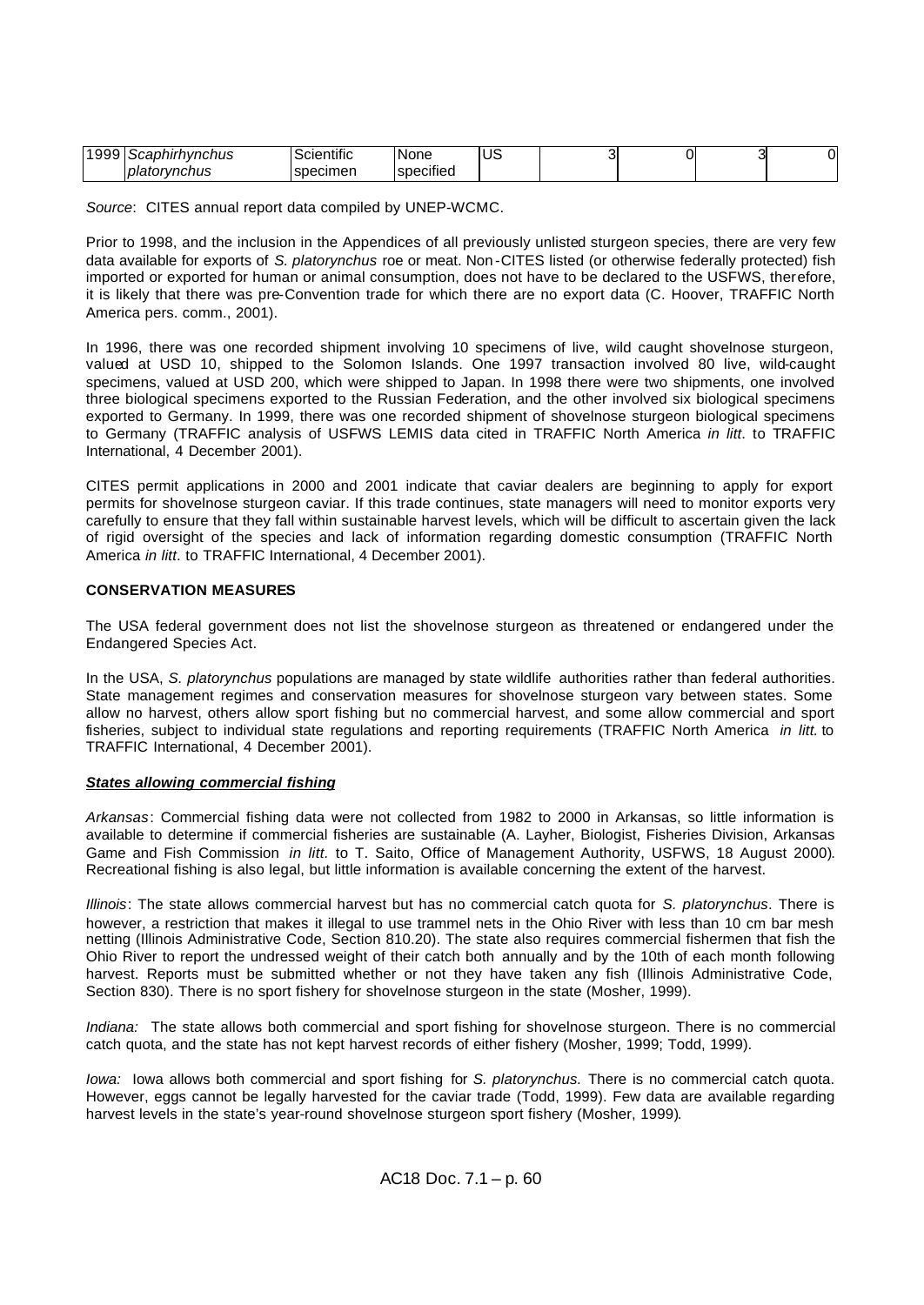| 1999 | *Scaphirhynchus platorynchus* | Scientific specimen | None specified | US | 3 | 0 | 3 | 0 |
|---|---|---|---|---|---|---|---|---|

*Source*: CITES annual report data compiled by UNEP-WCMC.

Prior to 1998, and the inclusion in the Appendices of all previously unlisted sturgeon species, there are very few data available for exports of *S. platorynchus* roe or meat. Non-CITES listed (or otherwise federally protected) fish imported or exported for human or animal consumption, does not have to be declared to the USFWS, therefore, it is likely that there was pre-Convention trade for which there are no export data (C. Hoover, TRAFFIC North America pers. comm., 2001).

In 1996, there was one recorded shipment involving 10 specimens of live, wild caught shovelnose sturgeon, valued at USD 10, shipped to the Solomon Islands. One 1997 transaction involved 80 live, wild-caught specimens, valued at USD 200, which were shipped to Japan. In 1998 there were two shipments, one involved three biological specimens exported to the Russian Federation, and the other involved six biological specimens exported to Germany. In 1999, there was one recorded shipment of shovelnose sturgeon biological specimens to Germany (TRAFFIC analysis of USFWS LEMIS data cited in TRAFFIC North America *in litt*. to TRAFFIC International, 4 December 2001).

CITES permit applications in 2000 and 2001 indicate that caviar dealers are beginning to apply for export permits for shovelnose sturgeon caviar. If this trade continues, state managers will need to monitor exports very carefully to ensure that they fall within sustainable harvest levels, which will be difficult to ascertain given the lack of rigid oversight of the species and lack of information regarding domestic consumption (TRAFFIC North America *in litt*. to TRAFFIC International, 4 December 2001).

**CONSERVATION MEASURES**

The USA federal government does not list the shovelnose sturgeon as threatened or endangered under the Endangered Species Act.

In the USA, *S. platorynchus* populations are managed by state wildlife authorities rather than federal authorities. State management regimes and conservation measures for shovelnose sturgeon vary between states. Some allow no harvest, others allow sport fishing but no commercial harvest, and some allow commercial and sport fisheries, subject to individual state regulations and reporting requirements (TRAFFIC North America *in litt.* to TRAFFIC International, 4 December 2001).

***States allowing commercial fishing***

*Arkansas*: Commercial fishing data were not collected from 1982 to 2000 in Arkansas, so little information is available to determine if commercial fisheries are sustainable (A. Layher, Biologist, Fisheries Division, Arkansas Game and Fish Commission *in litt.* to T. Saito, Office of Management Authority, USFWS, 18 August 2000). Recreational fishing is also legal, but little information is available concerning the extent of the harvest.

*Illinois*: The state allows commercial harvest but has no commercial catch quota for *S. platorynchus*. There is however, a restriction that makes it illegal to use trammel nets in the Ohio River with less than 10 cm bar mesh netting (Illinois Administrative Code, Section 810.20). The state also requires commercial fishermen that fish the Ohio River to report the undressed weight of their catch both annually and by the 10th of each month following harvest. Reports must be submitted whether or not they have taken any fish (Illinois Administrative Code, Section 830). There is no sport fishery for shovelnose sturgeon in the state (Mosher, 1999).

*Indiana:* The state allows both commercial and sport fishing for shovelnose sturgeon. There is no commercial catch quota, and the state has not kept harvest records of either fishery (Mosher, 1999; Todd, 1999).

*Iowa:* Iowa allows both commercial and sport fishing for *S. platorynchus.* There is no commercial catch quota. However, eggs cannot be legally harvested for the caviar trade (Todd, 1999). Few data are available regarding harvest levels in the state's year-round shovelnose sturgeon sport fishery (Mosher, 1999).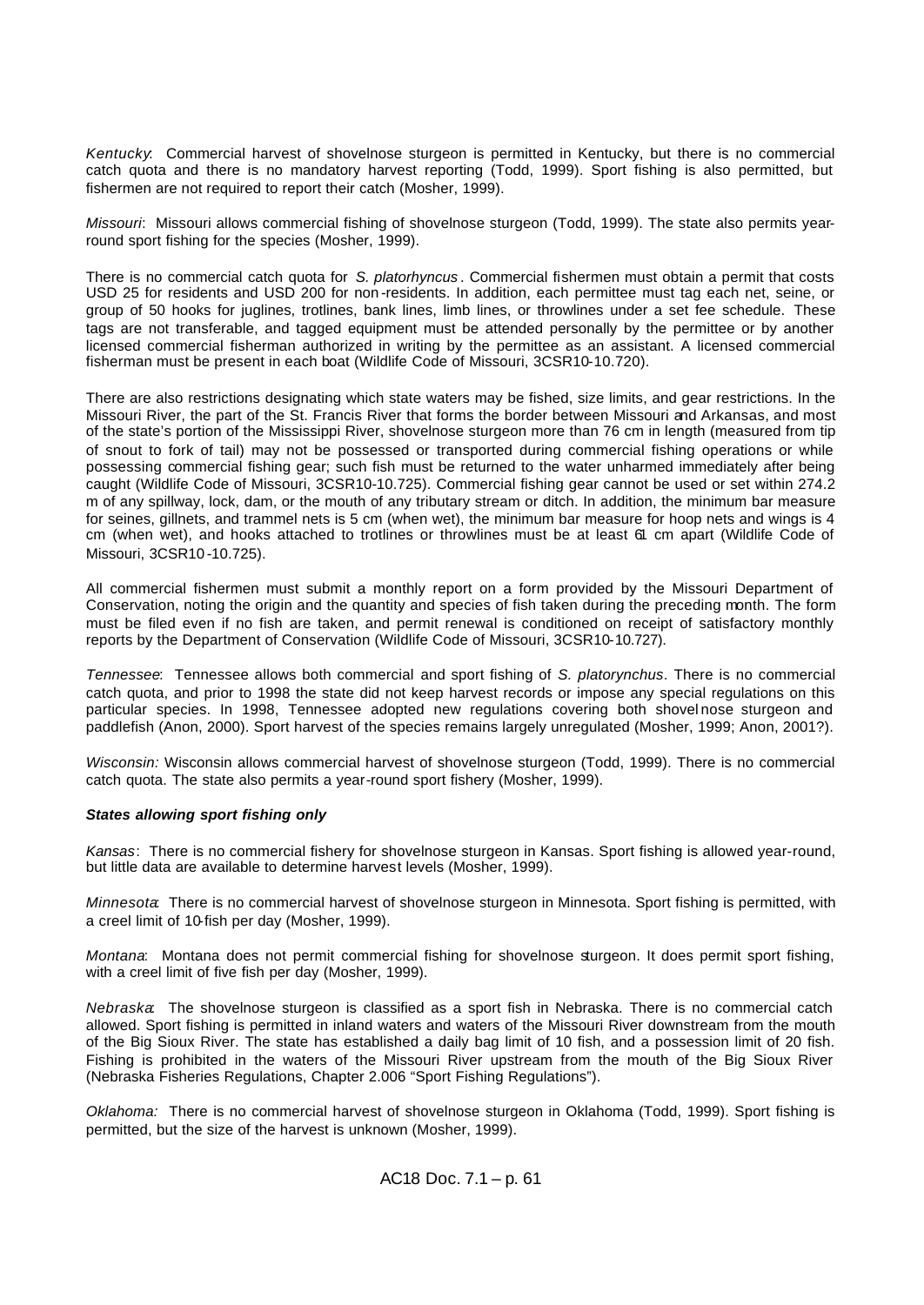*Kentucky*: Commercial harvest of shovelnose sturgeon is permitted in Kentucky, but there is no commercial catch quota and there is no mandatory harvest reporting (Todd, 1999). Sport fishing is also permitted, but fishermen are not required to report their catch (Mosher, 1999).

*Missouri*: Missouri allows commercial fishing of shovelnose sturgeon (Todd, 1999). The state also permits year-round sport fishing for the species (Mosher, 1999).

There is no commercial catch quota for *S. platorhyncus*. Commercial fishermen must obtain a permit that costs USD 25 for residents and USD 200 for non-residents. In addition, each permittee must tag each net, seine, or group of 50 hooks for juglines, trotlines, bank lines, limb lines, or throwlines under a set fee schedule. These tags are not transferable, and tagged equipment must be attended personally by the permittee or by another licensed commercial fisherman authorized in writing by the permittee as an assistant. A licensed commercial fisherman must be present in each boat (Wildlife Code of Missouri, 3CSR10-10.720).

There are also restrictions designating which state waters may be fished, size limits, and gear restrictions. In the Missouri River, the part of the St. Francis River that forms the border between Missouri and Arkansas, and most of the state's portion of the Mississippi River, shovelnose sturgeon more than 76 cm in length (measured from tip of snout to fork of tail) may not be possessed or transported during commercial fishing operations or while possessing commercial fishing gear; such fish must be returned to the water unharmed immediately after being caught (Wildlife Code of Missouri, 3CSR10-10.725). Commercial fishing gear cannot be used or set within 274.2 m of any spillway, lock, dam, or the mouth of any tributary stream or ditch. In addition, the minimum bar measure for seines, gillnets, and trammel nets is 5 cm (when wet), the minimum bar measure for hoop nets and wings is 4 cm (when wet), and hooks attached to trotlines or throwlines must be at least 61 cm apart (Wildlife Code of Missouri, 3CSR10-10.725).

All commercial fishermen must submit a monthly report on a form provided by the Missouri Department of Conservation, noting the origin and the quantity and species of fish taken during the preceding month. The form must be filed even if no fish are taken, and permit renewal is conditioned on receipt of satisfactory monthly reports by the Department of Conservation (Wildlife Code of Missouri, 3CSR10-10.727).

*Tennessee*: Tennessee allows both commercial and sport fishing of *S. platorynchus*. There is no commercial catch quota, and prior to 1998 the state did not keep harvest records or impose any special regulations on this particular species. In 1998, Tennessee adopted new regulations covering both shovelnose sturgeon and paddlefish (Anon, 2000). Sport harvest of the species remains largely unregulated (Mosher, 1999; Anon, 2001?).

*Wisconsin:* Wisconsin allows commercial harvest of shovelnose sturgeon (Todd, 1999). There is no commercial catch quota. The state also permits a year-round sport fishery (Mosher, 1999).

***States allowing sport fishing only***

*Kansas*: There is no commercial fishery for shovelnose sturgeon in Kansas. Sport fishing is allowed year-round, but little data are available to determine harvest levels (Mosher, 1999).

*Minnesota*: There is no commercial harvest of shovelnose sturgeon in Minnesota. Sport fishing is permitted, with a creel limit of 10-fish per day (Mosher, 1999).

*Montana*: Montana does not permit commercial fishing for shovelnose sturgeon. It does permit sport fishing, with a creel limit of five fish per day (Mosher, 1999).

*Nebraska*: The shovelnose sturgeon is classified as a sport fish in Nebraska. There is no commercial catch allowed. Sport fishing is permitted in inland waters and waters of the Missouri River downstream from the mouth of the Big Sioux River. The state has established a daily bag limit of 10 fish, and a possession limit of 20 fish. Fishing is prohibited in the waters of the Missouri River upstream from the mouth of the Big Sioux River (Nebraska Fisheries Regulations, Chapter 2.006 "Sport Fishing Regulations").

*Oklahoma:* There is no commercial harvest of shovelnose sturgeon in Oklahoma (Todd, 1999). Sport fishing is permitted, but the size of the harvest is unknown (Mosher, 1999).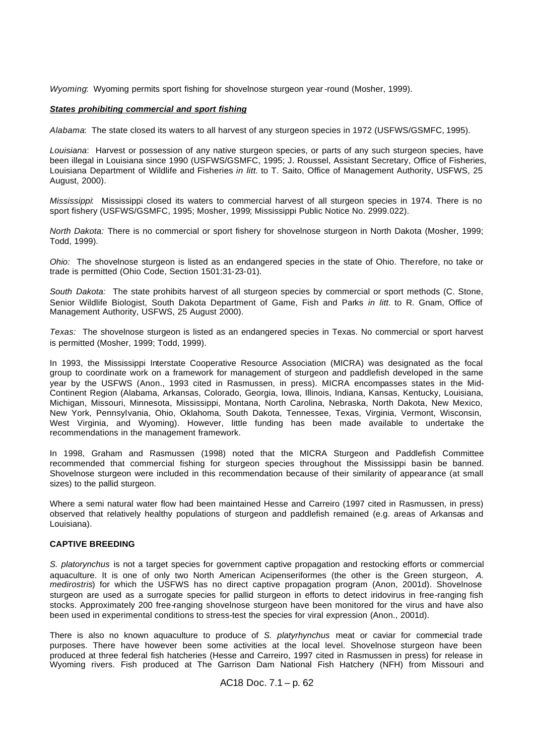*Wyoming*: Wyoming permits sport fishing for shovelnose sturgeon year-round (Mosher, 1999).

***States prohibiting commercial and sport fishing***

*Alabama*: The state closed its waters to all harvest of any sturgeon species in 1972 (USFWS/GSMFC, 1995).

*Louisiana*: Harvest or possession of any native sturgeon species, or parts of any such sturgeon species, have been illegal in Louisiana since 1990 (USFWS/GSMFC, 1995; J. Roussel, Assistant Secretary, Office of Fisheries, Louisiana Department of Wildlife and Fisheries *in litt.* to T. Saito, Office of Management Authority, USFWS, 25 August, 2000).

*Mississippi*: Mississippi closed its waters to commercial harvest of all sturgeon species in 1974. There is no sport fishery (USFWS/GSMFC, 1995; Mosher, 1999; Mississippi Public Notice No. 2999.022).

*North Dakota:* There is no commercial or sport fishery for shovelnose sturgeon in North Dakota (Mosher, 1999; Todd, 1999).

*Ohio:* The shovelnose sturgeon is listed as an endangered species in the state of Ohio. Therefore, no take or trade is permitted (Ohio Code, Section 1501:31-23-01).

*South Dakota:* The state prohibits harvest of all sturgeon species by commercial or sport methods (C. Stone, Senior Wildlife Biologist, South Dakota Department of Game, Fish and Parks *in litt.* to R. Gnam, Office of Management Authority, USFWS, 25 August 2000).

*Texas:* The shovelnose sturgeon is listed as an endangered species in Texas. No commercial or sport harvest is permitted (Mosher, 1999; Todd, 1999).

In 1993, the Mississippi Interstate Cooperative Resource Association (MICRA) was designated as the focal group to coordinate work on a framework for management of sturgeon and paddlefish developed in the same year by the USFWS (Anon., 1993 cited in Rasmussen, in press). MICRA encompasses states in the Mid-Continent Region (Alabama, Arkansas, Colorado, Georgia, Iowa, Illinois, Indiana, Kansas, Kentucky, Louisiana, Michigan, Missouri, Minnesota, Mississippi, Montana, North Carolina, Nebraska, North Dakota, New Mexico, New York, Pennsylvania, Ohio, Oklahoma, South Dakota, Tennessee, Texas, Virginia, Vermont, Wisconsin, West Virginia, and Wyoming). However, little funding has been made available to undertake the recommendations in the management framework.

In 1998, Graham and Rasmussen (1998) noted that the MICRA Sturgeon and Paddlefish Committee recommended that commercial fishing for sturgeon species throughout the Mississippi basin be banned. Shovelnose sturgeon were included in this recommendation because of their similarity of appearance (at small sizes) to the pallid sturgeon.

Where a semi natural water flow had been maintained Hesse and Carreiro (1997 cited in Rasmussen, in press) observed that relatively healthy populations of sturgeon and paddlefish remained (e.g. areas of Arkansas and Louisiana).

**CAPTIVE BREEDING**

*S. platorynchus* is not a target species for government captive propagation and restocking efforts or commercial aquaculture. It is one of only two North American Acipenseriformes (the other is the Green sturgeon, *A. medirostris*) for which the USFWS has no direct captive propagation program (Anon, 2001d). Shovelnose sturgeon are used as a surrogate species for pallid sturgeon in efforts to detect iridovirus in free-ranging fish stocks. Approximately 200 free-ranging shovelnose sturgeon have been monitored for the virus and have also been used in experimental conditions to stress-test the species for viral expression (Anon., 2001d).

There is also no known aquaculture to produce of *S. platyrhynchus* meat or caviar for commercial trade purposes. There have however been some activities at the local level. Shovelnose sturgeon have been produced at three federal fish hatcheries (Hesse and Carreiro, 1997 cited in Rasmussen in press) for release in Wyoming rivers. Fish produced at The Garrison Dam National Fish Hatchery (NFH) from Missouri and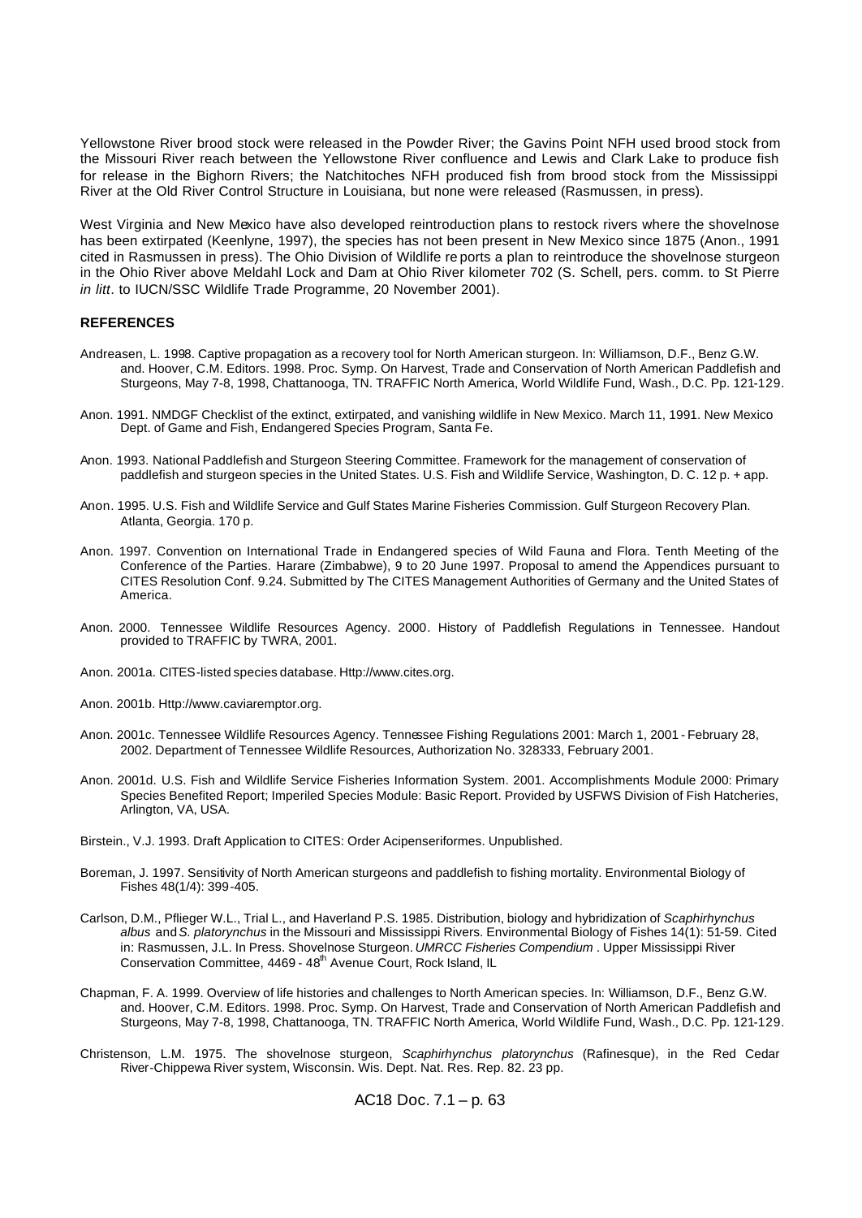Yellowstone River brood stock were released in the Powder River; the Gavins Point NFH used brood stock from the Missouri River reach between the Yellowstone River confluence and Lewis and Clark Lake to produce fish for release in the Bighorn Rivers; the Natchitoches NFH produced fish from brood stock from the Mississippi River at the Old River Control Structure in Louisiana, but none were released (Rasmussen, in press).

West Virginia and New Mexico have also developed reintroduction plans to restock rivers where the shovelnose has been extirpated (Keenlyne, 1997), the species has not been present in New Mexico since 1875 (Anon., 1991 cited in Rasmussen in press). The Ohio Division of Wildlife re ports a plan to reintroduce the shovelnose sturgeon in the Ohio River above Meldahl Lock and Dam at Ohio River kilometer 702 (S. Schell, pers. comm. to St Pierre *in litt*. to IUCN/SSC Wildlife Trade Programme, 20 November 2001).

**REFERENCES**

Andreasen, L. 1998. Captive propagation as a recovery tool for North American sturgeon. In: Williamson, D.F., Benz G.W. and. Hoover, C.M. Editors. 1998. Proc. Symp. On Harvest, Trade and Conservation of North American Paddlefish and Sturgeons, May 7-8, 1998, Chattanooga, TN. TRAFFIC North America, World Wildlife Fund, Wash., D.C. Pp. 121-129.

Anon. 1991. NMDGF Checklist of the extinct, extirpated, and vanishing wildlife in New Mexico. March 11, 1991. New Mexico Dept. of Game and Fish, Endangered Species Program, Santa Fe.

Anon. 1993. National Paddlefish and Sturgeon Steering Committee. Framework for the management of conservation of paddlefish and sturgeon species in the United States. U.S. Fish and Wildlife Service, Washington, D. C. 12 p. + app.

Anon. 1995. U.S. Fish and Wildlife Service and Gulf States Marine Fisheries Commission. Gulf Sturgeon Recovery Plan. Atlanta, Georgia. 170 p.

Anon. 1997. Convention on International Trade in Endangered species of Wild Fauna and Flora. Tenth Meeting of the Conference of the Parties. Harare (Zimbabwe), 9 to 20 June 1997. Proposal to amend the Appendices pursuant to CITES Resolution Conf. 9.24. Submitted by The CITES Management Authorities of Germany and the United States of America.

Anon. 2000. Tennessee Wildlife Resources Agency. 2000. History of Paddlefish Regulations in Tennessee. Handout provided to TRAFFIC by TWRA, 2001.

Anon. 2001a. CITES-listed species database. Http://www.cites.org.

Anon. 2001b. Http://www.caviaremptor.org.

Anon. 2001c. Tennessee Wildlife Resources Agency. Tennessee Fishing Regulations 2001: March 1, 2001 - February 28, 2002. Department of Tennessee Wildlife Resources, Authorization No. 328333, February 2001.

Anon. 2001d. U.S. Fish and Wildlife Service Fisheries Information System. 2001. Accomplishments Module 2000: Primary Species Benefited Report; Imperiled Species Module: Basic Report. Provided by USFWS Division of Fish Hatcheries, Arlington, VA, USA.

Birstein., V.J. 1993. Draft Application to CITES: Order Acipenseriformes. Unpublished.

Boreman, J. 1997. Sensitivity of North American sturgeons and paddlefish to fishing mortality. Environmental Biology of Fishes 48(1/4): 399-405.

Carlson, D.M., Pflieger W.L., Trial L., and Haverland P.S. 1985. Distribution, biology and hybridization of *Scaphirhynchus albus* and *S. platorynchus* in the Missouri and Mississippi Rivers. Environmental Biology of Fishes 14(1): 51-59. Cited in: Rasmussen, J.L. In Press. Shovelnose Sturgeon. *UMRCC Fisheries Compendium* . Upper Mississippi River Conservation Committee, 4469 - 48th Avenue Court, Rock Island, IL

Chapman, F. A. 1999. Overview of life histories and challenges to North American species. In: Williamson, D.F., Benz G.W. and. Hoover, C.M. Editors. 1998. Proc. Symp. On Harvest, Trade and Conservation of North American Paddlefish and Sturgeons, May 7-8, 1998, Chattanooga, TN. TRAFFIC North America, World Wildlife Fund, Wash., D.C. Pp. 121-129.

Christenson, L.M. 1975. The shovelnose sturgeon, *Scaphirhynchus platorynchus* (Rafinesque), in the Red Cedar River-Chippewa River system, Wisconsin. Wis. Dept. Nat. Res. Rep. 82. 23 pp.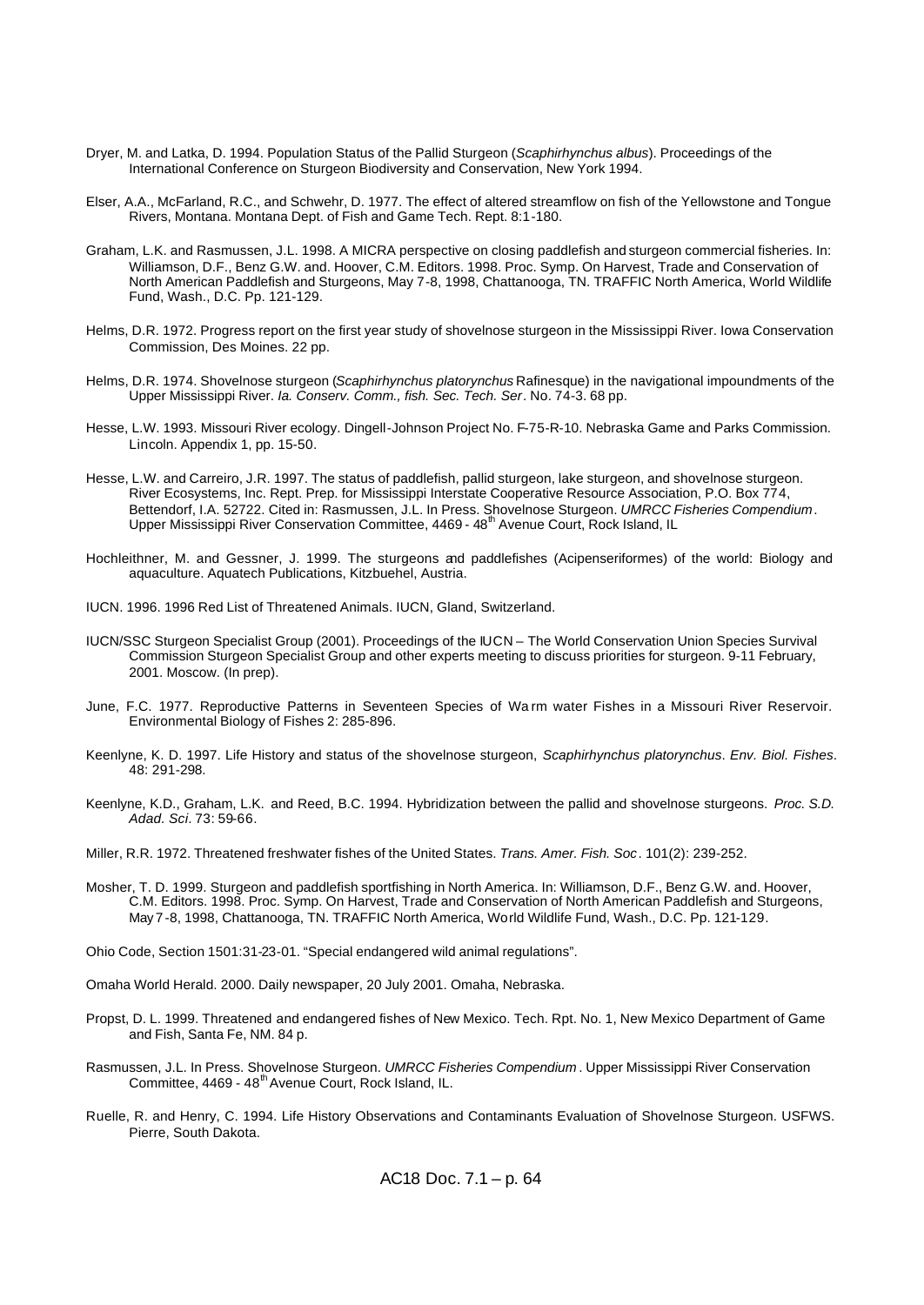Dryer, M. and Latka, D. 1994. Population Status of the Pallid Sturgeon (*Scaphirhynchus albus*). Proceedings of the International Conference on Sturgeon Biodiversity and Conservation, New York 1994.

Elser, A.A., McFarland, R.C., and Schwehr, D. 1977. The effect of altered streamflow on fish of the Yellowstone and Tongue Rivers, Montana. Montana Dept. of Fish and Game Tech. Rept. 8:1-180.

Graham, L.K. and Rasmussen, J.L. 1998. A MICRA perspective on closing paddlefish and sturgeon commercial fisheries. In: Williamson, D.F., Benz G.W. and. Hoover, C.M. Editors. 1998. Proc. Symp. On Harvest, Trade and Conservation of North American Paddlefish and Sturgeons, May 7-8, 1998, Chattanooga, TN. TRAFFIC North America, World Wildlife Fund, Wash., D.C. Pp. 121-129.

Helms, D.R. 1972. Progress report on the first year study of shovelnose sturgeon in the Mississippi River. Iowa Conservation Commission, Des Moines. 22 pp.

Helms, D.R. 1974. Shovelnose sturgeon (*Scaphirhynchus platorynchus* Rafinesque) in the navigational impoundments of the Upper Mississippi River. *Ia. Conserv. Comm., fish. Sec. Tech. Ser*. No. 74-3. 68 pp.

Hesse, L.W. 1993. Missouri River ecology. Dingell-Johnson Project No. F-75-R-10. Nebraska Game and Parks Commission. Lincoln. Appendix 1, pp. 15-50.

Hesse, L.W. and Carreiro, J.R. 1997. The status of paddlefish, pallid sturgeon, lake sturgeon, and shovelnose sturgeon. River Ecosystems, Inc. Rept. Prep. for Mississippi Interstate Cooperative Resource Association, P.O. Box 774, Bettendorf, I.A. 52722. Cited in: Rasmussen, J.L. In Press. Shovelnose Sturgeon. *UMRCC Fisheries Compendium*. Upper Mississippi River Conservation Committee, 4469 - 48th Avenue Court, Rock Island, IL

Hochleithner, M. and Gessner, J. 1999. The sturgeons and paddlefishes (Acipenseriformes) of the world: Biology and aquaculture. Aquatech Publications, Kitzbuehel, Austria.

IUCN. 1996. 1996 Red List of Threatened Animals. IUCN, Gland, Switzerland.

IUCN/SSC Sturgeon Specialist Group (2001). Proceedings of the IUCN – The World Conservation Union Species Survival Commission Sturgeon Specialist Group and other experts meeting to discuss priorities for sturgeon. 9-11 February, 2001. Moscow. (In prep).

June, F.C. 1977. Reproductive Patterns in Seventeen Species of Warm water Fishes in a Missouri River Reservoir. Environmental Biology of Fishes 2: 285-896.

Keenlyne, K. D. 1997. Life History and status of the shovelnose sturgeon, *Scaphirhynchus platorynchus*. *Env. Biol. Fishes*. 48: 291-298.

Keenlyne, K.D., Graham, L.K. and Reed, B.C. 1994. Hybridization between the pallid and shovelnose sturgeons. *Proc. S.D. Adad. Sci*. 73: 59-66.

Miller, R.R. 1972. Threatened freshwater fishes of the United States. *Trans. Amer. Fish. Soc*. 101(2): 239-252.

Mosher, T. D. 1999. Sturgeon and paddlefish sportfishing in North America. In: Williamson, D.F., Benz G.W. and. Hoover, C.M. Editors. 1998. Proc. Symp. On Harvest, Trade and Conservation of North American Paddlefish and Sturgeons, May 7-8, 1998, Chattanooga, TN. TRAFFIC North America, World Wildlife Fund, Wash., D.C. Pp. 121-129.

Ohio Code, Section 1501:31-23-01. "Special endangered wild animal regulations".

Omaha World Herald. 2000. Daily newspaper, 20 July 2001. Omaha, Nebraska.

Propst, D. L. 1999. Threatened and endangered fishes of New Mexico. Tech. Rpt. No. 1, New Mexico Department of Game and Fish, Santa Fe, NM. 84 p.

Rasmussen, J.L. In Press. Shovelnose Sturgeon. *UMRCC Fisheries Compendium*. Upper Mississippi River Conservation Committee, 4469 - 48th Avenue Court, Rock Island, IL.

Ruelle, R. and Henry, C. 1994. Life History Observations and Contaminants Evaluation of Shovelnose Sturgeon. USFWS. Pierre, South Dakota.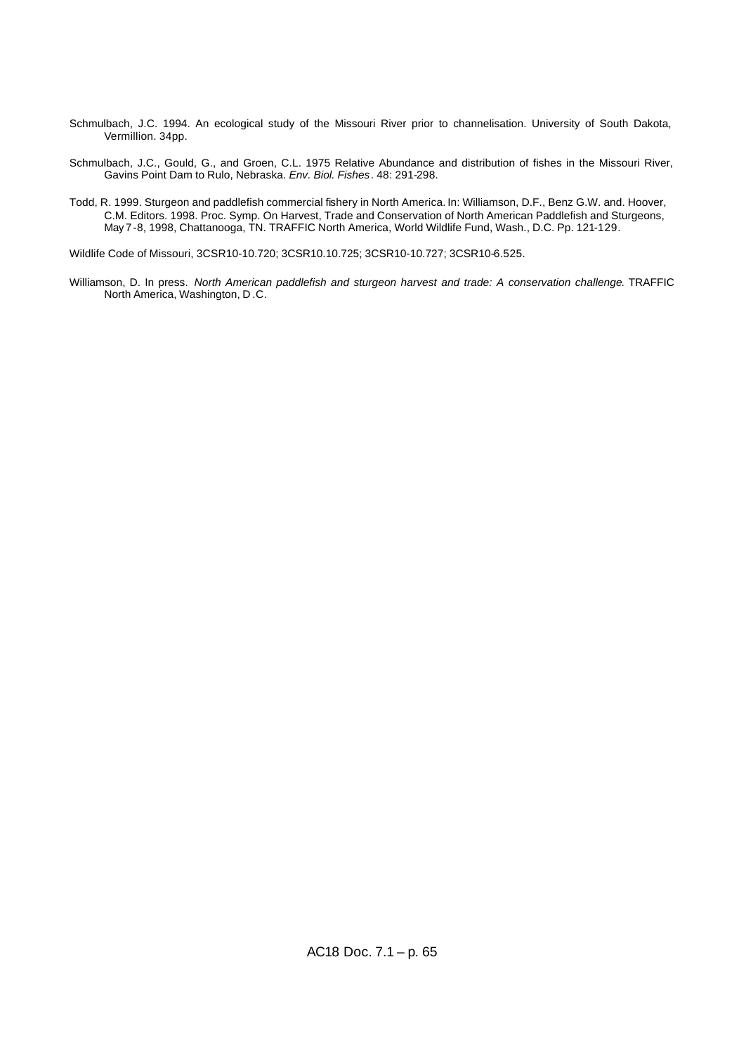Schmulbach, J.C. 1994. An ecological study of the Missouri River prior to channelisation. University of South Dakota, Vermillion. 34pp.

Schmulbach, J.C., Gould, G., and Groen, C.L. 1975 Relative Abundance and distribution of fishes in the Missouri River, Gavins Point Dam to Rulo, Nebraska. *Env. Biol. Fishes*. 48: 291-298.

Todd, R. 1999. Sturgeon and paddlefish commercial fishery in North America. In: Williamson, D.F., Benz G.W. and. Hoover, C.M. Editors. 1998. Proc. Symp. On Harvest, Trade and Conservation of North American Paddlefish and Sturgeons, May 7-8, 1998, Chattanooga, TN. TRAFFIC North America, World Wildlife Fund, Wash., D.C. Pp. 121-129.

Wildlife Code of Missouri, 3CSR10-10.720; 3CSR10.10.725; 3CSR10-10.727; 3CSR10-6.525.

Williamson, D. In press. *North American paddlefish and sturgeon harvest and trade: A conservation challenge*. TRAFFIC North America, Washington, D.C.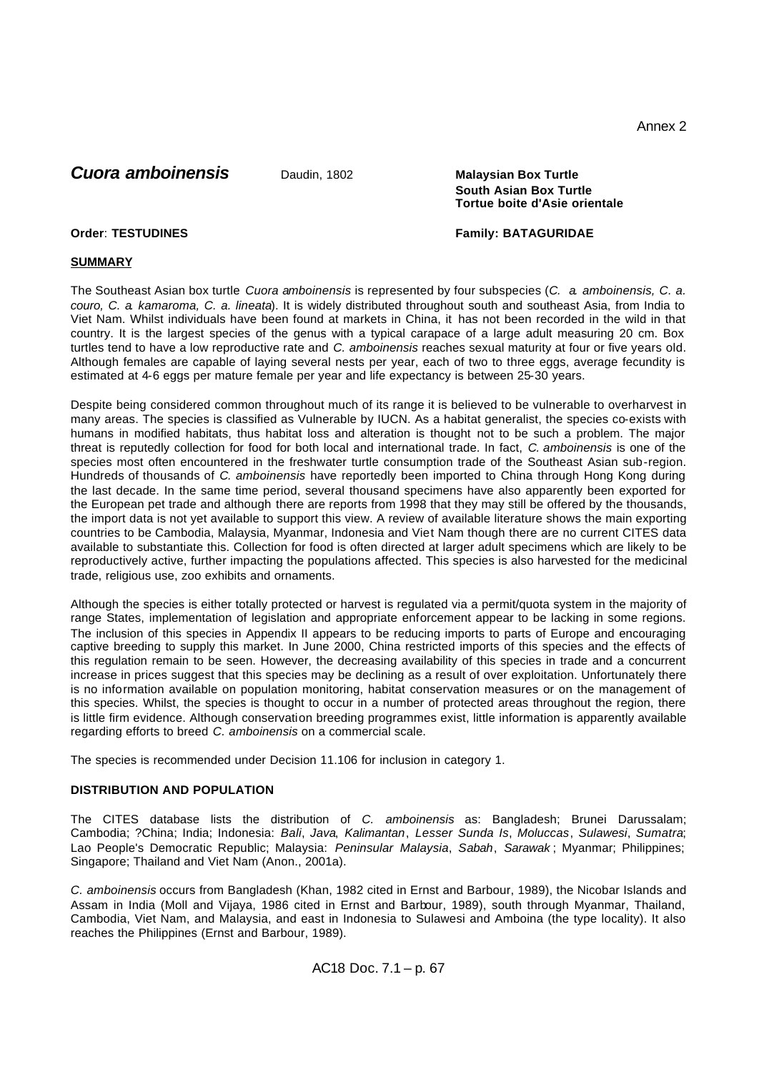Annex 2

# *Cuora amboinensis* Daudin, 1802

**Malaysian Box Turtle**
**South Asian Box Turtle**
**Tortue boite d'Asie orientale**

**Order**: **TESTUDINES** **Family: BATAGURIDAE**

**SUMMARY**

The Southeast Asian box turtle *Cuora amboinensis* is represented by four subspecies (*C. a. amboinensis, C. a. couro, C. a. kamaroma, C. a. lineata*). It is widely distributed throughout south and southeast Asia, from India to Viet Nam. Whilst individuals have been found at markets in China, it has not been recorded in the wild in that country. It is the largest species of the genus with a typical carapace of a large adult measuring 20 cm. Box turtles tend to have a low reproductive rate and *C. amboinensis* reaches sexual maturity at four or five years old. Although females are capable of laying several nests per year, each of two to three eggs, average fecundity is estimated at 4-6 eggs per mature female per year and life expectancy is between 25-30 years.

Despite being considered common throughout much of its range it is believed to be vulnerable to overharvest in many areas. The species is classified as Vulnerable by IUCN. As a habitat generalist, the species co-exists with humans in modified habitats, thus habitat loss and alteration is thought not to be such a problem. The major threat is reputedly collection for food for both local and international trade. In fact, *C. amboinensis* is one of the species most often encountered in the freshwater turtle consumption trade of the Southeast Asian sub-region. Hundreds of thousands of *C. amboinensis* have reportedly been imported to China through Hong Kong during the last decade. In the same time period, several thousand specimens have also apparently been exported for the European pet trade and although there are reports from 1998 that they may still be offered by the thousands, the import data is not yet available to support this view. A review of available literature shows the main exporting countries to be Cambodia, Malaysia, Myanmar, Indonesia and Viet Nam though there are no current CITES data available to substantiate this. Collection for food is often directed at larger adult specimens which are likely to be reproductively active, further impacting the populations affected. This species is also harvested for the medicinal trade, religious use, zoo exhibits and ornaments.

Although the species is either totally protected or harvest is regulated via a permit/quota system in the majority of range States, implementation of legislation and appropriate enforcement appear to be lacking in some regions. The inclusion of this species in Appendix II appears to be reducing imports to parts of Europe and encouraging captive breeding to supply this market. In June 2000, China restricted imports of this species and the effects of this regulation remain to be seen. However, the decreasing availability of this species in trade and a concurrent increase in prices suggest that this species may be declining as a result of over exploitation. Unfortunately there is no information available on population monitoring, habitat conservation measures or on the management of this species. Whilst, the species is thought to occur in a number of protected areas throughout the region, there is little firm evidence. Although conservation breeding programmes exist, little information is apparently available regarding efforts to breed *C. amboinensis* on a commercial scale.

The species is recommended under Decision 11.106 for inclusion in category 1.

**DISTRIBUTION AND POPULATION**

The CITES database lists the distribution of *C. amboinensis* as: Bangladesh; Brunei Darussalam; Cambodia; ?China; India; Indonesia: *Bali*, *Java*, *Kalimantan*, *Lesser Sunda Is*, *Moluccas*, *Sulawesi*, *Sumatra*; Lao People's Democratic Republic; Malaysia: *Peninsular Malaysia*, *Sabah*, *Sarawak* ; Myanmar; Philippines; Singapore; Thailand and Viet Nam (Anon., 2001a).

*C. amboinensis* occurs from Bangladesh (Khan, 1982 cited in Ernst and Barbour, 1989), the Nicobar Islands and Assam in India (Moll and Vijaya, 1986 cited in Ernst and Barbour, 1989), south through Myanmar, Thailand, Cambodia, Viet Nam, and Malaysia, and east in Indonesia to Sulawesi and Amboina (the type locality). It also reaches the Philippines (Ernst and Barbour, 1989).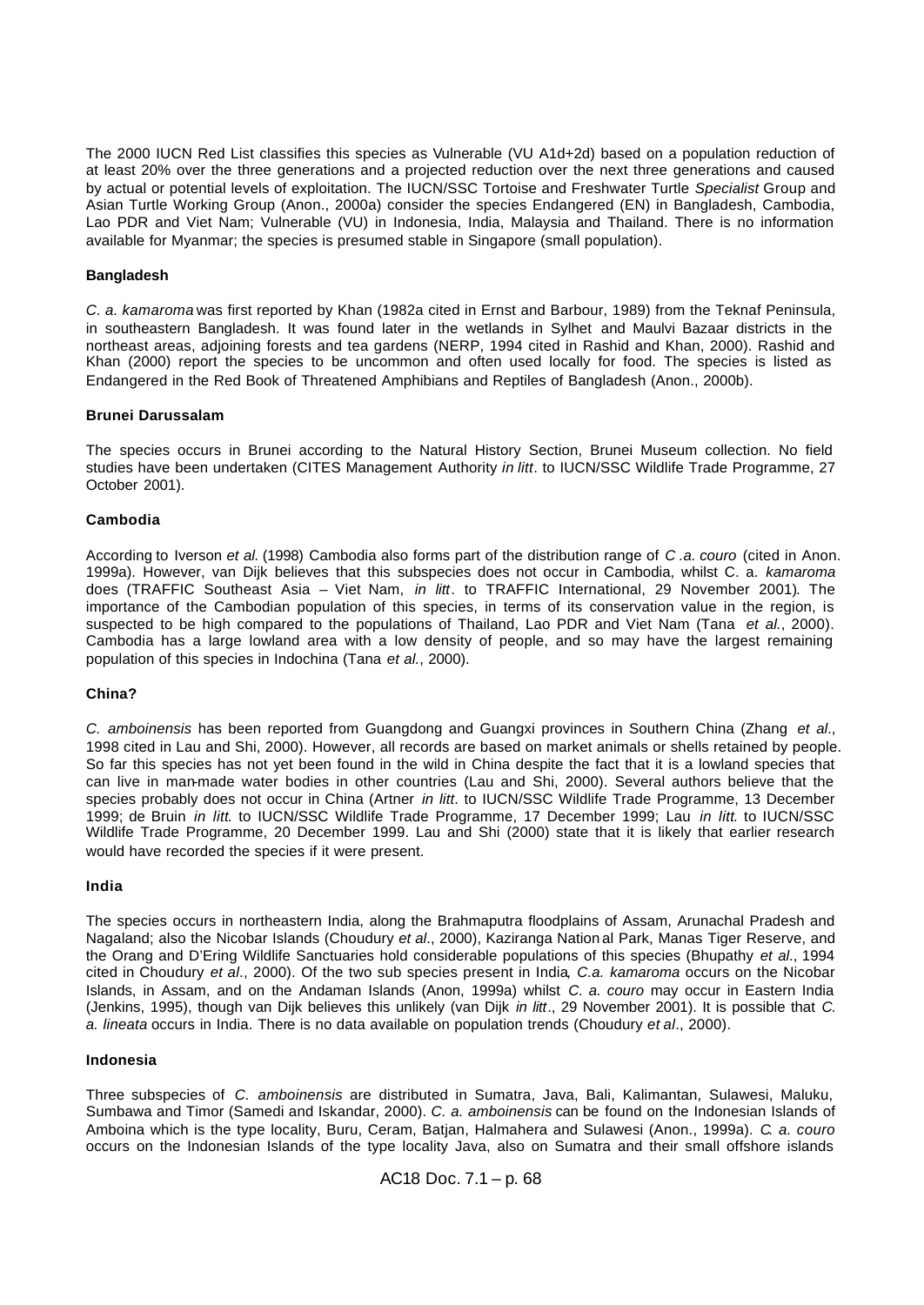The 2000 IUCN Red List classifies this species as Vulnerable (VU A1d+2d) based on a population reduction of at least 20% over the three generations and a projected reduction over the next three generations and caused by actual or potential levels of exploitation. The IUCN/SSC Tortoise and Freshwater Turtle *Specialist* Group and Asian Turtle Working Group (Anon., 2000a) consider the species Endangered (EN) in Bangladesh, Cambodia, Lao PDR and Viet Nam; Vulnerable (VU) in Indonesia, India, Malaysia and Thailand. There is no information available for Myanmar; the species is presumed stable in Singapore (small population).

**Bangladesh**

*C. a. kamaroma* was first reported by Khan (1982a cited in Ernst and Barbour, 1989) from the Teknaf Peninsula, in southeastern Bangladesh. It was found later in the wetlands in Sylhet and Maulvi Bazaar districts in the northeast areas, adjoining forests and tea gardens (NERP, 1994 cited in Rashid and Khan, 2000). Rashid and Khan (2000) report the species to be uncommon and often used locally for food. The species is listed as Endangered in the Red Book of Threatened Amphibians and Reptiles of Bangladesh (Anon., 2000b).

**Brunei Darussalam**

The species occurs in Brunei according to the Natural History Section, Brunei Museum collection. No field studies have been undertaken (CITES Management Authority *in litt*. to IUCN/SSC Wildlife Trade Programme, 27 October 2001).

**Cambodia**

According to Iverson *et al.* (1998) Cambodia also forms part of the distribution range of *C .a. couro* (cited in Anon. 1999a). However, van Dijk believes that this subspecies does not occur in Cambodia, whilst C. a. *kamaroma* does (TRAFFIC Southeast Asia – Viet Nam, *in litt*. to TRAFFIC International, 29 November 2001). The importance of the Cambodian population of this species, in terms of its conservation value in the region, is suspected to be high compared to the populations of Thailand, Lao PDR and Viet Nam (Tana *et al.*, 2000). Cambodia has a large lowland area with a low density of people, and so may have the largest remaining population of this species in Indochina (Tana *et al.*, 2000).

**China?**

*C. amboinensis* has been reported from Guangdong and Guangxi provinces in Southern China (Zhang *et al*., 1998 cited in Lau and Shi, 2000). However, all records are based on market animals or shells retained by people. So far this species has not yet been found in the wild in China despite the fact that it is a lowland species that can live in man-made water bodies in other countries (Lau and Shi, 2000). Several authors believe that the species probably does not occur in China (Artner *in litt*. to IUCN/SSC Wildlife Trade Programme, 13 December 1999; de Bruin *in litt.* to IUCN/SSC Wildlife Trade Programme, 17 December 1999; Lau *in litt.* to IUCN/SSC Wildlife Trade Programme, 20 December 1999. Lau and Shi (2000) state that it is likely that earlier research would have recorded the species if it were present.

**India**

The species occurs in northeastern India, along the Brahmaputra floodplains of Assam, Arunachal Pradesh and Nagaland; also the Nicobar Islands (Choudury *et al*., 2000), Kaziranga National Park, Manas Tiger Reserve, and the Orang and D'Ering Wildlife Sanctuaries hold considerable populations of this species (Bhupathy *et al*., 1994 cited in Choudury *et al*., 2000). Of the two sub species present in India, *C.a. kamaroma* occurs on the Nicobar Islands, in Assam, and on the Andaman Islands (Anon, 1999a) whilst *C. a. couro* may occur in Eastern India (Jenkins, 1995), though van Dijk believes this unlikely (van Dijk *in litt*., 29 November 2001). It is possible that *C. a. lineata* occurs in India. There is no data available on population trends (Choudury *et al*., 2000).

**Indonesia**

Three subspecies of *C. amboinensis* are distributed in Sumatra, Java, Bali, Kalimantan, Sulawesi, Maluku, Sumbawa and Timor (Samedi and Iskandar, 2000). *C. a. amboinensis* can be found on the Indonesian Islands of Amboina which is the type locality, Buru, Ceram, Batjan, Halmahera and Sulawesi (Anon., 1999a). *C. a. couro* occurs on the Indonesian Islands of the type locality Java, also on Sumatra and their small offshore islands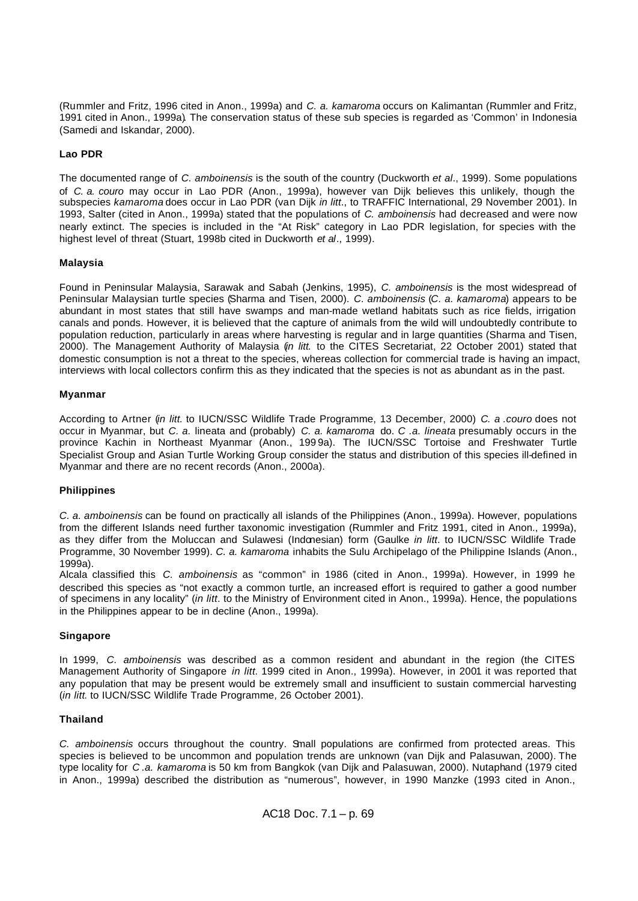(Rummler and Fritz, 1996 cited in Anon., 1999a) and *C. a. kamaroma* occurs on Kalimantan (Rummler and Fritz, 1991 cited in Anon., 1999a). The conservation status of these sub species is regarded as 'Common' in Indonesia (Samedi and Iskandar, 2000).

**Lao PDR**

The documented range of *C. amboinensis* is the south of the country (Duckworth *et al*., 1999). Some populations of *C. a. couro* may occur in Lao PDR (Anon., 1999a), however van Dijk believes this unlikely, though the subspecies *kamaroma* does occur in Lao PDR (van Dijk *in litt*., to TRAFFIC International, 29 November 2001). In 1993, Salter (cited in Anon., 1999a) stated that the populations of *C. amboinensis* had decreased and were now nearly extinct. The species is included in the "At Risk" category in Lao PDR legislation, for species with the highest level of threat (Stuart, 1998b cited in Duckworth *et al*., 1999).

**Malaysia**

Found in Peninsular Malaysia, Sarawak and Sabah (Jenkins, 1995), *C. amboinensis* is the most widespread of Peninsular Malaysian turtle species (Sharma and Tisen, 2000). *C. amboinensis* (*C. a. kamaroma*) appears to be abundant in most states that still have swamps and man-made wetland habitats such as rice fields, irrigation canals and ponds. However, it is believed that the capture of animals from the wild will undoubtedly contribute to population reduction, particularly in areas where harvesting is regular and in large quantities (Sharma and Tisen, 2000). The Management Authority of Malaysia (*in litt.* to the CITES Secretariat, 22 October 2001) stated that domestic consumption is not a threat to the species, whereas collection for commercial trade is having an impact, interviews with local collectors confirm this as they indicated that the species is not as abundant as in the past.

**Myanmar**

According to Artner (*in litt.* to IUCN/SSC Wildlife Trade Programme, 13 December, 2000) *C. a .couro* does not occur in Myanmar, but *C. a.* lineata and (probably) *C. a. kamaroma* do. *C .a. lineata* presumably occurs in the province Kachin in Northeast Myanmar (Anon., 1999a). The IUCN/SSC Tortoise and Freshwater Turtle Specialist Group and Asian Turtle Working Group consider the status and distribution of this species ill-defined in Myanmar and there are no recent records (Anon., 2000a).

**Philippines**

*C. a. amboinensis* can be found on practically all islands of the Philippines (Anon., 1999a). However, populations from the different Islands need further taxonomic investigation (Rummler and Fritz 1991, cited in Anon., 1999a), as they differ from the Moluccan and Sulawesi (Indonesian) form (Gaulke *in litt*. to IUCN/SSC Wildlife Trade Programme, 30 November 1999). *C. a. kamaroma* inhabits the Sulu Archipelago of the Philippine Islands (Anon., 1999a).

Alcala classified this *C. amboinensis* as "common" in 1986 (cited in Anon., 1999a). However, in 1999 he described this species as "not exactly a common turtle, an increased effort is required to gather a good number of specimens in any locality" (*in litt*. to the Ministry of Environment cited in Anon., 1999a). Hence, the populations in the Philippines appear to be in decline (Anon., 1999a).

**Singapore**

In 1999, *C. amboinensis* was described as a common resident and abundant in the region (the CITES Management Authority of Singapore *in litt.* 1999 cited in Anon., 1999a). However, in 2001 it was reported that any population that may be present would be extremely small and insufficient to sustain commercial harvesting (*in litt.* to IUCN/SSC Wildlife Trade Programme, 26 October 2001).

**Thailand**

*C. amboinensis* occurs throughout the country. Small populations are confirmed from protected areas. This species is believed to be uncommon and population trends are unknown (van Dijk and Palasuwan, 2000). The type locality for *C .a. kamaroma* is 50 km from Bangkok (van Dijk and Palasuwan, 2000). Nutaphand (1979 cited in Anon., 1999a) described the distribution as "numerous", however, in 1990 Manzke (1993 cited in Anon.,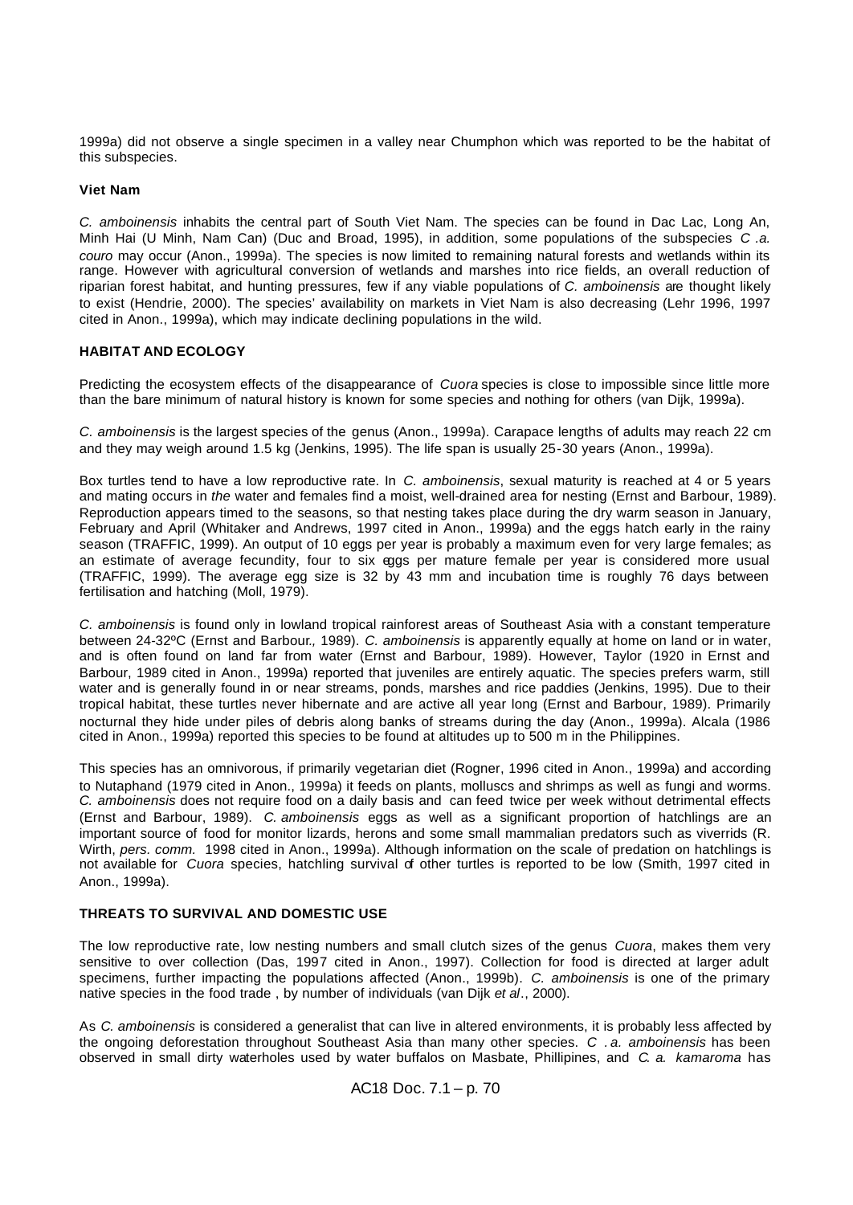1999a) did not observe a single specimen in a valley near Chumphon which was reported to be the habitat of this subspecies.

**Viet Nam**

*C. amboinensis* inhabits the central part of South Viet Nam. The species can be found in Dac Lac, Long An, Minh Hai (U Minh, Nam Can) (Duc and Broad, 1995), in addition, some populations of the subspecies *C .a. couro* may occur (Anon., 1999a). The species is now limited to remaining natural forests and wetlands within its range. However with agricultural conversion of wetlands and marshes into rice fields, an overall reduction of riparian forest habitat, and hunting pressures, few if any viable populations of *C. amboinensis* are thought likely to exist (Hendrie, 2000). The species' availability on markets in Viet Nam is also decreasing (Lehr 1996, 1997 cited in Anon., 1999a), which may indicate declining populations in the wild.

**HABITAT AND ECOLOGY**

Predicting the ecosystem effects of the disappearance of *Cuora* species is close to impossible since little more than the bare minimum of natural history is known for some species and nothing for others (van Dijk, 1999a).

*C. amboinensis* is the largest species of the genus (Anon., 1999a). Carapace lengths of adults may reach 22 cm and they may weigh around 1.5 kg (Jenkins, 1995). The life span is usually 25-30 years (Anon., 1999a).

Box turtles tend to have a low reproductive rate. In *C. amboinensis*, sexual maturity is reached at 4 or 5 years and mating occurs in *the* water and females find a moist, well-drained area for nesting (Ernst and Barbour, 1989). Reproduction appears timed to the seasons, so that nesting takes place during the dry warm season in January, February and April (Whitaker and Andrews, 1997 cited in Anon., 1999a) and the eggs hatch early in the rainy season (TRAFFIC, 1999). An output of 10 eggs per year is probably a maximum even for very large females; as an estimate of average fecundity, four to six eggs per mature female per year is considered more usual (TRAFFIC, 1999). The average egg size is 32 by 43 mm and incubation time is roughly 76 days between fertilisation and hatching (Moll, 1979).

*C. amboinensis* is found only in lowland tropical rainforest areas of Southeast Asia with a constant temperature between 24-32ºC (Ernst and Barbour*,* 1989). *C. amboinensis* is apparently equally at home on land or in water, and is often found on land far from water (Ernst and Barbour, 1989). However, Taylor (1920 in Ernst and Barbour, 1989 cited in Anon., 1999a) reported that juveniles are entirely aquatic. The species prefers warm, still water and is generally found in or near streams, ponds, marshes and rice paddies (Jenkins, 1995). Due to their tropical habitat, these turtles never hibernate and are active all year long (Ernst and Barbour, 1989). Primarily nocturnal they hide under piles of debris along banks of streams during the day (Anon., 1999a). Alcala (1986 cited in Anon., 1999a) reported this species to be found at altitudes up to 500 m in the Philippines.

This species has an omnivorous, if primarily vegetarian diet (Rogner, 1996 cited in Anon., 1999a) and according to Nutaphand (1979 cited in Anon., 1999a) it feeds on plants, molluscs and shrimps as well as fungi and worms. *C. amboinensis* does not require food on a daily basis and can feed twice per week without detrimental effects (Ernst and Barbour, 1989). *C. amboinensis* eggs as well as a significant proportion of hatchlings are an important source of food for monitor lizards, herons and some small mammalian predators such as viverrids (R. Wirth, *pers. comm.* 1998 cited in Anon., 1999a). Although information on the scale of predation on hatchlings is not available for *Cuora* species, hatchling survival of other turtles is reported to be low (Smith, 1997 cited in Anon., 1999a).

**THREATS TO SURVIVAL AND DOMESTIC USE**

The low reproductive rate, low nesting numbers and small clutch sizes of the genus *Cuora*, makes them very sensitive to over collection (Das, 1997 cited in Anon., 1997). Collection for food is directed at larger adult specimens, further impacting the populations affected (Anon., 1999b). *C. amboinensis* is one of the primary native species in the food trade , by number of individuals (van Dijk *et al*., 2000).

As *C. amboinensis* is considered a generalist that can live in altered environments, it is probably less affected by the ongoing deforestation throughout Southeast Asia than many other species. *C .a. amboinensis* has been observed in small dirty waterholes used by water buffalos on Masbate, Phillipines, and *C. a. kamaroma* has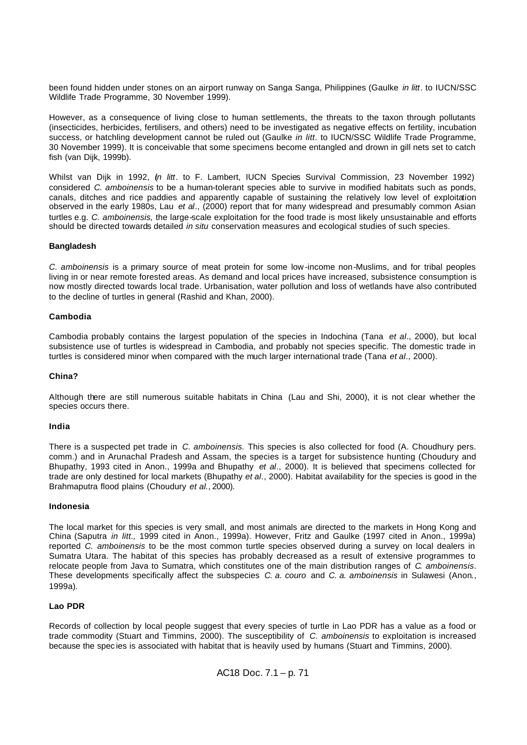been found hidden under stones on an airport runway on Sanga Sanga, Philippines (Gaulke *in litt*. to IUCN/SSC Wildlife Trade Programme, 30 November 1999).

However, as a consequence of living close to human settlements, the threats to the taxon through pollutants (insecticides, herbicides, fertilisers, and others) need to be investigated as negative effects on fertility, incubation success, or hatchling development cannot be ruled out (Gaulke *in litt*. to IUCN/SSC Wildlife Trade Programme, 30 November 1999). It is conceivable that some specimens become entangled and drown in gill nets set to catch fish (van Dijk, 1999b).

Whilst van Dijk in 1992, (*in litt*. to F. Lambert, IUCN Species Survival Commission, 23 November 1992) considered *C. amboinensis* to be a human-tolerant species able to survive in modified habitats such as ponds, canals, ditches and rice paddies and apparently capable of sustaining the relatively low level of exploitation observed in the early 1980s, Lau *et al*., (2000) report that for many widespread and presumably common Asian turtles e.g. *C. amboinensis,* the large-scale exploitation for the food trade is most likely unsustainable and efforts should be directed towards detailed *in situ* conservation measures and ecological studies of such species.

**Bangladesh**

*C. amboinensis* is a primary source of meat protein for some low-income non-Muslims, and for tribal peoples living in or near remote forested areas. As demand and local prices have increased, subsistence consumption is now mostly directed towards local trade. Urbanisation, water pollution and loss of wetlands have also contributed to the decline of turtles in general (Rashid and Khan, 2000).

**Cambodia**

Cambodia probably contains the largest population of the species in Indochina (Tana *et al*., 2000), but local subsistence use of turtles is widespread in Cambodia, and probably not species specific. The domestic trade in turtles is considered minor when compared with the much larger international trade (Tana *et al*., 2000).

**China?**

Although there are still numerous suitable habitats in China (Lau and Shi, 2000), it is not clear whether the species occurs there.

**India**

There is a suspected pet trade in *C. amboinensis.* This species is also collected for food (A. Choudhury pers. comm.) and in Arunachal Pradesh and Assam, the species is a target for subsistence hunting (Choudury and Bhupathy, 1993 cited in Anon., 1999a and Bhupathy *et al*., 2000). It is believed that specimens collected for trade are only destined for local markets (Bhupathy *et al*., 2000). Habitat availability for the species is good in the Brahmaputra flood plains (Choudury *et al.*, 2000).

**Indonesia**

The local market for this species is very small, and most animals are directed to the markets in Hong Kong and China (Saputra *in litt.,* 1999 cited in Anon., 1999a). However, Fritz and Gaulke (1997 cited in Anon., 1999a) reported *C. amboinensis* to be the most common turtle species observed during a survey on local dealers in Sumatra Utara. The habitat of this species has probably decreased as a result of extensive programmes to relocate people from Java to Sumatra, which constitutes one of the main distribution ranges of *C. amboinensis*. These developments specifically affect the subspecies *C. a. couro* and *C. a. amboinensis* in Sulawesi (Anon., 1999a).

**Lao PDR**

Records of collection by local people suggest that every species of turtle in Lao PDR has a value as a food or trade commodity (Stuart and Timmins, 2000). The susceptibility of *C. amboinensis* to exploitation is increased because the species is associated with habitat that is heavily used by humans (Stuart and Timmins, 2000).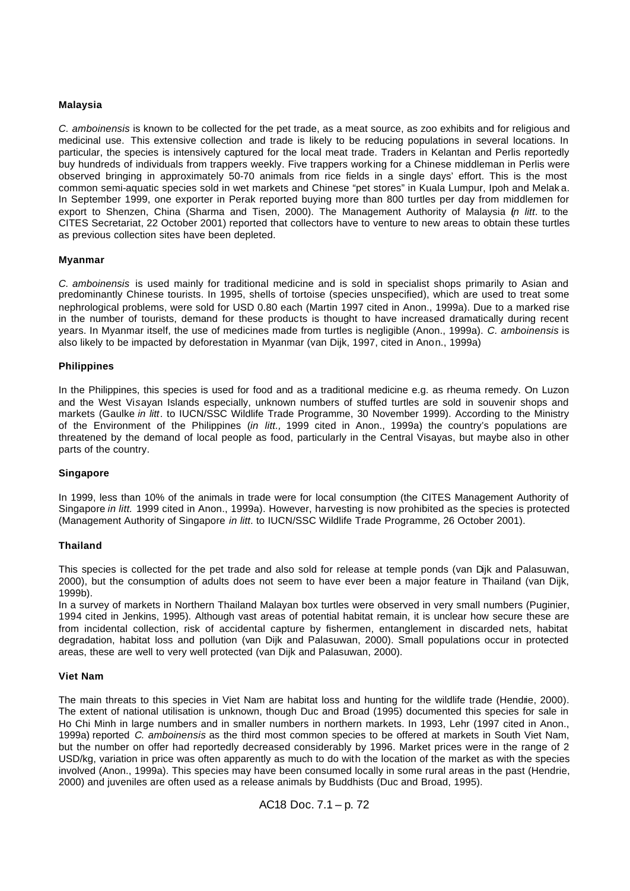**Malaysia**

*C. amboinensis* is known to be collected for the pet trade, as a meat source, as zoo exhibits and for religious and medicinal use. This extensive collection and trade is likely to be reducing populations in several locations. In particular, the species is intensively captured for the local meat trade. Traders in Kelantan and Perlis reportedly buy hundreds of individuals from trappers weekly. Five trappers working for a Chinese middleman in Perlis were observed bringing in approximately 50-70 animals from rice fields in a single days' effort. This is the most common semi-aquatic species sold in wet markets and Chinese "pet stores" in Kuala Lumpur, Ipoh and Melaka. In September 1999, one exporter in Perak reported buying more than 800 turtles per day from middlemen for export to Shenzen, China (Sharma and Tisen, 2000). The Management Authority of Malaysia (*in litt*. to the CITES Secretariat, 22 October 2001) reported that collectors have to venture to new areas to obtain these turtles as previous collection sites have been depleted.

**Myanmar**

*C. amboinensis* is used mainly for traditional medicine and is sold in specialist shops primarily to Asian and predominantly Chinese tourists. In 1995, shells of tortoise (species unspecified), which are used to treat some nephrological problems, were sold for USD 0.80 each (Martin 1997 cited in Anon., 1999a). Due to a marked rise in the number of tourists, demand for these products is thought to have increased dramatically during recent years. In Myanmar itself, the use of medicines made from turtles is negligible (Anon., 1999a). *C. amboinensis* is also likely to be impacted by deforestation in Myanmar (van Dijk, 1997, cited in Anon., 1999a)

**Philippines**

In the Philippines, this species is used for food and as a traditional medicine e.g. as rheuma remedy. On Luzon and the West Visayan Islands especially, unknown numbers of stuffed turtles are sold in souvenir shops and markets (Gaulke *in litt*. to IUCN/SSC Wildlife Trade Programme, 30 November 1999). According to the Ministry of the Environment of the Philippines (*in litt.,* 1999 cited in Anon., 1999a) the country's populations are threatened by the demand of local people as food, particularly in the Central Visayas, but maybe also in other parts of the country.

**Singapore**

In 1999, less than 10% of the animals in trade were for local consumption (the CITES Management Authority of Singapore *in litt.* 1999 cited in Anon., 1999a). However, harvesting is now prohibited as the species is protected (Management Authority of Singapore *in litt*. to IUCN/SSC Wildlife Trade Programme, 26 October 2001).

**Thailand**

This species is collected for the pet trade and also sold for release at temple ponds (van Dijk and Palasuwan, 2000), but the consumption of adults does not seem to have ever been a major feature in Thailand (van Dijk, 1999b).

In a survey of markets in Northern Thailand Malayan box turtles were observed in very small numbers (Puginier, 1994 cited in Jenkins, 1995). Although vast areas of potential habitat remain, it is unclear how secure these are from incidental collection, risk of accidental capture by fishermen, entanglement in discarded nets, habitat degradation, habitat loss and pollution (van Dijk and Palasuwan, 2000). Small populations occur in protected areas, these are well to very well protected (van Dijk and Palasuwan, 2000).

**Viet Nam**

The main threats to this species in Viet Nam are habitat loss and hunting for the wildlife trade (Hendrie, 2000). The extent of national utilisation is unknown, though Duc and Broad (1995) documented this species for sale in Ho Chi Minh in large numbers and in smaller numbers in northern markets. In 1993, Lehr (1997 cited in Anon., 1999a) reported *C. amboinensis* as the third most common species to be offered at markets in South Viet Nam, but the number on offer had reportedly decreased considerably by 1996. Market prices were in the range of 2 USD/kg, variation in price was often apparently as much to do with the location of the market as with the species involved (Anon., 1999a). This species may have been consumed locally in some rural areas in the past (Hendrie, 2000) and juveniles are often used as a release animals by Buddhists (Duc and Broad, 1995).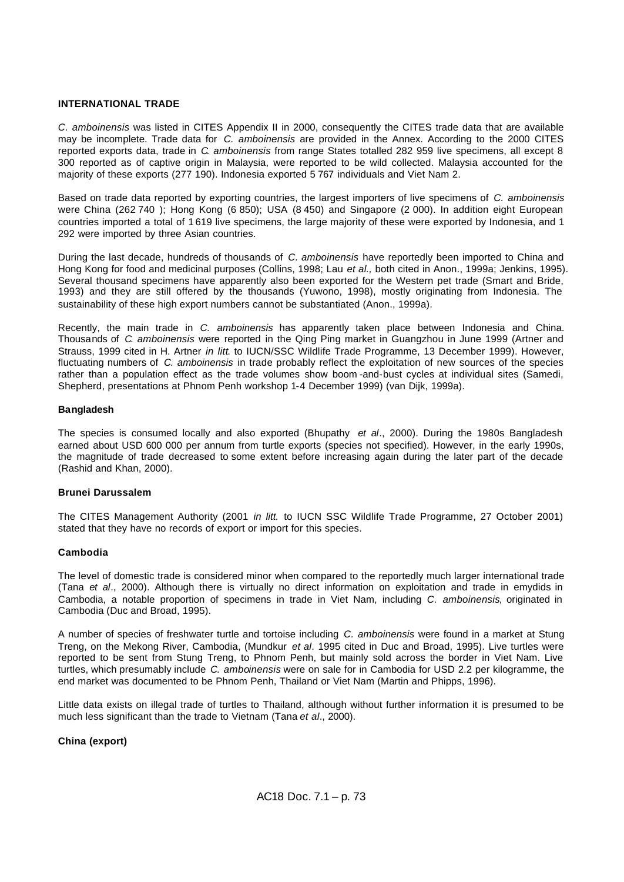**INTERNATIONAL TRADE**

*C. amboinensis* was listed in CITES Appendix II in 2000, consequently the CITES trade data that are available may be incomplete. Trade data for *C. amboinensis* are provided in the Annex. According to the 2000 CITES reported exports data, trade in *C. amboinensis* from range States totalled 282 959 live specimens, all except 8 300 reported as of captive origin in Malaysia, were reported to be wild collected. Malaysia accounted for the majority of these exports (277 190). Indonesia exported 5 767 individuals and Viet Nam 2.

Based on trade data reported by exporting countries, the largest importers of live specimens of *C. amboinensis* were China (262 740 ); Hong Kong (6 850); USA (8 450) and Singapore (2 000). In addition eight European countries imported a total of 1 619 live specimens, the large majority of these were exported by Indonesia, and 1 292 were imported by three Asian countries.

During the last decade, hundreds of thousands of *C. amboinensis* have reportedly been imported to China and Hong Kong for food and medicinal purposes (Collins, 1998; Lau *et al.,* both cited in Anon., 1999a; Jenkins, 1995). Several thousand specimens have apparently also been exported for the Western pet trade (Smart and Bride, 1993) and they are still offered by the thousands (Yuwono, 1998), mostly originating from Indonesia. The sustainability of these high export numbers cannot be substantiated (Anon., 1999a).

Recently, the main trade in *C. amboinensis* has apparently taken place between Indonesia and China. Thousands of *C. amboinensis* were reported in the Qing Ping market in Guangzhou in June 1999 (Artner and Strauss, 1999 cited in H. Artner *in litt.* to IUCN/SSC Wildlife Trade Programme, 13 December 1999). However, fluctuating numbers of *C. amboinensis* in trade probably reflect the exploitation of new sources of the species rather than a population effect as the trade volumes show boom-and-bust cycles at individual sites (Samedi, Shepherd, presentations at Phnom Penh workshop 1-4 December 1999) (van Dijk, 1999a).

**Bangladesh**

The species is consumed locally and also exported (Bhupathy *et al*., 2000). During the 1980s Bangladesh earned about USD 600 000 per annum from turtle exports (species not specified). However, in the early 1990s, the magnitude of trade decreased to some extent before increasing again during the later part of the decade (Rashid and Khan, 2000).

**Brunei Darussalem**

The CITES Management Authority (2001 *in litt.* to IUCN SSC Wildlife Trade Programme, 27 October 2001) stated that they have no records of export or import for this species.

**Cambodia**

The level of domestic trade is considered minor when compared to the reportedly much larger international trade (Tana *et al*., 2000). Although there is virtually no direct information on exploitation and trade in emydids in Cambodia, a notable proportion of specimens in trade in Viet Nam, including *C. amboinensis*, originated in Cambodia (Duc and Broad, 1995).

A number of species of freshwater turtle and tortoise including *C. amboinensis* were found in a market at Stung Treng, on the Mekong River, Cambodia, (Mundkur *et al*. 1995 cited in Duc and Broad, 1995). Live turtles were reported to be sent from Stung Treng, to Phnom Penh, but mainly sold across the border in Viet Nam. Live turtles, which presumably include *C. amboinensis* were on sale for in Cambodia for USD 2.2 per kilogramme, the end market was documented to be Phnom Penh, Thailand or Viet Nam (Martin and Phipps, 1996).

Little data exists on illegal trade of turtles to Thailand, although without further information it is presumed to be much less significant than the trade to Vietnam (Tana *et al*., 2000).

**China (export)**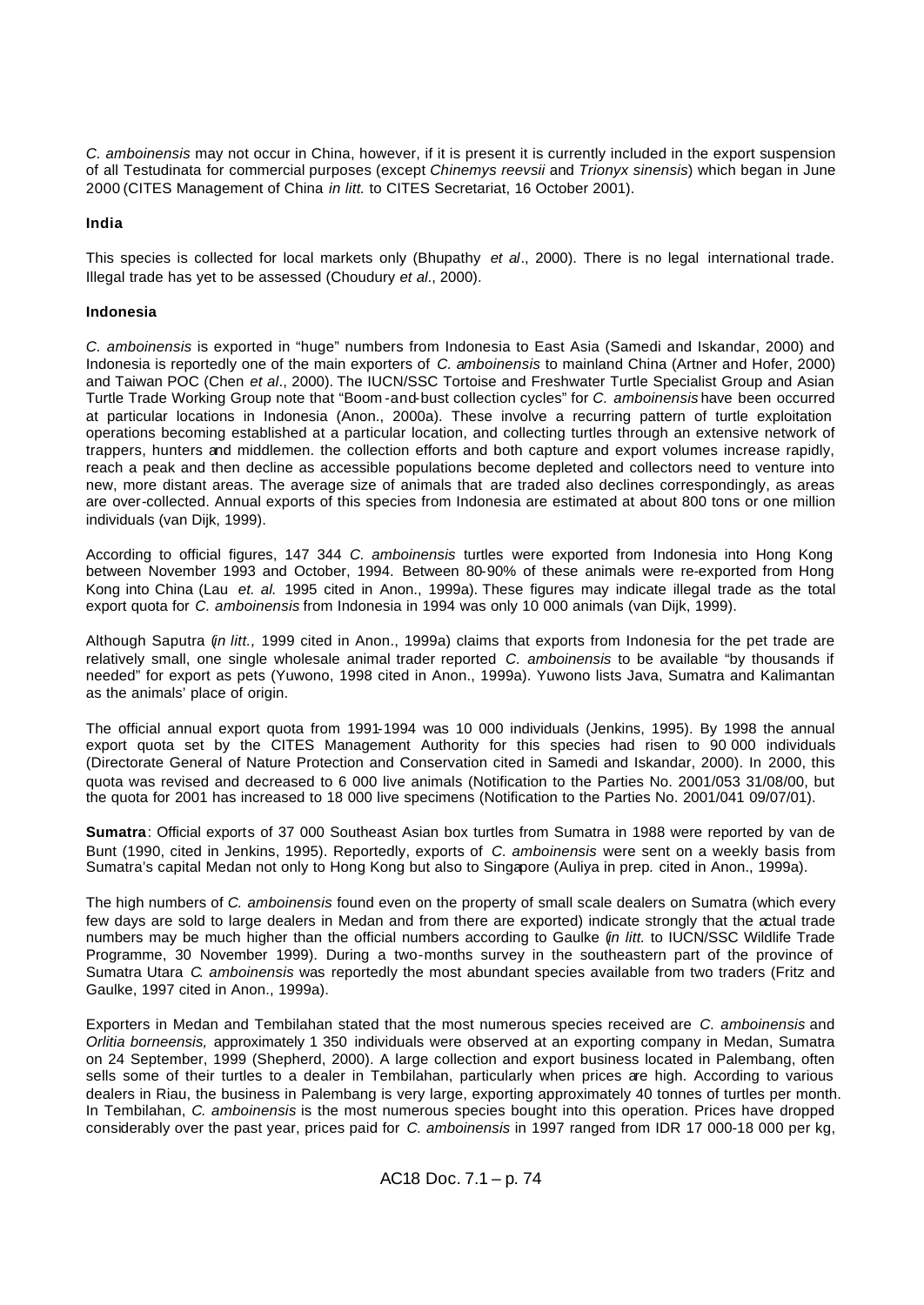*C. amboinensis* may not occur in China, however, if it is present it is currently included in the export suspension of all Testudinata for commercial purposes (except *Chinemys reevsii* and *Trionyx sinensis*) which began in June 2000 (CITES Management of China *in litt.* to CITES Secretariat, 16 October 2001).

**India**

This species is collected for local markets only (Bhupathy *et al*., 2000). There is no legal international trade. Illegal trade has yet to be assessed (Choudury *et al*., 2000).

**Indonesia**

*C. amboinensis* is exported in "huge" numbers from Indonesia to East Asia (Samedi and Iskandar, 2000) and Indonesia is reportedly one of the main exporters of *C. amboinensis* to mainland China (Artner and Hofer, 2000) and Taiwan POC (Chen *et al*., 2000). The IUCN/SSC Tortoise and Freshwater Turtle Specialist Group and Asian Turtle Trade Working Group note that "Boom-and-bust collection cycles" for *C. amboinensis* have been occurred at particular locations in Indonesia (Anon., 2000a). These involve a recurring pattern of turtle exploitation operations becoming established at a particular location, and collecting turtles through an extensive network of trappers, hunters and middlemen. the collection efforts and both capture and export volumes increase rapidly, reach a peak and then decline as accessible populations become depleted and collectors need to venture into new, more distant areas. The average size of animals that are traded also declines correspondingly, as areas are over-collected. Annual exports of this species from Indonesia are estimated at about 800 tons or one million individuals (van Dijk, 1999).

According to official figures, 147 344 *C. amboinensis* turtles were exported from Indonesia into Hong Kong between November 1993 and October, 1994. Between 80-90% of these animals were re-exported from Hong Kong into China (Lau *et. al.* 1995 cited in Anon., 1999a). These figures may indicate illegal trade as the total export quota for *C. amboinensis* from Indonesia in 1994 was only 10 000 animals (van Dijk, 1999).

Although Saputra (*in litt.,* 1999 cited in Anon., 1999a) claims that exports from Indonesia for the pet trade are relatively small, one single wholesale animal trader reported *C. amboinensis* to be available "by thousands if needed" for export as pets (Yuwono, 1998 cited in Anon., 1999a). Yuwono lists Java, Sumatra and Kalimantan as the animals' place of origin.

The official annual export quota from 1991-1994 was 10 000 individuals (Jenkins, 1995). By 1998 the annual export quota set by the CITES Management Authority for this species had risen to 90 000 individuals (Directorate General of Nature Protection and Conservation cited in Samedi and Iskandar, 2000). In 2000, this quota was revised and decreased to 6 000 live animals (Notification to the Parties No. 2001/053 31/08/00, but the quota for 2001 has increased to 18 000 live specimens (Notification to the Parties No. 2001/041 09/07/01).

**Sumatra**: Official exports of 37 000 Southeast Asian box turtles from Sumatra in 1988 were reported by van de Bunt (1990, cited in Jenkins, 1995). Reportedly, exports of *C. amboinensis* were sent on a weekly basis from Sumatra's capital Medan not only to Hong Kong but also to Singapore (Auliya in prep. cited in Anon., 1999a).

The high numbers of *C. amboinensis* found even on the property of small scale dealers on Sumatra (which every few days are sold to large dealers in Medan and from there are exported) indicate strongly that the actual trade numbers may be much higher than the official numbers according to Gaulke (*in litt.* to IUCN/SSC Wildlife Trade Programme, 30 November 1999). During a two-months survey in the southeastern part of the province of Sumatra Utara *C. amboinensis* was reportedly the most abundant species available from two traders (Fritz and Gaulke, 1997 cited in Anon., 1999a).

Exporters in Medan and Tembilahan stated that the most numerous species received are *C. amboinensis* and *Orlitia borneensis,* approximately 1 350 individuals were observed at an exporting company in Medan, Sumatra on 24 September, 1999 (Shepherd, 2000). A large collection and export business located in Palembang, often sells some of their turtles to a dealer in Tembilahan, particularly when prices are high. According to various dealers in Riau, the business in Palembang is very large, exporting approximately 40 tonnes of turtles per month. In Tembilahan, *C. amboinensis* is the most numerous species bought into this operation. Prices have dropped considerably over the past year, prices paid for *C. amboinensis* in 1997 ranged from IDR 17 000-18 000 per kg,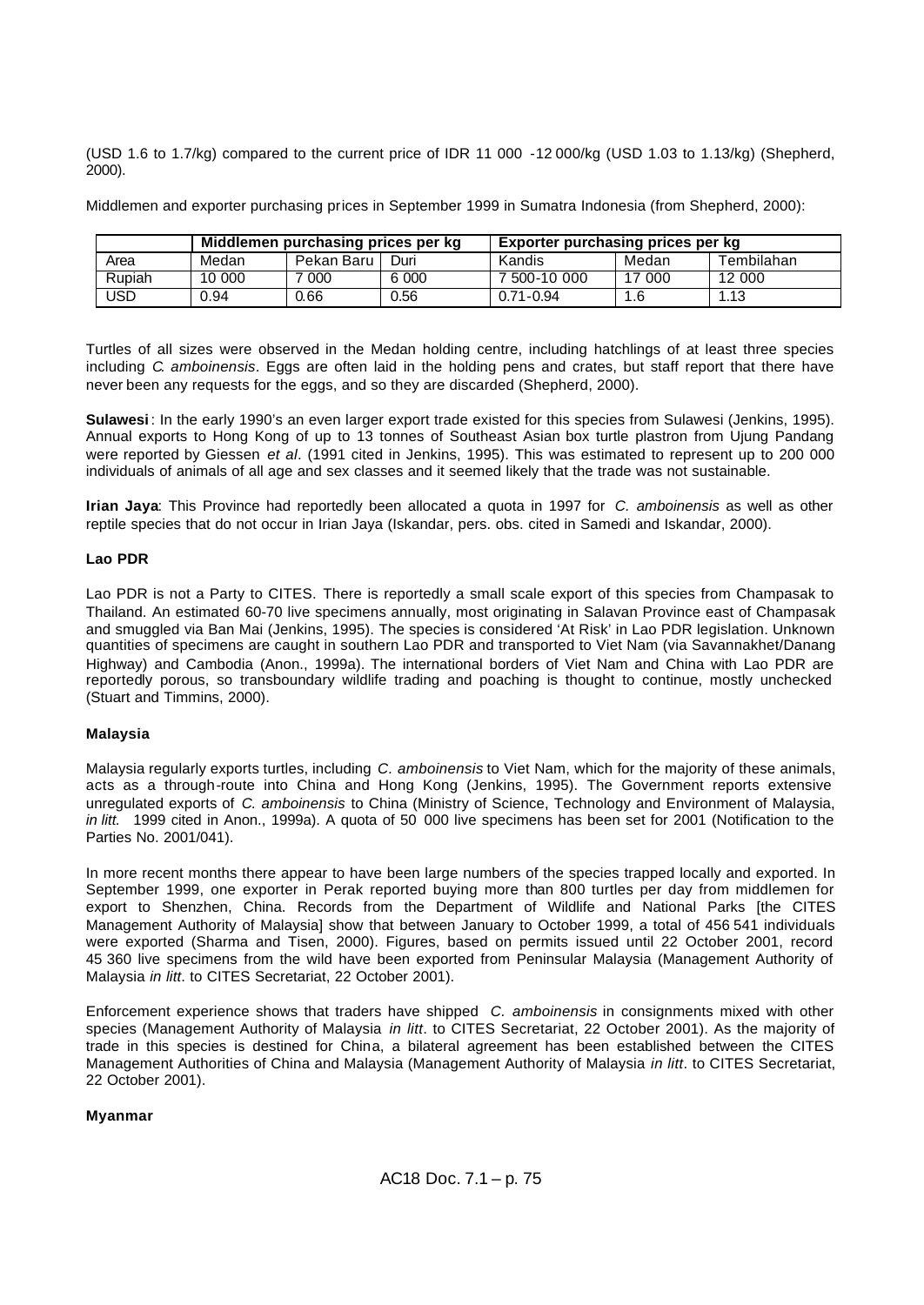(USD 1.6 to 1.7/kg) compared to the current price of IDR 11 000 -12 000/kg (USD 1.03 to 1.13/kg) (Shepherd, 2000).

Middlemen and exporter purchasing prices in September 1999 in Sumatra Indonesia (from Shepherd, 2000):

| | Middlemen purchasing prices per kg | | | Exporter purchasing prices per kg | | |
|---|---|---|---|---|---|---|
| Area | Medan | Pekan Baru | Duri | Kandis | Medan | Tembilahan |
| Rupiah | 10 000 | 7 000 | 6 000 | 7 500-10 000 | 17 000 | 12 000 |
| USD | 0.94 | 0.66 | 0.56 | 0.71-0.94 | 1.6 | 1.13 |

Turtles of all sizes were observed in the Medan holding centre, including hatchlings of at least three species including *C. amboinensis*. Eggs are often laid in the holding pens and crates, but staff report that there have never been any requests for the eggs, and so they are discarded (Shepherd, 2000).

**Sulawesi**: In the early 1990's an even larger export trade existed for this species from Sulawesi (Jenkins, 1995). Annual exports to Hong Kong of up to 13 tonnes of Southeast Asian box turtle plastron from Ujung Pandang were reported by Giessen *et al*. (1991 cited in Jenkins, 1995). This was estimated to represent up to 200 000 individuals of animals of all age and sex classes and it seemed likely that the trade was not sustainable.

**Irian Jaya**: This Province had reportedly been allocated a quota in 1997 for *C. amboinensis* as well as other reptile species that do not occur in Irian Jaya (Iskandar, pers. obs. cited in Samedi and Iskandar, 2000).

**Lao PDR**

Lao PDR is not a Party to CITES. There is reportedly a small scale export of this species from Champasak to Thailand. An estimated 60-70 live specimens annually, most originating in Salavan Province east of Champasak and smuggled via Ban Mai (Jenkins, 1995). The species is considered 'At Risk' in Lao PDR legislation. Unknown quantities of specimens are caught in southern Lao PDR and transported to Viet Nam (via Savannakhet/Danang Highway) and Cambodia (Anon., 1999a). The international borders of Viet Nam and China with Lao PDR are reportedly porous, so transboundary wildlife trading and poaching is thought to continue, mostly unchecked (Stuart and Timmins, 2000).

**Malaysia**

Malaysia regularly exports turtles, including *C. amboinensis* to Viet Nam, which for the majority of these animals, acts as a through-route into China and Hong Kong (Jenkins, 1995). The Government reports extensive unregulated exports of *C. amboinensis* to China (Ministry of Science, Technology and Environment of Malaysia, *in litt.* 1999 cited in Anon., 1999a). A quota of 50 000 live specimens has been set for 2001 (Notification to the Parties No. 2001/041).

In more recent months there appear to have been large numbers of the species trapped locally and exported. In September 1999, one exporter in Perak reported buying more than 800 turtles per day from middlemen for export to Shenzhen, China. Records from the Department of Wildlife and National Parks [the CITES Management Authority of Malaysia] show that between January to October 1999, a total of 456 541 individuals were exported (Sharma and Tisen, 2000). Figures, based on permits issued until 22 October 2001, record 45 360 live specimens from the wild have been exported from Peninsular Malaysia (Management Authority of Malaysia *in litt*. to CITES Secretariat, 22 October 2001).

Enforcement experience shows that traders have shipped *C. amboinensis* in consignments mixed with other species (Management Authority of Malaysia *in litt*. to CITES Secretariat, 22 October 2001). As the majority of trade in this species is destined for China, a bilateral agreement has been established between the CITES Management Authorities of China and Malaysia (Management Authority of Malaysia *in litt*. to CITES Secretariat, 22 October 2001).

**Myanmar**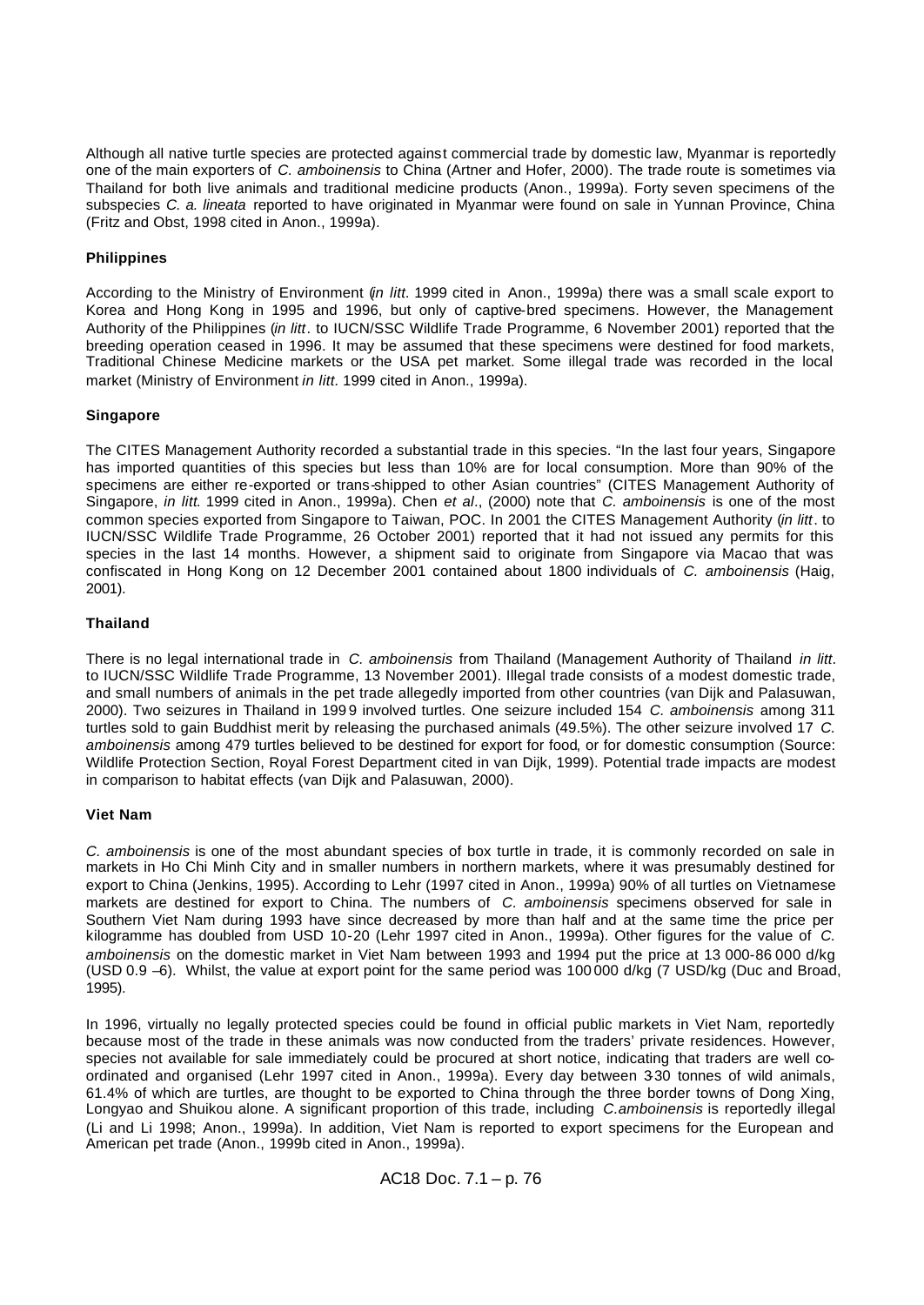Although all native turtle species are protected against commercial trade by domestic law, Myanmar is reportedly one of the main exporters of *C. amboinensis* to China (Artner and Hofer, 2000). The trade route is sometimes via Thailand for both live animals and traditional medicine products (Anon., 1999a). Forty seven specimens of the subspecies *C. a. lineata* reported to have originated in Myanmar were found on sale in Yunnan Province, China (Fritz and Obst, 1998 cited in Anon., 1999a).

**Philippines**

According to the Ministry of Environment (*in litt.* 1999 cited in Anon., 1999a) there was a small scale export to Korea and Hong Kong in 1995 and 1996, but only of captive-bred specimens. However, the Management Authority of the Philippines (*in litt*. to IUCN/SSC Wildlife Trade Programme, 6 November 2001) reported that the breeding operation ceased in 1996. It may be assumed that these specimens were destined for food markets, Traditional Chinese Medicine markets or the USA pet market. Some illegal trade was recorded in the local market (Ministry of Environment *in litt.* 1999 cited in Anon., 1999a).

**Singapore**

The CITES Management Authority recorded a substantial trade in this species. "In the last four years, Singapore has imported quantities of this species but less than 10% are for local consumption. More than 90% of the specimens are either re-exported or trans-shipped to other Asian countries" (CITES Management Authority of Singapore, *in litt*. 1999 cited in Anon., 1999a). Chen *et al*., (2000) note that *C. amboinensis* is one of the most common species exported from Singapore to Taiwan, POC. In 2001 the CITES Management Authority (*in litt*. to IUCN/SSC Wildlife Trade Programme, 26 October 2001) reported that it had not issued any permits for this species in the last 14 months. However, a shipment said to originate from Singapore via Macao that was confiscated in Hong Kong on 12 December 2001 contained about 1800 individuals of *C. amboinensis* (Haig, 2001).

**Thailand**

There is no legal international trade in *C. amboinensis* from Thailand (Management Authority of Thailand *in litt*. to IUCN/SSC Wildlife Trade Programme, 13 November 2001). Illegal trade consists of a modest domestic trade, and small numbers of animals in the pet trade allegedly imported from other countries (van Dijk and Palasuwan, 2000). Two seizures in Thailand in 1999 involved turtles. One seizure included 154 *C. amboinensis* among 311 turtles sold to gain Buddhist merit by releasing the purchased animals (49.5%). The other seizure involved 17 *C. amboinensis* among 479 turtles believed to be destined for export for food, or for domestic consumption (Source: Wildlife Protection Section, Royal Forest Department cited in van Dijk, 1999). Potential trade impacts are modest in comparison to habitat effects (van Dijk and Palasuwan, 2000).

**Viet Nam**

*C. amboinensis* is one of the most abundant species of box turtle in trade, it is commonly recorded on sale in markets in Ho Chi Minh City and in smaller numbers in northern markets, where it was presumably destined for export to China (Jenkins, 1995). According to Lehr (1997 cited in Anon., 1999a) 90% of all turtles on Vietnamese markets are destined for export to China. The numbers of *C. amboinensis* specimens observed for sale in Southern Viet Nam during 1993 have since decreased by more than half and at the same time the price per kilogramme has doubled from USD 10-20 (Lehr 1997 cited in Anon., 1999a). Other figures for the value of *C. amboinensis* on the domestic market in Viet Nam between 1993 and 1994 put the price at 13 000-86 000 d/kg (USD 0.9 –6). Whilst, the value at export point for the same period was 100 000 d/kg (7 USD/kg (Duc and Broad, 1995).

In 1996, virtually no legally protected species could be found in official public markets in Viet Nam, reportedly because most of the trade in these animals was now conducted from the traders' private residences. However, species not available for sale immediately could be procured at short notice, indicating that traders are well co-ordinated and organised (Lehr 1997 cited in Anon., 1999a). Every day between 3-30 tonnes of wild animals, 61.4% of which are turtles, are thought to be exported to China through the three border towns of Dong Xing, Longyao and Shuikou alone. A significant proportion of this trade, including *C.amboinensis* is reportedly illegal (Li and Li 1998; Anon., 1999a). In addition, Viet Nam is reported to export specimens for the European and American pet trade (Anon., 1999b cited in Anon., 1999a).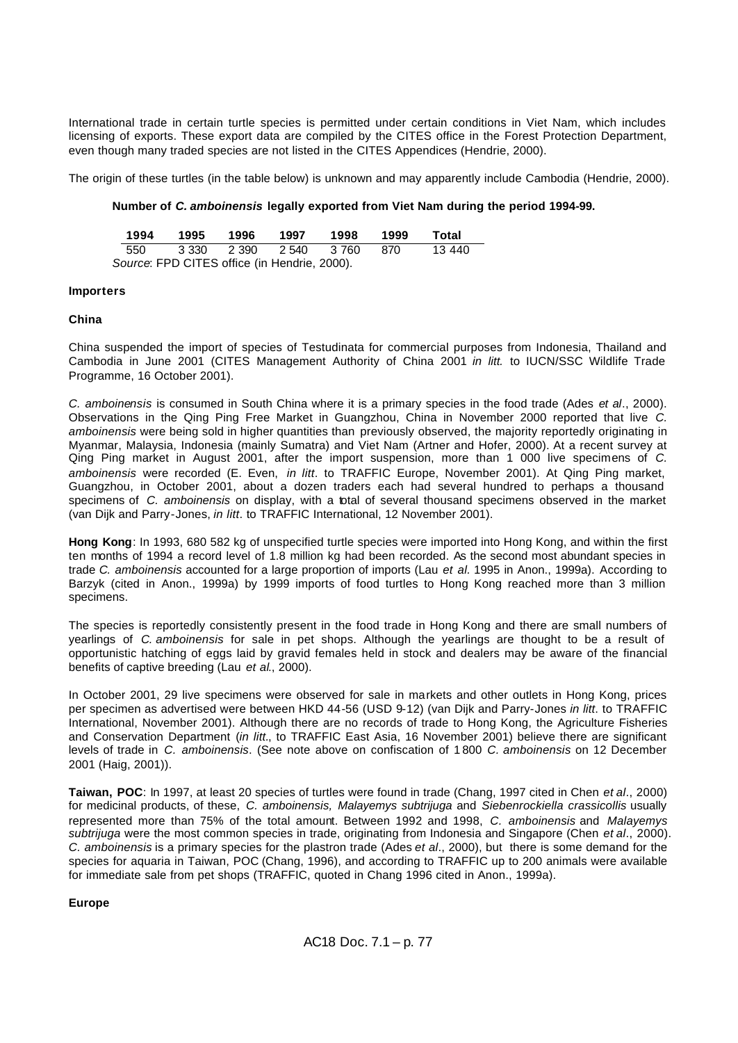International trade in certain turtle species is permitted under certain conditions in Viet Nam, which includes licensing of exports. These export data are compiled by the CITES office in the Forest Protection Department, even though many traded species are not listed in the CITES Appendices (Hendrie, 2000).

The origin of these turtles (in the table below) is unknown and may apparently include Cambodia (Hendrie, 2000).

**Number of *C. amboinensis* legally exported from Viet Nam during the period 1994-99.**

| 1994 | 1995 | 1996 | 1997 | 1998 | 1999 | Total |
|---|---|---|---|---|---|---|
| 550 | 3 330 | 2 390 | 2 540 | 3 760 | 870 | 13 440 |

*Source*: FPD CITES office (in Hendrie, 2000).

**Importers**

**China**

China suspended the import of species of Testudinata for commercial purposes from Indonesia, Thailand and Cambodia in June 2001 (CITES Management Authority of China 2001 *in litt.* to IUCN/SSC Wildlife Trade Programme, 16 October 2001).

*C. amboinensis* is consumed in South China where it is a primary species in the food trade (Ades *et al*., 2000). Observations in the Qing Ping Free Market in Guangzhou, China in November 2000 reported that live *C. amboinensis* were being sold in higher quantities than previously observed, the majority reportedly originating in Myanmar, Malaysia, Indonesia (mainly Sumatra) and Viet Nam (Artner and Hofer, 2000). At a recent survey at Qing Ping market in August 2001, after the import suspension, more than 1 000 live specimens of *C. amboinensis* were recorded (E. Even, *in litt*. to TRAFFIC Europe, November 2001). At Qing Ping market, Guangzhou, in October 2001, about a dozen traders each had several hundred to perhaps a thousand specimens of *C. amboinensis* on display, with a total of several thousand specimens observed in the market (van Dijk and Parry-Jones, *in litt*. to TRAFFIC International, 12 November 2001).

**Hong Kong**: In 1993, 680 582 kg of unspecified turtle species were imported into Hong Kong, and within the first ten months of 1994 a record level of 1.8 million kg had been recorded. As the second most abundant species in trade *C. amboinensis* accounted for a large proportion of imports (Lau *et al.* 1995 in Anon., 1999a). According to Barzyk (cited in Anon., 1999a) by 1999 imports of food turtles to Hong Kong reached more than 3 million specimens.

The species is reportedly consistently present in the food trade in Hong Kong and there are small numbers of yearlings of *C. amboinensis* for sale in pet shops. Although the yearlings are thought to be a result of opportunistic hatching of eggs laid by gravid females held in stock and dealers may be aware of the financial benefits of captive breeding (Lau *et al*., 2000).

In October 2001, 29 live specimens were observed for sale in markets and other outlets in Hong Kong, prices per specimen as advertised were between HKD 44-56 (USD 9-12) (van Dijk and Parry-Jones *in litt*. to TRAFFIC International, November 2001). Although there are no records of trade to Hong Kong, the Agriculture Fisheries and Conservation Department (*in litt*., to TRAFFIC East Asia, 16 November 2001) believe there are significant levels of trade in *C. amboinensis*. (See note above on confiscation of 1 800 *C. amboinensis* on 12 December 2001 (Haig, 2001)).

**Taiwan, POC**: In 1997, at least 20 species of turtles were found in trade (Chang, 1997 cited in Chen *et al*., 2000) for medicinal products, of these, *C. amboinensis, Malayemys subtrijuga* and *Siebenrockiella crassicollis* usually represented more than 75% of the total amount. Between 1992 and 1998, *C. amboinensis* and *Malayemys subtrijuga* were the most common species in trade, originating from Indonesia and Singapore (Chen *et al*., 2000). *C. amboinensis* is a primary species for the plastron trade (Ades *et al*., 2000), but there is some demand for the species for aquaria in Taiwan, POC (Chang, 1996), and according to TRAFFIC up to 200 animals were available for immediate sale from pet shops (TRAFFIC, quoted in Chang 1996 cited in Anon., 1999a).

**Europe**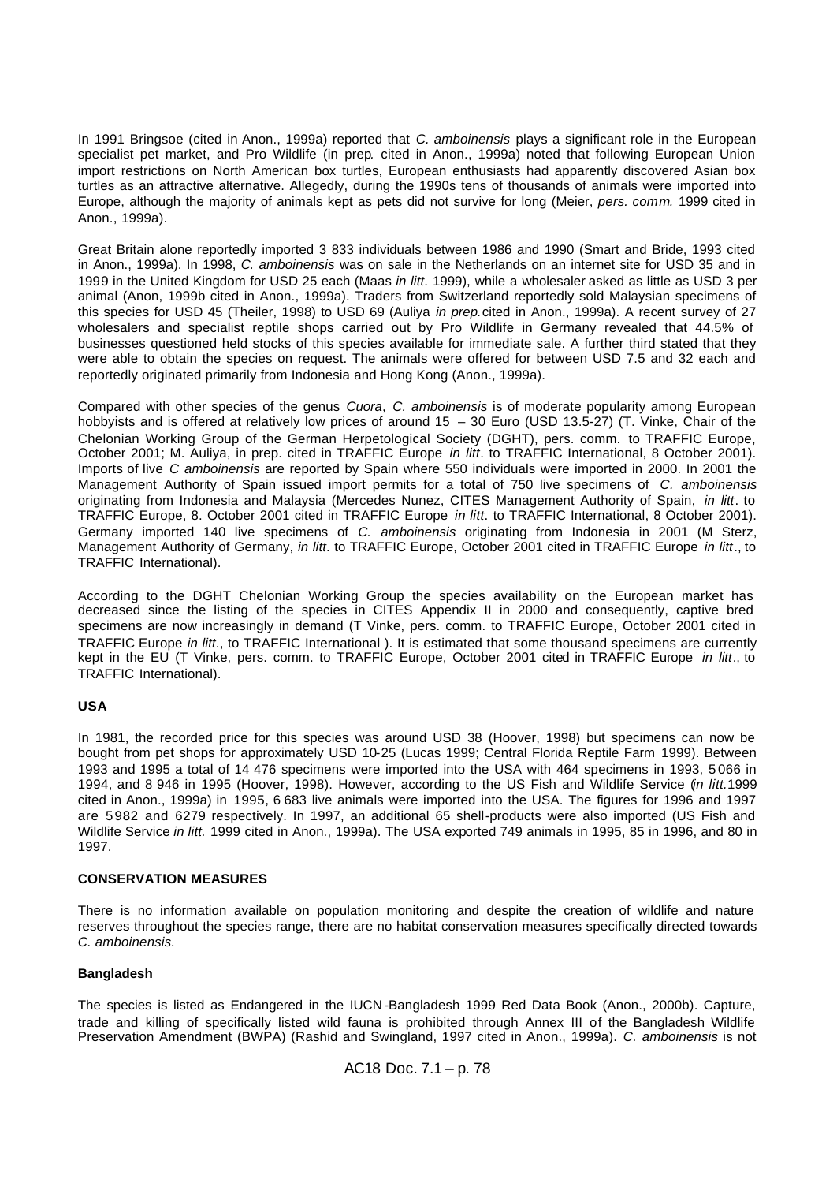In 1991 Bringsoe (cited in Anon., 1999a) reported that *C. amboinensis* plays a significant role in the European specialist pet market, and Pro Wildlife (in prep. cited in Anon., 1999a) noted that following European Union import restrictions on North American box turtles, European enthusiasts had apparently discovered Asian box turtles as an attractive alternative. Allegedly, during the 1990s tens of thousands of animals were imported into Europe, although the majority of animals kept as pets did not survive for long (Meier, *pers. comm.* 1999 cited in Anon., 1999a).

Great Britain alone reportedly imported 3 833 individuals between 1986 and 1990 (Smart and Bride, 1993 cited in Anon., 1999a). In 1998, *C. amboinensis* was on sale in the Netherlands on an internet site for USD 35 and in 1999 in the United Kingdom for USD 25 each (Maas *in litt*. 1999), while a wholesaler asked as little as USD 3 per animal (Anon, 1999b cited in Anon., 1999a). Traders from Switzerland reportedly sold Malaysian specimens of this species for USD 45 (Theiler, 1998) to USD 69 (Auliya *in prep.* cited in Anon., 1999a). A recent survey of 27 wholesalers and specialist reptile shops carried out by Pro Wildlife in Germany revealed that 44.5% of businesses questioned held stocks of this species available for immediate sale. A further third stated that they were able to obtain the species on request. The animals were offered for between USD 7.5 and 32 each and reportedly originated primarily from Indonesia and Hong Kong (Anon., 1999a).

Compared with other species of the genus *Cuora*, *C. amboinensis* is of moderate popularity among European hobbyists and is offered at relatively low prices of around 15 – 30 Euro (USD 13.5-27) (T. Vinke, Chair of the Chelonian Working Group of the German Herpetological Society (DGHT), pers. comm. to TRAFFIC Europe, October 2001; M. Auliya, in prep. cited in TRAFFIC Europe *in litt*. to TRAFFIC International, 8 October 2001). Imports of live *C amboinensis* are reported by Spain where 550 individuals were imported in 2000. In 2001 the Management Authority of Spain issued import permits for a total of 750 live specimens of *C. amboinensis* originating from Indonesia and Malaysia (Mercedes Nunez, CITES Management Authority of Spain, *in litt*. to TRAFFIC Europe, 8. October 2001 cited in TRAFFIC Europe *in litt*. to TRAFFIC International, 8 October 2001). Germany imported 140 live specimens of *C. amboinensis* originating from Indonesia in 2001 (M Sterz, Management Authority of Germany, *in litt*. to TRAFFIC Europe, October 2001 cited in TRAFFIC Europe *in litt*., to TRAFFIC International).

According to the DGHT Chelonian Working Group the species availability on the European market has decreased since the listing of the species in CITES Appendix II in 2000 and consequently, captive bred specimens are now increasingly in demand (T Vinke, pers. comm. to TRAFFIC Europe, October 2001 cited in TRAFFIC Europe *in litt*., to TRAFFIC International ). It is estimated that some thousand specimens are currently kept in the EU (T Vinke, pers. comm. to TRAFFIC Europe, October 2001 cited in TRAFFIC Europe *in litt*., to TRAFFIC International).

**USA**

In 1981, the recorded price for this species was around USD 38 (Hoover, 1998) but specimens can now be bought from pet shops for approximately USD 10-25 (Lucas 1999; Central Florida Reptile Farm 1999). Between 1993 and 1995 a total of 14 476 specimens were imported into the USA with 464 specimens in 1993, 5 066 in 1994, and 8 946 in 1995 (Hoover, 1998). However, according to the US Fish and Wildlife Service (*in litt.* 1999 cited in Anon., 1999a) in 1995, 6 683 live animals were imported into the USA. The figures for 1996 and 1997 are 5 982 and 6279 respectively. In 1997, an additional 65 shell-products were also imported (US Fish and Wildlife Service *in litt.* 1999 cited in Anon., 1999a). The USA exported 749 animals in 1995, 85 in 1996, and 80 in 1997.

**CONSERVATION MEASURES**

There is no information available on population monitoring and despite the creation of wildlife and nature reserves throughout the species range, there are no habitat conservation measures specifically directed towards *C. amboinensis.*

**Bangladesh**

The species is listed as Endangered in the IUCN-Bangladesh 1999 Red Data Book (Anon., 2000b). Capture, trade and killing of specifically listed wild fauna is prohibited through Annex III of the Bangladesh Wildlife Preservation Amendment (BWPA) (Rashid and Swingland, 1997 cited in Anon., 1999a). *C. amboinensis* is not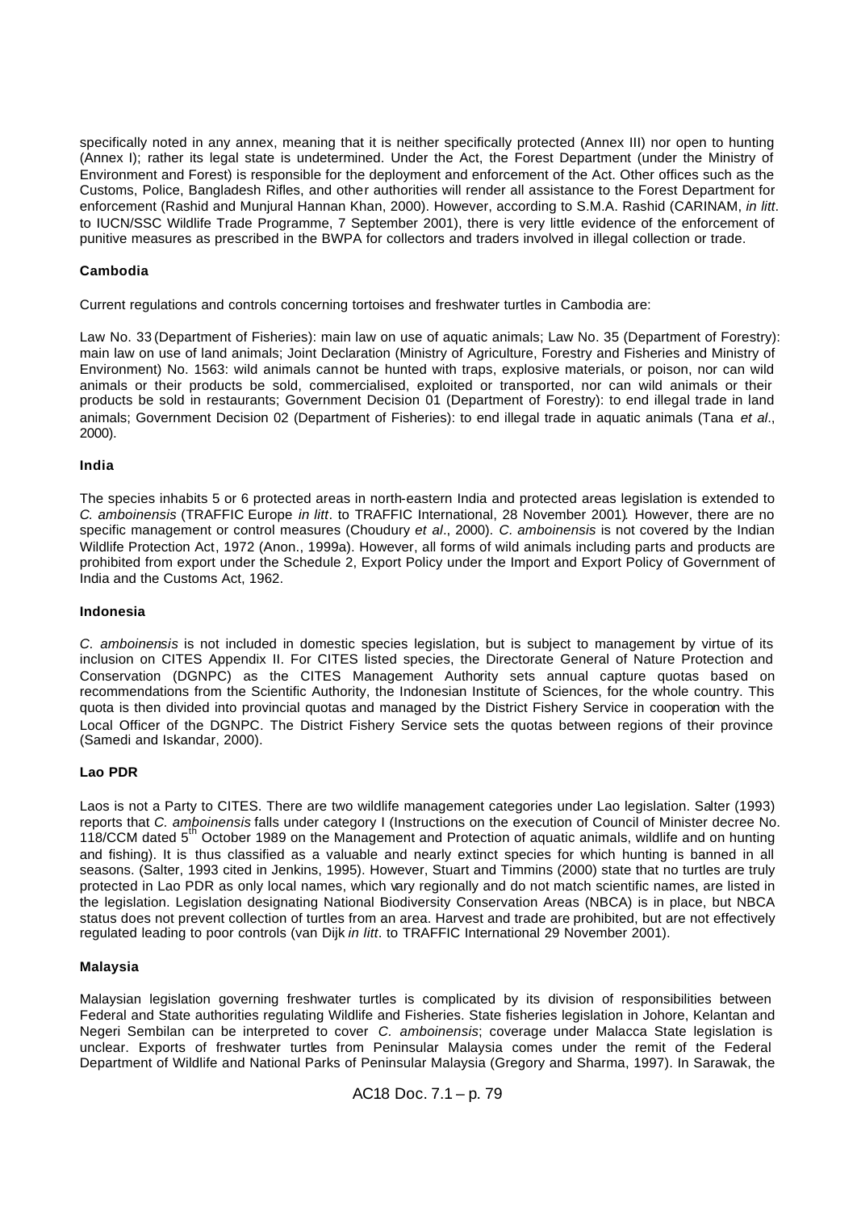specifically noted in any annex, meaning that it is neither specifically protected (Annex III) nor open to hunting (Annex I); rather its legal state is undetermined. Under the Act, the Forest Department (under the Ministry of Environment and Forest) is responsible for the deployment and enforcement of the Act. Other offices such as the Customs, Police, Bangladesh Rifles, and other authorities will render all assistance to the Forest Department for enforcement (Rashid and Munjural Hannan Khan, 2000). However, according to S.M.A. Rashid (CARINAM, *in litt*. to IUCN/SSC Wildlife Trade Programme, 7 September 2001), there is very little evidence of the enforcement of punitive measures as prescribed in the BWPA for collectors and traders involved in illegal collection or trade.

**Cambodia**

Current regulations and controls concerning tortoises and freshwater turtles in Cambodia are:

Law No. 33 (Department of Fisheries): main law on use of aquatic animals; Law No. 35 (Department of Forestry): main law on use of land animals; Joint Declaration (Ministry of Agriculture, Forestry and Fisheries and Ministry of Environment) No. 1563: wild animals cannot be hunted with traps, explosive materials, or poison, nor can wild animals or their products be sold, commercialised, exploited or transported, nor can wild animals or their products be sold in restaurants; Government Decision 01 (Department of Forestry): to end illegal trade in land animals; Government Decision 02 (Department of Fisheries): to end illegal trade in aquatic animals (Tana *et al*., 2000).

**India**

The species inhabits 5 or 6 protected areas in north-eastern India and protected areas legislation is extended to *C. amboinensis* (TRAFFIC Europe *in litt*. to TRAFFIC International, 28 November 2001). However, there are no specific management or control measures (Choudury *et al*., 2000). *C. amboinensis* is not covered by the Indian Wildlife Protection Act, 1972 (Anon., 1999a). However, all forms of wild animals including parts and products are prohibited from export under the Schedule 2, Export Policy under the Import and Export Policy of Government of India and the Customs Act, 1962.

**Indonesia**

*C. amboinensis* is not included in domestic species legislation, but is subject to management by virtue of its inclusion on CITES Appendix II. For CITES listed species, the Directorate General of Nature Protection and Conservation (DGNPC) as the CITES Management Authority sets annual capture quotas based on recommendations from the Scientific Authority, the Indonesian Institute of Sciences, for the whole country. This quota is then divided into provincial quotas and managed by the District Fishery Service in cooperation with the Local Officer of the DGNPC. The District Fishery Service sets the quotas between regions of their province (Samedi and Iskandar, 2000).

**Lao PDR**

Laos is not a Party to CITES. There are two wildlife management categories under Lao legislation. Salter (1993) reports that *C. amboinensis* falls under category I (Instructions on the execution of Council of Minister decree No. 118/CCM dated 5th October 1989 on the Management and Protection of aquatic animals, wildlife and on hunting and fishing). It is thus classified as a valuable and nearly extinct species for which hunting is banned in all seasons. (Salter, 1993 cited in Jenkins, 1995). However, Stuart and Timmins (2000) state that no turtles are truly protected in Lao PDR as only local names, which vary regionally and do not match scientific names, are listed in the legislation. Legislation designating National Biodiversity Conservation Areas (NBCA) is in place, but NBCA status does not prevent collection of turtles from an area. Harvest and trade are prohibited, but are not effectively regulated leading to poor controls (van Dijk *in litt*. to TRAFFIC International 29 November 2001).

**Malaysia**

Malaysian legislation governing freshwater turtles is complicated by its division of responsibilities between Federal and State authorities regulating Wildlife and Fisheries. State fisheries legislation in Johore, Kelantan and Negeri Sembilan can be interpreted to cover *C. amboinensis*; coverage under Malacca State legislation is unclear. Exports of freshwater turtles from Peninsular Malaysia comes under the remit of the Federal Department of Wildlife and National Parks of Peninsular Malaysia (Gregory and Sharma, 1997). In Sarawak, the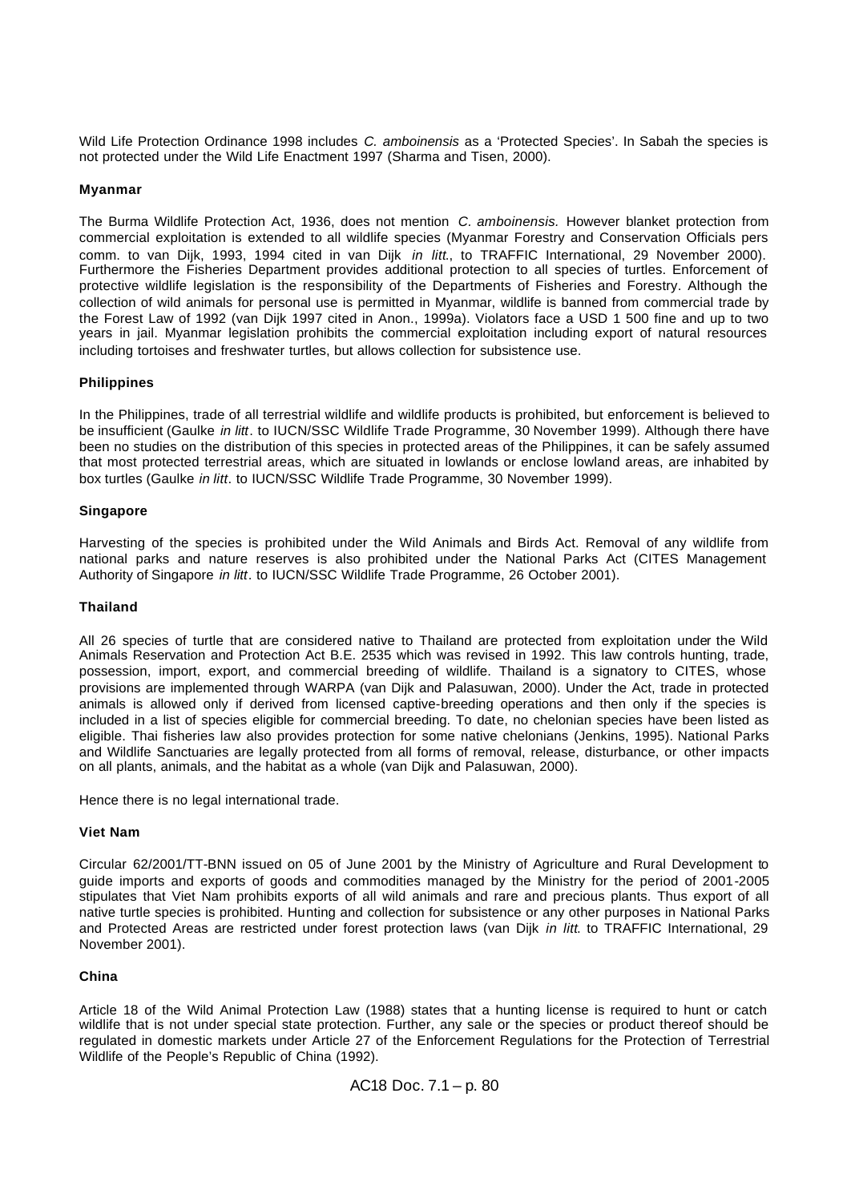Wild Life Protection Ordinance 1998 includes *C. amboinensis* as a 'Protected Species'. In Sabah the species is not protected under the Wild Life Enactment 1997 (Sharma and Tisen, 2000).

**Myanmar**

The Burma Wildlife Protection Act, 1936, does not mention *C. amboinensis.* However blanket protection from commercial exploitation is extended to all wildlife species (Myanmar Forestry and Conservation Officials pers comm. to van Dijk, 1993, 1994 cited in van Dijk *in litt.*, to TRAFFIC International, 29 November 2000). Furthermore the Fisheries Department provides additional protection to all species of turtles. Enforcement of protective wildlife legislation is the responsibility of the Departments of Fisheries and Forestry. Although the collection of wild animals for personal use is permitted in Myanmar, wildlife is banned from commercial trade by the Forest Law of 1992 (van Dijk 1997 cited in Anon., 1999a). Violators face a USD 1 500 fine and up to two years in jail. Myanmar legislation prohibits the commercial exploitation including export of natural resources including tortoises and freshwater turtles, but allows collection for subsistence use.

**Philippines**

In the Philippines, trade of all terrestrial wildlife and wildlife products is prohibited, but enforcement is believed to be insufficient (Gaulke *in litt*. to IUCN/SSC Wildlife Trade Programme, 30 November 1999). Although there have been no studies on the distribution of this species in protected areas of the Philippines, it can be safely assumed that most protected terrestrial areas, which are situated in lowlands or enclose lowland areas, are inhabited by box turtles (Gaulke *in litt*. to IUCN/SSC Wildlife Trade Programme, 30 November 1999).

**Singapore**

Harvesting of the species is prohibited under the Wild Animals and Birds Act. Removal of any wildlife from national parks and nature reserves is also prohibited under the National Parks Act (CITES Management Authority of Singapore *in litt*. to IUCN/SSC Wildlife Trade Programme, 26 October 2001).

**Thailand**

All 26 species of turtle that are considered native to Thailand are protected from exploitation under the Wild Animals Reservation and Protection Act B.E. 2535 which was revised in 1992. This law controls hunting, trade, possession, import, export, and commercial breeding of wildlife. Thailand is a signatory to CITES, whose provisions are implemented through WARPA (van Dijk and Palasuwan, 2000). Under the Act, trade in protected animals is allowed only if derived from licensed captive-breeding operations and then only if the species is included in a list of species eligible for commercial breeding. To date, no chelonian species have been listed as eligible. Thai fisheries law also provides protection for some native chelonians (Jenkins, 1995). National Parks and Wildlife Sanctuaries are legally protected from all forms of removal, release, disturbance, or other impacts on all plants, animals, and the habitat as a whole (van Dijk and Palasuwan, 2000).

Hence there is no legal international trade.

**Viet Nam**

Circular 62/2001/TT-BNN issued on 05 of June 2001 by the Ministry of Agriculture and Rural Development to guide imports and exports of goods and commodities managed by the Ministry for the period of 2001-2005 stipulates that Viet Nam prohibits exports of all wild animals and rare and precious plants. Thus export of all native turtle species is prohibited. Hunting and collection for subsistence or any other purposes in National Parks and Protected Areas are restricted under forest protection laws (van Dijk *in litt.* to TRAFFIC International, 29 November 2001).

**China**

Article 18 of the Wild Animal Protection Law (1988) states that a hunting license is required to hunt or catch wildlife that is not under special state protection. Further, any sale or the species or product thereof should be regulated in domestic markets under Article 27 of the Enforcement Regulations for the Protection of Terrestrial Wildlife of the People's Republic of China (1992).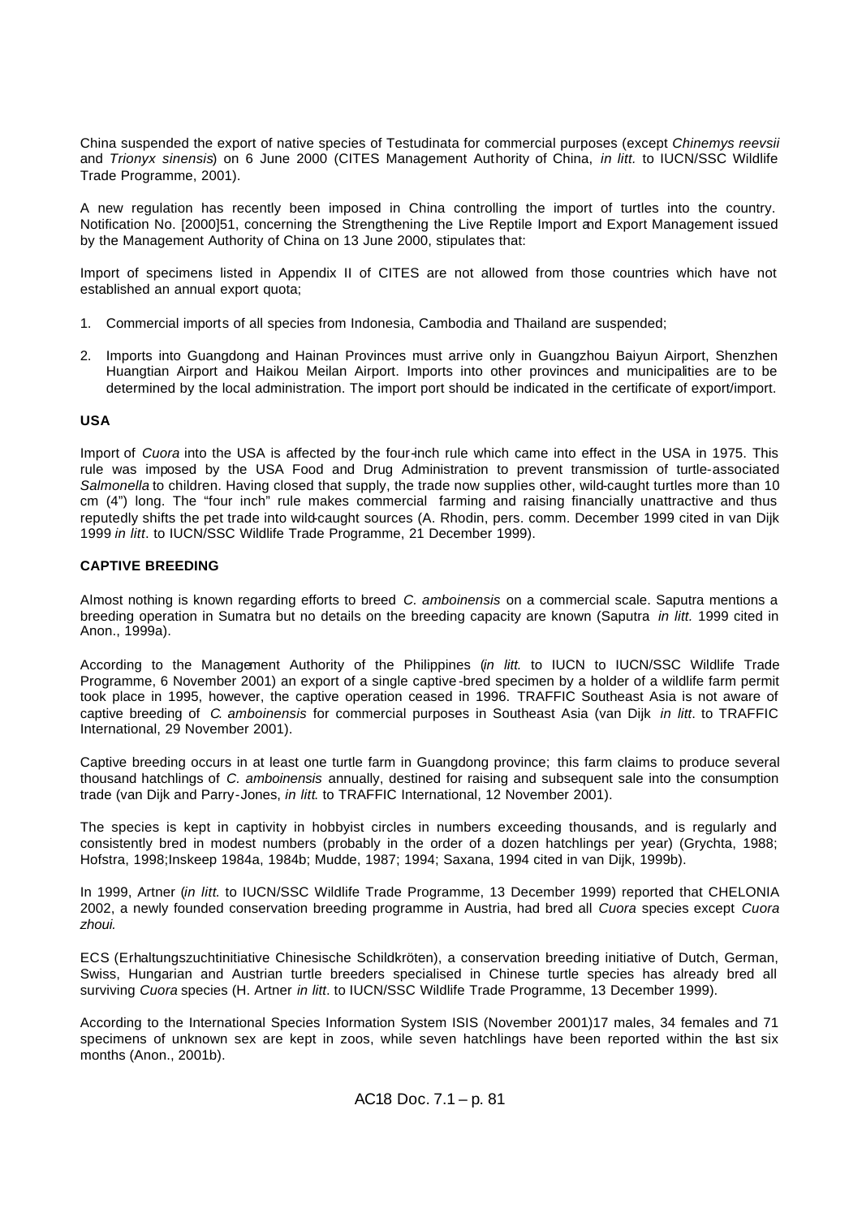China suspended the export of native species of Testudinata for commercial purposes (except *Chinemys reevsii* and *Trionyx sinensis*) on 6 June 2000 (CITES Management Authority of China, *in litt.* to IUCN/SSC Wildlife Trade Programme, 2001).

A new regulation has recently been imposed in China controlling the import of turtles into the country. Notification No. [2000]51, concerning the Strengthening the Live Reptile Import and Export Management issued by the Management Authority of China on 13 June 2000, stipulates that:

Import of specimens listed in Appendix II of CITES are not allowed from those countries which have not established an annual export quota;

1. Commercial imports of all species from Indonesia, Cambodia and Thailand are suspended;

2. Imports into Guangdong and Hainan Provinces must arrive only in Guangzhou Baiyun Airport, Shenzhen Huangtian Airport and Haikou Meilan Airport. Imports into other provinces and municipalities are to be determined by the local administration. The import port should be indicated in the certificate of export/import.

**USA**

Import of *Cuora* into the USA is affected by the four-inch rule which came into effect in the USA in 1975. This rule was imposed by the USA Food and Drug Administration to prevent transmission of turtle-associated *Salmonella* to children. Having closed that supply, the trade now supplies other, wild-caught turtles more than 10 cm (4") long. The "four inch" rule makes commercial farming and raising financially unattractive and thus reputedly shifts the pet trade into wild-caught sources (A. Rhodin, pers. comm. December 1999 cited in van Dijk 1999 *in litt*. to IUCN/SSC Wildlife Trade Programme, 21 December 1999).

**CAPTIVE BREEDING**

Almost nothing is known regarding efforts to breed *C. amboinensis* on a commercial scale. Saputra mentions a breeding operation in Sumatra but no details on the breeding capacity are known (Saputra *in litt.* 1999 cited in Anon., 1999a).

According to the Management Authority of the Philippines (*in litt.* to IUCN to IUCN/SSC Wildlife Trade Programme, 6 November 2001) an export of a single captive-bred specimen by a holder of a wildlife farm permit took place in 1995, however, the captive operation ceased in 1996. TRAFFIC Southeast Asia is not aware of captive breeding of *C. amboinensis* for commercial purposes in Southeast Asia (van Dijk *in litt*. to TRAFFIC International, 29 November 2001).

Captive breeding occurs in at least one turtle farm in Guangdong province; this farm claims to produce several thousand hatchlings of *C. amboinensis* annually, destined for raising and subsequent sale into the consumption trade (van Dijk and Parry-Jones, *in litt.* to TRAFFIC International, 12 November 2001).

The species is kept in captivity in hobbyist circles in numbers exceeding thousands, and is regularly and consistently bred in modest numbers (probably in the order of a dozen hatchlings per year) (Grychta, 1988; Hofstra, 1998;Inskeep 1984a, 1984b; Mudde, 1987; 1994; Saxana, 1994 cited in van Dijk, 1999b).

In 1999, Artner (*in litt.* to IUCN/SSC Wildlife Trade Programme, 13 December 1999) reported that CHELONIA 2002, a newly founded conservation breeding programme in Austria, had bred all *Cuora* species except *Cuora zhoui.*

ECS (Erhaltungszuchtinitiative Chinesische Schildkröten), a conservation breeding initiative of Dutch, German, Swiss, Hungarian and Austrian turtle breeders specialised in Chinese turtle species has already bred all surviving *Cuora* species (H. Artner *in litt*. to IUCN/SSC Wildlife Trade Programme, 13 December 1999).

According to the International Species Information System ISIS (November 2001)17 males, 34 females and 71 specimens of unknown sex are kept in zoos, while seven hatchlings have been reported within the last six months (Anon., 2001b).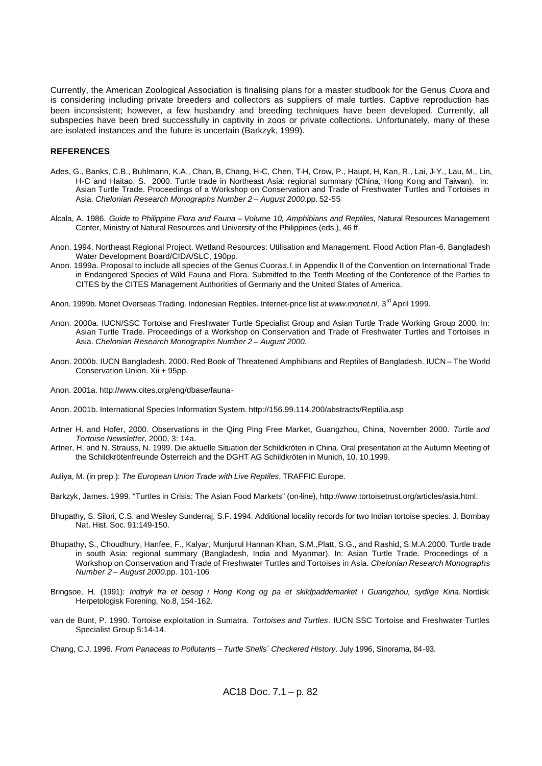Currently, the American Zoological Association is finalising plans for a master studbook for the Genus *Cuora* and is considering including private breeders and collectors as suppliers of male turtles. Captive reproduction has been inconsistent; however, a few husbandry and breeding techniques have been developed. Currently, all subspecies have been bred successfully in captivity in zoos or private collections. Unfortunately, many of these are isolated instances and the future is uncertain (Barkzyk, 1999).

**REFERENCES**

Ades, G., Banks, C.B., Buhlmann, K.A., Chan, B, Chang, H-C, Chen, T-H, Crow, P., Haupt, H, Kan, R., Lai, J-Y., Lau, M., Lin, H-C and Haitao, S. 2000. Turtle trade in Northeast Asia: regional summary (China, Hong Kong and Taiwan). In: Asian Turtle Trade. Proceedings of a Workshop on Conservation and Trade of Freshwater Turtles and Tortoises in Asia. *Chelonian Research Monographs Number 2 – August 2000.* pp. 52-55

Alcala, A. 1986. *Guide to Philippine Flora and Fauna – Volume 10, Amphibians and Reptiles,* Natural Resources Management Center, Ministry of Natural Resources and University of the Philippines (eds.), 46 ff.

Anon. 1994. Northeast Regional Project. Wetland Resources: Utilisation and Management. Flood Action Plan-6. Bangladesh Water Development Board/CIDA/SLC, 190pp.

Anon. 1999a. Proposal to include all species of the Genus Cuora*s.l.* in Appendix II of the Convention on International Trade in Endangered Species of Wild Fauna and Flora. Submitted to the Tenth Meeting of the Conference of the Parties to CITES by the CITES Management Authorities of Germany and the United States of America.

Anon. 1999b. Monet Overseas Trading. Indonesian Reptiles. Internet-price list at *www.monet.nl*, 3rd April 1999.

Anon. 2000a. IUCN/SSC Tortoise and Freshwater Turtle Specialist Group and Asian Turtle Trade Working Group 2000. In: Asian Turtle Trade. Proceedings of a Workshop on Conservation and Trade of Freshwater Turtles and Tortoises in Asia. *Chelonian Research Monographs Number 2 – August 2000.*

Anon. 2000b. IUCN Bangladesh. 2000. Red Book of Threatened Amphibians and Reptiles of Bangladesh. IUCN – The World Conservation Union. Xii + 95pp.

Anon. 2001a. http://www.cites.org/eng/dbase/fauna-

Anon. 2001b. International Species Information System. http://156.99.114.200/abstracts/Reptilia.asp

Artner H. and Hofer, 2000. Observations in the Qing Ping Free Market, Guangzhou, China, November 2000. *Turtle and Tortoise Newsletter*, 2000, 3: 14a.

Artner, H. and N. Strauss, N. 1999. Die aktuelle Situation der Schildkröten in China. Oral presentation at the Autumn Meeting of the Schildkrötenfreunde Österreich and the DGHT AG Schildkröten in Munich, 10. 10.1999.

Auliya, M. (in prep.): *The European Union Trade with Live Reptiles*, TRAFFIC Europe.

Barkzyk, James. 1999. "Turtles in Crisis: The Asian Food Markets" (on-line), http://www.tortoisetrust.org/articles/asia.html.

Bhupathy, S. Silori, C.S. and Wesley Sunderraj, S.F. 1994. Additional locality records for two Indian tortoise species. J. Bombay Nat. Hist. Soc. 91:149-150.

Bhupathy, S., Choudhury, Hanfee, F., Kalyar, Munjurul Hannan Khan, S.M.,Platt, S.G., and Rashid, S.M.A.2000. Turtle trade in south Asia: regional summary (Bangladesh, India and Myanmar). In: Asian Turtle Trade. Proceedings of a Workshop on Conservation and Trade of Freshwater Turtles and Tortoises in Asia. *Chelonian Research Monographs Number 2 – August 2000.* pp. 101-106

Bringsoe, H. (1991): *Indtryk fra et besog i Hong Kong og pa et skildpaddemarket i Guangzhou, sydlige Kina.* Nordisk Herpetologisk Forening, No.8, 154-162.

van de Bunt, P. 1990. Tortoise exploitation in Sumatra. *Tortoises and Turtles*. IUCN SSC Tortoise and Freshwater Turtles Specialist Group 5:14-14.

Chang, C.J. 1996. *From Panaceas to Pollutants – Turtle Shells´ Checkered History*. July 1996, Sinorama, 84-93.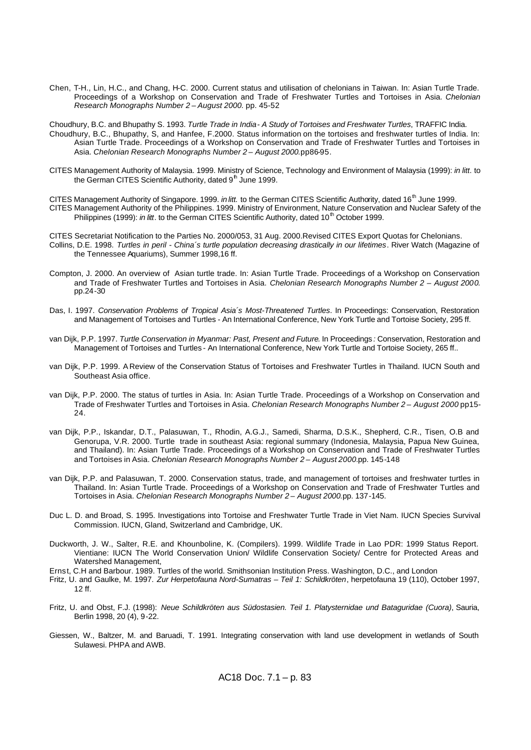Chen, T-H., Lin, H.C., and Chang, H-C. 2000. Current status and utilisation of chelonians in Taiwan. In: Asian Turtle Trade. Proceedings of a Workshop on Conservation and Trade of Freshwater Turtles and Tortoises in Asia. *Chelonian Research Monographs Number 2 – August 2000.* pp. 45-52

Choudhury, B.C. and Bhupathy S. 1993. *Turtle Trade in India - A Study of Tortoises and Freshwater Turtles*, TRAFFIC India.

Choudhury, B.C., Bhupathy, S, and Hanfee, F.2000. Status information on the tortoises and freshwater turtles of India. In: Asian Turtle Trade. Proceedings of a Workshop on Conservation and Trade of Freshwater Turtles and Tortoises in Asia. *Chelonian Research Monographs Number 2 – August 2000.*pp86-95.

CITES Management Authority of Malaysia. 1999. Ministry of Science, Technology and Environment of Malaysia (1999): *in litt.* to the German CITES Scientific Authority, dated 9th June 1999.

CITES Management Authority of Singapore. 1999. *in litt.* to the German CITES Scientific Authority, dated 16th June 1999.

CITES Management Authority of the Philippines. 1999. Ministry of Environment, Nature Conservation and Nuclear Safety of the Philippines (1999): *in litt*. to the German CITES Scientific Authority, dated 10th October 1999.

CITES Secretariat Notification to the Parties No. 2000/053, 31 Aug. 2000.Revised CITES Export Quotas for Chelonians.

Collins, D.E. 1998. *Turtles in peril - China´s turtle population decreasing drastically in our lifetimes*. River Watch (Magazine of the Tennessee Aquariums), Summer 1998,16 ff.

Compton, J. 2000. An overview of Asian turtle trade. In: Asian Turtle Trade. Proceedings of a Workshop on Conservation and Trade of Freshwater Turtles and Tortoises in Asia. *Chelonian Research Monographs Number 2 – August 2000.* pp.24-30

Das, I. 1997. *Conservation Problems of Tropical Asia´s Most-Threatened Turtles*. In Proceedings: Conservation, Restoration and Management of Tortoises and Turtles - An International Conference, New York Turtle and Tortoise Society, 295 ff.

van Dijk, P.P. 1997. *Turtle Conservation in Myanmar: Past, Present and Future*. In Proceedings*:* Conservation, Restoration and Management of Tortoises and Turtles - An International Conference, New York Turtle and Tortoise Society, 265 ff..

van Dijk, P.P. 1999. A Review of the Conservation Status of Tortoises and Freshwater Turtles in Thailand. IUCN South and Southeast Asia office.

van Dijk, P.P. 2000. The status of turtles in Asia. In: Asian Turtle Trade. Proceedings of a Workshop on Conservation and Trade of Freshwater Turtles and Tortoises in Asia. *Chelonian Research Monographs Number 2 – August 2000* pp15-24.

van Dijk, P.P., Iskandar, D.T., Palasuwan, T., Rhodin, A.G.J., Samedi, Sharma, D.S.K., Shepherd, C.R., Tisen, O.B and Genorupa, V.R. 2000. Turtle trade in southeast Asia: regional summary (Indonesia, Malaysia, Papua New Guinea, and Thailand). In: Asian Turtle Trade. Proceedings of a Workshop on Conservation and Trade of Freshwater Turtles and Tortoises in Asia. *Chelonian Research Monographs Number 2 – August 2000.*pp. 145-148

van Dijk, P.P. and Palasuwan, T. 2000. Conservation status, trade, and management of tortoises and freshwater turtles in Thailand. In: Asian Turtle Trade. Proceedings of a Workshop on Conservation and Trade of Freshwater Turtles and Tortoises in Asia. *Chelonian Research Monographs Number 2 – August 2000.*pp. 137-145.

Duc L. D. and Broad, S. 1995. Investigations into Tortoise and Freshwater Turtle Trade in Viet Nam. IUCN Species Survival Commission. IUCN, Gland, Switzerland and Cambridge, UK.

Duckworth, J. W., Salter, R.E. and Khounboline, K. (Compilers). 1999. Wildlife Trade in Lao PDR: 1999 Status Report. Vientiane: IUCN The World Conservation Union/ Wildlife Conservation Society/ Centre for Protected Areas and Watershed Management,

Ernst, C.H and Barbour. 1989. Turtles of the world. Smithsonian Institution Press. Washington, D.C., and London

Fritz, U. and Gaulke, M. 1997. *Zur Herpetofauna Nord-Sumatras – Teil 1: Schildkröten*, herpetofauna 19 (110), October 1997, 12 ff.

Fritz, U. and Obst, F.J. (1998): *Neue Schildkröten aus Südostasien. Teil 1. Platysternidae und Bataguridae (Cuora)*, Sauria, Berlin 1998, 20 (4), 9-22.

Giessen, W., Baltzer, M. and Baruadi, T. 1991. Integrating conservation with land use development in wetlands of South Sulawesi. PHPA and AWB.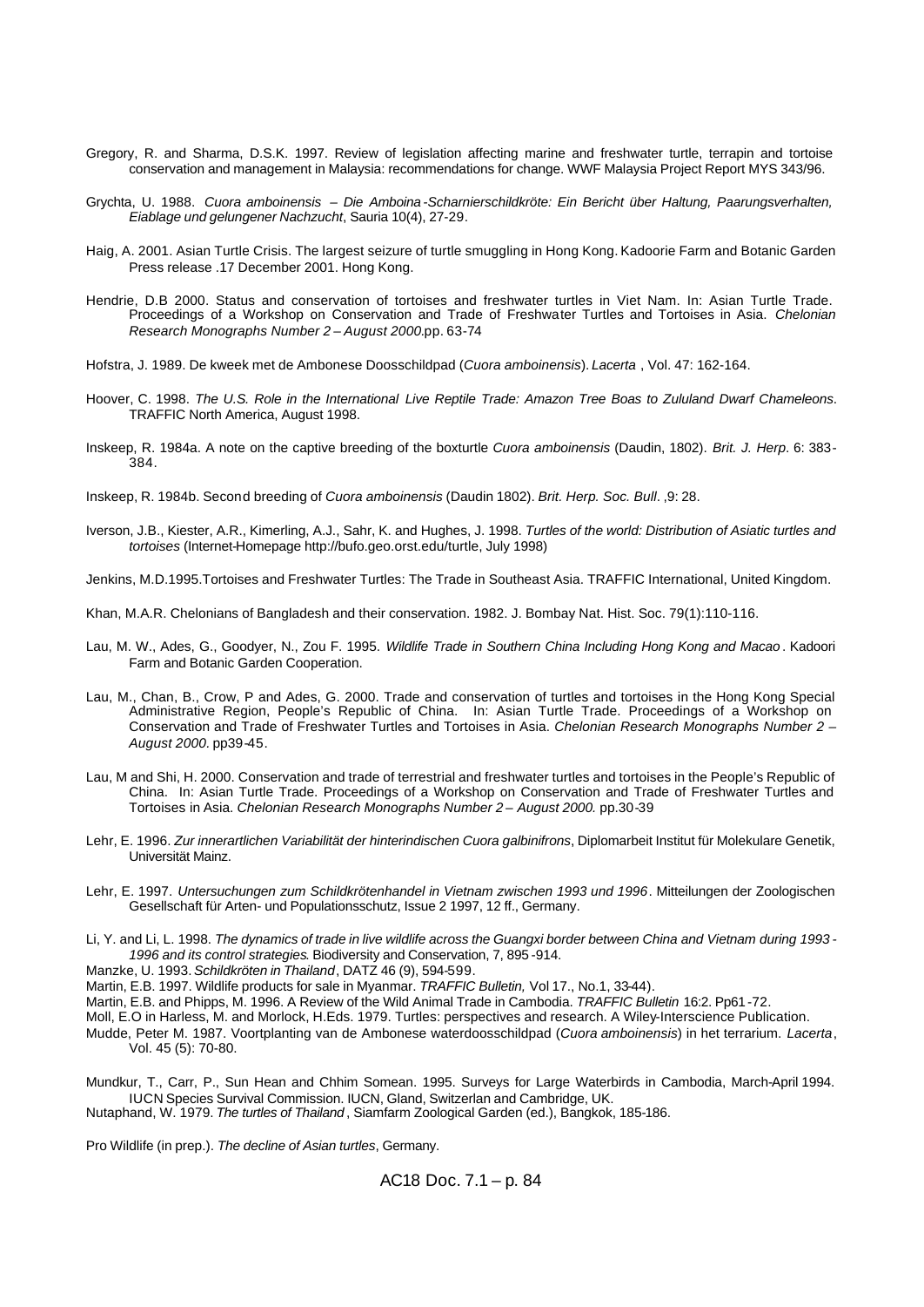Gregory, R. and Sharma, D.S.K. 1997. Review of legislation affecting marine and freshwater turtle, terrapin and tortoise conservation and management in Malaysia: recommendations for change. WWF Malaysia Project Report MYS 343/96.

Grychta, U. 1988. *Cuora amboinensis – Die Amboina-Scharnierschildkröte: Ein Bericht über Haltung, Paarungsverhalten, Eiablage und gelungener Nachzucht*, Sauria 10(4), 27-29.

Haig, A. 2001. Asian Turtle Crisis. The largest seizure of turtle smuggling in Hong Kong. Kadoorie Farm and Botanic Garden Press release .17 December 2001. Hong Kong.

Hendrie, D.B 2000. Status and conservation of tortoises and freshwater turtles in Viet Nam. In: Asian Turtle Trade. Proceedings of a Workshop on Conservation and Trade of Freshwater Turtles and Tortoises in Asia. *Chelonian Research Monographs Number 2 – August 2000.*pp. 63-74

Hofstra, J. 1989. De kweek met de Ambonese Doosschildpad (*Cuora amboinensis*). *Lacerta* , Vol. 47: 162-164.

Hoover, C. 1998. *The U.S. Role in the International Live Reptile Trade: Amazon Tree Boas to Zululand Dwarf Chameleons*. TRAFFIC North America, August 1998.

Inskeep, R. 1984a. A note on the captive breeding of the boxturtle *Cuora amboinensis* (Daudin, 1802). *Brit. J. Herp*. 6: 383-384.

Inskeep, R. 1984b. Second breeding of *Cuora amboinensis* (Daudin 1802). *Brit. Herp. Soc. Bull*. ,9: 28.

Iverson, J.B., Kiester, A.R., Kimerling, A.J., Sahr, K. and Hughes, J. 1998. *Turtles of the world: Distribution of Asiatic turtles and tortoises* (Internet-Homepage http://bufo.geo.orst.edu/turtle, July 1998)

Jenkins, M.D.1995.Tortoises and Freshwater Turtles: The Trade in Southeast Asia. TRAFFIC International, United Kingdom.

Khan, M.A.R. Chelonians of Bangladesh and their conservation. 1982. J. Bombay Nat. Hist. Soc. 79(1):110-116.

Lau, M. W., Ades, G., Goodyer, N., Zou F. 1995. *Wildlife Trade in Southern China Including Hong Kong and Macao*. Kadoori Farm and Botanic Garden Cooperation.

Lau, M., Chan, B., Crow, P and Ades, G. 2000. Trade and conservation of turtles and tortoises in the Hong Kong Special Administrative Region, People's Republic of China. In: Asian Turtle Trade. Proceedings of a Workshop on Conservation and Trade of Freshwater Turtles and Tortoises in Asia. *Chelonian Research Monographs Number 2 – August 2000.* pp39-45.

Lau, M and Shi, H. 2000. Conservation and trade of terrestrial and freshwater turtles and tortoises in the People's Republic of China. In: Asian Turtle Trade. Proceedings of a Workshop on Conservation and Trade of Freshwater Turtles and Tortoises in Asia. *Chelonian Research Monographs Number 2 – August 2000.* pp.30-39

Lehr, E. 1996. *Zur innerartlichen Variabilität der hinterindischen Cuora galbinifrons*, Diplomarbeit Institut für Molekulare Genetik, Universität Mainz.

Lehr, E. 1997. *Untersuchungen zum Schildkrötenhandel in Vietnam zwischen 1993 und 1996*. Mitteilungen der Zoologischen Gesellschaft für Arten- und Populationsschutz, Issue 2 1997, 12 ff., Germany.

Li, Y. and Li, L. 1998. *The dynamics of trade in live wildlife across the Guangxi border between China and Vietnam during 1993-1996 and its control strategies*. Biodiversity and Conservation, 7, 895-914.

Manzke, U. 1993. *Schildkröten in Thailand*, DATZ 46 (9), 594-599.

Martin, E.B. 1997. Wildlife products for sale in Myanmar. *TRAFFIC Bulletin,* Vol 17., No.1, 33-44).

Martin, E.B. and Phipps, M. 1996. A Review of the Wild Animal Trade in Cambodia. *TRAFFIC Bulletin* 16:2. Pp61-72.

Moll, E.O in Harless, M. and Morlock, H.Eds. 1979. Turtles: perspectives and research. A Wiley-Interscience Publication.

Mudde, Peter M. 1987. Voortplanting van de Ambonese waterdoosschildpad (*Cuora amboinensis*) in het terrarium. *Lacerta*, Vol. 45 (5): 70-80.

Mundkur, T., Carr, P., Sun Hean and Chhim Somean. 1995. Surveys for Large Waterbirds in Cambodia, March-April 1994. IUCN Species Survival Commission. IUCN, Gland, Switzerlan and Cambridge, UK.

Nutaphand, W. 1979. *The turtles of Thailand*, Siamfarm Zoological Garden (ed.), Bangkok, 185-186.

Pro Wildlife (in prep.). *The decline of Asian turtles*, Germany.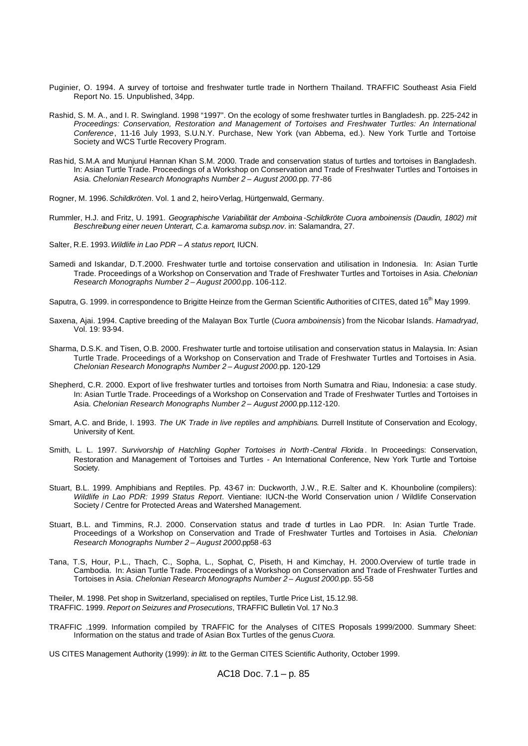Puginier, O. 1994. A survey of tortoise and freshwater turtle trade in Northern Thailand. TRAFFIC Southeast Asia Field Report No. 15. Unpublished, 34pp.

Rashid, S. M. A., and I. R. Swingland. 1998 "1997". On the ecology of some freshwater turtles in Bangladesh. pp. 225-242 in *Proceedings: Conservation, Restoration and Management of Tortoises and Freshwater Turtles: An International Conference*, 11-16 July 1993, S.U.N.Y. Purchase, New York (van Abbema, ed.). New York Turtle and Tortoise Society and WCS Turtle Recovery Program.

Ras hid, S.M.A and Munjurul Hannan Khan S.M. 2000. Trade and conservation status of turtles and tortoises in Bangladesh. In: Asian Turtle Trade. Proceedings of a Workshop on Conservation and Trade of Freshwater Turtles and Tortoises in Asia. *Chelonian Research Monographs Number 2 – August 2000.* pp. 77-86

Rogner, M. 1996. *Schildkröten*. Vol. 1 and 2, heiro-Verlag, Hürtgenwald, Germany.

Rummler, H.J. and Fritz, U. 1991. *Geographische Variabilität der Amboina-Schildkröte Cuora amboinensis (Daudin, 1802) mit Beschreibung einer neuen Unterart, C.a. kamaroma subsp.nov*. in: Salamandra, 27.

Salter, R.E. 1993. *Wildlife in Lao PDR – A status report*, IUCN.

Samedi and Iskandar, D.T.2000. Freshwater turtle and tortoise conservation and utilisation in Indonesia. In: Asian Turtle Trade. Proceedings of a Workshop on Conservation and Trade of Freshwater Turtles and Tortoises in Asia. *Chelonian Research Monographs Number 2 – August 2000.* pp. 106-112.

Saputra, G. 1999. in correspondence to Brigitte Heinze from the German Scientific Authorities of CITES, dated 16th May 1999.

Saxena, Ajai. 1994. Captive breeding of the Malayan Box Turtle (*Cuora amboinensis*) from the Nicobar Islands. *Hamadryad*, Vol. 19: 93-94.

Sharma, D.S.K. and Tisen, O.B. 2000. Freshwater turtle and tortoise utilisation and conservation status in Malaysia. In: Asian Turtle Trade. Proceedings of a Workshop on Conservation and Trade of Freshwater Turtles and Tortoises in Asia. *Chelonian Research Monographs Number 2 – August 2000.* pp. 120-129

Shepherd, C.R. 2000. Export of live freshwater turtles and tortoises from North Sumatra and Riau, Indonesia: a case study. In: Asian Turtle Trade. Proceedings of a Workshop on Conservation and Trade of Freshwater Turtles and Tortoises in Asia. *Chelonian Research Monographs Number 2 – August 2000.* pp.112-120.

Smart, A.C. and Bride, I. 1993. *The UK Trade in live reptiles and amphibians*. Durrell Institute of Conservation and Ecology, University of Kent.

Smith, L. L. 1997. *Survivorship of Hatchling Gopher Tortoises in North-Central Florida*. In Proceedings: Conservation, Restoration and Management of Tortoises and Turtles - An International Conference, New York Turtle and Tortoise Society.

Stuart, B.L. 1999. Amphibians and Reptiles. Pp. 43-67 in: Duckworth, J.W., R.E. Salter and K. Khounboline (compilers): *Wildlife in Lao PDR: 1999 Status Report*. Vientiane: IUCN-the World Conservation union / Wildlife Conservation Society / Centre for Protected Areas and Watershed Management.

Stuart, B.L. and Timmins, R.J. 2000. Conservation status and trade of turtles in Lao PDR. In: Asian Turtle Trade. Proceedings of a Workshop on Conservation and Trade of Freshwater Turtles and Tortoises in Asia. *Chelonian Research Monographs Number 2 – August 2000.* pp58-63

Tana, T.S, Hour, P.L., Thach, C., Sopha, L., Sophat, C, Piseth, H and Kimchay, H. 2000. Overview of turtle trade in Cambodia. In: Asian Turtle Trade. Proceedings of a Workshop on Conservation and Trade of Freshwater Turtles and Tortoises in Asia. *Chelonian Research Monographs Number 2 – August 2000.* pp. 55-58

Theiler, M. 1998. Pet shop in Switzerland, specialised on reptiles, Turtle Price List, 15.12.98.

TRAFFIC. 1999. *Report on Seizures and Prosecutions*, TRAFFIC Bulletin Vol. 17 No.3

TRAFFIC .1999. Information compiled by TRAFFIC for the Analyses of CITES Proposals 1999/2000. Summary Sheet: Information on the status and trade of Asian Box Turtles of the genus *Cuora*.

US CITES Management Authority (1999): *in litt.* to the German CITES Scientific Authority, October 1999.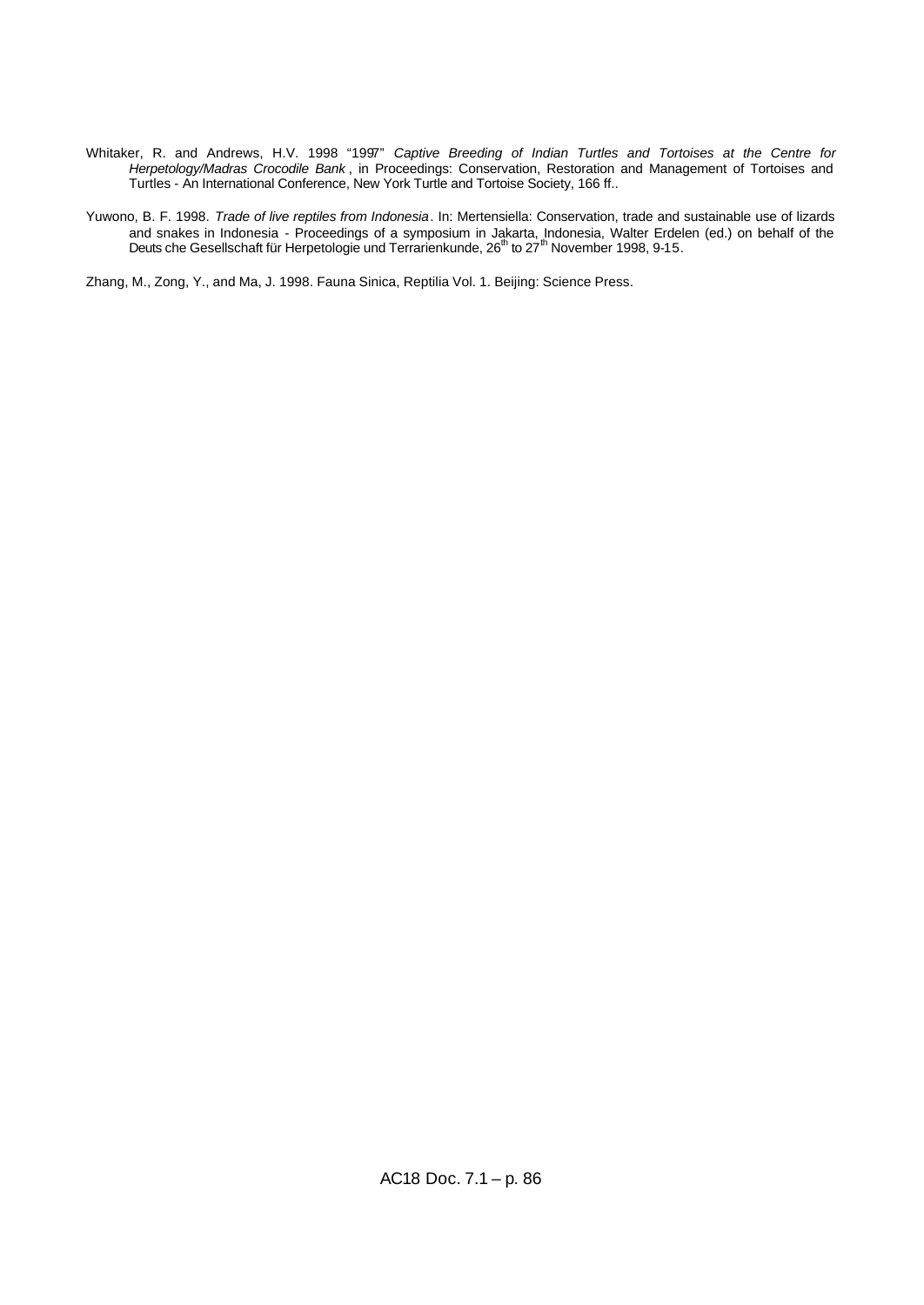Whitaker, R. and Andrews, H.V. 1998 "1997" *Captive Breeding of Indian Turtles and Tortoises at the Centre for Herpetology/Madras Crocodile Bank*, in Proceedings: Conservation, Restoration and Management of Tortoises and Turtles - An International Conference, New York Turtle and Tortoise Society, 166 ff..

Yuwono, B. F. 1998. *Trade of live reptiles from Indonesia*. In: Mertensiella: Conservation, trade and sustainable use of lizards and snakes in Indonesia - Proceedings of a symposium in Jakarta, Indonesia, Walter Erdelen (ed.) on behalf of the Deutsche Gesellschaft für Herpetologie und Terrarienkunde, 26th to 27th November 1998, 9-15.

Zhang, M., Zong, Y., and Ma, J. 1998. Fauna Sinica, Reptilia Vol. 1. Beijing: Science Press.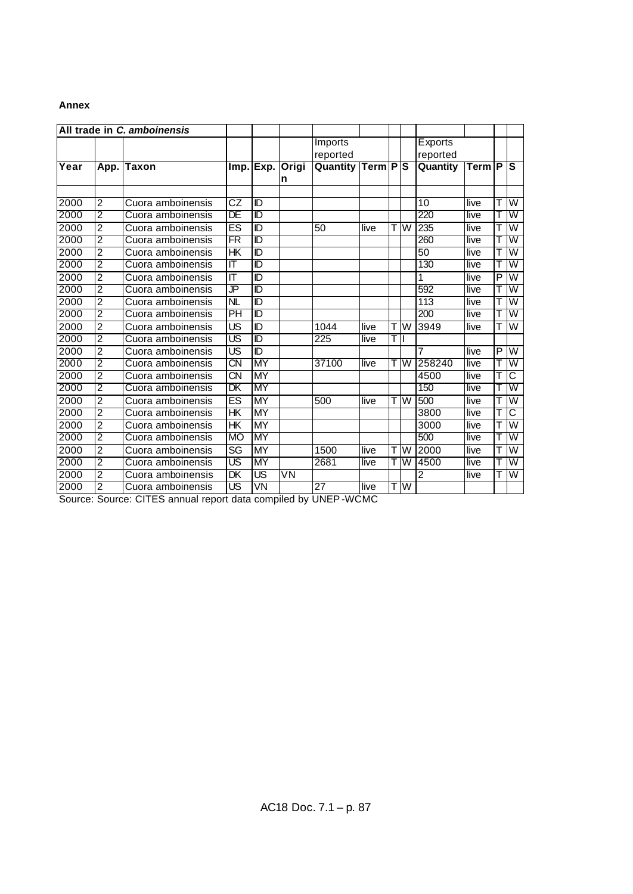**Annex**

| All trade in *C. amboinensis* | | | | | | | | | | | | | |
|---|---|---|---|---|---|---|---|---|---|---|---|---|---|
| | | | | | | Imports reported | | | | Exports reported | | | |
| **Year** | **App.** | **Taxon** | **Imp.** | **Exp.** | **Origin** | **Quantity** | **Term** | **P** | **S** | **Quantity** | **Term** | **P** | **S** |
| 2000 | 2 | Cuora amboinensis | CZ | ID | | | | | | 10 | live | T | W |
| 2000 | 2 | Cuora amboinensis | DE | ID | | | | | | 220 | live | T | W |
| 2000 | 2 | Cuora amboinensis | ES | ID | | 50 | live | T | W | 235 | live | T | W |
| 2000 | 2 | Cuora amboinensis | FR | ID | | | | | | 260 | live | T | W |
| 2000 | 2 | Cuora amboinensis | HK | ID | | | | | | 50 | live | T | W |
| 2000 | 2 | Cuora amboinensis | IT | ID | | | | | | 130 | live | T | W |
| 2000 | 2 | Cuora amboinensis | IT | ID | | | | | | 1 | live | P | W |
| 2000 | 2 | Cuora amboinensis | JP | ID | | | | | | 592 | live | T | W |
| 2000 | 2 | Cuora amboinensis | NL | ID | | | | | | 113 | live | T | W |
| 2000 | 2 | Cuora amboinensis | PH | ID | | | | | | 200 | live | T | W |
| 2000 | 2 | Cuora amboinensis | US | ID | | 1044 | live | T | W | 3949 | live | T | W |
| 2000 | 2 | Cuora amboinensis | US | ID | | 225 | live | T | I | | | | |
| 2000 | 2 | Cuora amboinensis | US | ID | | | | | | 7 | live | P | W |
| 2000 | 2 | Cuora amboinensis | CN | MY | | 37100 | live | T | W | 258240 | live | T | W |
| 2000 | 2 | Cuora amboinensis | CN | MY | | | | | | 4500 | live | T | C |
| 2000 | 2 | Cuora amboinensis | DK | MY | | | | | | 150 | live | T | W |
| 2000 | 2 | Cuora amboinensis | ES | MY | | 500 | live | T | W | 500 | live | T | W |
| 2000 | 2 | Cuora amboinensis | HK | MY | | | | | | 3800 | live | T | C |
| 2000 | 2 | Cuora amboinensis | HK | MY | | | | | | 3000 | live | T | W |
| 2000 | 2 | Cuora amboinensis | MO | MY | | | | | | 500 | live | T | W |
| 2000 | 2 | Cuora amboinensis | SG | MY | | 1500 | live | T | W | 2000 | live | T | W |
| 2000 | 2 | Cuora amboinensis | US | MY | | 2681 | live | T | W | 4500 | live | T | W |
| 2000 | 2 | Cuora amboinensis | DK | US | VN | | | | | 2 | live | T | W |
| 2000 | 2 | Cuora amboinensis | US | VN | | 27 | live | T | W | | | | |

Source: Source: CITES annual report data compiled by UNEP-WCMC

AC18 Doc. 7.1 – p. 87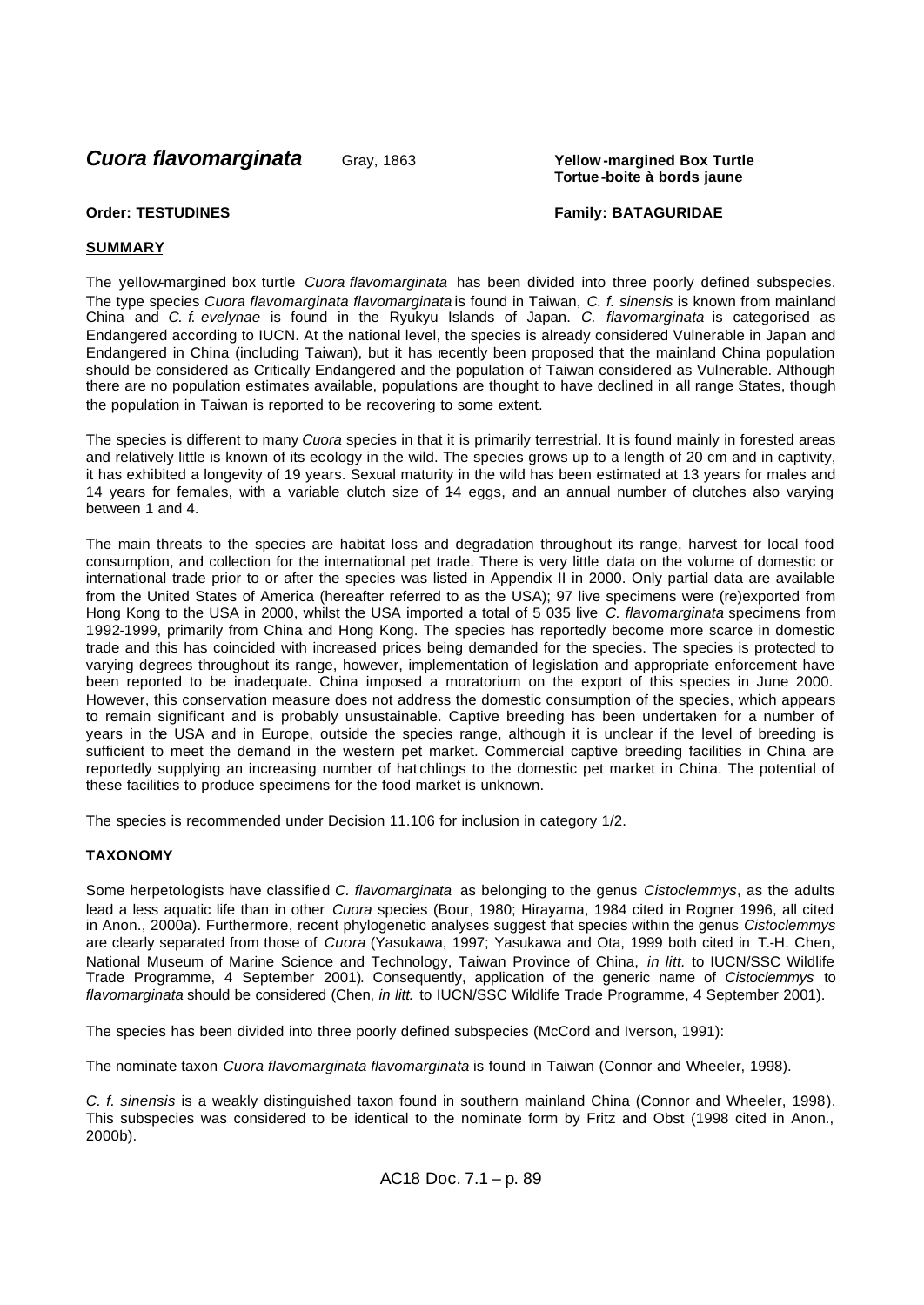# *Cuora flavomarginata* Gray, 1863

**Yellow-margined Box Turtle**
**Tortue-boite à bords jaune**

**Order: TESTUDINES** **Family: BATAGURIDAE**

## SUMMARY

The yellow-margined box turtle *Cuora flavomarginata* has been divided into three poorly defined subspecies. The type species *Cuora flavomarginata flavomarginata* is found in Taiwan, *C. f. sinensis* is known from mainland China and *C. f. evelynae* is found in the Ryukyu Islands of Japan. *C. flavomarginata* is categorised as Endangered according to IUCN. At the national level, the species is already considered Vulnerable in Japan and Endangered in China (including Taiwan), but it has recently been proposed that the mainland China population should be considered as Critically Endangered and the population of Taiwan considered as Vulnerable. Although there are no population estimates available, populations are thought to have declined in all range States, though the population in Taiwan is reported to be recovering to some extent.

The species is different to many *Cuora* species in that it is primarily terrestrial. It is found mainly in forested areas and relatively little is known of its ecology in the wild. The species grows up to a length of 20 cm and in captivity, it has exhibited a longevity of 19 years. Sexual maturity in the wild has been estimated at 13 years for males and 14 years for females, with a variable clutch size of 1-4 eggs, and an annual number of clutches also varying between 1 and 4.

The main threats to the species are habitat loss and degradation throughout its range, harvest for local food consumption, and collection for the international pet trade. There is very little data on the volume of domestic or international trade prior to or after the species was listed in Appendix II in 2000. Only partial data are available from the United States of America (hereafter referred to as the USA); 97 live specimens were (re)exported from Hong Kong to the USA in 2000, whilst the USA imported a total of 5 035 live *C. flavomarginata* specimens from 1992-1999, primarily from China and Hong Kong. The species has reportedly become more scarce in domestic trade and this has coincided with increased prices being demanded for the species. The species is protected to varying degrees throughout its range, however, implementation of legislation and appropriate enforcement have been reported to be inadequate. China imposed a moratorium on the export of this species in June 2000. However, this conservation measure does not address the domestic consumption of the species, which appears to remain significant and is probably unsustainable. Captive breeding has been undertaken for a number of years in the USA and in Europe, outside the species range, although it is unclear if the level of breeding is sufficient to meet the demand in the western pet market. Commercial captive breeding facilities in China are reportedly supplying an increasing number of hatchlings to the domestic pet market in China. The potential of these facilities to produce specimens for the food market is unknown.

The species is recommended under Decision 11.106 for inclusion in category 1/2.

## TAXONOMY

Some herpetologists have classified *C. flavomarginata* as belonging to the genus *Cistoclemmys*, as the adults lead a less aquatic life than in other *Cuora* species (Bour, 1980; Hirayama, 1984 cited in Rogner 1996, all cited in Anon., 2000a). Furthermore, recent phylogenetic analyses suggest that species within the genus *Cistoclemmys* are clearly separated from those of *Cuora* (Yasukawa, 1997; Yasukawa and Ota, 1999 both cited in T.-H. Chen, National Museum of Marine Science and Technology, Taiwan Province of China, *in litt.* to IUCN/SSC Wildlife Trade Programme, 4 September 2001). Consequently, application of the generic name of *Cistoclemmys* to *flavomarginata* should be considered (Chen, *in litt.* to IUCN/SSC Wildlife Trade Programme, 4 September 2001).

The species has been divided into three poorly defined subspecies (McCord and Iverson, 1991):

The nominate taxon *Cuora flavomarginata flavomarginata* is found in Taiwan (Connor and Wheeler, 1998).

*C. f. sinensis* is a weakly distinguished taxon found in southern mainland China (Connor and Wheeler, 1998). This subspecies was considered to be identical to the nominate form by Fritz and Obst (1998 cited in Anon., 2000b).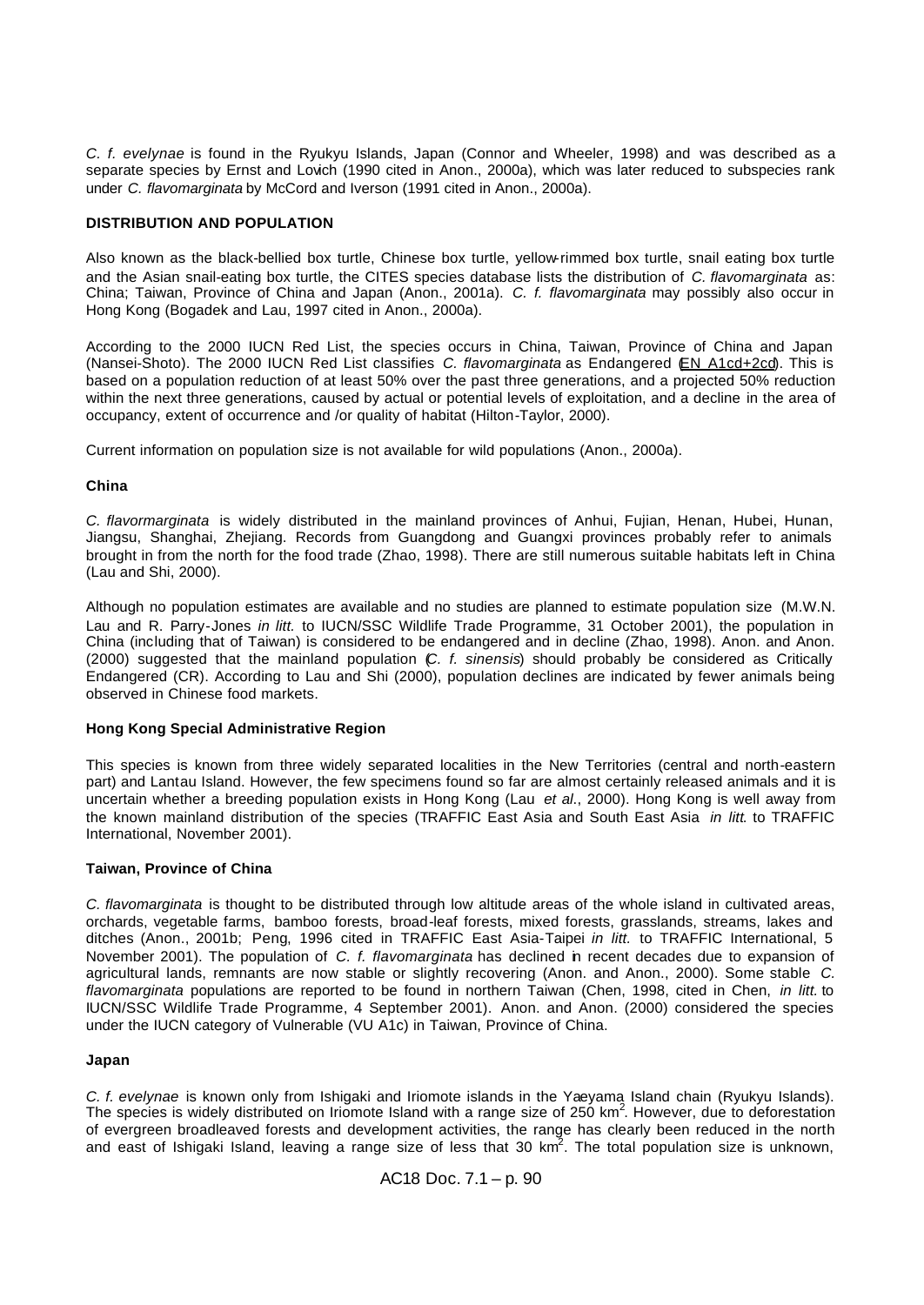*C. f. evelynae* is found in the Ryukyu Islands, Japan (Connor and Wheeler, 1998) and was described as a separate species by Ernst and Lovich (1990 cited in Anon., 2000a), which was later reduced to subspecies rank under *C. flavomarginata* by McCord and Iverson (1991 cited in Anon., 2000a).

**DISTRIBUTION AND POPULATION**

Also known as the black-bellied box turtle, Chinese box turtle, yellow-rimmed box turtle, snail eating box turtle and the Asian snail-eating box turtle, the CITES species database lists the distribution of *C. flavomarginata* as: China; Taiwan, Province of China and Japan (Anon., 2001a). *C. f. flavomarginata* may possibly also occur in Hong Kong (Bogadek and Lau, 1997 cited in Anon., 2000a).

According to the 2000 IUCN Red List, the species occurs in China, Taiwan, Province of China and Japan (Nansei-Shoto). The 2000 IUCN Red List classifies *C. flavomarginata* as Endangered (EN A1cd+2cd). This is based on a population reduction of at least 50% over the past three generations, and a projected 50% reduction within the next three generations, caused by actual or potential levels of exploitation, and a decline in the area of occupancy, extent of occurrence and /or quality of habitat (Hilton-Taylor, 2000).

Current information on population size is not available for wild populations (Anon., 2000a).

**China**

*C. flavormarginata* is widely distributed in the mainland provinces of Anhui, Fujian, Henan, Hubei, Hunan, Jiangsu, Shanghai, Zhejiang. Records from Guangdong and Guangxi provinces probably refer to animals brought in from the north for the food trade (Zhao, 1998). There are still numerous suitable habitats left in China (Lau and Shi, 2000).

Although no population estimates are available and no studies are planned to estimate population size (M.W.N. Lau and R. Parry-Jones *in litt.* to IUCN/SSC Wildlife Trade Programme, 31 October 2001), the population in China (including that of Taiwan) is considered to be endangered and in decline (Zhao, 1998). Anon. and Anon. (2000) suggested that the mainland population (*C. f. sinensis*) should probably be considered as Critically Endangered (CR). According to Lau and Shi (2000), population declines are indicated by fewer animals being observed in Chinese food markets.

**Hong Kong Special Administrative Region**

This species is known from three widely separated localities in the New Territories (central and north-eastern part) and Lantau Island. However, the few specimens found so far are almost certainly released animals and it is uncertain whether a breeding population exists in Hong Kong (Lau *et al.*, 2000). Hong Kong is well away from the known mainland distribution of the species (TRAFFIC East Asia and South East Asia *in litt.* to TRAFFIC International, November 2001).

**Taiwan, Province of China**

*C. flavomarginata* is thought to be distributed through low altitude areas of the whole island in cultivated areas, orchards, vegetable farms, bamboo forests, broad-leaf forests, mixed forests, grasslands, streams, lakes and ditches (Anon., 2001b; Peng, 1996 cited in TRAFFIC East Asia-Taipei *in litt.* to TRAFFIC International, 5 November 2001). The population of *C. f. flavomarginata* has declined in recent decades due to expansion of agricultural lands, remnants are now stable or slightly recovering (Anon. and Anon., 2000). Some stable *C. flavomarginata* populations are reported to be found in northern Taiwan (Chen, 1998, cited in Chen, *in litt.* to IUCN/SSC Wildlife Trade Programme, 4 September 2001). Anon. and Anon. (2000) considered the species under the IUCN category of Vulnerable (VU A1c) in Taiwan, Province of China.

**Japan**

*C. f. evelynae* is known only from Ishigaki and Iriomote islands in the Yaeyama Island chain (Ryukyu Islands). The species is widely distributed on Iriomote Island with a range size of 250 $km^2$. However, due to deforestation of evergreen broadleaved forests and development activities, the range has clearly been reduced in the north and east of Ishigaki Island, leaving a range size of less that 30 $km^2$. The total population size is unknown,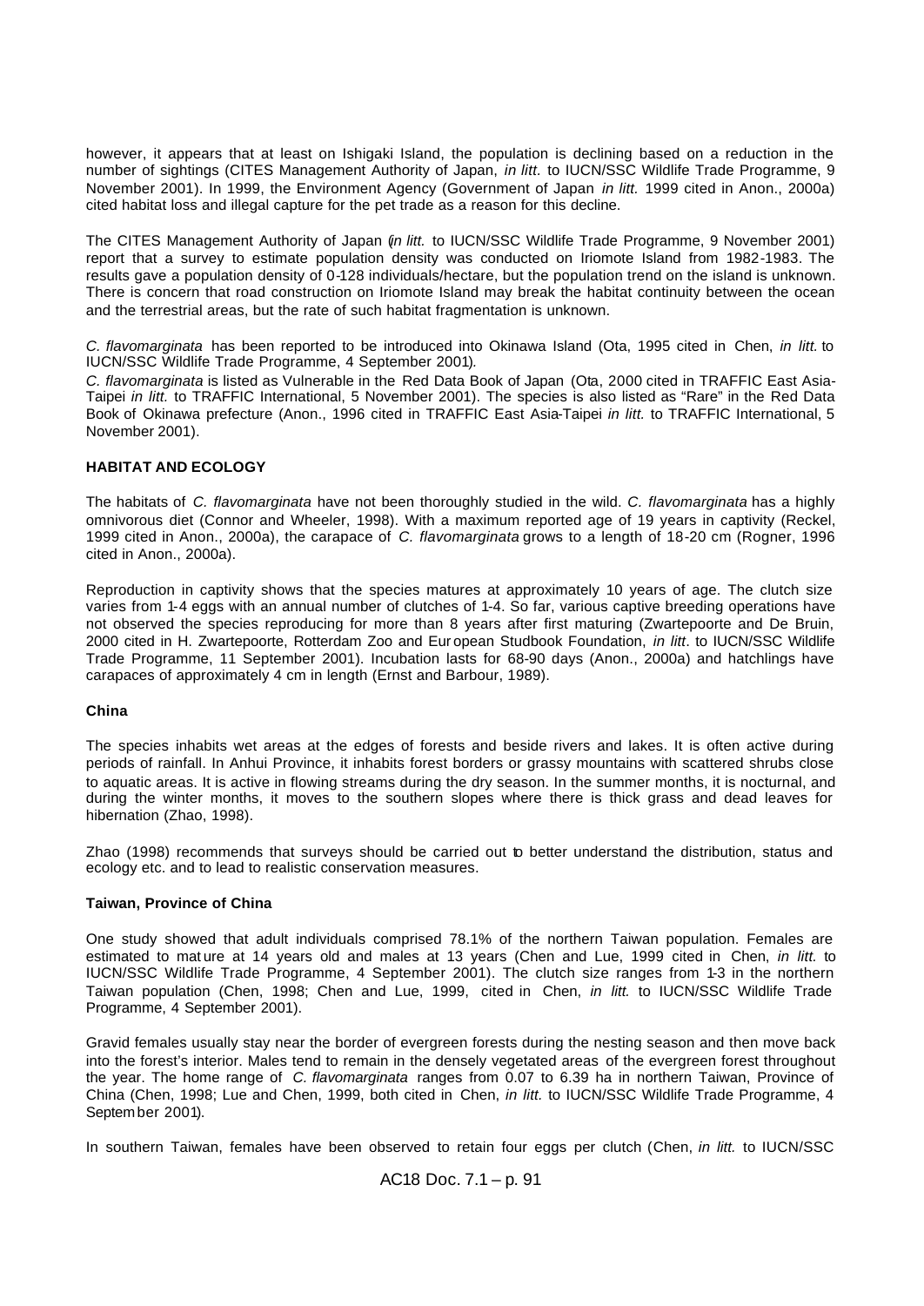however, it appears that at least on Ishigaki Island, the population is declining based on a reduction in the number of sightings (CITES Management Authority of Japan, *in litt.* to IUCN/SSC Wildlife Trade Programme, 9 November 2001). In 1999, the Environment Agency (Government of Japan *in litt.* 1999 cited in Anon., 2000a) cited habitat loss and illegal capture for the pet trade as a reason for this decline.

The CITES Management Authority of Japan (*in litt.* to IUCN/SSC Wildlife Trade Programme, 9 November 2001) report that a survey to estimate population density was conducted on Iriomote Island from 1982-1983. The results gave a population density of 0-128 individuals/hectare, but the population trend on the island is unknown. There is concern that road construction on Iriomote Island may break the habitat continuity between the ocean and the terrestrial areas, but the rate of such habitat fragmentation is unknown.

*C. flavomarginata* has been reported to be introduced into Okinawa Island (Ota, 1995 cited in Chen, *in litt.* to IUCN/SSC Wildlife Trade Programme, 4 September 2001).

*C. flavomarginata* is listed as Vulnerable in the Red Data Book of Japan (Ota, 2000 cited in TRAFFIC East Asia-Taipei *in litt.* to TRAFFIC International, 5 November 2001). The species is also listed as "Rare" in the Red Data Book of Okinawa prefecture (Anon., 1996 cited in TRAFFIC East Asia-Taipei *in litt.* to TRAFFIC International, 5 November 2001).

**HABITAT AND ECOLOGY**

The habitats of *C. flavomarginata* have not been thoroughly studied in the wild. *C. flavomarginata* has a highly omnivorous diet (Connor and Wheeler, 1998). With a maximum reported age of 19 years in captivity (Reckel, 1999 cited in Anon., 2000a), the carapace of *C. flavomarginata* grows to a length of 18-20 cm (Rogner, 1996 cited in Anon., 2000a).

Reproduction in captivity shows that the species matures at approximately 10 years of age. The clutch size varies from 1-4 eggs with an annual number of clutches of 1-4. So far, various captive breeding operations have not observed the species reproducing for more than 8 years after first maturing (Zwartepoorte and De Bruin, 2000 cited in H. Zwartepoorte, Rotterdam Zoo and European Studbook Foundation, *in litt*. to IUCN/SSC Wildlife Trade Programme, 11 September 2001). Incubation lasts for 68-90 days (Anon., 2000a) and hatchlings have carapaces of approximately 4 cm in length (Ernst and Barbour, 1989).

**China**

The species inhabits wet areas at the edges of forests and beside rivers and lakes. It is often active during periods of rainfall. In Anhui Province, it inhabits forest borders or grassy mountains with scattered shrubs close to aquatic areas. It is active in flowing streams during the dry season. In the summer months, it is nocturnal, and during the winter months, it moves to the southern slopes where there is thick grass and dead leaves for hibernation (Zhao, 1998).

Zhao (1998) recommends that surveys should be carried out to better understand the distribution, status and ecology etc. and to lead to realistic conservation measures.

**Taiwan, Province of China**

One study showed that adult individuals comprised 78.1% of the northern Taiwan population. Females are estimated to mature at 14 years old and males at 13 years (Chen and Lue, 1999 cited in Chen, *in litt.* to IUCN/SSC Wildlife Trade Programme, 4 September 2001). The clutch size ranges from 1-3 in the northern Taiwan population (Chen, 1998; Chen and Lue, 1999, cited in Chen, *in litt.* to IUCN/SSC Wildlife Trade Programme, 4 September 2001).

Gravid females usually stay near the border of evergreen forests during the nesting season and then move back into the forest's interior. Males tend to remain in the densely vegetated areas of the evergreen forest throughout the year. The home range of *C. flavomarginata* ranges from 0.07 to 6.39 ha in northern Taiwan, Province of China (Chen, 1998; Lue and Chen, 1999, both cited in Chen, *in litt.* to IUCN/SSC Wildlife Trade Programme, 4 September 2001).

In southern Taiwan, females have been observed to retain four eggs per clutch (Chen, *in litt.* to IUCN/SSC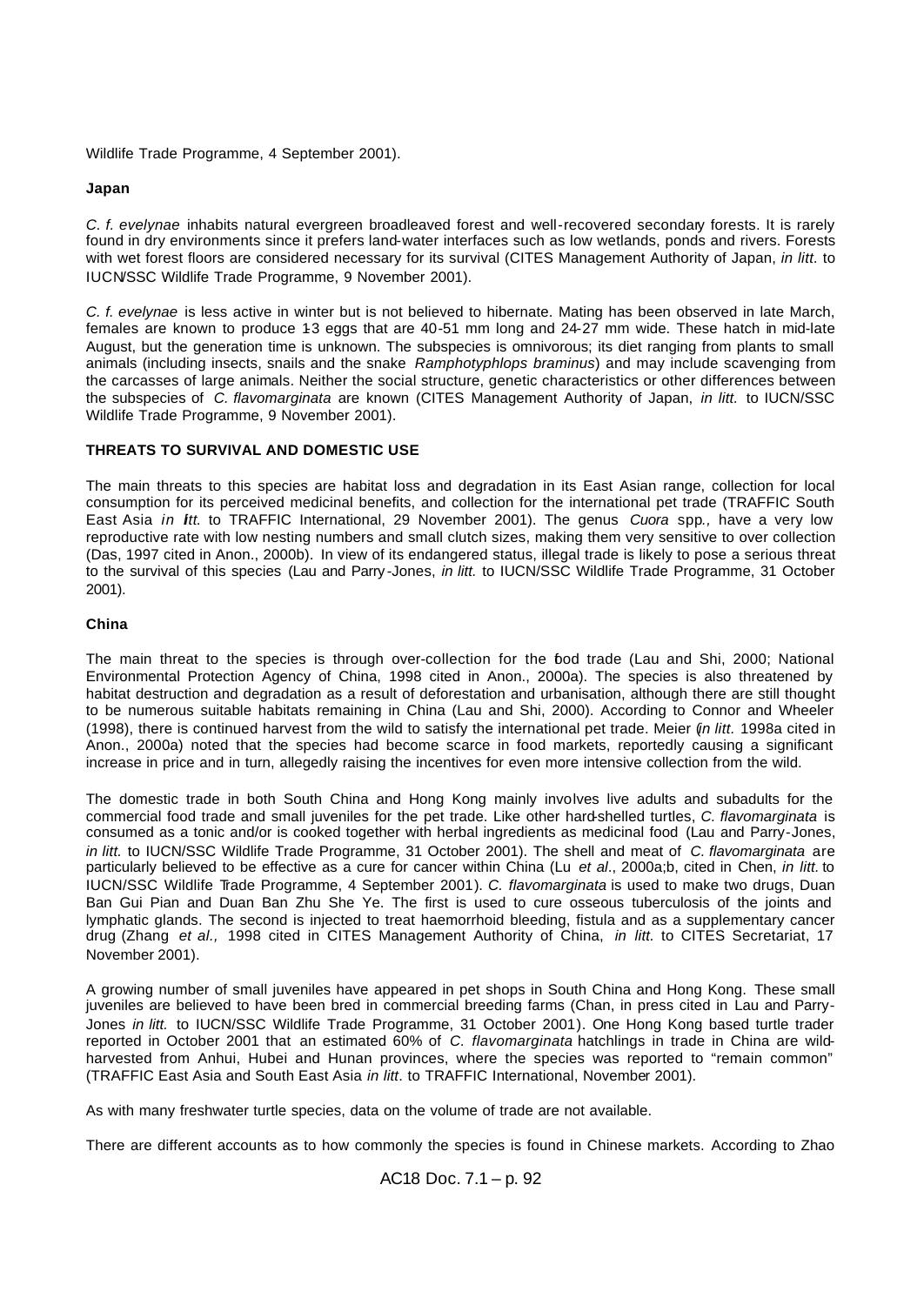Wildlife Trade Programme, 4 September 2001).

**Japan**

*C. f. evelynae* inhabits natural evergreen broadleaved forest and well-recovered secondary forests. It is rarely found in dry environments since it prefers land-water interfaces such as low wetlands, ponds and rivers. Forests with wet forest floors are considered necessary for its survival (CITES Management Authority of Japan, *in litt.* to IUCN/SSC Wildlife Trade Programme, 9 November 2001).

*C. f. evelynae* is less active in winter but is not believed to hibernate. Mating has been observed in late March, females are known to produce 1-3 eggs that are 40-51 mm long and 24-27 mm wide. These hatch in mid-late August, but the generation time is unknown. The subspecies is omnivorous; its diet ranging from plants to small animals (including insects, snails and the snake *Ramphotyphlops braminus*) and may include scavenging from the carcasses of large animals. Neither the social structure, genetic characteristics or other differences between the subspecies of *C. flavomarginata* are known (CITES Management Authority of Japan, *in litt.* to IUCN/SSC Wildlife Trade Programme, 9 November 2001).

**THREATS TO SURVIVAL AND DOMESTIC USE**

The main threats to this species are habitat loss and degradation in its East Asian range, collection for local consumption for its perceived medicinal benefits, and collection for the international pet trade (TRAFFIC South East Asia *in litt.* to TRAFFIC International, 29 November 2001). The genus *Cuora* spp., have a very low reproductive rate with low nesting numbers and small clutch sizes, making them very sensitive to over collection (Das, 1997 cited in Anon., 2000b). In view of its endangered status, illegal trade is likely to pose a serious threat to the survival of this species (Lau and Parry-Jones, *in litt.* to IUCN/SSC Wildlife Trade Programme, 31 October 2001).

**China**

The main threat to the species is through over-collection for the food trade (Lau and Shi, 2000; National Environmental Protection Agency of China, 1998 cited in Anon., 2000a). The species is also threatened by habitat destruction and degradation as a result of deforestation and urbanisation, although there are still thought to be numerous suitable habitats remaining in China (Lau and Shi, 2000). According to Connor and Wheeler (1998), there is continued harvest from the wild to satisfy the international pet trade. Meier (*in litt.* 1998a cited in Anon., 2000a) noted that the species had become scarce in food markets, reportedly causing a significant increase in price and in turn, allegedly raising the incentives for even more intensive collection from the wild.

The domestic trade in both South China and Hong Kong mainly involves live adults and subadults for the commercial food trade and small juveniles for the pet trade. Like other hard-shelled turtles, *C. flavomarginata* is consumed as a tonic and/or is cooked together with herbal ingredients as medicinal food (Lau and Parry-Jones, *in litt.* to IUCN/SSC Wildlife Trade Programme, 31 October 2001). The shell and meat of *C. flavomarginata* are particularly believed to be effective as a cure for cancer within China (Lu *et al*., 2000a;b, cited in Chen, *in litt.* to IUCN/SSC Wildlife Trade Programme, 4 September 2001). *C. flavomarginata* is used to make two drugs, Duan Ban Gui Pian and Duan Ban Zhu She Ye. The first is used to cure osseous tuberculosis of the joints and lymphatic glands. The second is injected to treat haemorrhoid bleeding, fistula and as a supplementary cancer drug (Zhang *et al.,* 1998 cited in CITES Management Authority of China, *in litt.* to CITES Secretariat, 17 November 2001).

A growing number of small juveniles have appeared in pet shops in South China and Hong Kong. These small juveniles are believed to have been bred in commercial breeding farms (Chan, in press cited in Lau and Parry-Jones *in litt.* to IUCN/SSC Wildlife Trade Programme, 31 October 2001). One Hong Kong based turtle trader reported in October 2001 that an estimated 60% of *C. flavomarginata* hatchlings in trade in China are wild-harvested from Anhui, Hubei and Hunan provinces, where the species was reported to "remain common" (TRAFFIC East Asia and South East Asia *in litt*. to TRAFFIC International, November 2001).

As with many freshwater turtle species, data on the volume of trade are not available.

There are different accounts as to how commonly the species is found in Chinese markets. According to Zhao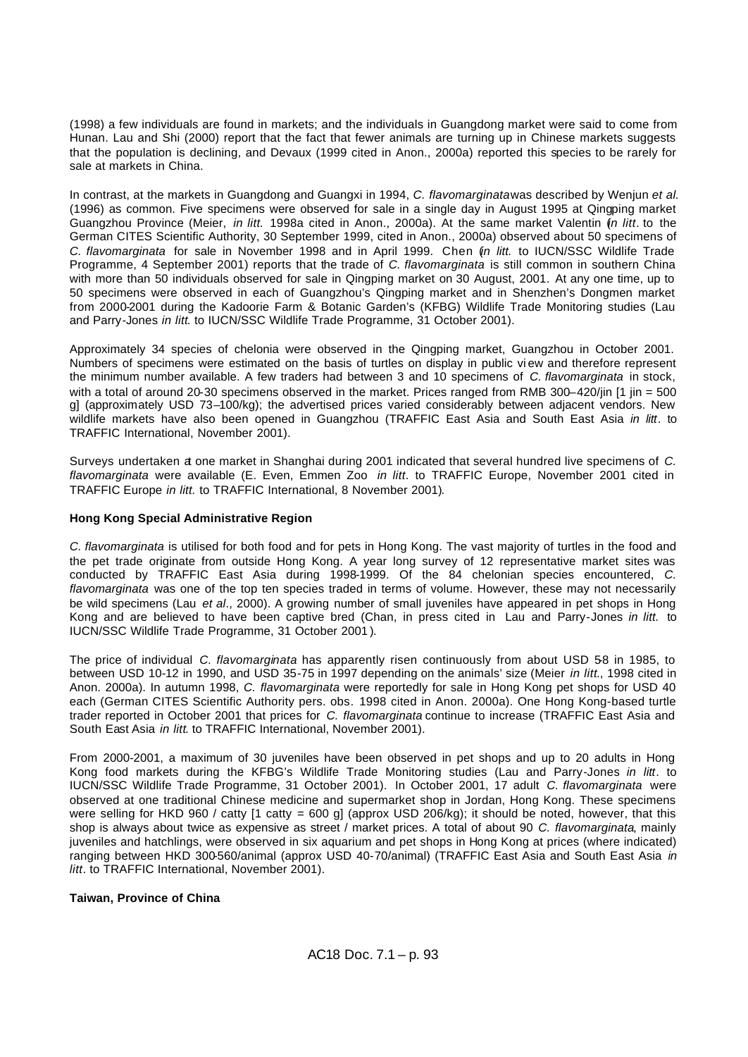(1998) a few individuals are found in markets; and the individuals in Guangdong market were said to come from Hunan. Lau and Shi (2000) report that the fact that fewer animals are turning up in Chinese markets suggests that the population is declining, and Devaux (1999 cited in Anon., 2000a) reported this species to be rarely for sale at markets in China.

In contrast, at the markets in Guangdong and Guangxi in 1994, *C. flavomarginata* was described by Wenjun *et al.* (1996) as common. Five specimens were observed for sale in a single day in August 1995 at Qingping market Guangzhou Province (Meier, *in litt.* 1998a cited in Anon., 2000a). At the same market Valentin (*in litt*. to the German CITES Scientific Authority, 30 September 1999, cited in Anon., 2000a) observed about 50 specimens of *C. flavomarginata* for sale in November 1998 and in April 1999. Chen (*in litt.* to IUCN/SSC Wildlife Trade Programme, 4 September 2001) reports that the trade of *C. flavomarginata* is still common in southern China with more than 50 individuals observed for sale in Qingping market on 30 August, 2001. At any one time, up to 50 specimens were observed in each of Guangzhou's Qingping market and in Shenzhen's Dongmen market from 2000-2001 during the Kadoorie Farm & Botanic Garden's (KFBG) Wildlife Trade Monitoring studies (Lau and Parry-Jones *in litt.* to IUCN/SSC Wildlife Trade Programme, 31 October 2001).

Approximately 34 species of chelonia were observed in the Qingping market, Guangzhou in October 2001. Numbers of specimens were estimated on the basis of turtles on display in public view and therefore represent the minimum number available. A few traders had between 3 and 10 specimens of *C. flavomarginata* in stock, with a total of around 20-30 specimens observed in the market. Prices ranged from RMB 300–420/jin [1 jin = 500 g] (approximately USD 73–100/kg); the advertised prices varied considerably between adjacent vendors. New wildlife markets have also been opened in Guangzhou (TRAFFIC East Asia and South East Asia *in litt*. to TRAFFIC International, November 2001).

Surveys undertaken at one market in Shanghai during 2001 indicated that several hundred live specimens of *C. flavomarginata* were available (E. Even, Emmen Zoo *in litt*. to TRAFFIC Europe, November 2001 cited in TRAFFIC Europe *in litt.* to TRAFFIC International, 8 November 2001).

**Hong Kong Special Administrative Region**

*C. flavomarginata* is utilised for both food and for pets in Hong Kong. The vast majority of turtles in the food and the pet trade originate from outside Hong Kong. A year long survey of 12 representative market sites was conducted by TRAFFIC East Asia during 1998-1999. Of the 84 chelonian species encountered, *C. flavomarginata* was one of the top ten species traded in terms of volume. However, these may not necessarily be wild specimens (Lau *et al*., 2000). A growing number of small juveniles have appeared in pet shops in Hong Kong and are believed to have been captive bred (Chan, in press cited in Lau and Parry-Jones *in litt.* to IUCN/SSC Wildlife Trade Programme, 31 October 2001).

The price of individual *C. flavomarginata* has apparently risen continuously from about USD 5-8 in 1985, to between USD 10-12 in 1990, and USD 35-75 in 1997 depending on the animals' size (Meier *in litt*., 1998 cited in Anon. 2000a). In autumn 1998, *C. flavomarginata* were reportedly for sale in Hong Kong pet shops for USD 40 each (German CITES Scientific Authority pers. obs. 1998 cited in Anon. 2000a). One Hong Kong-based turtle trader reported in October 2001 that prices for *C. flavomarginata* continue to increase (TRAFFIC East Asia and South East Asia *in litt*. to TRAFFIC International, November 2001).

From 2000-2001, a maximum of 30 juveniles have been observed in pet shops and up to 20 adults in Hong Kong food markets during the KFBG's Wildlife Trade Monitoring studies (Lau and Parry-Jones *in litt*. to IUCN/SSC Wildlife Trade Programme, 31 October 2001). In October 2001, 17 adult *C. flavomarginata* were observed at one traditional Chinese medicine and supermarket shop in Jordan, Hong Kong. These specimens were selling for HKD 960 / catty [1 catty = 600 g] (approx USD 206/kg); it should be noted, however, that this shop is always about twice as expensive as street / market prices. A total of about 90 *C. flavomarginata*, mainly juveniles and hatchlings, were observed in six aquarium and pet shops in Hong Kong at prices (where indicated) ranging between HKD 300-560/animal (approx USD 40-70/animal) (TRAFFIC East Asia and South East Asia *in litt*. to TRAFFIC International, November 2001).

**Taiwan, Province of China**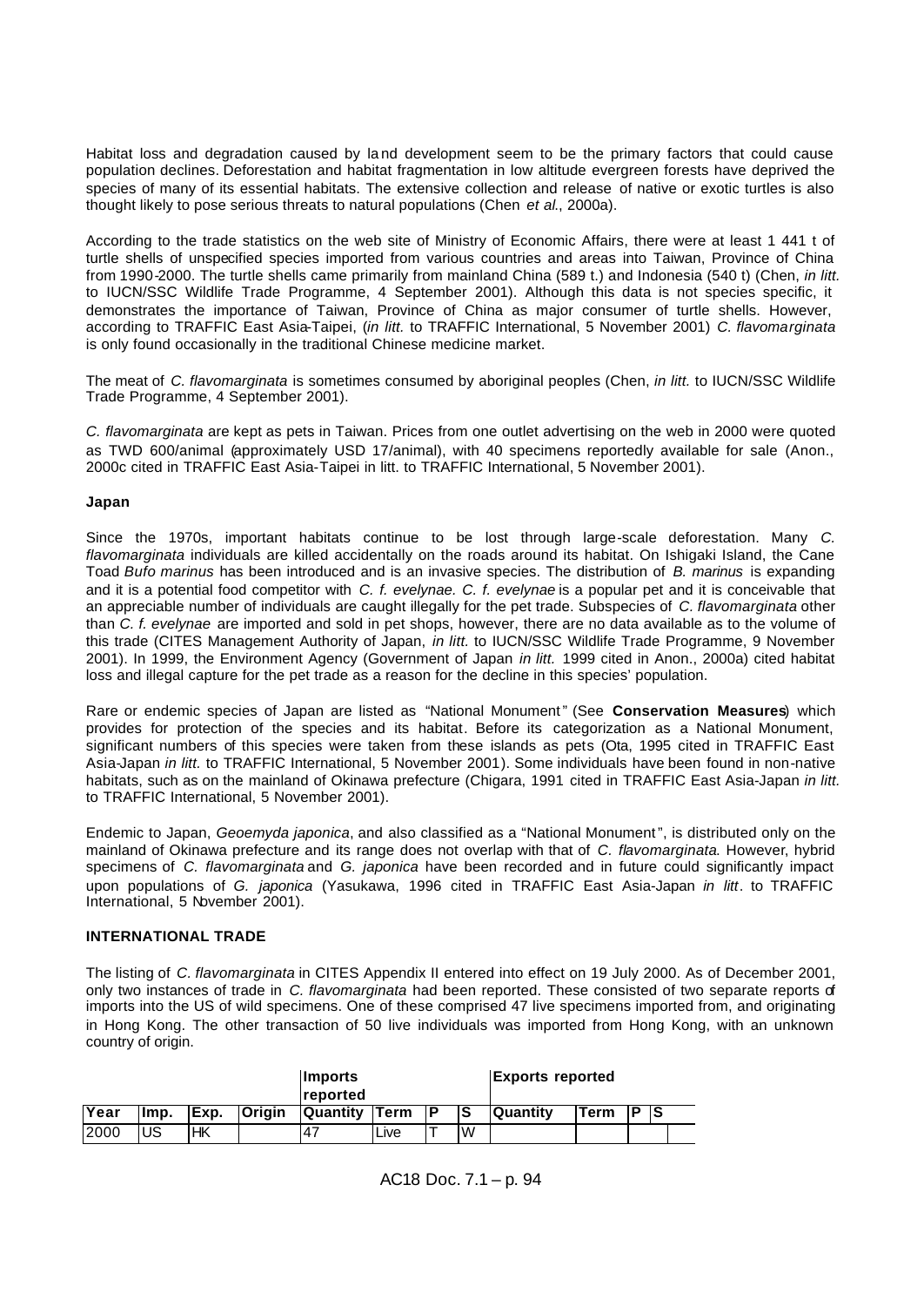Habitat loss and degradation caused by land development seem to be the primary factors that could cause population declines. Deforestation and habitat fragmentation in low altitude evergreen forests have deprived the species of many of its essential habitats. The extensive collection and release of native or exotic turtles is also thought likely to pose serious threats to natural populations (Chen *et al.*, 2000a).

According to the trade statistics on the web site of Ministry of Economic Affairs, there were at least 1 441 t of turtle shells of unspecified species imported from various countries and areas into Taiwan, Province of China from 1990-2000. The turtle shells came primarily from mainland China (589 t.) and Indonesia (540 t) (Chen, *in litt.* to IUCN/SSC Wildlife Trade Programme, 4 September 2001). Although this data is not species specific, it demonstrates the importance of Taiwan, Province of China as major consumer of turtle shells. However, according to TRAFFIC East Asia-Taipei, (*in litt.* to TRAFFIC International, 5 November 2001) *C. flavomarginata* is only found occasionally in the traditional Chinese medicine market.

The meat of *C. flavomarginata* is sometimes consumed by aboriginal peoples (Chen, *in litt.* to IUCN/SSC Wildlife Trade Programme, 4 September 2001).

*C. flavomarginata* are kept as pets in Taiwan. Prices from one outlet advertising on the web in 2000 were quoted as TWD 600/animal (approximately USD 17/animal), with 40 specimens reportedly available for sale (Anon., 2000c cited in TRAFFIC East Asia-Taipei in litt. to TRAFFIC International, 5 November 2001).

**Japan**

Since the 1970s, important habitats continue to be lost through large-scale deforestation. Many *C. flavomarginata* individuals are killed accidentally on the roads around its habitat. On Ishigaki Island, the Cane Toad *Bufo marinus* has been introduced and is an invasive species. The distribution of *B. marinus* is expanding and it is a potential food competitor with *C. f. evelynae. C. f. evelynae* is a popular pet and it is conceivable that an appreciable number of individuals are caught illegally for the pet trade. Subspecies of *C. flavomarginata* other than *C. f. evelynae* are imported and sold in pet shops, however, there are no data available as to the volume of this trade (CITES Management Authority of Japan, *in litt.* to IUCN/SSC Wildlife Trade Programme, 9 November 2001). In 1999, the Environment Agency (Government of Japan *in litt.* 1999 cited in Anon., 2000a) cited habitat loss and illegal capture for the pet trade as a reason for the decline in this species' population.

Rare or endemic species of Japan are listed as "National Monument" (See **Conservation Measures**) which provides for protection of the species and its habitat. Before its categorization as a National Monument, significant numbers of this species were taken from these islands as pets (Ota, 1995 cited in TRAFFIC East Asia-Japan *in litt.* to TRAFFIC International, 5 November 2001). Some individuals have been found in non-native habitats, such as on the mainland of Okinawa prefecture (Chigara, 1991 cited in TRAFFIC East Asia-Japan *in litt.* to TRAFFIC International, 5 November 2001).

Endemic to Japan, *Geoemyda japonica*, and also classified as a "National Monument", is distributed only on the mainland of Okinawa prefecture and its range does not overlap with that of *C. flavomarginata*. However, hybrid specimens of *C. flavomarginata* and *G. japonica* have been recorded and in future could significantly impact upon populations of *G. japonica* (Yasukawa, 1996 cited in TRAFFIC East Asia-Japan *in litt*. to TRAFFIC International, 5 November 2001).

**INTERNATIONAL TRADE**

The listing of *C. flavomarginata* in CITES Appendix II entered into effect on 19 July 2000. As of December 2001, only two instances of trade in *C. flavomarginata* had been reported. These consisted of two separate reports of imports into the US of wild specimens. One of these comprised 47 live specimens imported from, and originating in Hong Kong. The other transaction of 50 live individuals was imported from Hong Kong, with an unknown country of origin.

| | | | | Imports reported | | | | Exports reported | | | |
|---|---|---|---|---|---|---|---|---|---|---|---|
| Year | Imp. | Exp. | Origin | Quantity | Term | P | S | Quantity | Term | P | S |
| 2000 | US | HK | | 47 | Live | T | W | | | | |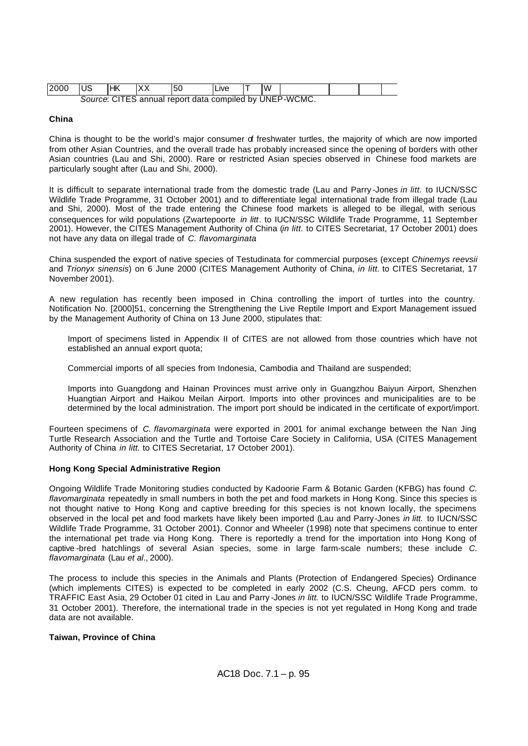| 2000 | US | HK | XX | 50 | Live | T | W | | | | |
|---|---|---|---|---|---|---|---|---|---|---|---|

*Source*: CITES annual report data compiled by UNEP-WCMC.

**China**

China is thought to be the world's major consumer of freshwater turtles, the majority of which are now imported from other Asian Countries, and the overall trade has probably increased since the opening of borders with other Asian countries (Lau and Shi, 2000). Rare or restricted Asian species observed in Chinese food markets are particularly sought after (Lau and Shi, 2000).

It is difficult to separate international trade from the domestic trade (Lau and Parry-Jones *in litt.* to IUCN/SSC Wildlife Trade Programme, 31 October 2001) and to differentiate legal international trade from illegal trade (Lau and Shi, 2000). Most of the trade entering the Chinese food markets is alleged to be illegal, with serious consequences for wild populations (Zwartepoorte *in litt*. to IUCN/SSC Wildlife Trade Programme, 11 September 2001). However, the CITES Management Authority of China (*in litt.* to CITES Secretariat, 17 October 2001) does not have any data on illegal trade of *C. flavomarginata*

China suspended the export of native species of Testudinata for commercial purposes (except *Chinemys reevsii* and *Trionyx sinensis*) on 6 June 2000 (CITES Management Authority of China, *in litt.* to CITES Secretariat, 17 November 2001).

A new regulation has recently been imposed in China controlling the import of turtles into the country. Notification No. [2000]51, concerning the Strengthening the Live Reptile Import and Export Management issued by the Management Authority of China on 13 June 2000, stipulates that:

Import of specimens listed in Appendix II of CITES are not allowed from those countries which have not established an annual export quota;

Commercial imports of all species from Indonesia, Cambodia and Thailand are suspended;

Imports into Guangdong and Hainan Provinces must arrive only in Guangzhou Baiyun Airport, Shenzhen Huangtian Airport and Haikou Meilan Airport. Imports into other provinces and municipalities are to be determined by the local administration. The import port should be indicated in the certificate of export/import.

Fourteen specimens of *C. flavomarginata* were exported in 2001 for animal exchange between the Nan Jing Turtle Research Association and the Turtle and Tortoise Care Society in California, USA (CITES Management Authority of China *in litt.* to CITES Secretariat, 17 October 2001).

**Hong Kong Special Administrative Region**

Ongoing Wildlife Trade Monitoring studies conducted by Kadoorie Farm & Botanic Garden (KFBG) has found *C. flavomarginata* repeatedly in small numbers in both the pet and food markets in Hong Kong. Since this species is not thought native to Hong Kong and captive breeding for this species is not known locally, the specimens observed in the local pet and food markets have likely been imported (Lau and Parry-Jones *in litt.* to IUCN/SSC Wildlife Trade Programme, 31 October 2001). Connor and Wheeler (1998) note that specimens continue to enter the international pet trade via Hong Kong. There is reportedly a trend for the importation into Hong Kong of captive-bred hatchlings of several Asian species, some in large farm-scale numbers; these include *C. flavomarginata* (Lau *et al*., 2000).

The process to include this species in the Animals and Plants (Protection of Endangered Species) Ordinance (which implements CITES) is expected to be completed in early 2002 (C.S. Cheung, AFCD pers comm. to TRAFFIC East Asia, 29 October 01 cited in Lau and Parry-Jones *in litt.* to IUCN/SSC Wildlife Trade Programme, 31 October 2001). Therefore, the international trade in the species is not yet regulated in Hong Kong and trade data are not available.

**Taiwan, Province of China**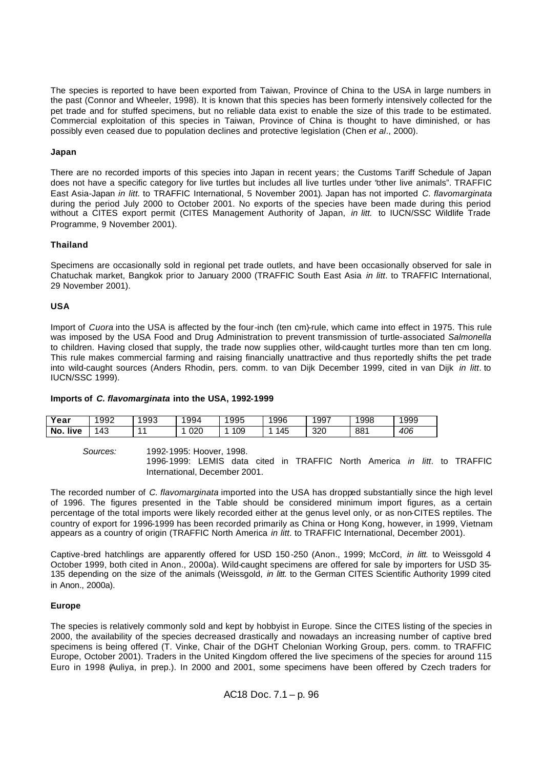The species is reported to have been exported from Taiwan, Province of China to the USA in large numbers in the past (Connor and Wheeler, 1998). It is known that this species has been formerly intensively collected for the pet trade and for stuffed specimens, but no reliable data exist to enable the size of this trade to be estimated. Commercial exploitation of this species in Taiwan, Province of China is thought to have diminished, or has possibly even ceased due to population declines and protective legislation (Chen *et al*., 2000).

**Japan**

There are no recorded imports of this species into Japan in recent years; the Customs Tariff Schedule of Japan does not have a specific category for live turtles but includes all live turtles under "other live animals". TRAFFIC East Asia-Japan *in litt.* to TRAFFIC International, 5 November 2001). Japan has not imported *C. flavomarginata* during the period July 2000 to October 2001. No exports of the species have been made during this period without a CITES export permit (CITES Management Authority of Japan, *in litt.* to IUCN/SSC Wildlife Trade Programme, 9 November 2001).

**Thailand**

Specimens are occasionally sold in regional pet trade outlets, and have been occasionally observed for sale in Chatuchak market, Bangkok prior to January 2000 (TRAFFIC South East Asia *in litt*. to TRAFFIC International, 29 November 2001).

**USA**

Import of *Cuora* into the USA is affected by the four-inch (ten cm)-rule, which came into effect in 1975. This rule was imposed by the USA Food and Drug Administration to prevent transmission of turtle-associated *Salmonella* to children. Having closed that supply, the trade now supplies other, wild-caught turtles more than ten cm long. This rule makes commercial farming and raising financially unattractive and thus reportedly shifts the pet trade into wild-caught sources (Anders Rhodin, pers. comm. to van Dijk December 1999, cited in van Dijk *in litt*. to IUCN/SSC 1999).

**Imports of *C. flavomarginata* into the USA, 1992-1999**

| Year | 1992 | 1993 | 1994 | 1995 | 1996 | 1997 | 1998 | 1999 |
|---|---|---|---|---|---|---|---|---|
| **No. live** | 143 | 11 | 1 020 | 1 109 | 1 145 | 320 | 881 | *406* |

*Sources:* 1992-1995: Hoover, 1998.
1996-1999: LEMIS data cited in TRAFFIC North America *in litt*. to TRAFFIC International, December 2001.

The recorded number of *C. flavomarginata* imported into the USA has dropped substantially since the high level of 1996. The figures presented in the Table should be considered minimum import figures, as a certain percentage of the total imports were likely recorded either at the genus level only, or as non-CITES reptiles. The country of export for 1996-1999 has been recorded primarily as China or Hong Kong, however, in 1999, Vietnam appears as a country of origin (TRAFFIC North America *in litt*. to TRAFFIC International, December 2001).

Captive-bred hatchlings are apparently offered for USD 150-250 (Anon., 1999; McCord, *in litt.* to Weissgold 4 October 1999, both cited in Anon., 2000a). Wild-caught specimens are offered for sale by importers for USD 35-135 depending on the size of the animals (Weissgold, *in litt.* to the German CITES Scientific Authority 1999 cited in Anon., 2000a).

**Europe**

The species is relatively commonly sold and kept by hobbyist in Europe. Since the CITES listing of the species in 2000, the availability of the species decreased drastically and nowadays an increasing number of captive bred specimens is being offered (T. Vinke, Chair of the DGHT Chelonian Working Group, pers. comm. to TRAFFIC Europe, October 2001). Traders in the United Kingdom offered the live specimens of the species for around 115 Euro in 1998 (Auliya, in prep.). In 2000 and 2001, some specimens have been offered by Czech traders for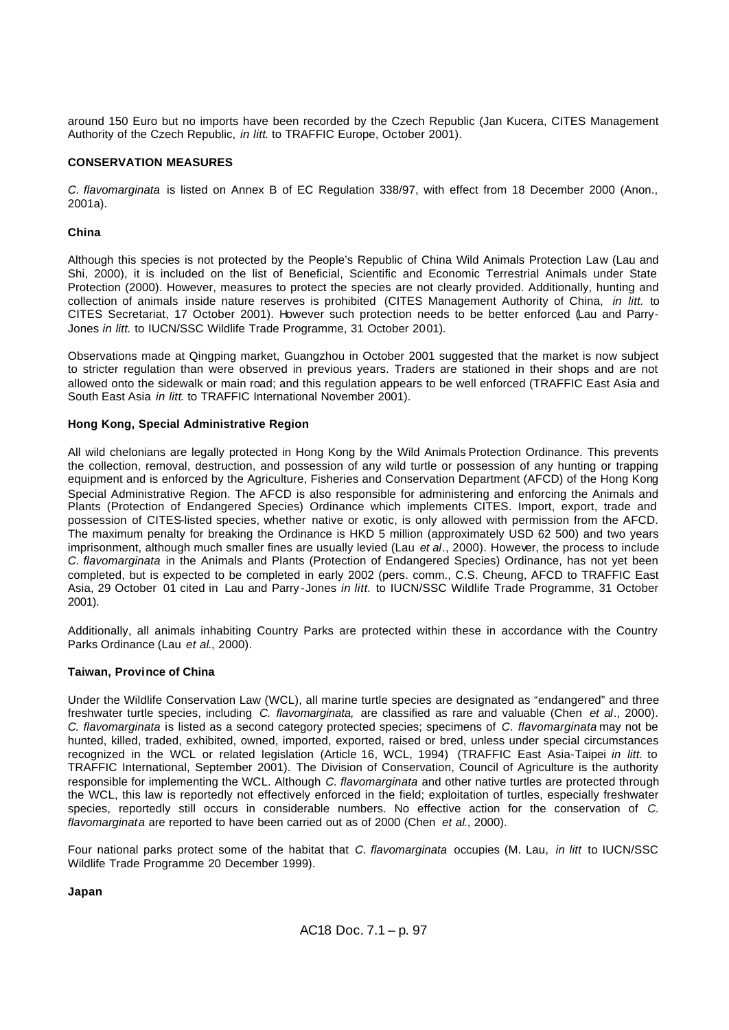around 150 Euro but no imports have been recorded by the Czech Republic (Jan Kucera, CITES Management Authority of the Czech Republic, *in litt.* to TRAFFIC Europe, October 2001).

**CONSERVATION MEASURES**

*C. flavomarginata* is listed on Annex B of EC Regulation 338/97, with effect from 18 December 2000 (Anon., 2001a).

**China**

Although this species is not protected by the People's Republic of China Wild Animals Protection Law (Lau and Shi, 2000), it is included on the list of Beneficial, Scientific and Economic Terrestrial Animals under State Protection (2000). However, measures to protect the species are not clearly provided. Additionally, hunting and collection of animals inside nature reserves is prohibited (CITES Management Authority of China, *in litt.* to CITES Secretariat, 17 October 2001). However such protection needs to be better enforced (Lau and Parry-Jones *in litt.* to IUCN/SSC Wildlife Trade Programme, 31 October 2001).

Observations made at Qingping market, Guangzhou in October 2001 suggested that the market is now subject to stricter regulation than were observed in previous years. Traders are stationed in their shops and are not allowed onto the sidewalk or main road; and this regulation appears to be well enforced (TRAFFIC East Asia and South East Asia *in litt.* to TRAFFIC International November 2001).

**Hong Kong, Special Administrative Region**

All wild chelonians are legally protected in Hong Kong by the Wild Animals Protection Ordinance. This prevents the collection, removal, destruction, and possession of any wild turtle or possession of any hunting or trapping equipment and is enforced by the Agriculture, Fisheries and Conservation Department (AFCD) of the Hong Kong Special Administrative Region. The AFCD is also responsible for administering and enforcing the Animals and Plants (Protection of Endangered Species) Ordinance which implements CITES. Import, export, trade and possession of CITES-listed species, whether native or exotic, is only allowed with permission from the AFCD. The maximum penalty for breaking the Ordinance is HKD 5 million (approximately USD 62 500) and two years imprisonment, although much smaller fines are usually levied (Lau *et al*., 2000). However, the process to include *C. flavomarginata* in the Animals and Plants (Protection of Endangered Species) Ordinance, has not yet been completed, but is expected to be completed in early 2002 (pers. comm., C.S. Cheung, AFCD to TRAFFIC East Asia, 29 October 01 cited in Lau and Parry-Jones *in litt.* to IUCN/SSC Wildlife Trade Programme, 31 October 2001).

Additionally, all animals inhabiting Country Parks are protected within these in accordance with the Country Parks Ordinance (Lau *et al*., 2000).

**Taiwan, Province of China**

Under the Wildlife Conservation Law (WCL), all marine turtle species are designated as "endangered" and three freshwater turtle species, including *C. flavomarginata,* are classified as rare and valuable (Chen *et al*., 2000). *C. flavomarginata* is listed as a second category protected species; specimens of *C. flavomarginata* may not be hunted, killed, traded, exhibited, owned, imported, exported, raised or bred, unless under special circumstances recognized in the WCL or related legislation (Article 16, WCL, 1994) (TRAFFIC East Asia-Taipei *in litt.* to TRAFFIC International, September 2001). The Division of Conservation, Council of Agriculture is the authority responsible for implementing the WCL. Although *C. flavomarginata* and other native turtles are protected through the WCL, this law is reportedly not effectively enforced in the field; exploitation of turtles, especially freshwater species, reportedly still occurs in considerable numbers. No effective action for the conservation of *C. flavomarginata* are reported to have been carried out as of 2000 (Chen *et al*., 2000).

Four national parks protect some of the habitat that *C. flavomarginata* occupies (M. Lau, *in litt* to IUCN/SSC Wildlife Trade Programme 20 December 1999).

**Japan**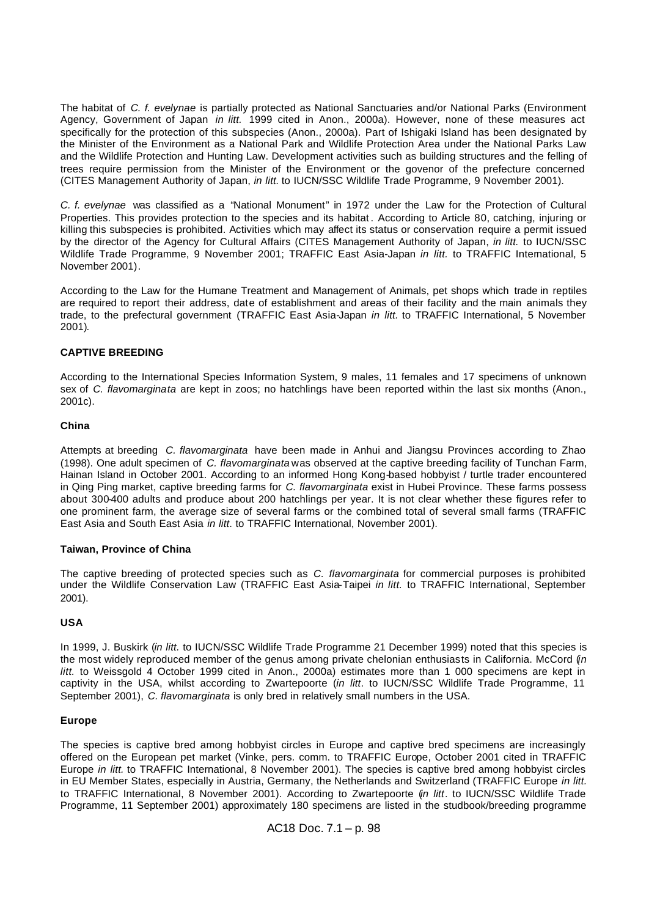The habitat of *C. f. evelynae* is partially protected as National Sanctuaries and/or National Parks (Environment Agency, Government of Japan *in litt.* 1999 cited in Anon., 2000a). However, none of these measures act specifically for the protection of this subspecies (Anon., 2000a). Part of Ishigaki Island has been designated by the Minister of the Environment as a National Park and Wildlife Protection Area under the National Parks Law and the Wildlife Protection and Hunting Law. Development activities such as building structures and the felling of trees require permission from the Minister of the Environment or the govenor of the prefecture concerned (CITES Management Authority of Japan, *in litt.* to IUCN/SSC Wildlife Trade Programme, 9 November 2001).

*C. f. evelynae* was classified as a "National Monument" in 1972 under the Law for the Protection of Cultural Properties. This provides protection to the species and its habitat. According to Article 80, catching, injuring or killing this subspecies is prohibited. Activities which may affect its status or conservation require a permit issued by the director of the Agency for Cultural Affairs (CITES Management Authority of Japan, *in litt.* to IUCN/SSC Wildlife Trade Programme, 9 November 2001; TRAFFIC East Asia-Japan *in litt.* to TRAFFIC International, 5 November 2001).

According to the Law for the Humane Treatment and Management of Animals, pet shops which trade in reptiles are required to report their address, date of establishment and areas of their facility and the main animals they trade, to the prefectural government (TRAFFIC East Asia-Japan *in litt.* to TRAFFIC International, 5 November 2001).

**CAPTIVE BREEDING**

According to the International Species Information System, 9 males, 11 females and 17 specimens of unknown sex of *C. flavomarginata* are kept in zoos; no hatchlings have been reported within the last six months (Anon., 2001c).

**China**

Attempts at breeding *C. flavomarginata* have been made in Anhui and Jiangsu Provinces according to Zhao (1998). One adult specimen of *C. flavomarginata* was observed at the captive breeding facility of Tunchan Farm, Hainan Island in October 2001. According to an informed Hong Kong-based hobbyist / turtle trader encountered in Qing Ping market, captive breeding farms for *C. flavomarginata* exist in Hubei Province. These farms possess about 300-400 adults and produce about 200 hatchlings per year. It is not clear whether these figures refer to one prominent farm, the average size of several farms or the combined total of several small farms (TRAFFIC East Asia and South East Asia *in litt*. to TRAFFIC International, November 2001).

**Taiwan, Province of China**

The captive breeding of protected species such as *C. flavomarginata* for commercial purposes is prohibited under the Wildlife Conservation Law (TRAFFIC East Asia-Taipei *in litt.* to TRAFFIC International, September 2001).

**USA**

In 1999, J. Buskirk (*in litt.* to IUCN/SSC Wildlife Trade Programme 21 December 1999) noted that this species is the most widely reproduced member of the genus among private chelonian enthusiasts in California. McCord (*in litt.* to Weissgold 4 October 1999 cited in Anon., 2000a) estimates more than 1 000 specimens are kept in captivity in the USA, whilst according to Zwartepoorte (*in litt*. to IUCN/SSC Wildlife Trade Programme, 11 September 2001), *C. flavomarginata* is only bred in relatively small numbers in the USA.

**Europe**

The species is captive bred among hobbyist circles in Europe and captive bred specimens are increasingly offered on the European pet market (Vinke, pers. comm. to TRAFFIC Europe, October 2001 cited in TRAFFIC Europe *in litt.* to TRAFFIC International, 8 November 2001). The species is captive bred among hobbyist circles in EU Member States, especially in Austria, Germany, the Netherlands and Switzerland (TRAFFIC Europe *in litt.* to TRAFFIC International, 8 November 2001). According to Zwartepoorte (*in litt*. to IUCN/SSC Wildlife Trade Programme, 11 September 2001) approximately 180 specimens are listed in the studbook/breeding programme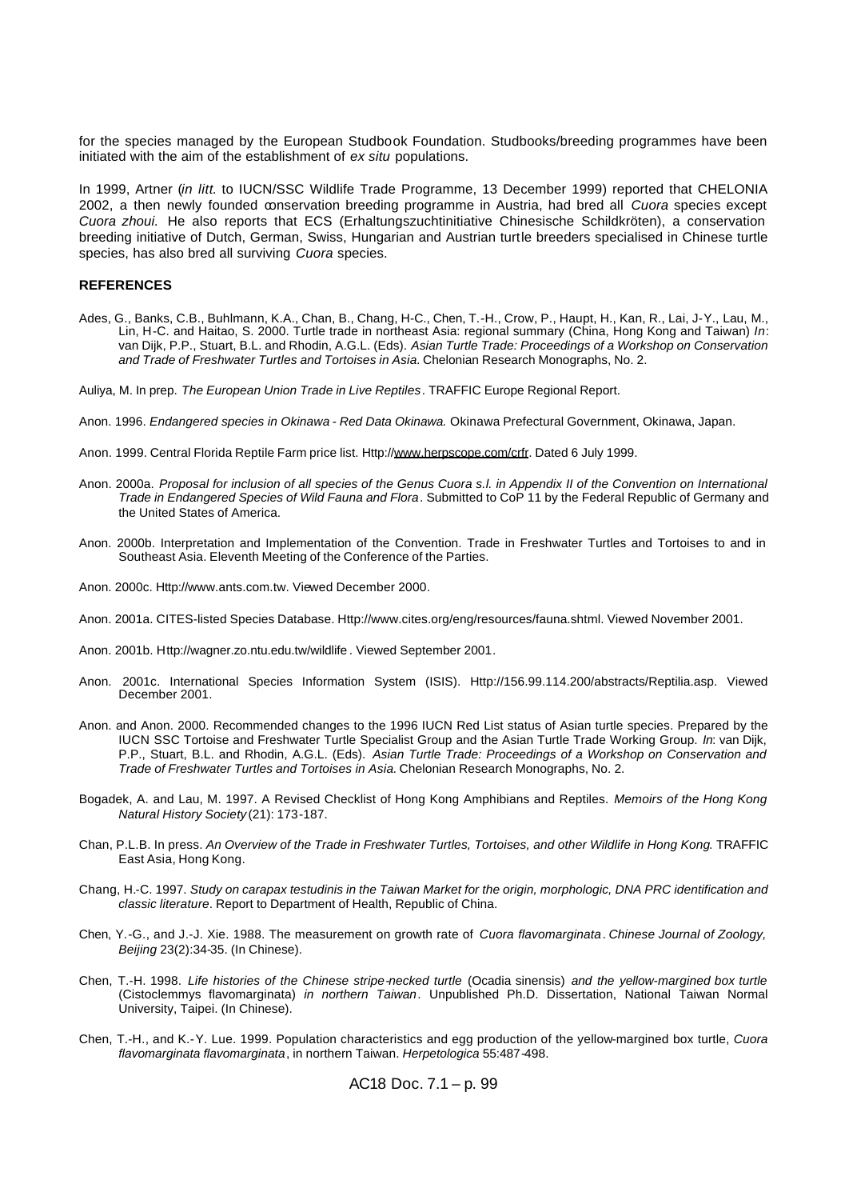for the species managed by the European Studbook Foundation. Studbooks/breeding programmes have been initiated with the aim of the establishment of *ex situ* populations.

In 1999, Artner (*in litt.* to IUCN/SSC Wildlife Trade Programme, 13 December 1999) reported that CHELONIA 2002, a then newly founded conservation breeding programme in Austria, had bred all *Cuora* species except *Cuora zhoui.* He also reports that ECS (Erhaltungszuchtinitiative Chinesische Schildkröten), a conservation breeding initiative of Dutch, German, Swiss, Hungarian and Austrian turtle breeders specialised in Chinese turtle species, has also bred all surviving *Cuora* species.

**REFERENCES**

Ades, G., Banks, C.B., Buhlmann, K.A., Chan, B., Chang, H-C., Chen, T.-H., Crow, P., Haupt, H., Kan, R., Lai, J-Y., Lau, M., Lin, H-C. and Haitao, S. 2000. Turtle trade in northeast Asia: regional summary (China, Hong Kong and Taiwan) *In*: van Dijk, P.P., Stuart, B.L. and Rhodin, A.G.L. (Eds). *Asian Turtle Trade: Proceedings of a Workshop on Conservation and Trade of Freshwater Turtles and Tortoises in Asia.* Chelonian Research Monographs, No. 2.

Auliya, M. In prep. *The European Union Trade in Live Reptiles*. TRAFFIC Europe Regional Report.

Anon. 1996. *Endangered species in Okinawa - Red Data Okinawa.* Okinawa Prefectural Government, Okinawa, Japan.

Anon. 1999. Central Florida Reptile Farm price list. Http://www.herpscope.com/crfr. Dated 6 July 1999.

Anon. 2000a. *Proposal for inclusion of all species of the Genus Cuora s.l. in Appendix II of the Convention on International Trade in Endangered Species of Wild Fauna and Flora*. Submitted to CoP 11 by the Federal Republic of Germany and the United States of America.

Anon. 2000b. Interpretation and Implementation of the Convention. Trade in Freshwater Turtles and Tortoises to and in Southeast Asia. Eleventh Meeting of the Conference of the Parties.

Anon. 2000c. Http://www.ants.com.tw. Viewed December 2000.

Anon. 2001a. CITES-listed Species Database. Http://www.cites.org/eng/resources/fauna.shtml. Viewed November 2001.

Anon. 2001b. Http://wagner.zo.ntu.edu.tw/wildlife. Viewed September 2001.

Anon. 2001c. International Species Information System (ISIS). Http://156.99.114.200/abstracts/Reptilia.asp. Viewed December 2001.

Anon. and Anon. 2000. Recommended changes to the 1996 IUCN Red List status of Asian turtle species. Prepared by the IUCN SSC Tortoise and Freshwater Turtle Specialist Group and the Asian Turtle Trade Working Group. *In*: van Dijk, P.P., Stuart, B.L. and Rhodin, A.G.L. (Eds). *Asian Turtle Trade: Proceedings of a Workshop on Conservation and Trade of Freshwater Turtles and Tortoises in Asia.* Chelonian Research Monographs, No. 2.

Bogadek, A. and Lau, M. 1997. A Revised Checklist of Hong Kong Amphibians and Reptiles. *Memoirs of the Hong Kong Natural History Society* (21): 173-187.

Chan, P.L.B. In press. *An Overview of the Trade in Freshwater Turtles, Tortoises, and other Wildlife in Hong Kong.* TRAFFIC East Asia, Hong Kong.

Chang, H.-C. 1997. *Study on carapax testudinis in the Taiwan Market for the origin, morphologic, DNA PRC identification and classic literature*. Report to Department of Health, Republic of China.

Chen, Y.-G., and J.-J. Xie. 1988. The measurement on growth rate of *Cuora flavomarginata*. *Chinese Journal of Zoology, Beijing* 23(2):34-35. (In Chinese).

Chen, T.-H. 1998. *Life histories of the Chinese stripe-necked turtle* (Ocadia sinensis) *and the yellow-margined box turtle* (Cistoclemmys flavomarginata) *in northern Taiwan*. Unpublished Ph.D. Dissertation, National Taiwan Normal University, Taipei. (In Chinese).

Chen, T.-H., and K.-Y. Lue. 1999. Population characteristics and egg production of the yellow-margined box turtle, *Cuora flavomarginata flavomarginata*, in northern Taiwan. *Herpetologica* 55:487-498.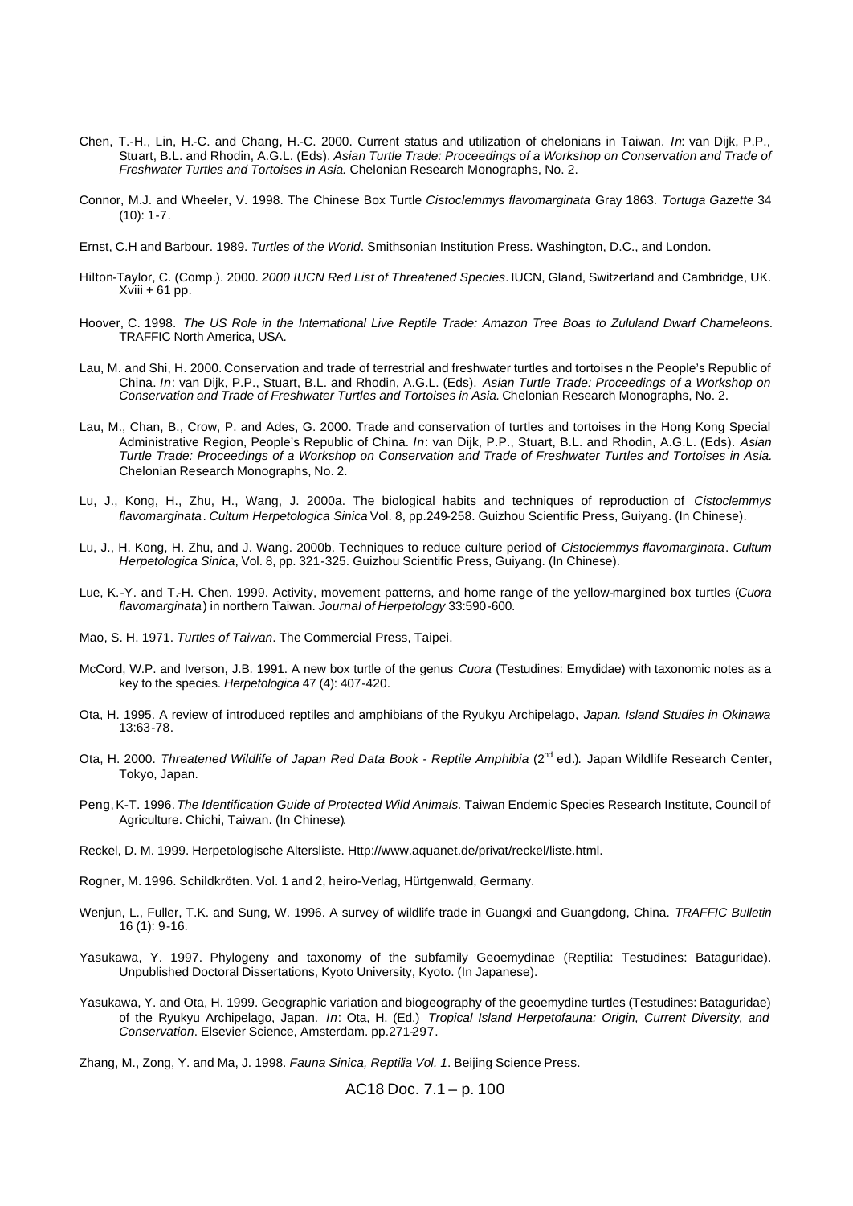Chen, T.-H., Lin, H.-C. and Chang, H.-C. 2000. Current status and utilization of chelonians in Taiwan. *In*: van Dijk, P.P., Stuart, B.L. and Rhodin, A.G.L. (Eds). *Asian Turtle Trade: Proceedings of a Workshop on Conservation and Trade of Freshwater Turtles and Tortoises in Asia.* Chelonian Research Monographs, No. 2.

Connor, M.J. and Wheeler, V. 1998. The Chinese Box Turtle *Cistoclemmys flavomarginata* Gray 1863. *Tortuga Gazette* 34 (10): 1-7.

Ernst, C.H and Barbour. 1989. *Turtles of the World*. Smithsonian Institution Press. Washington, D.C., and London.

Hilton-Taylor, C. (Comp.). 2000. *2000 IUCN Red List of Threatened Species*. IUCN, Gland, Switzerland and Cambridge, UK. Xviii + 61 pp.

Hoover, C. 1998. *The US Role in the International Live Reptile Trade: Amazon Tree Boas to Zululand Dwarf Chameleons*. TRAFFIC North America, USA.

Lau, M. and Shi, H. 2000. Conservation and trade of terrestrial and freshwater turtles and tortoises n the People's Republic of China. *In*: van Dijk, P.P., Stuart, B.L. and Rhodin, A.G.L. (Eds). *Asian Turtle Trade: Proceedings of a Workshop on Conservation and Trade of Freshwater Turtles and Tortoises in Asia.* Chelonian Research Monographs, No. 2.

Lau, M., Chan, B., Crow, P. and Ades, G. 2000. Trade and conservation of turtles and tortoises in the Hong Kong Special Administrative Region, People's Republic of China. *In*: van Dijk, P.P., Stuart, B.L. and Rhodin, A.G.L. (Eds). *Asian Turtle Trade: Proceedings of a Workshop on Conservation and Trade of Freshwater Turtles and Tortoises in Asia.* Chelonian Research Monographs, No. 2.

Lu, J., Kong, H., Zhu, H., Wang, J. 2000a. The biological habits and techniques of reproduction of *Cistoclemmys flavomarginata*. *Cultum Herpetologica Sinica* Vol. 8, pp.249-258. Guizhou Scientific Press, Guiyang. (In Chinese).

Lu, J., H. Kong, H. Zhu, and J. Wang. 2000b. Techniques to reduce culture period of *Cistoclemmys flavomarginata*. *Cultum Herpetologica Sinica*, Vol. 8, pp. 321-325. Guizhou Scientific Press, Guiyang. (In Chinese).

Lue, K.-Y. and T.-H. Chen. 1999. Activity, movement patterns, and home range of the yellow-margined box turtles (*Cuora flavomarginata*) in northern Taiwan. *Journal of Herpetology* 33:590-600.

Mao, S. H. 1971. *Turtles of Taiwan*. The Commercial Press, Taipei.

McCord, W.P. and Iverson, J.B. 1991. A new box turtle of the genus *Cuora* (Testudines: Emydidae) with taxonomic notes as a key to the species. *Herpetologica* 47 (4): 407-420.

Ota, H. 1995. A review of introduced reptiles and amphibians of the Ryukyu Archipelago, *Japan. Island Studies in Okinawa* 13:63-78.

Ota, H. 2000. *Threatened Wildlife of Japan Red Data Book - Reptile Amphibia* (2nd ed.). Japan Wildlife Research Center, Tokyo, Japan.

Peng, K-T. 1996. *The Identification Guide of Protected Wild Animals.* Taiwan Endemic Species Research Institute, Council of Agriculture. Chichi, Taiwan. (In Chinese).

Reckel, D. M. 1999. Herpetologische Altersliste. Http://www.aquanet.de/privat/reckel/liste.html.

Rogner, M. 1996. Schildkröten. Vol. 1 and 2, heiro-Verlag, Hürtgenwald, Germany.

Wenjun, L., Fuller, T.K. and Sung, W. 1996. A survey of wildlife trade in Guangxi and Guangdong, China. *TRAFFIC Bulletin* 16 (1): 9-16.

Yasukawa, Y. 1997. Phylogeny and taxonomy of the subfamily Geoemydinae (Reptilia: Testudines: Bataguridae). Unpublished Doctoral Dissertations, Kyoto University, Kyoto. (In Japanese).

Yasukawa, Y. and Ota, H. 1999. Geographic variation and biogeography of the geoemydine turtles (Testudines: Bataguridae) of the Ryukyu Archipelago, Japan. *In*: Ota, H. (Ed.) *Tropical Island Herpetofauna: Origin, Current Diversity, and Conservation*. Elsevier Science, Amsterdam. pp.271-297.

Zhang, M., Zong, Y. and Ma, J. 1998. *Fauna Sinica, Reptilia Vol. 1*. Beijing Science Press.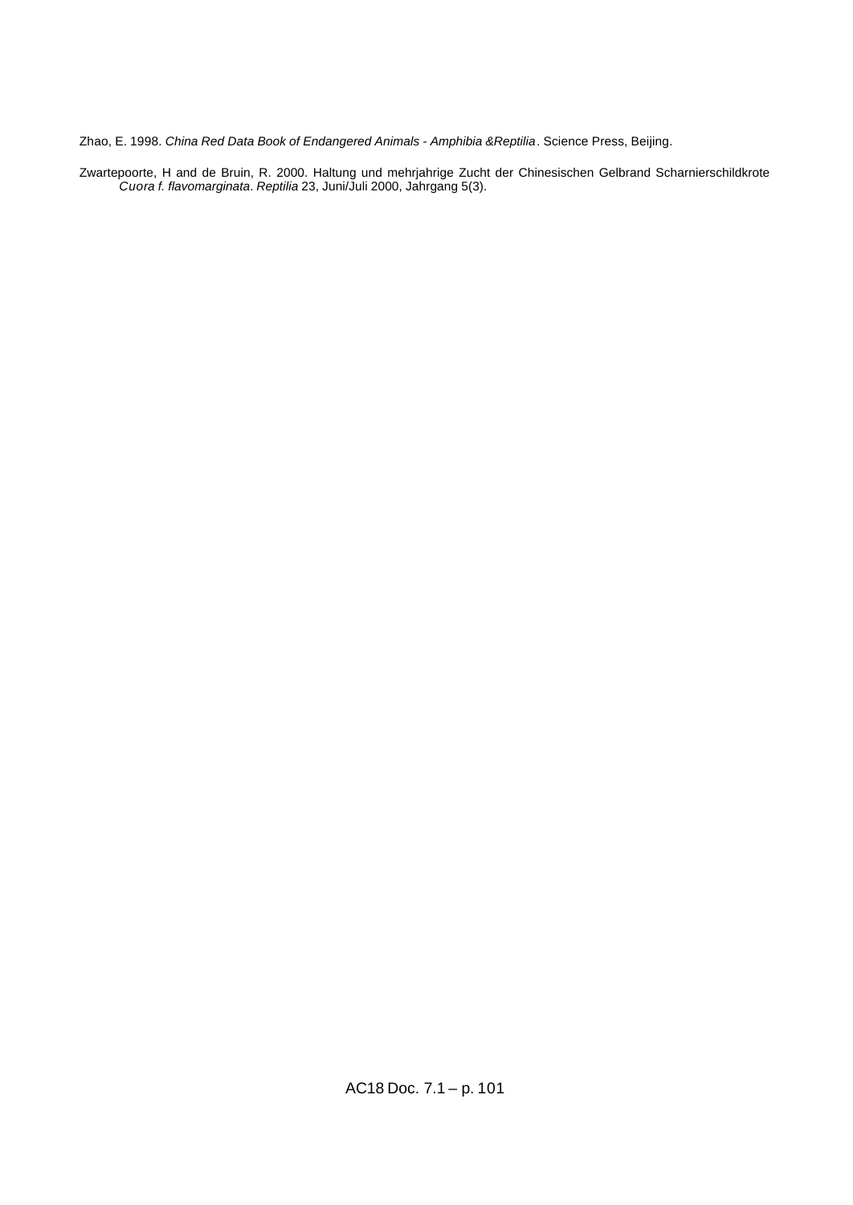Zhao, E. 1998. *China Red Data Book of Endangered Animals - Amphibia &Reptilia*. Science Press, Beijing.

Zwartepoorte, H and de Bruin, R. 2000. Haltung und mehrjahrige Zucht der Chinesischen Gelbrand Scharnierschildkrote *Cuora f. flavomarginata*. *Reptilia* 23, Juni/Juli 2000, Jahrgang 5(3).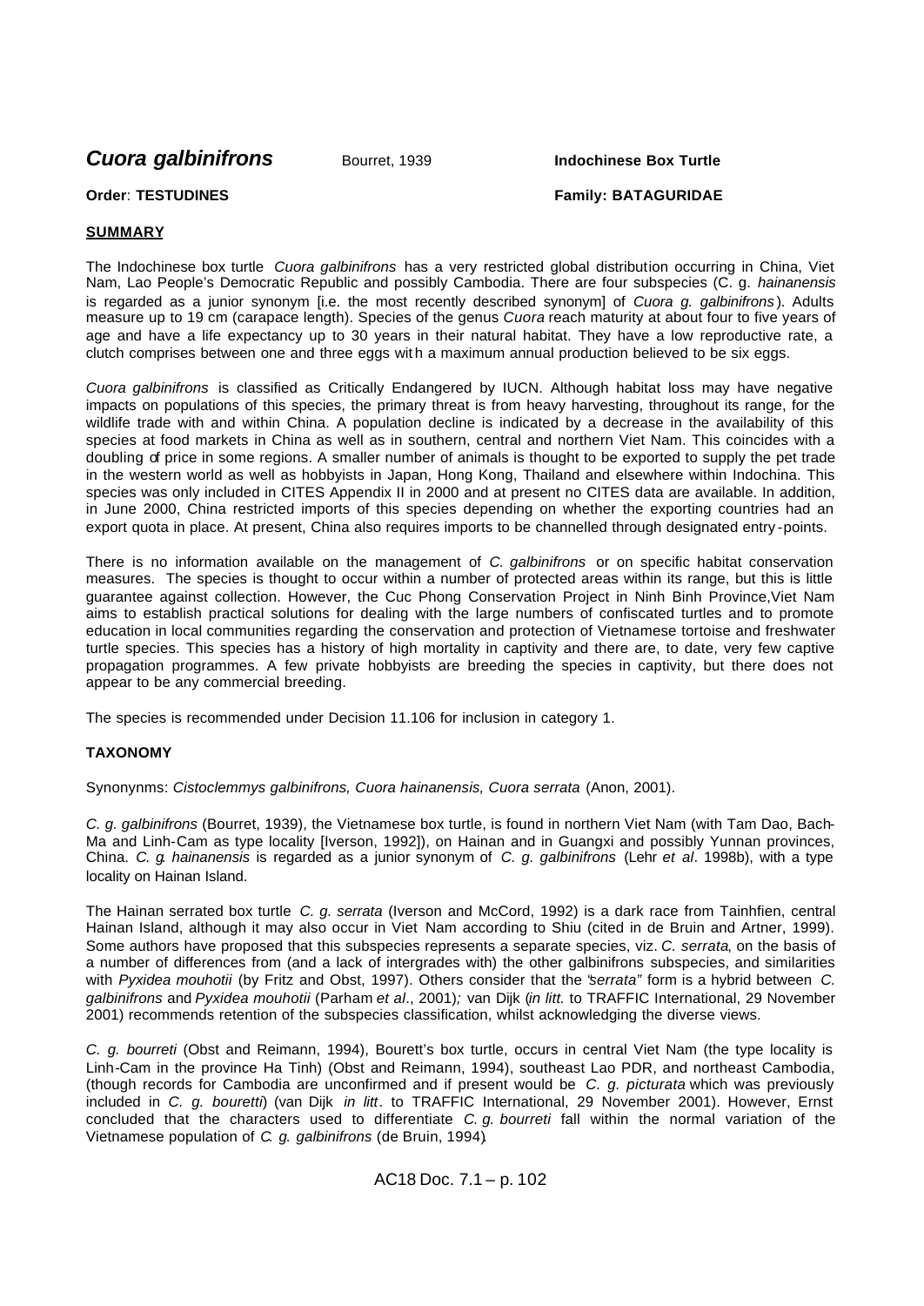# *Cuora galbinifrons* Bourret, 1939 **Indochinese Box Turtle**

**Order**: **TESTUDINES** **Family: BATAGURIDAE**

## SUMMARY

The Indochinese box turtle *Cuora galbinifrons* has a very restricted global distribution occurring in China, Viet Nam, Lao People's Democratic Republic and possibly Cambodia. There are four subspecies (C. g. *hainanensis* is regarded as a junior synonym [i.e. the most recently described synonym] of *Cuora g. galbinifrons*). Adults measure up to 19 cm (carapace length). Species of the genus *Cuora* reach maturity at about four to five years of age and have a life expectancy up to 30 years in their natural habitat. They have a low reproductive rate, a clutch comprises between one and three eggs with a maximum annual production believed to be six eggs.

*Cuora galbinifrons* is classified as Critically Endangered by IUCN. Although habitat loss may have negative impacts on populations of this species, the primary threat is from heavy harvesting, throughout its range, for the wildlife trade with and within China. A population decline is indicated by a decrease in the availability of this species at food markets in China as well as in southern, central and northern Viet Nam. This coincides with a doubling of price in some regions. A smaller number of animals is thought to be exported to supply the pet trade in the western world as well as hobbyists in Japan, Hong Kong, Thailand and elsewhere within Indochina. This species was only included in CITES Appendix II in 2000 and at present no CITES data are available. In addition, in June 2000, China restricted imports of this species depending on whether the exporting countries had an export quota in place. At present, China also requires imports to be channelled through designated entry-points.

There is no information available on the management of *C. galbinifrons* or on specific habitat conservation measures. The species is thought to occur within a number of protected areas within its range, but this is little guarantee against collection. However, the Cuc Phong Conservation Project in Ninh Binh Province,Viet Nam aims to establish practical solutions for dealing with the large numbers of confiscated turtles and to promote education in local communities regarding the conservation and protection of Vietnamese tortoise and freshwater turtle species. This species has a history of high mortality in captivity and there are, to date, very few captive propagation programmes. A few private hobbyists are breeding the species in captivity, but there does not appear to be any commercial breeding.

The species is recommended under Decision 11.106 for inclusion in category 1.

## TAXONOMY

Synonynms: *Cistoclemmys galbinifrons, Cuora hainanensis, Cuora serrata* (Anon, 2001).

*C. g. galbinifrons* (Bourret, 1939), the Vietnamese box turtle, is found in northern Viet Nam (with Tam Dao, Bach-Ma and Linh-Cam as type locality [Iverson, 1992]), on Hainan and in Guangxi and possibly Yunnan provinces, China. *C. g. hainanensis* is regarded as a junior synonym of *C. g. galbinifrons* (Lehr *et al*. 1998b), with a type locality on Hainan Island.

The Hainan serrated box turtle *C. g. serrata* (Iverson and McCord, 1992) is a dark race from Tainhfien, central Hainan Island, although it may also occur in Viet Nam according to Shiu (cited in de Bruin and Artner, 1999). Some authors have proposed that this subspecies represents a separate species, viz. *C. serrata*, on the basis of a number of differences from (and a lack of intergrades with) the other galbinifrons subspecies, and similarities with *Pyxidea mouhotii* (by Fritz and Obst, 1997). Others consider that the "*serrata*" form is a hybrid between *C. galbinifrons* and *Pyxidea mouhotii* (Parham *et al*., 2001)*;* van Dijk (*in litt.* to TRAFFIC International, 29 November 2001) recommends retention of the subspecies classification, whilst acknowledging the diverse views.

*C. g. bourreti* (Obst and Reimann, 1994), Bourett's box turtle, occurs in central Viet Nam (the type locality is Linh-Cam in the province Ha Tinh) (Obst and Reimann, 1994), southeast Lao PDR, and northeast Cambodia, (though records for Cambodia are unconfirmed and if present would be *C. g. picturata* which was previously included in *C. g. bouretti*) (van Dijk *in litt*. to TRAFFIC International, 29 November 2001). However, Ernst concluded that the characters used to differentiate *C. g. bourreti* fall within the normal variation of the Vietnamese population of *C. g. galbinifrons* (de Bruin, 1994).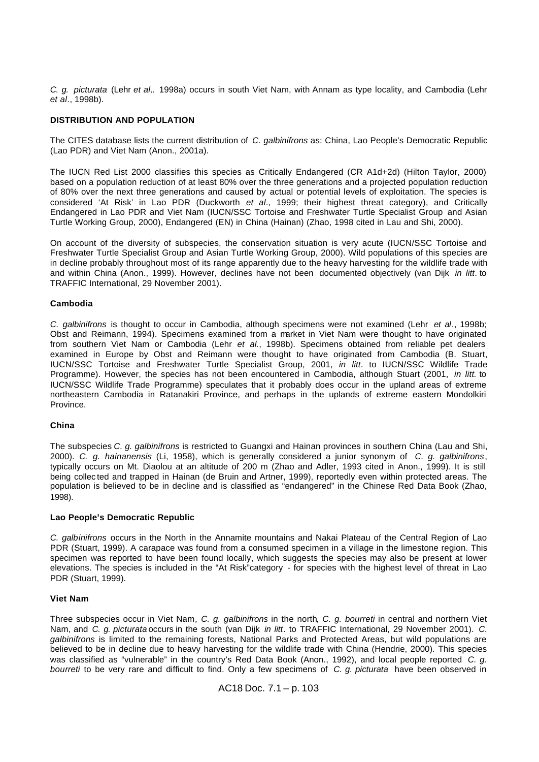*C. g. picturata* (Lehr *et al,.* 1998a) occurs in south Viet Nam, with Annam as type locality, and Cambodia (Lehr *et al*., 1998b).

**DISTRIBUTION AND POPULATION**

The CITES database lists the current distribution of *C. galbinifrons* as: China, Lao People's Democratic Republic (Lao PDR) and Viet Nam (Anon., 2001a).

The IUCN Red List 2000 classifies this species as Critically Endangered (CR A1d+2d) (Hilton Taylor, 2000) based on a population reduction of at least 80% over the three generations and a projected population reduction of 80% over the next three generations and caused by actual or potential levels of exploitation. The species is considered 'At Risk' in Lao PDR (Duckworth *et al*., 1999; their highest threat category), and Critically Endangered in Lao PDR and Viet Nam (IUCN/SSC Tortoise and Freshwater Turtle Specialist Group and Asian Turtle Working Group, 2000), Endangered (EN) in China (Hainan) (Zhao, 1998 cited in Lau and Shi, 2000).

On account of the diversity of subspecies, the conservation situation is very acute (IUCN/SSC Tortoise and Freshwater Turtle Specialist Group and Asian Turtle Working Group, 2000). Wild populations of this species are in decline probably throughout most of its range apparently due to the heavy harvesting for the wildlife trade with and within China (Anon., 1999). However, declines have not been documented objectively (van Dijk *in litt*. to TRAFFIC International, 29 November 2001).

**Cambodia**

*C. galbinifrons* is thought to occur in Cambodia, although specimens were not examined (Lehr *et al*., 1998b; Obst and Reimann, 1994). Specimens examined from a market in Viet Nam were thought to have originated from southern Viet Nam or Cambodia (Lehr *et al*., 1998b). Specimens obtained from reliable pet dealers examined in Europe by Obst and Reimann were thought to have originated from Cambodia (B. Stuart, IUCN/SSC Tortoise and Freshwater Turtle Specialist Group, 2001, *in litt*. to IUCN/SSC Wildlife Trade Programme). However, the species has not been encountered in Cambodia, although Stuart (2001, *in litt.* to IUCN/SSC Wildlife Trade Programme) speculates that it probably does occur in the upland areas of extreme northeastern Cambodia in Ratanakiri Province, and perhaps in the uplands of extreme eastern Mondolkiri Province.

**China**

The subspecies *C. g. galbinifrons* is restricted to Guangxi and Hainan provinces in southern China (Lau and Shi, 2000). *C. g. hainanensis* (Li, 1958), which is generally considered a junior synonym of *C. g. galbinifrons*, typically occurs on Mt. Diaolou at an altitude of 200 m (Zhao and Adler, 1993 cited in Anon., 1999). It is still being collected and trapped in Hainan (de Bruin and Artner, 1999), reportedly even within protected areas. The population is believed to be in decline and is classified as "endangered" in the Chinese Red Data Book (Zhao, 1998).

**Lao People's Democratic Republic**

*C. galbinifrons* occurs in the North in the Annamite mountains and Nakai Plateau of the Central Region of Lao PDR (Stuart, 1999). A carapace was found from a consumed specimen in a village in the limestone region. This specimen was reported to have been found locally, which suggests the species may also be present at lower elevations. The species is included in the "At Risk" category - for species with the highest level of threat in Lao PDR (Stuart, 1999).

**Viet Nam**

Three subspecies occur in Viet Nam, *C. g. galbinifrons* in the north, *C. g. bourreti* in central and northern Viet Nam, and *C. g. picturata* occurs in the south (van Dijk *in litt*. to TRAFFIC International, 29 November 2001). *C. galbinifrons* is limited to the remaining forests, National Parks and Protected Areas, but wild populations are believed to be in decline due to heavy harvesting for the wildlife trade with China (Hendrie, 2000). This species was classified as "vulnerable" in the country's Red Data Book (Anon., 1992), and local people reported *C. g. bourreti* to be very rare and difficult to find. Only a few specimens of *C. g. picturata* have been observed in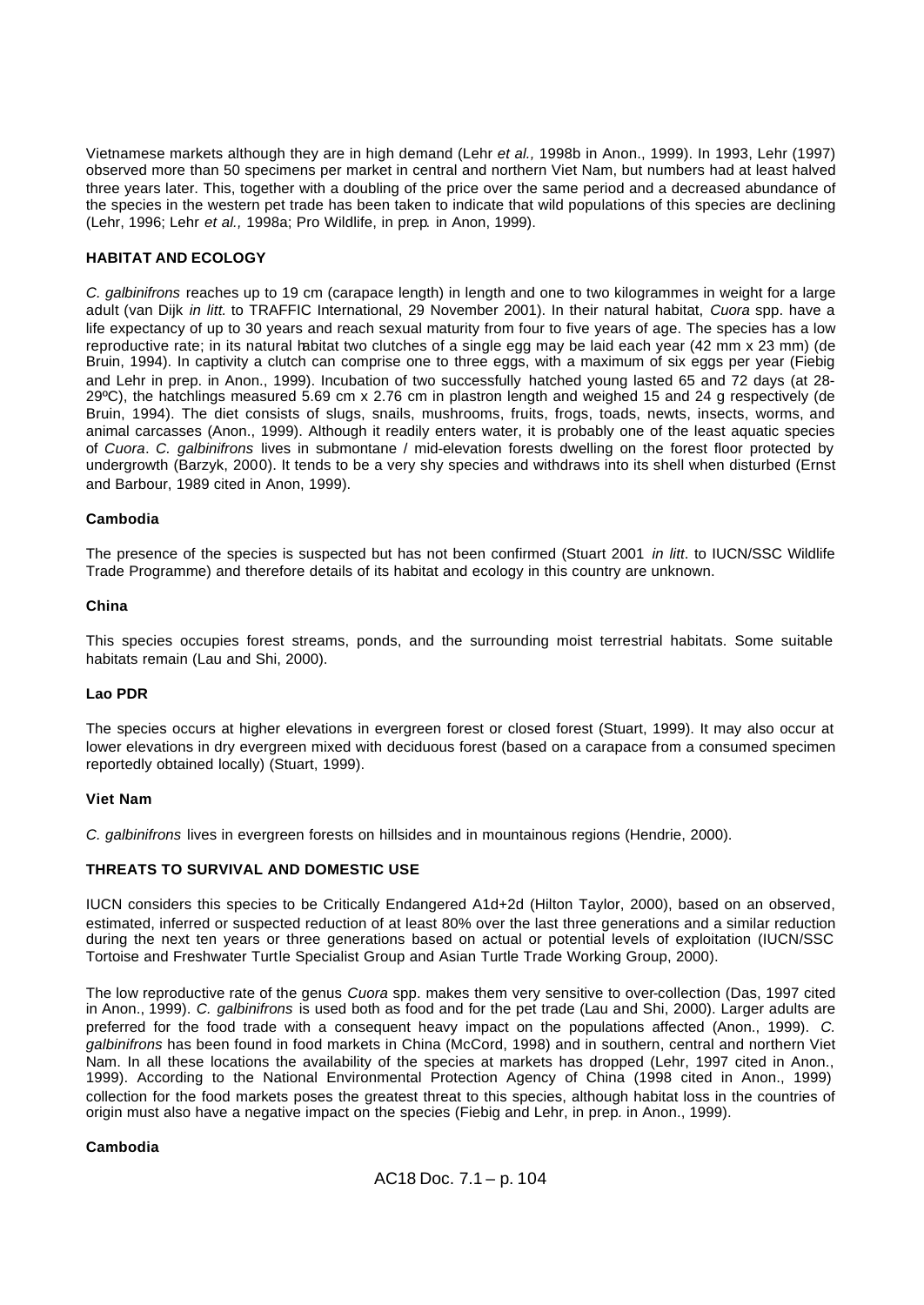Vietnamese markets although they are in high demand (Lehr *et al.,* 1998b in Anon., 1999). In 1993, Lehr (1997) observed more than 50 specimens per market in central and northern Viet Nam, but numbers had at least halved three years later. This, together with a doubling of the price over the same period and a decreased abundance of the species in the western pet trade has been taken to indicate that wild populations of this species are declining (Lehr, 1996; Lehr *et al.,* 1998a; Pro Wildlife, in prep*.* in Anon, 1999).

**HABITAT AND ECOLOGY**

*C. galbinifrons* reaches up to 19 cm (carapace length) in length and one to two kilogrammes in weight for a large adult (van Dijk *in litt.* to TRAFFIC International, 29 November 2001). In their natural habitat, *Cuora* spp. have a life expectancy of up to 30 years and reach sexual maturity from four to five years of age. The species has a low reproductive rate; in its natural habitat two clutches of a single egg may be laid each year (42 mm x 23 mm) (de Bruin, 1994). In captivity a clutch can comprise one to three eggs, with a maximum of six eggs per year (Fiebig and Lehr in prep. in Anon., 1999). Incubation of two successfully hatched young lasted 65 and 72 days (at 28-29ºC), the hatchlings measured 5.69 cm x 2.76 cm in plastron length and weighed 15 and 24 g respectively (de Bruin, 1994). The diet consists of slugs, snails, mushrooms, fruits, frogs, toads, newts, insects, worms, and animal carcasses (Anon., 1999). Although it readily enters water, it is probably one of the least aquatic species of *Cuora*. *C. galbinifrons* lives in submontane / mid-elevation forests dwelling on the forest floor protected by undergrowth (Barzyk, 2000). It tends to be a very shy species and withdraws into its shell when disturbed (Ernst and Barbour, 1989 cited in Anon, 1999).

**Cambodia**

The presence of the species is suspected but has not been confirmed (Stuart 2001 *in litt*. to IUCN/SSC Wildlife Trade Programme) and therefore details of its habitat and ecology in this country are unknown.

**China**

This species occupies forest streams, ponds, and the surrounding moist terrestrial habitats. Some suitable habitats remain (Lau and Shi, 2000).

**Lao PDR**

The species occurs at higher elevations in evergreen forest or closed forest (Stuart, 1999). It may also occur at lower elevations in dry evergreen mixed with deciduous forest (based on a carapace from a consumed specimen reportedly obtained locally) (Stuart, 1999).

**Viet Nam**

*C. galbinifrons* lives in evergreen forests on hillsides and in mountainous regions (Hendrie, 2000).

**THREATS TO SURVIVAL AND DOMESTIC USE**

IUCN considers this species to be Critically Endangered A1d+2d (Hilton Taylor, 2000), based on an observed, estimated, inferred or suspected reduction of at least 80% over the last three generations and a similar reduction during the next ten years or three generations based on actual or potential levels of exploitation (IUCN/SSC Tortoise and Freshwater Turtle Specialist Group and Asian Turtle Trade Working Group, 2000).

The low reproductive rate of the genus *Cuora* spp. makes them very sensitive to over-collection (Das, 1997 cited in Anon., 1999). *C. galbinifrons* is used both as food and for the pet trade (Lau and Shi, 2000). Larger adults are preferred for the food trade with a consequent heavy impact on the populations affected (Anon., 1999). *C. galbinifrons* has been found in food markets in China (McCord, 1998) and in southern, central and northern Viet Nam. In all these locations the availability of the species at markets has dropped (Lehr, 1997 cited in Anon., 1999). According to the National Environmental Protection Agency of China (1998 cited in Anon., 1999) collection for the food markets poses the greatest threat to this species, although habitat loss in the countries of origin must also have a negative impact on the species (Fiebig and Lehr, in prep*.* in Anon., 1999).

**Cambodia**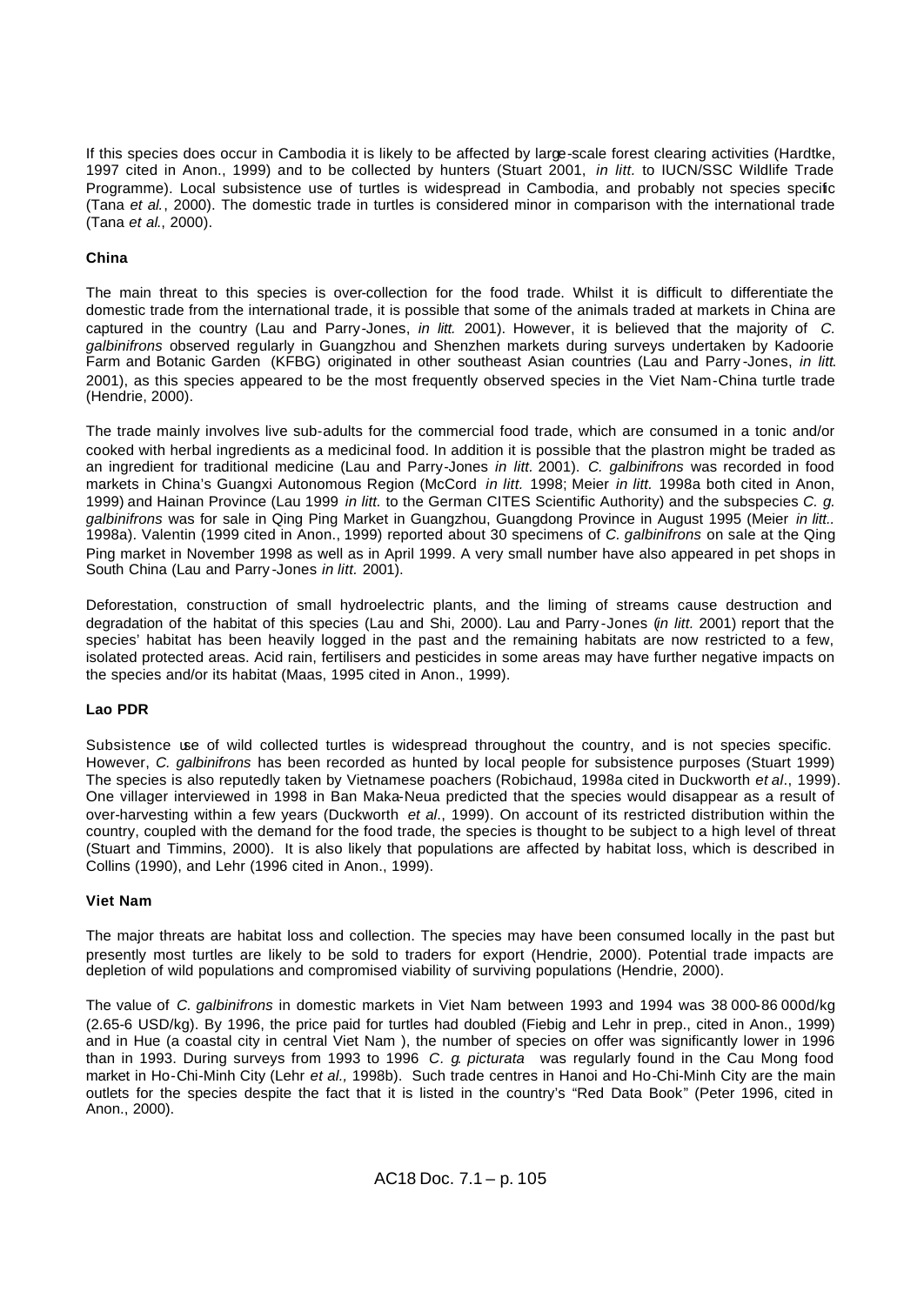If this species does occur in Cambodia it is likely to be affected by large-scale forest clearing activities (Hardtke, 1997 cited in Anon., 1999) and to be collected by hunters (Stuart 2001, *in litt.* to IUCN/SSC Wildlife Trade Programme). Local subsistence use of turtles is widespread in Cambodia, and probably not species specific (Tana *et al.*, 2000). The domestic trade in turtles is considered minor in comparison with the international trade (Tana *et al.*, 2000).

**China**

The main threat to this species is over-collection for the food trade. Whilst it is difficult to differentiate the domestic trade from the international trade, it is possible that some of the animals traded at markets in China are captured in the country (Lau and Parry-Jones, *in litt.* 2001). However, it is believed that the majority of *C. galbinifrons* observed regularly in Guangzhou and Shenzhen markets during surveys undertaken by Kadoorie Farm and Botanic Garden (KFBG) originated in other southeast Asian countries (Lau and Parry-Jones, *in litt.* 2001), as this species appeared to be the most frequently observed species in the Viet Nam-China turtle trade (Hendrie, 2000).

The trade mainly involves live sub-adults for the commercial food trade, which are consumed in a tonic and/or cooked with herbal ingredients as a medicinal food. In addition it is possible that the plastron might be traded as an ingredient for traditional medicine (Lau and Parry-Jones *in litt.* 2001). *C. galbinifrons* was recorded in food markets in China's Guangxi Autonomous Region (McCord *in litt.* 1998; Meier *in litt.* 1998a both cited in Anon, 1999) and Hainan Province (Lau 1999 *in litt.* to the German CITES Scientific Authority) and the subspecies *C. g. galbinifrons* was for sale in Qing Ping Market in Guangzhou, Guangdong Province in August 1995 (Meier *in litt.*. 1998a). Valentin (1999 cited in Anon., 1999) reported about 30 specimens of *C. galbinifrons* on sale at the Qing Ping market in November 1998 as well as in April 1999. A very small number have also appeared in pet shops in South China (Lau and Parry-Jones *in litt.* 2001).

Deforestation, construction of small hydroelectric plants, and the liming of streams cause destruction and degradation of the habitat of this species (Lau and Shi, 2000). Lau and Parry-Jones (*in litt.* 2001) report that the species' habitat has been heavily logged in the past and the remaining habitats are now restricted to a few, isolated protected areas. Acid rain, fertilisers and pesticides in some areas may have further negative impacts on the species and/or its habitat (Maas, 1995 cited in Anon., 1999).

**Lao PDR**

Subsistence use of wild collected turtles is widespread throughout the country, and is not species specific. However, *C. galbinifrons* has been recorded as hunted by local people for subsistence purposes (Stuart 1999) The species is also reputedly taken by Vietnamese poachers (Robichaud, 1998a cited in Duckworth *et al*., 1999). One villager interviewed in 1998 in Ban Maka-Neua predicted that the species would disappear as a result of over-harvesting within a few years (Duckworth *et al*., 1999). On account of its restricted distribution within the country, coupled with the demand for the food trade, the species is thought to be subject to a high level of threat (Stuart and Timmins, 2000). It is also likely that populations are affected by habitat loss, which is described in Collins (1990), and Lehr (1996 cited in Anon., 1999).

**Viet Nam**

The major threats are habitat loss and collection. The species may have been consumed locally in the past but presently most turtles are likely to be sold to traders for export (Hendrie, 2000). Potential trade impacts are depletion of wild populations and compromised viability of surviving populations (Hendrie, 2000).

The value of *C. galbinifrons* in domestic markets in Viet Nam between 1993 and 1994 was 38 000-86 000d/kg (2.65-6 USD/kg). By 1996, the price paid for turtles had doubled (Fiebig and Lehr in prep., cited in Anon., 1999) and in Hue (a coastal city in central Viet Nam ), the number of species on offer was significantly lower in 1996 than in 1993. During surveys from 1993 to 1996 *C. g. picturata* was regularly found in the Cau Mong food market in Ho-Chi-Minh City (Lehr *et al.,* 1998b). Such trade centres in Hanoi and Ho-Chi-Minh City are the main outlets for the species despite the fact that it is listed in the country's "Red Data Book" (Peter 1996, cited in Anon., 2000).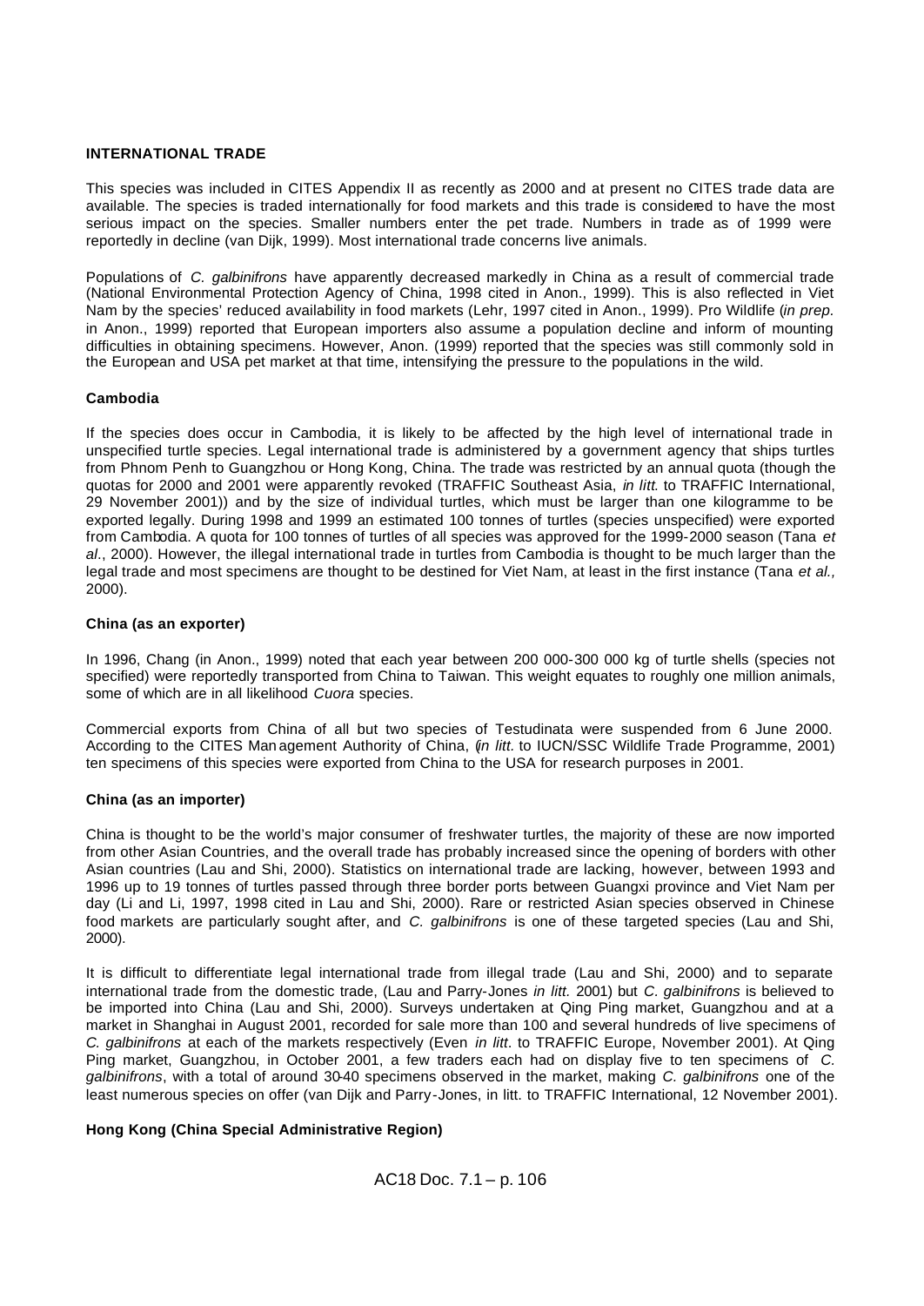**INTERNATIONAL TRADE**

This species was included in CITES Appendix II as recently as 2000 and at present no CITES trade data are available. The species is traded internationally for food markets and this trade is considered to have the most serious impact on the species. Smaller numbers enter the pet trade. Numbers in trade as of 1999 were reportedly in decline (van Dijk, 1999). Most international trade concerns live animals.

Populations of *C. galbinifrons* have apparently decreased markedly in China as a result of commercial trade (National Environmental Protection Agency of China, 1998 cited in Anon., 1999). This is also reflected in Viet Nam by the species' reduced availability in food markets (Lehr, 1997 cited in Anon., 1999). Pro Wildlife (*in prep.* in Anon., 1999) reported that European importers also assume a population decline and inform of mounting difficulties in obtaining specimens. However, Anon. (1999) reported that the species was still commonly sold in the European and USA pet market at that time, intensifying the pressure to the populations in the wild.

**Cambodia**

If the species does occur in Cambodia, it is likely to be affected by the high level of international trade in unspecified turtle species. Legal international trade is administered by a government agency that ships turtles from Phnom Penh to Guangzhou or Hong Kong, China. The trade was restricted by an annual quota (though the quotas for 2000 and 2001 were apparently revoked (TRAFFIC Southeast Asia, *in litt.* to TRAFFIC International, 29 November 2001)) and by the size of individual turtles, which must be larger than one kilogramme to be exported legally. During 1998 and 1999 an estimated 100 tonnes of turtles (species unspecified) were exported from Cambodia. A quota for 100 tonnes of turtles of all species was approved for the 1999-2000 season (Tana *et al*., 2000). However, the illegal international trade in turtles from Cambodia is thought to be much larger than the legal trade and most specimens are thought to be destined for Viet Nam, at least in the first instance (Tana *et al.,* 2000).

**China (as an exporter)**

In 1996, Chang (in Anon., 1999) noted that each year between 200 000-300 000 kg of turtle shells (species not specified) were reportedly transported from China to Taiwan. This weight equates to roughly one million animals, some of which are in all likelihood *Cuora* species.

Commercial exports from China of all but two species of Testudinata were suspended from 6 June 2000. According to the CITES Management Authority of China, (*in litt.* to IUCN/SSC Wildlife Trade Programme, 2001) ten specimens of this species were exported from China to the USA for research purposes in 2001.

**China (as an importer)**

China is thought to be the world's major consumer of freshwater turtles, the majority of these are now imported from other Asian Countries, and the overall trade has probably increased since the opening of borders with other Asian countries (Lau and Shi, 2000). Statistics on international trade are lacking, however, between 1993 and 1996 up to 19 tonnes of turtles passed through three border ports between Guangxi province and Viet Nam per day (Li and Li, 1997, 1998 cited in Lau and Shi, 2000). Rare or restricted Asian species observed in Chinese food markets are particularly sought after, and *C. galbinifrons* is one of these targeted species (Lau and Shi, 2000).

It is difficult to differentiate legal international trade from illegal trade (Lau and Shi, 2000) and to separate international trade from the domestic trade, (Lau and Parry-Jones *in litt.* 2001) but *C. galbinifrons* is believed to be imported into China (Lau and Shi, 2000). Surveys undertaken at Qing Ping market, Guangzhou and at a market in Shanghai in August 2001, recorded for sale more than 100 and several hundreds of live specimens of *C. galbinifrons* at each of the markets respectively (Even *in litt*. to TRAFFIC Europe, November 2001). At Qing Ping market, Guangzhou, in October 2001, a few traders each had on display five to ten specimens of *C. galbinifrons*, with a total of around 30-40 specimens observed in the market, making *C. galbinifrons* one of the least numerous species on offer (van Dijk and Parry-Jones, in litt. to TRAFFIC International, 12 November 2001).

**Hong Kong (China Special Administrative Region)**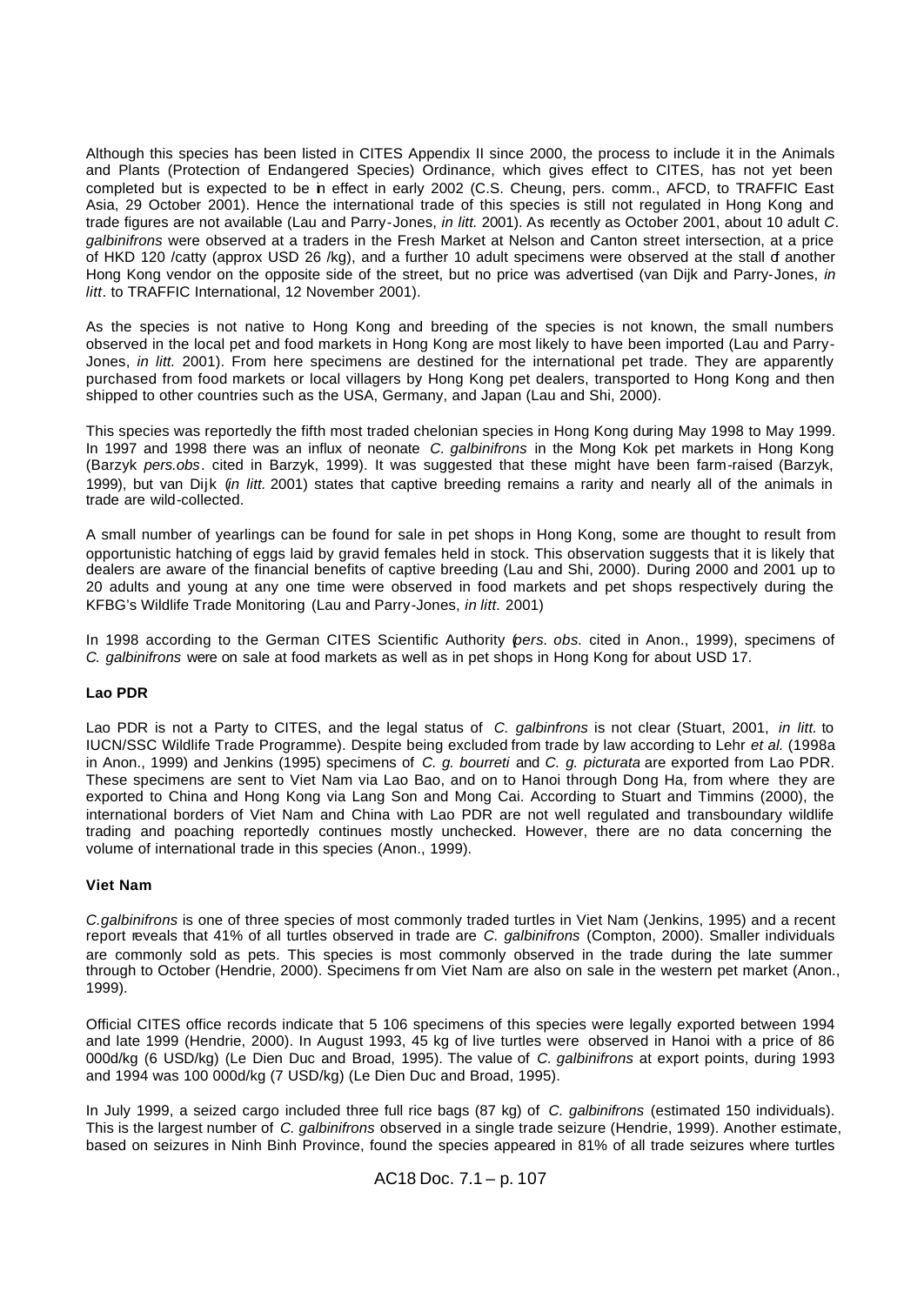Although this species has been listed in CITES Appendix II since 2000, the process to include it in the Animals and Plants (Protection of Endangered Species) Ordinance, which gives effect to CITES, has not yet been completed but is expected to be in effect in early 2002 (C.S. Cheung, pers. comm., AFCD, to TRAFFIC East Asia, 29 October 2001). Hence the international trade of this species is still not regulated in Hong Kong and trade figures are not available (Lau and Parry-Jones, *in litt.* 2001). As recently as October 2001, about 10 adult *C. galbinifrons* were observed at a traders in the Fresh Market at Nelson and Canton street intersection, at a price of HKD 120 /catty (approx USD 26 /kg), and a further 10 adult specimens were observed at the stall of another Hong Kong vendor on the opposite side of the street, but no price was advertised (van Dijk and Parry-Jones, *in litt*. to TRAFFIC International, 12 November 2001).

As the species is not native to Hong Kong and breeding of the species is not known, the small numbers observed in the local pet and food markets in Hong Kong are most likely to have been imported (Lau and Parry-Jones, *in litt.* 2001). From here specimens are destined for the international pet trade. They are apparently purchased from food markets or local villagers by Hong Kong pet dealers, transported to Hong Kong and then shipped to other countries such as the USA, Germany, and Japan (Lau and Shi, 2000).

This species was reportedly the fifth most traded chelonian species in Hong Kong during May 1998 to May 1999. In 1997 and 1998 there was an influx of neonate *C. galbinifrons* in the Mong Kok pet markets in Hong Kong (Barzyk *pers.obs*. cited in Barzyk, 1999). It was suggested that these might have been farm-raised (Barzyk, 1999), but van Dijk (*in litt.* 2001) states that captive breeding remains a rarity and nearly all of the animals in trade are wild-collected.

A small number of yearlings can be found for sale in pet shops in Hong Kong, some are thought to result from opportunistic hatching of eggs laid by gravid females held in stock. This observation suggests that it is likely that dealers are aware of the financial benefits of captive breeding (Lau and Shi, 2000). During 2000 and 2001 up to 20 adults and young at any one time were observed in food markets and pet shops respectively during the KFBG's Wildlife Trade Monitoring (Lau and Parry-Jones, *in litt.* 2001)

In 1998 according to the German CITES Scientific Authority (*pers. obs.* cited in Anon., 1999), specimens of *C. galbinifrons* were on sale at food markets as well as in pet shops in Hong Kong for about USD 17.

**Lao PDR**

Lao PDR is not a Party to CITES, and the legal status of *C. galbinfrons* is not clear (Stuart, 2001, *in litt.* to IUCN/SSC Wildlife Trade Programme). Despite being excluded from trade by law according to Lehr *et al.* (1998a in Anon., 1999) and Jenkins (1995) specimens of *C. g. bourreti* and *C. g. picturata* are exported from Lao PDR. These specimens are sent to Viet Nam via Lao Bao, and on to Hanoi through Dong Ha, from where they are exported to China and Hong Kong via Lang Son and Mong Cai. According to Stuart and Timmins (2000), the international borders of Viet Nam and China with Lao PDR are not well regulated and transboundary wildlife trading and poaching reportedly continues mostly unchecked. However, there are no data concerning the volume of international trade in this species (Anon., 1999).

**Viet Nam**

*C.galbinifrons* is one of three species of most commonly traded turtles in Viet Nam (Jenkins, 1995) and a recent report reveals that 41% of all turtles observed in trade are *C. galbinifrons* (Compton, 2000). Smaller individuals are commonly sold as pets. This species is most commonly observed in the trade during the late summer through to October (Hendrie, 2000). Specimens from Viet Nam are also on sale in the western pet market (Anon., 1999).

Official CITES office records indicate that 5 106 specimens of this species were legally exported between 1994 and late 1999 (Hendrie, 2000). In August 1993, 45 kg of live turtles were observed in Hanoi with a price of 86 000d/kg (6 USD/kg) (Le Dien Duc and Broad, 1995). The value of *C. galbinifrons* at export points, during 1993 and 1994 was 100 000d/kg (7 USD/kg) (Le Dien Duc and Broad, 1995).

In July 1999, a seized cargo included three full rice bags (87 kg) of *C. galbinifrons* (estimated 150 individuals). This is the largest number of *C. galbinifrons* observed in a single trade seizure (Hendrie, 1999). Another estimate, based on seizures in Ninh Binh Province, found the species appeared in 81% of all trade seizures where turtles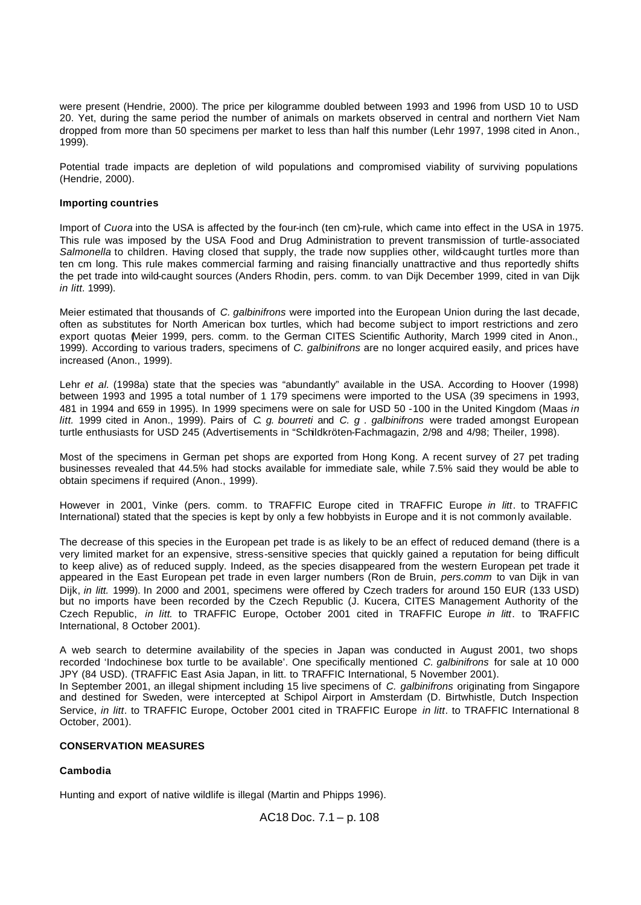were present (Hendrie, 2000). The price per kilogramme doubled between 1993 and 1996 from USD 10 to USD 20. Yet, during the same period the number of animals on markets observed in central and northern Viet Nam dropped from more than 50 specimens per market to less than half this number (Lehr 1997, 1998 cited in Anon., 1999).

Potential trade impacts are depletion of wild populations and compromised viability of surviving populations (Hendrie, 2000).

**Importing countries**

Import of *Cuora* into the USA is affected by the four-inch (ten cm)-rule, which came into effect in the USA in 1975. This rule was imposed by the USA Food and Drug Administration to prevent transmission of turtle-associated *Salmonella* to children. Having closed that supply, the trade now supplies other, wild-caught turtles more than ten cm long. This rule makes commercial farming and raising financially unattractive and thus reportedly shifts the pet trade into wild-caught sources (Anders Rhodin, pers. comm. to van Dijk December 1999, cited in van Dijk *in litt.* 1999).

Meier estimated that thousands of *C. galbinifrons* were imported into the European Union during the last decade, often as substitutes for North American box turtles, which had become subject to import restrictions and zero export quotas (Meier 1999, pers. comm. to the German CITES Scientific Authority, March 1999 cited in Anon., 1999). According to various traders, specimens of *C. galbinifrons* are no longer acquired easily, and prices have increased (Anon., 1999).

Lehr *et al.* (1998a) state that the species was "abundantly" available in the USA. According to Hoover (1998) between 1993 and 1995 a total number of 1 179 specimens were imported to the USA (39 specimens in 1993, 481 in 1994 and 659 in 1995). In 1999 specimens were on sale for USD 50 -100 in the United Kingdom (Maas *in litt.* 1999 cited in Anon., 1999). Pairs of *C. g. bourreti* and *C. g . galbinifrons* were traded amongst European turtle enthusiasts for USD 245 (Advertisements in "Schildkröten-Fachmagazin, 2/98 and 4/98; Theiler, 1998).

Most of the specimens in German pet shops are exported from Hong Kong. A recent survey of 27 pet trading businesses revealed that 44.5% had stocks available for immediate sale, while 7.5% said they would be able to obtain specimens if required (Anon., 1999).

However in 2001, Vinke (pers. comm. to TRAFFIC Europe cited in TRAFFIC Europe *in litt*. to TRAFFIC International) stated that the species is kept by only a few hobbyists in Europe and it is not commonly available.

The decrease of this species in the European pet trade is as likely to be an effect of reduced demand (there is a very limited market for an expensive, stress-sensitive species that quickly gained a reputation for being difficult to keep alive) as of reduced supply. Indeed, as the species disappeared from the western European pet trade it appeared in the East European pet trade in even larger numbers (Ron de Bruin, *pers.comm* to van Dijk in van Dijk, *in litt.* 1999). In 2000 and 2001, specimens were offered by Czech traders for around 150 EUR (133 USD) but no imports have been recorded by the Czech Republic (J. Kucera, CITES Management Authority of the Czech Republic, *in litt.* to TRAFFIC Europe, October 2001 cited in TRAFFIC Europe *in litt*. to TRAFFIC International, 8 October 2001).

A web search to determine availability of the species in Japan was conducted in August 2001, two shops recorded 'Indochinese box turtle to be available'. One specifically mentioned *C. galbinifrons* for sale at 10 000 JPY (84 USD). (TRAFFIC East Asia Japan, in litt. to TRAFFIC International, 5 November 2001).

In September 2001, an illegal shipment including 15 live specimens of *C. galbinifrons* originating from Singapore and destined for Sweden, were intercepted at Schipol Airport in Amsterdam (D. Birtwhistle, Dutch Inspection Service, *in litt*. to TRAFFIC Europe, October 2001 cited in TRAFFIC Europe *in litt*. to TRAFFIC International 8 October, 2001).

**CONSERVATION MEASURES**

**Cambodia**

Hunting and export of native wildlife is illegal (Martin and Phipps 1996).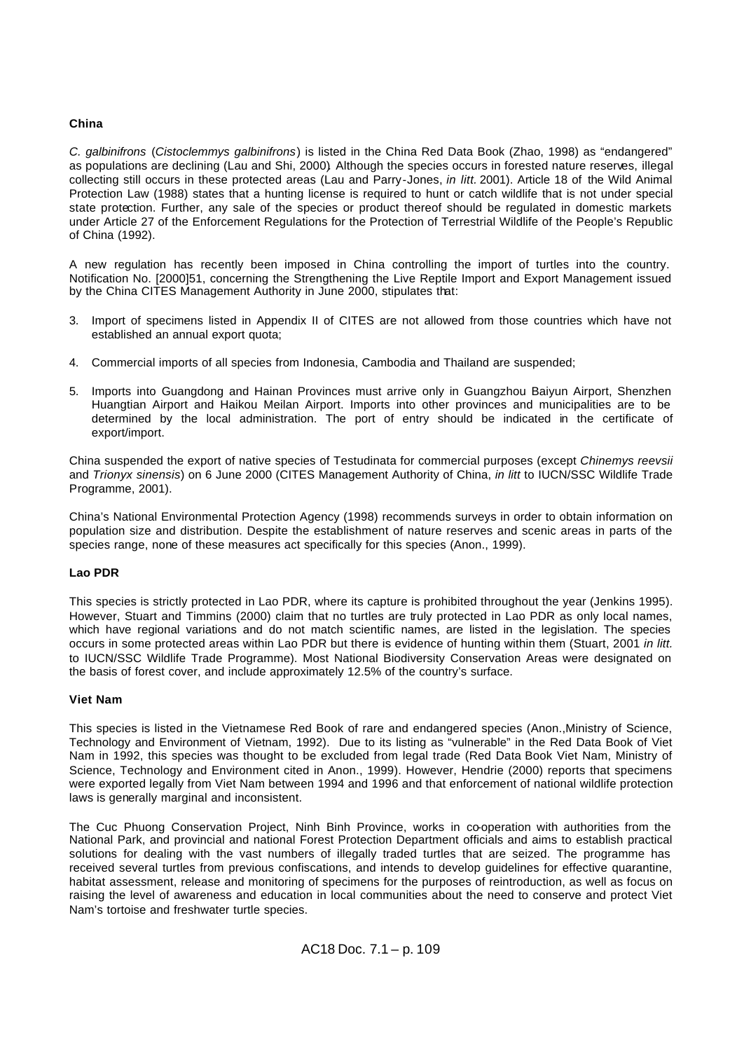**China**

*C. galbinifrons* (*Cistoclemmys galbinifrons*) is listed in the China Red Data Book (Zhao, 1998) as "endangered" as populations are declining (Lau and Shi, 2000). Although the species occurs in forested nature reserves, illegal collecting still occurs in these protected areas (Lau and Parry-Jones, *in litt.* 2001). Article 18 of the Wild Animal Protection Law (1988) states that a hunting license is required to hunt or catch wildlife that is not under special state protection. Further, any sale of the species or product thereof should be regulated in domestic markets under Article 27 of the Enforcement Regulations for the Protection of Terrestrial Wildlife of the People's Republic of China (1992).

A new regulation has recently been imposed in China controlling the import of turtles into the country. Notification No. [2000]51, concerning the Strengthening the Live Reptile Import and Export Management issued by the China CITES Management Authority in June 2000, stipulates that:

3. Import of specimens listed in Appendix II of CITES are not allowed from those countries which have not established an annual export quota;

4. Commercial imports of all species from Indonesia, Cambodia and Thailand are suspended;

5. Imports into Guangdong and Hainan Provinces must arrive only in Guangzhou Baiyun Airport, Shenzhen Huangtian Airport and Haikou Meilan Airport. Imports into other provinces and municipalities are to be determined by the local administration. The port of entry should be indicated in the certificate of export/import.

China suspended the export of native species of Testudinata for commercial purposes (except *Chinemys reevsii* and *Trionyx sinensis*) on 6 June 2000 (CITES Management Authority of China, *in litt* to IUCN/SSC Wildlife Trade Programme, 2001).

China's National Environmental Protection Agency (1998) recommends surveys in order to obtain information on population size and distribution. Despite the establishment of nature reserves and scenic areas in parts of the species range, none of these measures act specifically for this species (Anon., 1999).

**Lao PDR**

This species is strictly protected in Lao PDR, where its capture is prohibited throughout the year (Jenkins 1995). However, Stuart and Timmins (2000) claim that no turtles are truly protected in Lao PDR as only local names, which have regional variations and do not match scientific names, are listed in the legislation. The species occurs in some protected areas within Lao PDR but there is evidence of hunting within them (Stuart, 2001 *in litt.* to IUCN/SSC Wildlife Trade Programme). Most National Biodiversity Conservation Areas were designated on the basis of forest cover, and include approximately 12.5% of the country's surface.

**Viet Nam**

This species is listed in the Vietnamese Red Book of rare and endangered species (Anon.,Ministry of Science, Technology and Environment of Vietnam, 1992). Due to its listing as "vulnerable" in the Red Data Book of Viet Nam in 1992, this species was thought to be excluded from legal trade (Red Data Book Viet Nam, Ministry of Science, Technology and Environment cited in Anon., 1999). However, Hendrie (2000) reports that specimens were exported legally from Viet Nam between 1994 and 1996 and that enforcement of national wildlife protection laws is generally marginal and inconsistent.

The Cuc Phuong Conservation Project, Ninh Binh Province, works in co-operation with authorities from the National Park, and provincial and national Forest Protection Department officials and aims to establish practical solutions for dealing with the vast numbers of illegally traded turtles that are seized. The programme has received several turtles from previous confiscations, and intends to develop guidelines for effective quarantine, habitat assessment, release and monitoring of specimens for the purposes of reintroduction, as well as focus on raising the level of awareness and education in local communities about the need to conserve and protect Viet Nam's tortoise and freshwater turtle species.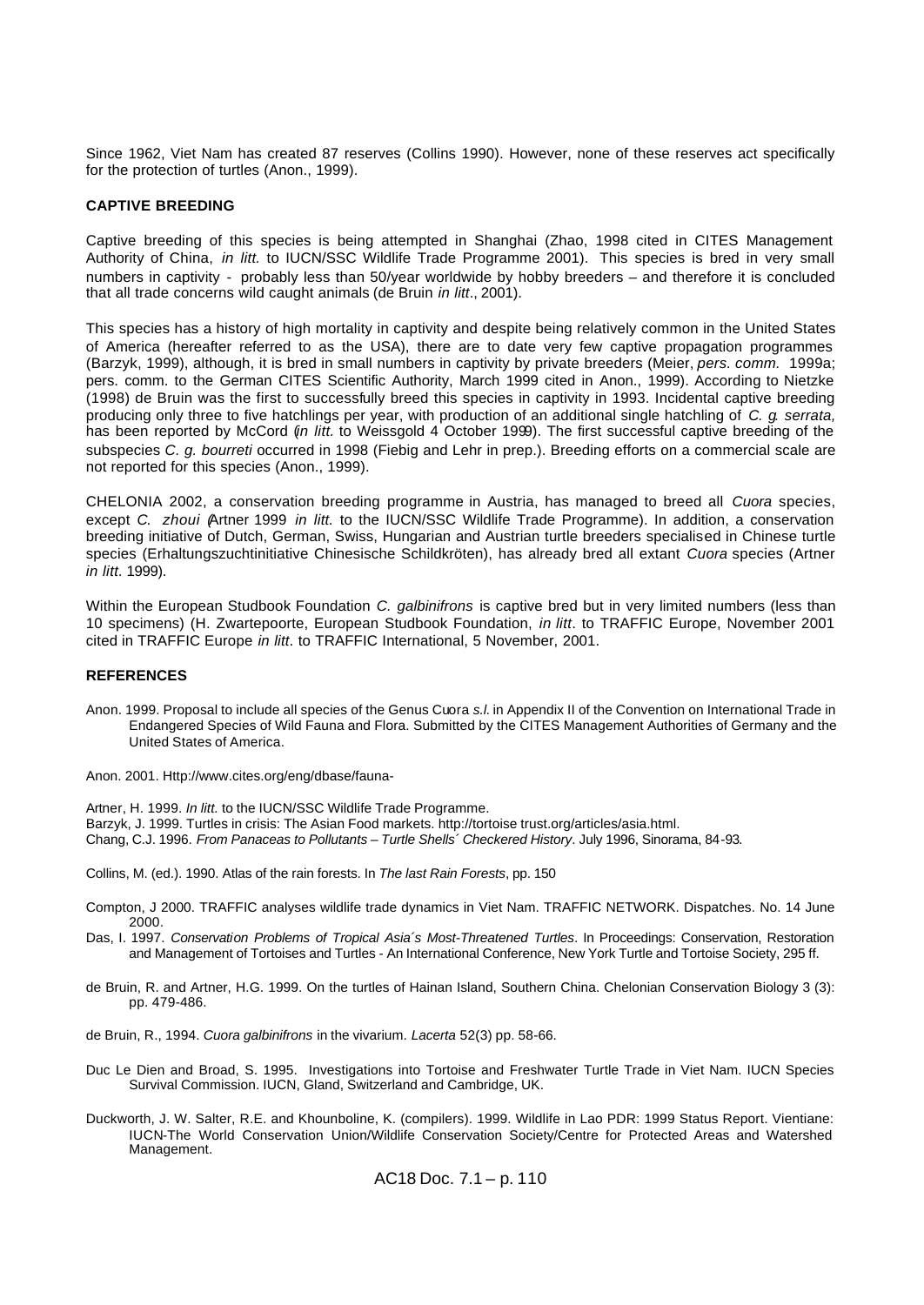Since 1962, Viet Nam has created 87 reserves (Collins 1990). However, none of these reserves act specifically for the protection of turtles (Anon., 1999).

## CAPTIVE BREEDING

Captive breeding of this species is being attempted in Shanghai (Zhao, 1998 cited in CITES Management Authority of China, *in litt.* to IUCN/SSC Wildlife Trade Programme 2001). This species is bred in very small numbers in captivity - probably less than 50/year worldwide by hobby breeders – and therefore it is concluded that all trade concerns wild caught animals (de Bruin *in litt*., 2001).

This species has a history of high mortality in captivity and despite being relatively common in the United States of America (hereafter referred to as the USA), there are to date very few captive propagation programmes (Barzyk, 1999), although, it is bred in small numbers in captivity by private breeders (Meier, *pers. comm.* 1999a; pers. comm. to the German CITES Scientific Authority, March 1999 cited in Anon., 1999). According to Nietzke (1998) de Bruin was the first to successfully breed this species in captivity in 1993. Incidental captive breeding producing only three to five hatchlings per year, with production of an additional single hatchling of *C. g. serrata,* has been reported by McCord (*in litt.* to Weissgold 4 October 1999). The first successful captive breeding of the subspecies *C. g. bourreti* occurred in 1998 (Fiebig and Lehr in prep.). Breeding efforts on a commercial scale are not reported for this species (Anon., 1999).

CHELONIA 2002, a conservation breeding programme in Austria, has managed to breed all *Cuora* species, except *C. zhoui* (Artner 1999 *in litt.* to the IUCN/SSC Wildlife Trade Programme). In addition, a conservation breeding initiative of Dutch, German, Swiss, Hungarian and Austrian turtle breeders specialised in Chinese turtle species (Erhaltungszuchtinitiative Chinesische Schildkröten), has already bred all extant *Cuora* species (Artner *in litt.* 1999).

Within the European Studbook Foundation *C. galbinifrons* is captive bred but in very limited numbers (less than 10 specimens) (H. Zwartepoorte, European Studbook Foundation, *in litt*. to TRAFFIC Europe, November 2001 cited in TRAFFIC Europe *in litt*. to TRAFFIC International, 5 November, 2001.

## REFERENCES

Anon. 1999. Proposal to include all species of the Genus Cuora *s.l.* in Appendix II of the Convention on International Trade in Endangered Species of Wild Fauna and Flora. Submitted by the CITES Management Authorities of Germany and the United States of America.

Anon. 2001. Http://www.cites.org/eng/dbase/fauna-

Artner, H. 1999. *In litt.* to the IUCN/SSC Wildlife Trade Programme.

Barzyk, J. 1999. Turtles in crisis: The Asian Food markets. http://tortoise trust.org/articles/asia.html.

Chang, C.J. 1996. *From Panaceas to Pollutants – Turtle Shells´ Checkered History*. July 1996, Sinorama, 84-93.

Collins, M. (ed.). 1990. Atlas of the rain forests. In *The last Rain Forests*, pp. 150

Compton, J 2000. TRAFFIC analyses wildlife trade dynamics in Viet Nam. TRAFFIC NETWORK. Dispatches. No. 14 June 2000.

Das, I. 1997. *Conservation Problems of Tropical Asia´s Most-Threatened Turtles*. In Proceedings: Conservation, Restoration and Management of Tortoises and Turtles - An International Conference, New York Turtle and Tortoise Society, 295 ff.

de Bruin, R. and Artner, H.G. 1999. On the turtles of Hainan Island, Southern China. Chelonian Conservation Biology 3 (3): pp. 479-486.

de Bruin, R., 1994. *Cuora galbinifrons* in the vivarium. *Lacerta* 52(3) pp. 58-66.

Duc Le Dien and Broad, S. 1995. Investigations into Tortoise and Freshwater Turtle Trade in Viet Nam. IUCN Species Survival Commission. IUCN, Gland, Switzerland and Cambridge, UK.

Duckworth, J. W. Salter, R.E. and Khounboline, K. (compilers). 1999. Wildlife in Lao PDR: 1999 Status Report. Vientiane: IUCN-The World Conservation Union/Wildlife Conservation Society/Centre for Protected Areas and Watershed Management.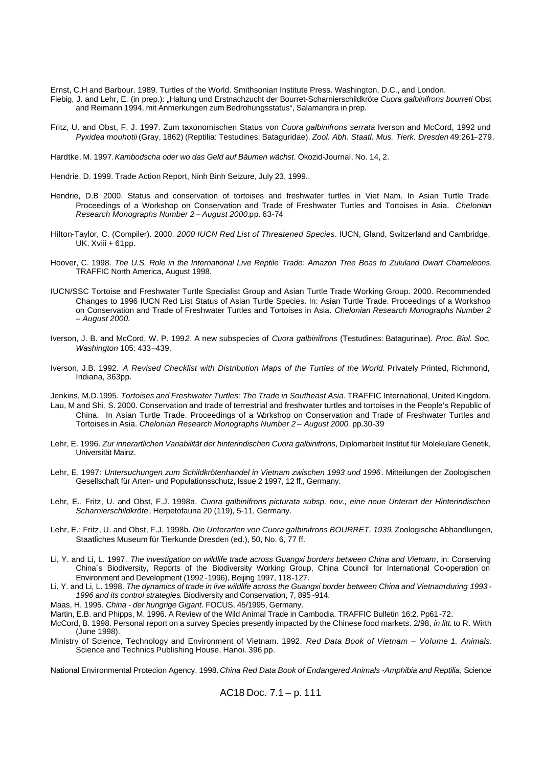Ernst, C.H and Barbour. 1989. Turtles of the World. Smithsonian Institute Press. Washington, D.C., and London.

Fiebig, J. and Lehr, E. (in prep.): „Haltung und Erstnachzucht der Bourret-Scharnierschildkröte *Cuora galbinifrons bourreti* Obst and Reimann 1994, mit Anmerkungen zum Bedrohungsstatus", Salamandra in prep.

Fritz, U. and Obst, F. J. 1997. Zum taxonomischen Status von *Cuora galbinifrons serrata* Iverson and McCord, 1992 und *Pyxidea mouhotii* (Gray, 1862) (Reptilia: Testudines: Bataguridae). *Zool. Abh. Staatl. Mus. Tierk. Dresden* 49:261–279.

Hardtke, M. 1997. *Kambodscha oder wo das Geld auf Bäumen wächst*. Ökozid-Journal, No. 14, 2.

Hendrie, D. 1999. Trade Action Report, Ninh Binh Seizure, July 23, 1999..

Hendrie, D.B 2000. Status and conservation of tortoises and freshwater turtles in Viet Nam. In Asian Turtle Trade. Proceedings of a Workshop on Conservation and Trade of Freshwater Turtles and Tortoises in Asia. *Chelonian Research Monographs Number 2 – August 2000*. pp. 63-74

Hilton-Taylor, C. (Compiler). 2000. *2000 IUCN Red List of Threatened Species*. IUCN, Gland, Switzerland and Cambridge, UK. Xviii + 61pp.

Hoover, C. 1998. *The U.S. Role in the International Live Reptile Trade: Amazon Tree Boas to Zululand Dwarf Chameleons*. TRAFFIC North America, August 1998.

IUCN/SSC Tortoise and Freshwater Turtle Specialist Group and Asian Turtle Trade Working Group. 2000. Recommended Changes to 1996 IUCN Red List Status of Asian Turtle Species. In: Asian Turtle Trade. Proceedings of a Workshop on Conservation and Trade of Freshwater Turtles and Tortoises in Asia. *Chelonian Research Monographs Number 2 – August 2000.*

Iverson, J. B. and McCord, W. P. 1992. A new subspecies of *Cuora galbinifrons* (Testudines: Batagurinae). *Proc. Biol. Soc. Washington* 105: 433–439.

Iverson, J.B. 1992. *A Revised Checklist with Distribution Maps of the Turtles of the World.* Privately Printed, Richmond, Indiana, 363pp.

Jenkins, M.D.1995. *Tortoises and Freshwater Turtles: The Trade in Southeast Asia*. TRAFFIC International, United Kingdom.

Lau, M and Shi, S. 2000. Conservation and trade of terrestrial and freshwater turtles and tortoises in the People's Republic of China. In Asian Turtle Trade. Proceedings of a Workshop on Conservation and Trade of Freshwater Turtles and Tortoises in Asia. *Chelonian Research Monographs Number 2 – August 2000.* pp.30-39

Lehr, E. 1996. *Zur innerartlichen Variabilität der hinterindischen Cuora galbinifrons*, Diplomarbeit Institut für Molekulare Genetik, Universität Mainz.

Lehr, E. 1997: *Untersuchungen zum Schildkrötenhandel in Vietnam zwischen 1993 und 1996*. Mitteilungen der Zoologischen Gesellschaft für Arten- und Populationsschutz, Issue 2 1997, 12 ff., Germany.

Lehr, E., Fritz, U. and Obst, F.J. 1998a. *Cuora galbinifrons picturata subsp. nov., eine neue Unterart der Hinterindischen Scharnierschildkröte*, Herpetofauna 20 (119), 5-11, Germany.

Lehr, E.; Fritz, U. and Obst, F.J. 1998b. *Die Unterarten von Cuora galbinifrons BOURRET, 1939*, Zoologische Abhandlungen, Staatliches Museum für Tierkunde Dresden (ed.), 50, No. 6, 77 ff.

Li, Y. and Li, L. 1997. *The investigation on wildlife trade across Guangxi borders between China and Vietnam*, in: Conserving China´s Biodiversity, Reports of the Biodiversity Working Group, China Council for International Co-operation on Environment and Development (1992-1996), Beijing 1997, 118-127.

Li, Y. and Li, L. 1998. *The dynamics of trade in live wildlife across the Guangxi border between China and Vietnam during 1993-1996 and its control strategies*. Biodiversity and Conservation, 7, 895-914.

Maas, H. 1995. *China - der hungrige Gigant*. FOCUS, 45/1995, Germany.

Martin, E.B. and Phipps, M. 1996. A Review of the Wild Animal Trade in Cambodia. TRAFFIC Bulletin 16:2. Pp61-72.

McCord, B. 1998. Personal report on a survey Species presently impacted by the Chinese food markets. 2/98, *in litt.* to R. Wirth (June 1998).

Ministry of Science, Technology and Environment of Vietnam. 1992. *Red Data Book of Vietnam – Volume 1. Animals*. Science and Technics Publishing House, Hanoi. 396 pp.

National Environmental Protecion Agency. 1998. *China Red Data Book of Endangered Animals -Amphibia and Reptilia*, Science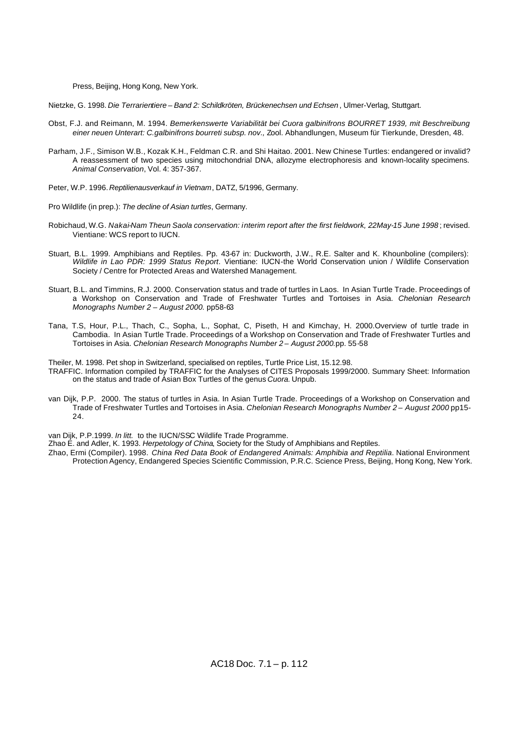Press, Beijing, Hong Kong, New York.

Nietzke, G. 1998. *Die Terrarientiere – Band 2: Schildkröten, Brückenechsen und Echsen* , Ulmer-Verlag, Stuttgart.

Obst, F.J. and Reimann, M. 1994. *Bemerkenswerte Variabilität bei Cuora galbinifrons BOURRET 1939, mit Beschreibung einer neuen Unterart: C.galbinifrons bourreti subsp. nov.,* Zool. Abhandlungen, Museum für Tierkunde, Dresden, 48.

Parham, J.F., Simison W.B., Kozak K.H., Feldman C.R. and Shi Haitao. 2001. New Chinese Turtles: endangered or invalid? A reassessment of two species using mitochondrial DNA, allozyme electrophoresis and known-locality specimens. *Animal Conservation*, Vol. 4: 357-367.

Peter, W.P. 1996. *Reptilienausverkauf in Vietnam*, DATZ, 5/1996, Germany.

Pro Wildlife (in prep.): *The decline of Asian turtles*, Germany.

Robichaud, W.G. *Nakai-Nam Theun Saola conservation: interim report after the first fieldwork, 22May-15 June 1998* ; revised. Vientiane: WCS report to IUCN.

Stuart, B.L. 1999. Amphibians and Reptiles. Pp. 43-67 in: Duckworth, J.W., R.E. Salter and K. Khounboline (compilers): *Wildlife in Lao PDR: 1999 Status Report*. Vientiane: IUCN-the World Conservation union / Wildlife Conservation Society / Centre for Protected Areas and Watershed Management.

Stuart, B.L. and Timmins, R.J. 2000. Conservation status and trade of turtles in Laos. In Asian Turtle Trade. Proceedings of a Workshop on Conservation and Trade of Freshwater Turtles and Tortoises in Asia. *Chelonian Research Monographs Number 2 – August 2000.* pp58-63

Tana, T.S, Hour, P.L., Thach, C., Sopha, L., Sophat, C, Piseth, H and Kimchay, H. 2000.Overview of turtle trade in Cambodia. In Asian Turtle Trade. Proceedings of a Workshop on Conservation and Trade of Freshwater Turtles and Tortoises in Asia. *Chelonian Research Monographs Number 2 – August 2000.*pp. 55-58

Theiler, M. 1998. Pet shop in Switzerland, specialised on reptiles, Turtle Price List, 15.12.98.

TRAFFIC. Information compiled by TRAFFIC for the Analyses of CITES Proposals 1999/2000. Summary Sheet: Information on the status and trade of Asian Box Turtles of the genus *Cuora*. Unpub.

van Dijk, P.P. 2000. The status of turtles in Asia. In Asian Turtle Trade. Proceedings of a Workshop on Conservation and Trade of Freshwater Turtles and Tortoises in Asia. *Chelonian Research Monographs Number 2 – August 2000* pp15-24.

van Dijk, P.P.1999. *In litt.* to the IUCN/SSC Wildlife Trade Programme.

Zhao E. and Adler, K. 1993. *Herpetology of China*, Society for the Study of Amphibians and Reptiles.

Zhao, Ermi (Compiler). 1998. *China Red Data Book of Endangered Animals: Amphibia and Reptilia*. National Environment Protection Agency, Endangered Species Scientific Commission, P.R.C. Science Press, Beijing, Hong Kong, New York.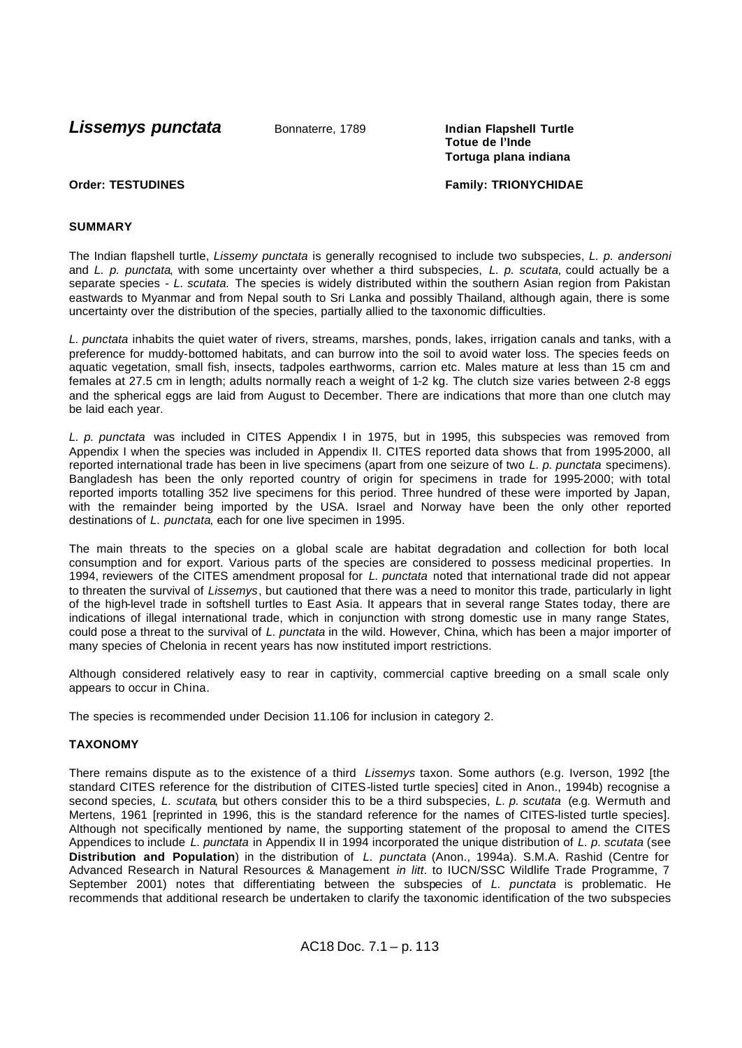# *Lissemys punctata*

Bonnaterre, 1789

**Indian Flapshell Turtle**
**Totue de l'Inde**
**Tortuga plana indiana**

**Order: TESTUDINES** **Family: TRIONYCHIDAE**

## SUMMARY

The Indian flapshell turtle, *Lissemy punctata* is generally recognised to include two subspecies, *L. p. andersoni* and *L. p. punctata*, with some uncertainty over whether a third subspecies, *L. p. scutata,* could actually be a separate species - *L. scutata.* The species is widely distributed within the southern Asian region from Pakistan eastwards to Myanmar and from Nepal south to Sri Lanka and possibly Thailand, although again, there is some uncertainty over the distribution of the species, partially allied to the taxonomic difficulties.

*L. punctata* inhabits the quiet water of rivers, streams, marshes, ponds, lakes, irrigation canals and tanks, with a preference for muddy-bottomed habitats, and can burrow into the soil to avoid water loss. The species feeds on aquatic vegetation, small fish, insects, tadpoles earthworms, carrion etc. Males mature at less than 15 cm and females at 27.5 cm in length; adults normally reach a weight of 1-2 kg. The clutch size varies between 2-8 eggs and the spherical eggs are laid from August to December. There are indications that more than one clutch may be laid each year.

*L. p. punctata* was included in CITES Appendix I in 1975, but in 1995, this subspecies was removed from Appendix I when the species was included in Appendix II. CITES reported data shows that from 1995-2000, all reported international trade has been in live specimens (apart from one seizure of two *L. p. punctata* specimens). Bangladesh has been the only reported country of origin for specimens in trade for 1995-2000; with total reported imports totalling 352 live specimens for this period. Three hundred of these were imported by Japan, with the remainder being imported by the USA. Israel and Norway have been the only other reported destinations of *L. punctata*, each for one live specimen in 1995.

The main threats to the species on a global scale are habitat degradation and collection for both local consumption and for export. Various parts of the species are considered to possess medicinal properties. In 1994, reviewers of the CITES amendment proposal for *L. punctata* noted that international trade did not appear to threaten the survival of *Lissemys*, but cautioned that there was a need to monitor this trade, particularly in light of the high-level trade in softshell turtles to East Asia. It appears that in several range States today, there are indications of illegal international trade, which in conjunction with strong domestic use in many range States, could pose a threat to the survival of *L. punctata* in the wild. However, China, which has been a major importer of many species of Chelonia in recent years has now instituted import restrictions.

Although considered relatively easy to rear in captivity, commercial captive breeding on a small scale only appears to occur in China.

The species is recommended under Decision 11.106 for inclusion in category 2.

## TAXONOMY

There remains dispute as to the existence of a third *Lissemys* taxon. Some authors (e.g. Iverson, 1992 [the standard CITES reference for the distribution of CITES-listed turtle species] cited in Anon., 1994b) recognise a second species, *L. scutata*, but others consider this to be a third subspecies, *L. p. scutata* (e.g. Wermuth and Mertens, 1961 [reprinted in 1996, this is the standard reference for the names of CITES-listed turtle species]. Although not specifically mentioned by name, the supporting statement of the proposal to amend the CITES Appendices to include *L. punctata* in Appendix II in 1994 incorporated the unique distribution of *L. p. scutata* (see **Distribution and Population**) in the distribution of *L. punctata* (Anon., 1994a). S.M.A. Rashid (Centre for Advanced Research in Natural Resources & Management *in litt*. to IUCN/SSC Wildlife Trade Programme, 7 September 2001) notes that differentiating between the subspecies of *L. punctata* is problematic. He recommends that additional research be undertaken to clarify the taxonomic identification of the two subspecies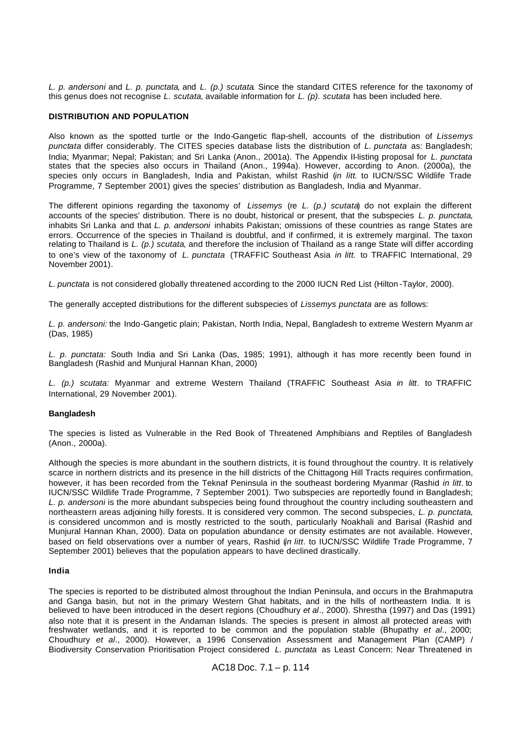*L. p. andersoni* and *L. p. punctata*, and *L. (p.) scutata*. Since the standard CITES reference for the taxonomy of this genus does not recognise *L. scutata*, available information for *L. (p). scutata* has been included here.

## DISTRIBUTION AND POPULATION

Also known as the spotted turtle or the Indo-Gangetic flap-shell, accounts of the distribution of *Lissemys punctata* differ considerably. The CITES species database lists the distribution of *L. punctata* as: Bangladesh; India; Myanmar; Nepal; Pakistan; and Sri Lanka (Anon., 2001a). The Appendix II-listing proposal for *L. punctata* states that the species also occurs in Thailand (Anon., 1994a). However, according to Anon. (2000a), the species only occurs in Bangladesh, India and Pakistan, whilst Rashid (*in litt.* to IUCN/SSC Wildlife Trade Programme, 7 September 2001) gives the species' distribution as Bangladesh, India and Myanmar.

The different opinions regarding the taxonomy of *Lissemys* (re *L. (p.) scutata*) do not explain the different accounts of the species' distribution. There is no doubt, historical or present, that the subspecies *L. p. punctata*, inhabits Sri Lanka and that *L. p. andersoni* inhabits Pakistan; omissions of these countries as range States are errors. Occurrence of the species in Thailand is doubtful, and if confirmed, it is extremely marginal. The taxon relating to Thailand is *L. (p.) scutata*, and therefore the inclusion of Thailand as a range State will differ according to one's view of the taxonomy of *L. punctata* (TRAFFIC Southeast Asia *in litt.* to TRAFFIC International, 29 November 2001).

*L. punctata* is not considered globally threatened according to the 2000 IUCN Red List (Hilton-Taylor, 2000).

The generally accepted distributions for the different subspecies of *Lissemys punctata* are as follows:

*L. p. andersoni:* the Indo-Gangetic plain; Pakistan, North India, Nepal, Bangladesh to extreme Western Myanmar (Das, 1985)

*L. p. punctata:* South India and Sri Lanka (Das, 1985; 1991), although it has more recently been found in Bangladesh (Rashid and Munjural Hannan Khan, 2000)

*L. (p.) scutata:* Myanmar and extreme Western Thailand (TRAFFIC Southeast Asia *in litt*. to TRAFFIC International, 29 November 2001).

### Bangladesh

The species is listed as Vulnerable in the Red Book of Threatened Amphibians and Reptiles of Bangladesh (Anon., 2000a).

Although the species is more abundant in the southern districts, it is found throughout the country. It is relatively scarce in northern districts and its presence in the hill districts of the Chittagong Hill Tracts requires confirmation, however, it has been recorded from the Teknaf Peninsula in the southeast bordering Myanmar (Rashid *in litt*. to IUCN/SSC Wildlife Trade Programme, 7 September 2001). Two subspecies are reportedly found in Bangladesh; *L. p. andersoni* is the more abundant subspecies being found throughout the country including southeastern and northeastern areas adjoining hilly forests. It is considered very common. The second subspecies, *L. p. punctata*, is considered uncommon and is mostly restricted to the south, particularly Noakhali and Barisal (Rashid and Munjural Hannan Khan, 2000). Data on population abundance or density estimates are not available. However, based on field observations over a number of years, Rashid (*in litt*. to IUCN/SSC Wildlife Trade Programme, 7 September 2001) believes that the population appears to have declined drastically.

### India

The species is reported to be distributed almost throughout the Indian Peninsula, and occurs in the Brahmaputra and Ganga basin, but not in the primary Western Ghat habitats, and in the hills of northeastern India. It is believed to have been introduced in the desert regions (Choudhury *et al*., 2000). Shrestha (1997) and Das (1991) also note that it is present in the Andaman Islands. The species is present in almost all protected areas with freshwater wetlands, and it is reported to be common and the population stable (Bhupathy *et al*., 2000; Choudhury *et al*., 2000). However, a 1996 Conservation Assessment and Management Plan (CAMP) / Biodiversity Conservation Prioritisation Project considered *L. punctata* as Least Concern: Near Threatened in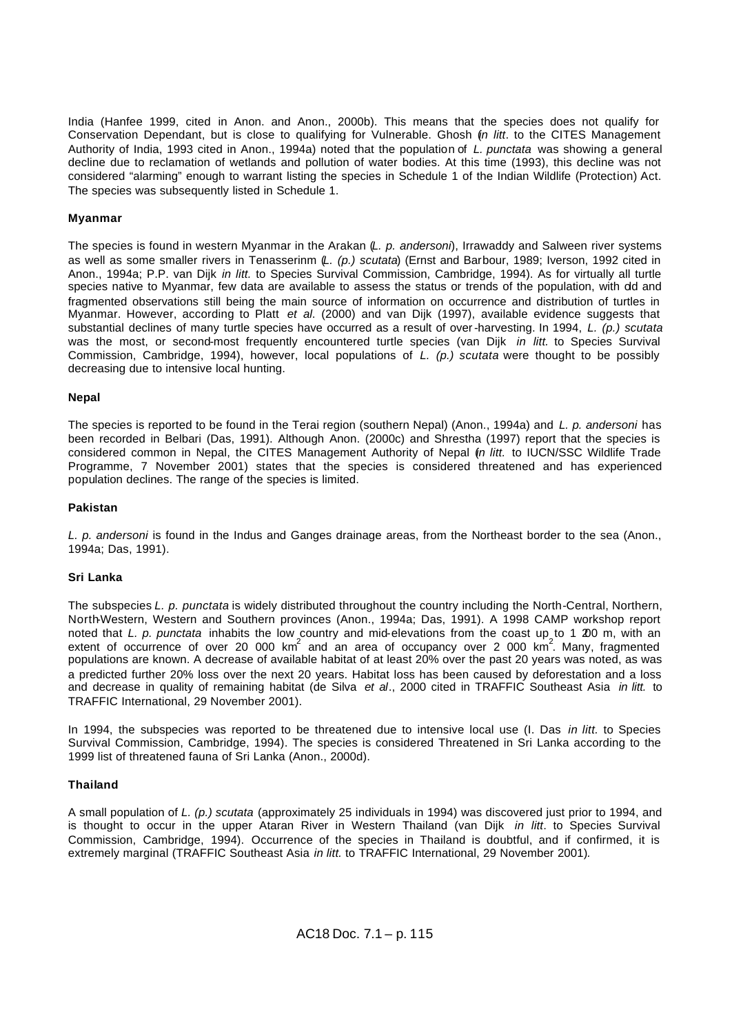India (Hanfee 1999, cited in Anon. and Anon., 2000b). This means that the species does not qualify for Conservation Dependant, but is close to qualifying for Vulnerable. Ghosh (*in litt*. to the CITES Management Authority of India, 1993 cited in Anon., 1994a) noted that the population of *L. punctata* was showing a general decline due to reclamation of wetlands and pollution of water bodies. At this time (1993), this decline was not considered "alarming" enough to warrant listing the species in Schedule 1 of the Indian Wildlife (Protection) Act. The species was subsequently listed in Schedule 1.

**Myanmar**

The species is found in western Myanmar in the Arakan (*L. p. andersoni*), Irrawaddy and Salween river systems as well as some smaller rivers in Tenasserinm (*L. (p.) scutata*) (Ernst and Barbour, 1989; Iverson, 1992 cited in Anon., 1994a; P.P. van Dijk *in litt.* to Species Survival Commission, Cambridge, 1994). As for virtually all turtle species native to Myanmar, few data are available to assess the status or trends of the population, with old and fragmented observations still being the main source of information on occurrence and distribution of turtles in Myanmar. However, according to Platt *et al.* (2000) and van Dijk (1997), available evidence suggests that substantial declines of many turtle species have occurred as a result of over-harvesting. In 1994, *L. (p.) scutata* was the most, or second-most frequently encountered turtle species (van Dijk *in litt.* to Species Survival Commission, Cambridge, 1994), however, local populations of *L. (p.) scutata* were thought to be possibly decreasing due to intensive local hunting.

**Nepal**

The species is reported to be found in the Terai region (southern Nepal) (Anon., 1994a) and *L. p. andersoni* has been recorded in Belbari (Das, 1991). Although Anon. (2000c) and Shrestha (1997) report that the species is considered common in Nepal, the CITES Management Authority of Nepal (*in litt.* to IUCN/SSC Wildlife Trade Programme, 7 November 2001) states that the species is considered threatened and has experienced population declines. The range of the species is limited.

**Pakistan**

*L. p. andersoni* is found in the Indus and Ganges drainage areas, from the Northeast border to the sea (Anon., 1994a; Das, 1991).

**Sri Lanka**

The subspecies *L. p. punctata* is widely distributed throughout the country including the North-Central, Northern, North-Western, Western and Southern provinces (Anon., 1994a; Das, 1991). A 1998 CAMP workshop report noted that *L. p. punctata* inhabits the low country and mid-elevations from the coast up to 1 200 m, with an extent of occurrence of over 20 000 km$^2$ and an area of occupancy over 2 000 km$^2$. Many, fragmented populations are known. A decrease of available habitat of at least 20% over the past 20 years was noted, as was a predicted further 20% loss over the next 20 years. Habitat loss has been caused by deforestation and a loss and decrease in quality of remaining habitat (de Silva *et al*., 2000 cited in TRAFFIC Southeast Asia *in litt.* to TRAFFIC International, 29 November 2001).

In 1994, the subspecies was reported to be threatened due to intensive local use (I. Das *in litt.* to Species Survival Commission, Cambridge, 1994). The species is considered Threatened in Sri Lanka according to the 1999 list of threatened fauna of Sri Lanka (Anon., 2000d).

**Thailand**

A small population of *L. (p.) scutata* (approximately 25 individuals in 1994) was discovered just prior to 1994, and is thought to occur in the upper Ataran River in Western Thailand (van Dijk *in litt*. to Species Survival Commission, Cambridge, 1994). Occurrence of the species in Thailand is doubtful, and if confirmed, it is extremely marginal (TRAFFIC Southeast Asia *in litt.* to TRAFFIC International, 29 November 2001).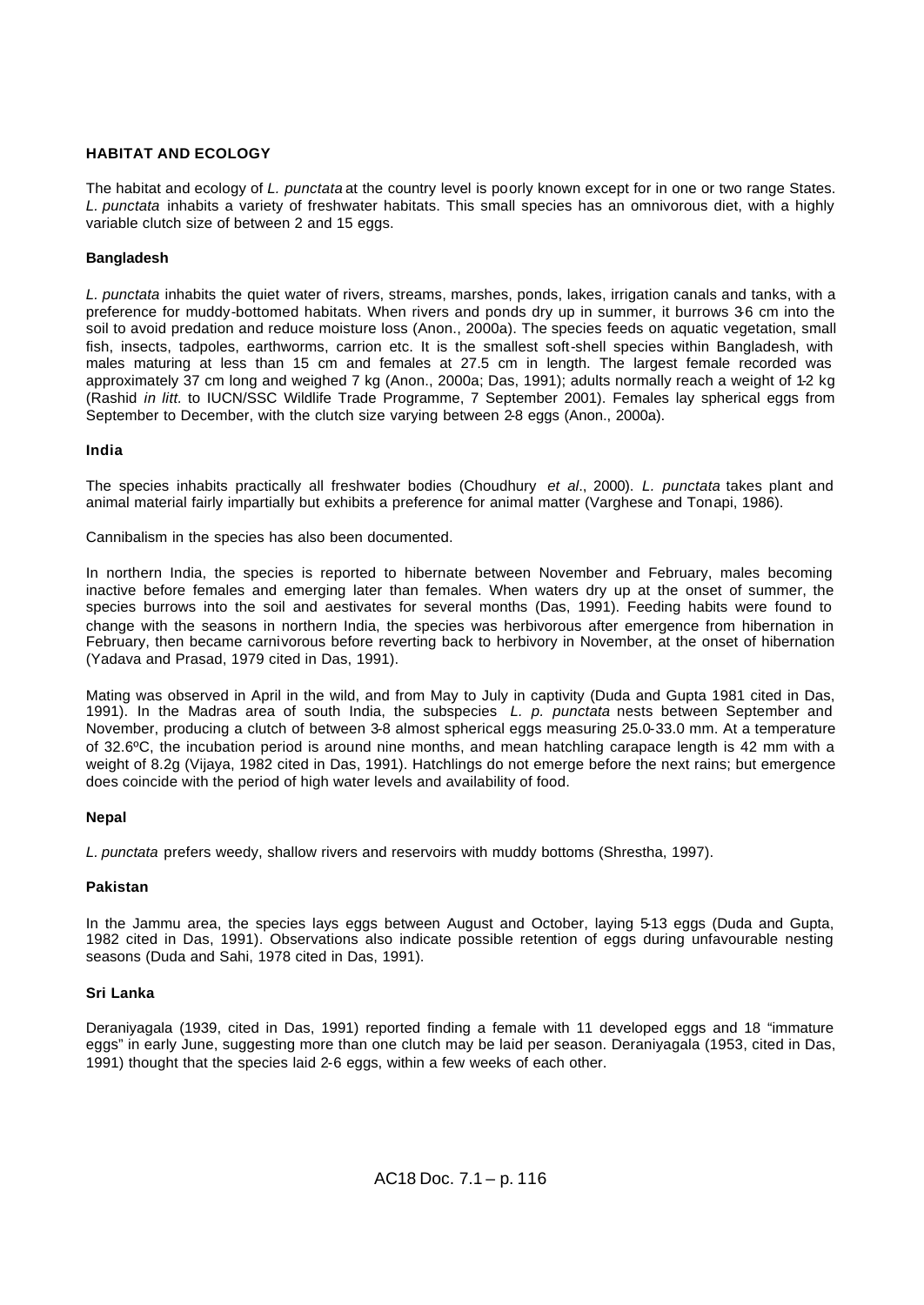**HABITAT AND ECOLOGY**

The habitat and ecology of *L. punctata* at the country level is poorly known except for in one or two range States. *L. punctata* inhabits a variety of freshwater habitats. This small species has an omnivorous diet, with a highly variable clutch size of between 2 and 15 eggs.

**Bangladesh**

*L. punctata* inhabits the quiet water of rivers, streams, marshes, ponds, lakes, irrigation canals and tanks, with a preference for muddy-bottomed habitats. When rivers and ponds dry up in summer, it burrows 3-6 cm into the soil to avoid predation and reduce moisture loss (Anon., 2000a). The species feeds on aquatic vegetation, small fish, insects, tadpoles, earthworms, carrion etc. It is the smallest soft-shell species within Bangladesh, with males maturing at less than 15 cm and females at 27.5 cm in length. The largest female recorded was approximately 37 cm long and weighed 7 kg (Anon., 2000a; Das, 1991); adults normally reach a weight of 1-2 kg (Rashid *in litt.* to IUCN/SSC Wildlife Trade Programme, 7 September 2001). Females lay spherical eggs from September to December, with the clutch size varying between 2-8 eggs (Anon., 2000a).

**India**

The species inhabits practically all freshwater bodies (Choudhury *et al*., 2000). *L. punctata* takes plant and animal material fairly impartially but exhibits a preference for animal matter (Varghese and Tonapi, 1986).

Cannibalism in the species has also been documented.

In northern India, the species is reported to hibernate between November and February, males becoming inactive before females and emerging later than females. When waters dry up at the onset of summer, the species burrows into the soil and aestivates for several months (Das, 1991). Feeding habits were found to change with the seasons in northern India, the species was herbivorous after emergence from hibernation in February, then became carnivorous before reverting back to herbivory in November, at the onset of hibernation (Yadava and Prasad, 1979 cited in Das, 1991).

Mating was observed in April in the wild, and from May to July in captivity (Duda and Gupta 1981 cited in Das, 1991). In the Madras area of south India, the subspecies *L. p. punctata* nests between September and November, producing a clutch of between 3-8 almost spherical eggs measuring 25.0-33.0 mm. At a temperature of 32.6ºC, the incubation period is around nine months, and mean hatchling carapace length is 42 mm with a weight of 8.2g (Vijaya, 1982 cited in Das, 1991). Hatchlings do not emerge before the next rains; but emergence does coincide with the period of high water levels and availability of food.

**Nepal**

*L. punctata* prefers weedy, shallow rivers and reservoirs with muddy bottoms (Shrestha, 1997).

**Pakistan**

In the Jammu area, the species lays eggs between August and October, laying 5-13 eggs (Duda and Gupta, 1982 cited in Das, 1991). Observations also indicate possible retention of eggs during unfavourable nesting seasons (Duda and Sahi, 1978 cited in Das, 1991).

**Sri Lanka**

Deraniyagala (1939, cited in Das, 1991) reported finding a female with 11 developed eggs and 18 "immature eggs" in early June, suggesting more than one clutch may be laid per season. Deraniyagala (1953, cited in Das, 1991) thought that the species laid 2-6 eggs, within a few weeks of each other.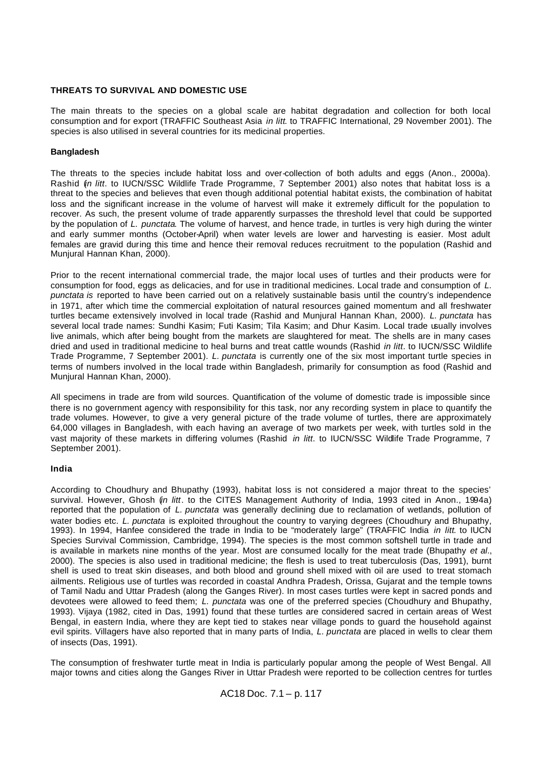## THREATS TO SURVIVAL AND DOMESTIC USE

The main threats to the species on a global scale are habitat degradation and collection for both local consumption and for export (TRAFFIC Southeast Asia *in litt*. to TRAFFIC International, 29 November 2001). The species is also utilised in several countries for its medicinal properties.

### Bangladesh

The threats to the species include habitat loss and over-collection of both adults and eggs (Anon., 2000a). Rashid (*in litt*. to IUCN/SSC Wildlife Trade Programme, 7 September 2001) also notes that habitat loss is a threat to the species and believes that even though additional potential habitat exists, the combination of habitat loss and the significant increase in the volume of harvest will make it extremely difficult for the population to recover. As such, the present volume of trade apparently surpasses the threshold level that could be supported by the population of *L. punctata*. The volume of harvest, and hence trade, in turtles is very high during the winter and early summer months (October-April) when water levels are lower and harvesting is easier. Most adult females are gravid during this time and hence their removal reduces recruitment to the population (Rashid and Munjural Hannan Khan, 2000).

Prior to the recent international commercial trade, the major local uses of turtles and their products were for consumption for food, eggs as delicacies, and for use in traditional medicines. Local trade and consumption of *L. punctata is* reported to have been carried out on a relatively sustainable basis until the country's independence in 1971, after which time the commercial exploitation of natural resources gained momentum and all freshwater turtles became extensively involved in local trade (Rashid and Munjural Hannan Khan, 2000). *L. punctata* has several local trade names: Sundhi Kasim; Futi Kasim; Tila Kasim; and Dhur Kasim. Local trade usually involves live animals, which after being bought from the markets are slaughtered for meat. The shells are in many cases dried and used in traditional medicine to heal burns and treat cattle wounds (Rashid *in litt*. to IUCN/SSC Wildlife Trade Programme, 7 September 2001). *L. punctata* is currently one of the six most important turtle species in terms of numbers involved in the local trade within Bangladesh, primarily for consumption as food (Rashid and Munjural Hannan Khan, 2000).

All specimens in trade are from wild sources. Quantification of the volume of domestic trade is impossible since there is no government agency with responsibility for this task, nor any recording system in place to quantify the trade volumes. However, to give a very general picture of the trade volume of turtles, there are approximately 64,000 villages in Bangladesh, with each having an average of two markets per week, with turtles sold in the vast majority of these markets in differing volumes (Rashid *in litt*. to IUCN/SSC Wildlife Trade Programme, 7 September 2001).

### India

According to Choudhury and Bhupathy (1993), habitat loss is not considered a major threat to the species' survival. However, Ghosh (*in litt*. to the CITES Management Authority of India, 1993 cited in Anon., 1994a) reported that the population of *L. punctata* was generally declining due to reclamation of wetlands, pollution of water bodies etc. *L. punctata* is exploited throughout the country to varying degrees (Choudhury and Bhupathy, 1993). In 1994, Hanfee considered the trade in India to be "moderately large" (TRAFFIC India *in litt*. to IUCN Species Survival Commission, Cambridge, 1994). The species is the most common softshell turtle in trade and is available in markets nine months of the year. Most are consumed locally for the meat trade (Bhupathy *et al*., 2000). The species is also used in traditional medicine; the flesh is used to treat tuberculosis (Das, 1991), burnt shell is used to treat skin diseases, and both blood and ground shell mixed with oil are used to treat stomach ailments. Religious use of turtles was recorded in coastal Andhra Pradesh, Orissa, Gujarat and the temple towns of Tamil Nadu and Uttar Pradesh (along the Ganges River). In most cases turtles were kept in sacred ponds and devotees were allowed to feed them; *L. punctata* was one of the preferred species (Choudhury and Bhupathy, 1993). Vijaya (1982, cited in Das, 1991) found that these turtles are considered sacred in certain areas of West Bengal, in eastern India, where they are kept tied to stakes near village ponds to guard the household against evil spirits. Villagers have also reported that in many parts of India, *L. punctata* are placed in wells to clear them of insects (Das, 1991).

The consumption of freshwater turtle meat in India is particularly popular among the people of West Bengal. All major towns and cities along the Ganges River in Uttar Pradesh were reported to be collection centres for turtles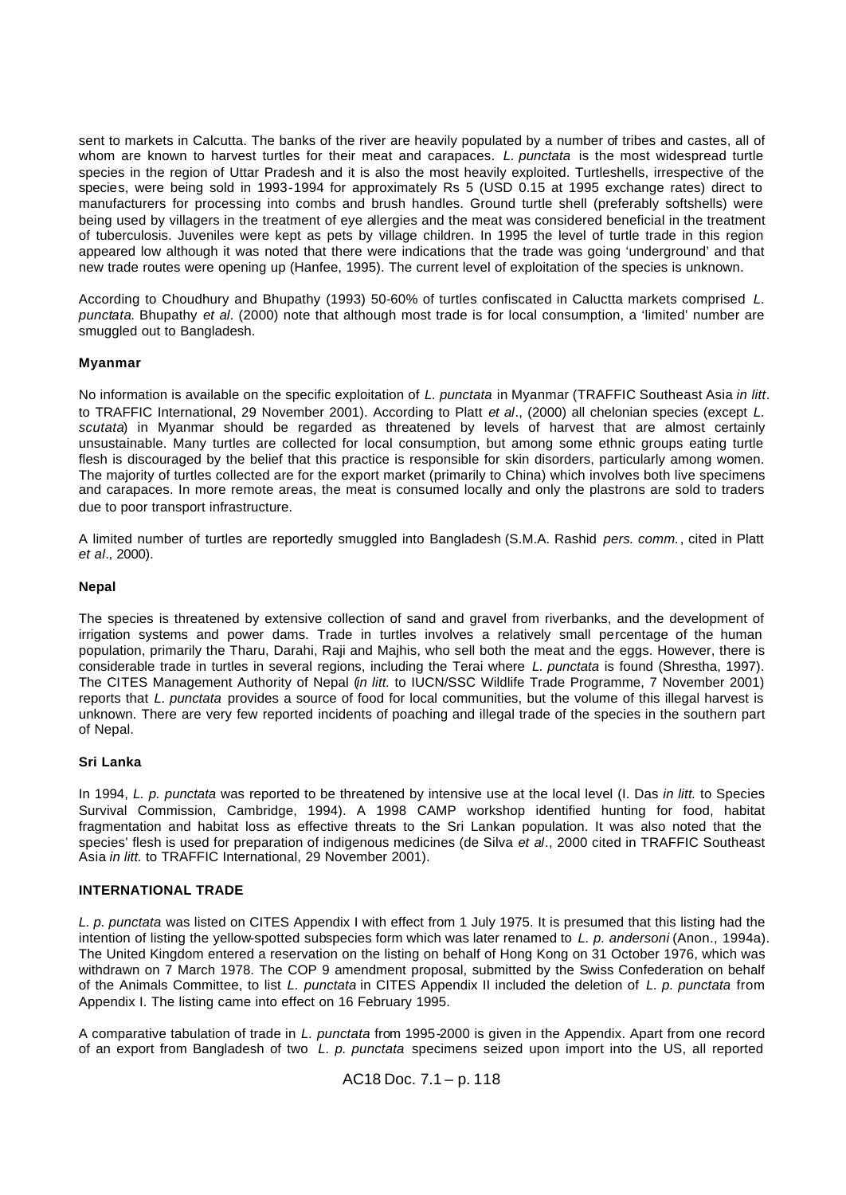sent to markets in Calcutta. The banks of the river are heavily populated by a number of tribes and castes, all of whom are known to harvest turtles for their meat and carapaces. *L. punctata* is the most widespread turtle species in the region of Uttar Pradesh and it is also the most heavily exploited. Turtleshells, irrespective of the species, were being sold in 1993-1994 for approximately Rs 5 (USD 0.15 at 1995 exchange rates) direct to manufacturers for processing into combs and brush handles. Ground turtle shell (preferably softshells) were being used by villagers in the treatment of eye allergies and the meat was considered beneficial in the treatment of tuberculosis. Juveniles were kept as pets by village children. In 1995 the level of turtle trade in this region appeared low although it was noted that there were indications that the trade was going 'underground' and that new trade routes were opening up (Hanfee, 1995). The current level of exploitation of the species is unknown.

According to Choudhury and Bhupathy (1993) 50-60% of turtles confiscated in Caluctta markets comprised *L. punctata*. Bhupathy *et al*. (2000) note that although most trade is for local consumption, a 'limited' number are smuggled out to Bangladesh.

**Myanmar**

No information is available on the specific exploitation of *L. punctata* in Myanmar (TRAFFIC Southeast Asia *in litt*. to TRAFFIC International, 29 November 2001). According to Platt *et al*., (2000) all chelonian species (except *L. scutata*) in Myanmar should be regarded as threatened by levels of harvest that are almost certainly unsustainable. Many turtles are collected for local consumption, but among some ethnic groups eating turtle flesh is discouraged by the belief that this practice is responsible for skin disorders, particularly among women. The majority of turtles collected are for the export market (primarily to China) which involves both live specimens and carapaces. In more remote areas, the meat is consumed locally and only the plastrons are sold to traders due to poor transport infrastructure.

A limited number of turtles are reportedly smuggled into Bangladesh (S.M.A. Rashid *pers. comm.*, cited in Platt *et al*., 2000).

**Nepal**

The species is threatened by extensive collection of sand and gravel from riverbanks, and the development of irrigation systems and power dams. Trade in turtles involves a relatively small percentage of the human population, primarily the Tharu, Darahi, Raji and Majhis, who sell both the meat and the eggs. However, there is considerable trade in turtles in several regions, including the Terai where *L. punctata* is found (Shrestha, 1997). The CITES Management Authority of Nepal (*in litt.* to IUCN/SSC Wildlife Trade Programme, 7 November 2001) reports that *L. punctata* provides a source of food for local communities, but the volume of this illegal harvest is unknown. There are very few reported incidents of poaching and illegal trade of the species in the southern part of Nepal.

**Sri Lanka**

In 1994, *L. p. punctata* was reported to be threatened by intensive use at the local level (I. Das *in litt.* to Species Survival Commission, Cambridge, 1994). A 1998 CAMP workshop identified hunting for food, habitat fragmentation and habitat loss as effective threats to the Sri Lankan population. It was also noted that the species' flesh is used for preparation of indigenous medicines (de Silva *et al*., 2000 cited in TRAFFIC Southeast Asia *in litt.* to TRAFFIC International, 29 November 2001).

**INTERNATIONAL TRADE**

*L. p. punctata* was listed on CITES Appendix I with effect from 1 July 1975. It is presumed that this listing had the intention of listing the yellow-spotted subspecies form which was later renamed to *L. p. andersoni* (Anon., 1994a). The United Kingdom entered a reservation on the listing on behalf of Hong Kong on 31 October 1976, which was withdrawn on 7 March 1978. The COP 9 amendment proposal, submitted by the Swiss Confederation on behalf of the Animals Committee, to list *L. punctata* in CITES Appendix II included the deletion of *L. p. punctata* from Appendix I. The listing came into effect on 16 February 1995.

A comparative tabulation of trade in *L. punctata* from 1995-2000 is given in the Appendix. Apart from one record of an export from Bangladesh of two *L. p. punctata* specimens seized upon import into the US, all reported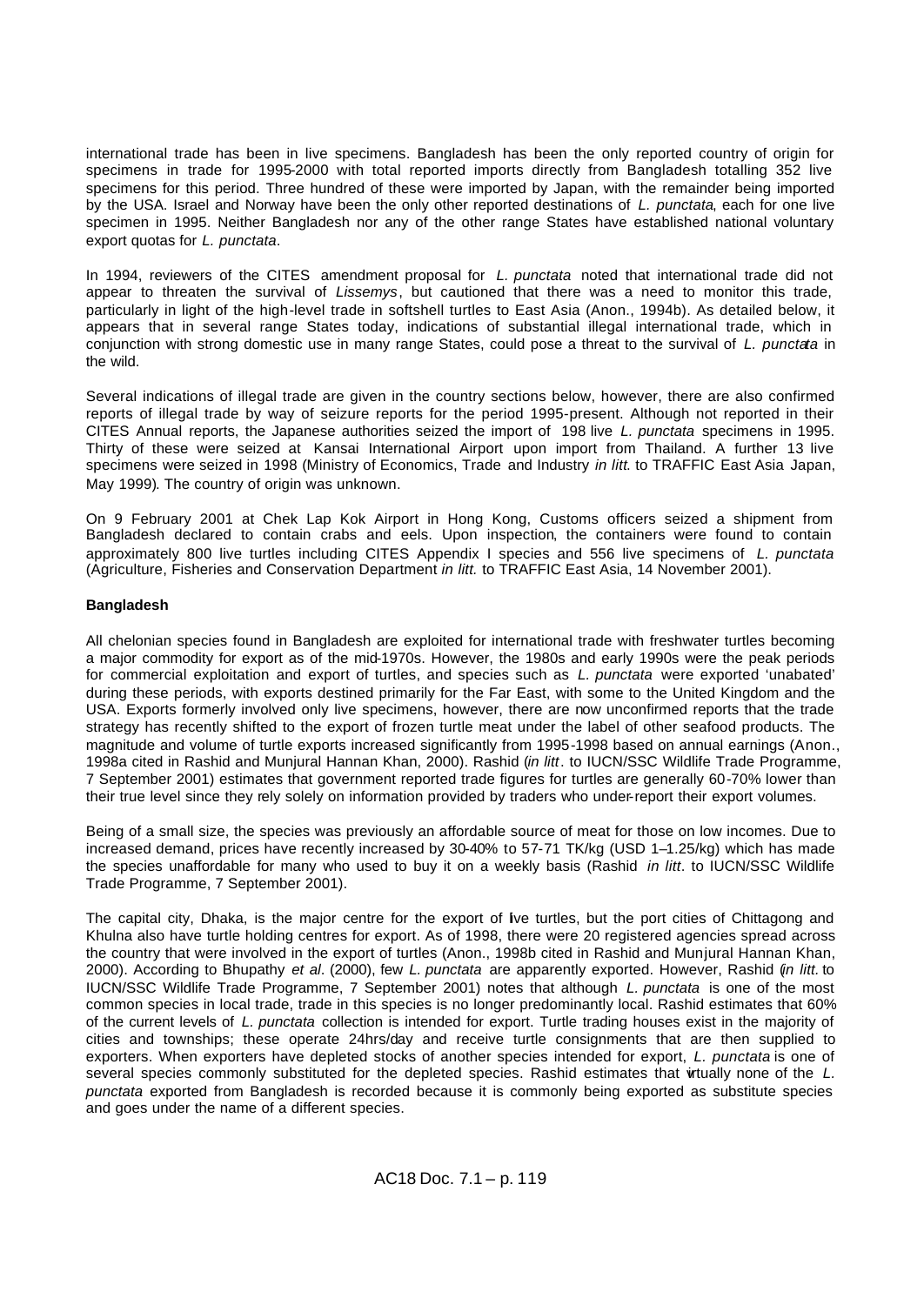international trade has been in live specimens. Bangladesh has been the only reported country of origin for specimens in trade for 1995-2000 with total reported imports directly from Bangladesh totalling 352 live specimens for this period. Three hundred of these were imported by Japan, with the remainder being imported by the USA. Israel and Norway have been the only other reported destinations of *L. punctata*, each for one live specimen in 1995. Neither Bangladesh nor any of the other range States have established national voluntary export quotas for *L. punctata*.

In 1994, reviewers of the CITES amendment proposal for *L. punctata* noted that international trade did not appear to threaten the survival of *Lissemys*, but cautioned that there was a need to monitor this trade, particularly in light of the high-level trade in softshell turtles to East Asia (Anon., 1994b). As detailed below, it appears that in several range States today, indications of substantial illegal international trade, which in conjunction with strong domestic use in many range States, could pose a threat to the survival of *L. punctata* in the wild.

Several indications of illegal trade are given in the country sections below, however, there are also confirmed reports of illegal trade by way of seizure reports for the period 1995-present. Although not reported in their CITES Annual reports, the Japanese authorities seized the import of 198 live *L. punctata* specimens in 1995. Thirty of these were seized at Kansai International Airport upon import from Thailand. A further 13 live specimens were seized in 1998 (Ministry of Economics, Trade and Industry *in litt.* to TRAFFIC East Asia Japan, May 1999). The country of origin was unknown.

On 9 February 2001 at Chek Lap Kok Airport in Hong Kong, Customs officers seized a shipment from Bangladesh declared to contain crabs and eels. Upon inspection, the containers were found to contain approximately 800 live turtles including CITES Appendix I species and 556 live specimens of *L. punctata* (Agriculture, Fisheries and Conservation Department *in litt.* to TRAFFIC East Asia, 14 November 2001).

**Bangladesh**

All chelonian species found in Bangladesh are exploited for international trade with freshwater turtles becoming a major commodity for export as of the mid-1970s. However, the 1980s and early 1990s were the peak periods for commercial exploitation and export of turtles, and species such as *L. punctata* were exported 'unabated' during these periods, with exports destined primarily for the Far East, with some to the United Kingdom and the USA. Exports formerly involved only live specimens, however, there are now unconfirmed reports that the trade strategy has recently shifted to the export of frozen turtle meat under the label of other seafood products. The magnitude and volume of turtle exports increased significantly from 1995-1998 based on annual earnings (Anon., 1998a cited in Rashid and Munjural Hannan Khan, 2000). Rashid (*in litt*. to IUCN/SSC Wildlife Trade Programme, 7 September 2001) estimates that government reported trade figures for turtles are generally 60-70% lower than their true level since they rely solely on information provided by traders who under-report their export volumes.

Being of a small size, the species was previously an affordable source of meat for those on low incomes. Due to increased demand, prices have recently increased by 30-40% to 57-71 TK/kg (USD 1–1.25/kg) which has made the species unaffordable for many who used to buy it on a weekly basis (Rashid *in litt*. to IUCN/SSC Wildlife Trade Programme, 7 September 2001).

The capital city, Dhaka, is the major centre for the export of live turtles, but the port cities of Chittagong and Khulna also have turtle holding centres for export. As of 1998, there were 20 registered agencies spread across the country that were involved in the export of turtles (Anon., 1998b cited in Rashid and Munjural Hannan Khan, 2000). According to Bhupathy *et al*. (2000), few *L. punctata* are apparently exported. However, Rashid (*in litt.* to IUCN/SSC Wildlife Trade Programme, 7 September 2001) notes that although *L. punctata* is one of the most common species in local trade, trade in this species is no longer predominantly local. Rashid estimates that 60% of the current levels of *L. punctata* collection is intended for export. Turtle trading houses exist in the majority of cities and townships; these operate 24hrs/day and receive turtle consignments that are then supplied to exporters. When exporters have depleted stocks of another species intended for export, *L. punctata* is one of several species commonly substituted for the depleted species. Rashid estimates that virtually none of the *L. punctata* exported from Bangladesh is recorded because it is commonly being exported as substitute species and goes under the name of a different species.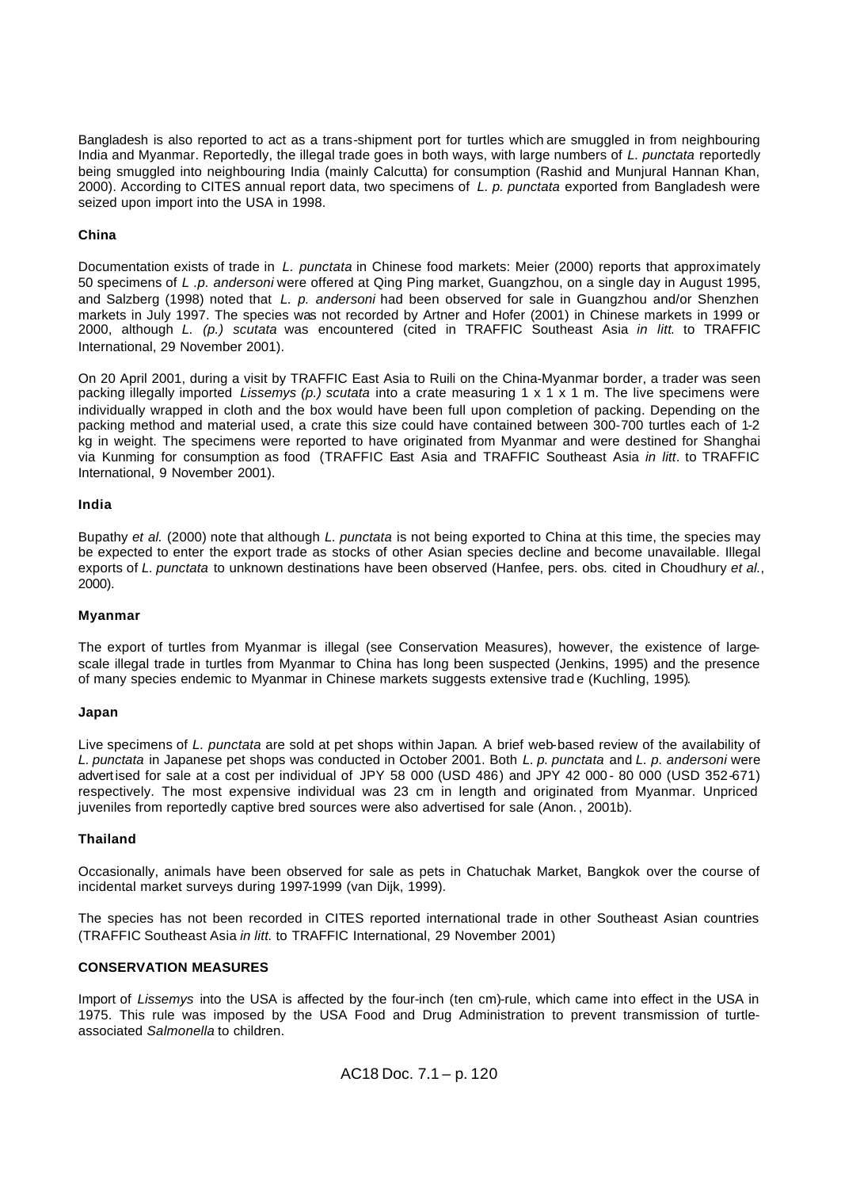Bangladesh is also reported to act as a trans-shipment port for turtles which are smuggled in from neighbouring India and Myanmar. Reportedly, the illegal trade goes in both ways, with large numbers of *L. punctata* reportedly being smuggled into neighbouring India (mainly Calcutta) for consumption (Rashid and Munjural Hannan Khan, 2000). According to CITES annual report data, two specimens of *L. p. punctata* exported from Bangladesh were seized upon import into the USA in 1998.

**China**

Documentation exists of trade in *L. punctata* in Chinese food markets: Meier (2000) reports that approximately 50 specimens of *L .p. andersoni* were offered at Qing Ping market, Guangzhou, on a single day in August 1995, and Salzberg (1998) noted that *L. p. andersoni* had been observed for sale in Guangzhou and/or Shenzhen markets in July 1997. The species was not recorded by Artner and Hofer (2001) in Chinese markets in 1999 or 2000, although *L. (p.) scutata* was encountered (cited in TRAFFIC Southeast Asia *in litt.* to TRAFFIC International, 29 November 2001).

On 20 April 2001, during a visit by TRAFFIC East Asia to Ruili on the China-Myanmar border, a trader was seen packing illegally imported *Lissemys (p.) scutata* into a crate measuring 1 x 1 x 1 m. The live specimens were individually wrapped in cloth and the box would have been full upon completion of packing. Depending on the packing method and material used, a crate this size could have contained between 300-700 turtles each of 1-2 kg in weight. The specimens were reported to have originated from Myanmar and were destined for Shanghai via Kunming for consumption as food (TRAFFIC East Asia and TRAFFIC Southeast Asia *in litt*. to TRAFFIC International, 9 November 2001).

**India**

Bupathy *et al.* (2000) note that although *L. punctata* is not being exported to China at this time, the species may be expected to enter the export trade as stocks of other Asian species decline and become unavailable. Illegal exports of *L. punctata* to unknown destinations have been observed (Hanfee, pers. obs. cited in Choudhury *et al.*, 2000).

**Myanmar**

The export of turtles from Myanmar is illegal (see Conservation Measures), however, the existence of large-scale illegal trade in turtles from Myanmar to China has long been suspected (Jenkins, 1995) and the presence of many species endemic to Myanmar in Chinese markets suggests extensive trade (Kuchling, 1995).

**Japan**

Live specimens of *L. punctata* are sold at pet shops within Japan. A brief web-based review of the availability of *L. punctata* in Japanese pet shops was conducted in October 2001. Both *L. p. punctata* and *L. p. andersoni* were advertised for sale at a cost per individual of JPY 58 000 (USD 486) and JPY 42 000 - 80 000 (USD 352-671) respectively. The most expensive individual was 23 cm in length and originated from Myanmar. Unpriced juveniles from reportedly captive bred sources were also advertised for sale (Anon., 2001b).

**Thailand**

Occasionally, animals have been observed for sale as pets in Chatuchak Market, Bangkok over the course of incidental market surveys during 1997-1999 (van Dijk, 1999).

The species has not been recorded in CITES reported international trade in other Southeast Asian countries (TRAFFIC Southeast Asia *in litt.* to TRAFFIC International, 29 November 2001)

**CONSERVATION MEASURES**

Import of *Lissemys* into the USA is affected by the four-inch (ten cm)-rule, which came into effect in the USA in 1975. This rule was imposed by the USA Food and Drug Administration to prevent transmission of turtle-associated *Salmonella* to children.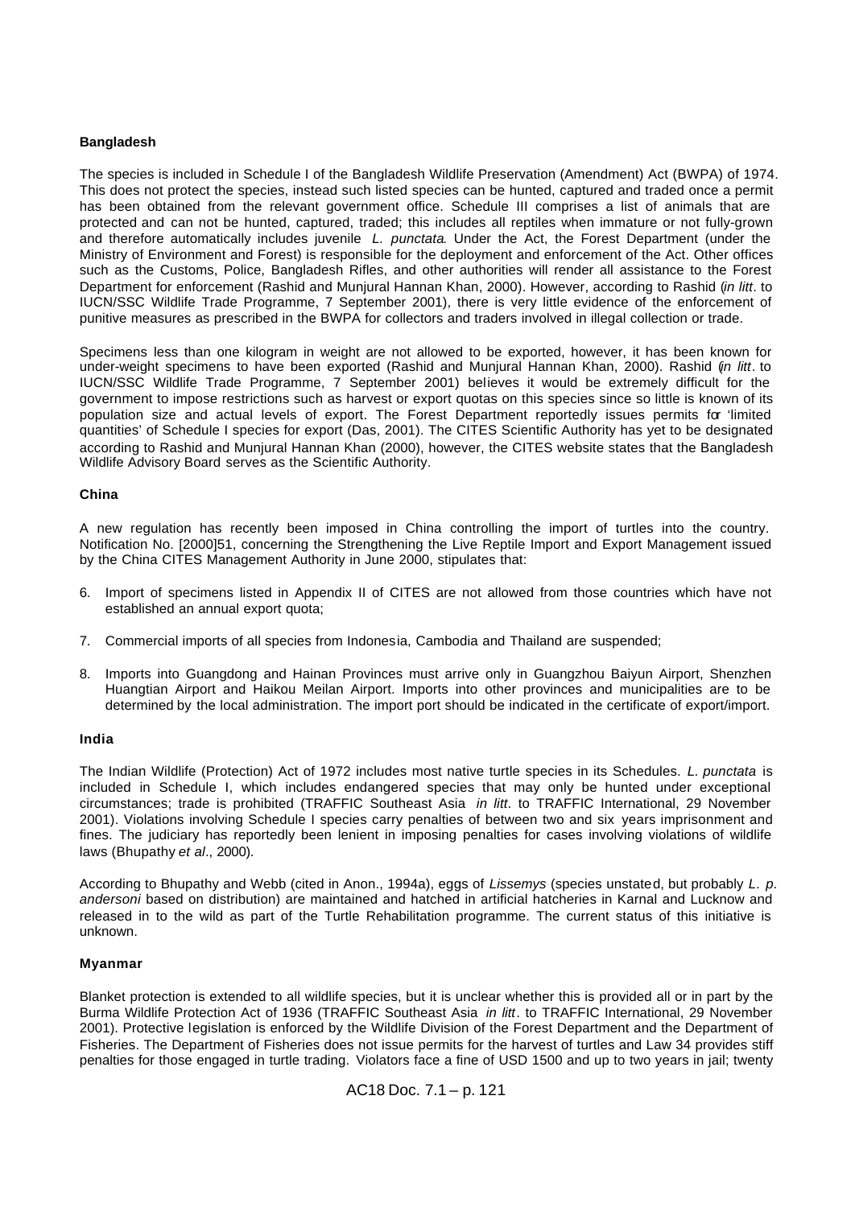**Bangladesh**

The species is included in Schedule I of the Bangladesh Wildlife Preservation (Amendment) Act (BWPA) of 1974. This does not protect the species, instead such listed species can be hunted, captured and traded once a permit has been obtained from the relevant government office. Schedule III comprises a list of animals that are protected and can not be hunted, captured, traded; this includes all reptiles when immature or not fully-grown and therefore automatically includes juvenile *L. punctata*. Under the Act, the Forest Department (under the Ministry of Environment and Forest) is responsible for the deployment and enforcement of the Act. Other offices such as the Customs, Police, Bangladesh Rifles, and other authorities will render all assistance to the Forest Department for enforcement (Rashid and Munjural Hannan Khan, 2000). However, according to Rashid (*in litt*. to IUCN/SSC Wildlife Trade Programme, 7 September 2001), there is very little evidence of the enforcement of punitive measures as prescribed in the BWPA for collectors and traders involved in illegal collection or trade.

Specimens less than one kilogram in weight are not allowed to be exported, however, it has been known for under-weight specimens to have been exported (Rashid and Munjural Hannan Khan, 2000). Rashid (*in litt*. to IUCN/SSC Wildlife Trade Programme, 7 September 2001) believes it would be extremely difficult for the government to impose restrictions such as harvest or export quotas on this species since so little is known of its population size and actual levels of export. The Forest Department reportedly issues permits for 'limited quantities' of Schedule I species for export (Das, 2001). The CITES Scientific Authority has yet to be designated according to Rashid and Munjural Hannan Khan (2000), however, the CITES website states that the Bangladesh Wildlife Advisory Board serves as the Scientific Authority.

**China**

A new regulation has recently been imposed in China controlling the import of turtles into the country. Notification No. [2000]51, concerning the Strengthening the Live Reptile Import and Export Management issued by the China CITES Management Authority in June 2000, stipulates that:

6. Import of specimens listed in Appendix II of CITES are not allowed from those countries which have not established an annual export quota;

7. Commercial imports of all species from Indonesia, Cambodia and Thailand are suspended;

8. Imports into Guangdong and Hainan Provinces must arrive only in Guangzhou Baiyun Airport, Shenzhen Huangtian Airport and Haikou Meilan Airport. Imports into other provinces and municipalities are to be determined by the local administration. The import port should be indicated in the certificate of export/import.

**India**

The Indian Wildlife (Protection) Act of 1972 includes most native turtle species in its Schedules. *L. punctata* is included in Schedule I, which includes endangered species that may only be hunted under exceptional circumstances; trade is prohibited (TRAFFIC Southeast Asia *in litt*. to TRAFFIC International, 29 November 2001). Violations involving Schedule I species carry penalties of between two and six years imprisonment and fines. The judiciary has reportedly been lenient in imposing penalties for cases involving violations of wildlife laws (Bhupathy *et al*., 2000).

According to Bhupathy and Webb (cited in Anon., 1994a), eggs of *Lissemys* (species unstated, but probably *L. p. andersoni* based on distribution) are maintained and hatched in artificial hatcheries in Karnal and Lucknow and released in to the wild as part of the Turtle Rehabilitation programme. The current status of this initiative is unknown.

**Myanmar**

Blanket protection is extended to all wildlife species, but it is unclear whether this is provided all or in part by the Burma Wildlife Protection Act of 1936 (TRAFFIC Southeast Asia *in litt*. to TRAFFIC International, 29 November 2001). Protective legislation is enforced by the Wildlife Division of the Forest Department and the Department of Fisheries. The Department of Fisheries does not issue permits for the harvest of turtles and Law 34 provides stiff penalties for those engaged in turtle trading. Violators face a fine of USD 1500 and up to two years in jail; twenty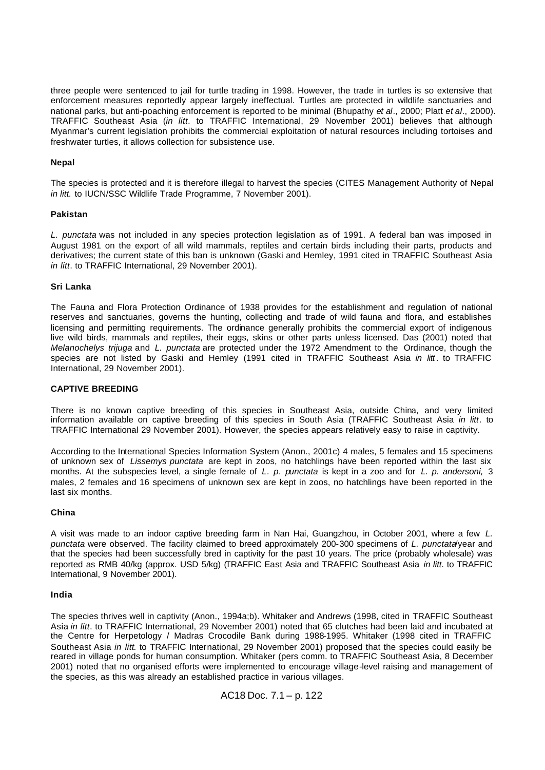three people were sentenced to jail for turtle trading in 1998. However, the trade in turtles is so extensive that enforcement measures reportedly appear largely ineffectual. Turtles are protected in wildlife sanctuaries and national parks, but anti-poaching enforcement is reported to be minimal (Bhupathy *et al*., 2000; Platt *et al*., 2000). TRAFFIC Southeast Asia (*in litt*. to TRAFFIC International, 29 November 2001) believes that although Myanmar's current legislation prohibits the commercial exploitation of natural resources including tortoises and freshwater turtles, it allows collection for subsistence use.

**Nepal**

The species is protected and it is therefore illegal to harvest the species (CITES Management Authority of Nepal *in litt.* to IUCN/SSC Wildlife Trade Programme, 7 November 2001).

**Pakistan**

*L. punctata* was not included in any species protection legislation as of 1991. A federal ban was imposed in August 1981 on the export of all wild mammals, reptiles and certain birds including their parts, products and derivatives; the current state of this ban is unknown (Gaski and Hemley, 1991 cited in TRAFFIC Southeast Asia *in litt*. to TRAFFIC International, 29 November 2001).

**Sri Lanka**

The Fauna and Flora Protection Ordinance of 1938 provides for the establishment and regulation of national reserves and sanctuaries, governs the hunting, collecting and trade of wild fauna and flora, and establishes licensing and permitting requirements. The ordinance generally prohibits the commercial export of indigenous live wild birds, mammals and reptiles, their eggs, skins or other parts unless licensed. Das (2001) noted that *Melanochelys trijuga* and *L. punctata* are protected under the 1972 Amendment to the Ordinance, though the species are not listed by Gaski and Hemley (1991 cited in TRAFFIC Southeast Asia *in litt*. to TRAFFIC International, 29 November 2001).

**CAPTIVE BREEDING**

There is no known captive breeding of this species in Southeast Asia, outside China, and very limited information available on captive breeding of this species in South Asia (TRAFFIC Southeast Asia *in litt*. to TRAFFIC International 29 November 2001). However, the species appears relatively easy to raise in captivity.

According to the International Species Information System (Anon., 2001c) 4 males, 5 females and 15 specimens of unknown sex of *Lissemys punctata* are kept in zoos, no hatchlings have been reported within the last six months. At the subspecies level, a single female of *L. p. punctata* is kept in a zoo and for *L. p. andersoni,* 3 males, 2 females and 16 specimens of unknown sex are kept in zoos, no hatchlings have been reported in the last six months.

**China**

A visit was made to an indoor captive breeding farm in Nan Hai, Guangzhou, in October 2001, where a few *L. punctata* were observed. The facility claimed to breed approximately 200-300 specimens of *L. punctata*/year and that the species had been successfully bred in captivity for the past 10 years. The price (probably wholesale) was reported as RMB 40/kg (approx. USD 5/kg) (TRAFFIC East Asia and TRAFFIC Southeast Asia *in litt*. to TRAFFIC International, 9 November 2001).

**India**

The species thrives well in captivity (Anon., 1994a;b). Whitaker and Andrews (1998, cited in TRAFFIC Southeast Asia *in litt*. to TRAFFIC International, 29 November 2001) noted that 65 clutches had been laid and incubated at the Centre for Herpetology / Madras Crocodile Bank during 1988-1995. Whitaker (1998 cited in TRAFFIC Southeast Asia *in litt.* to TRAFFIC International, 29 November 2001) proposed that the species could easily be reared in village ponds for human consumption. Whitaker (pers comm. to TRAFFIC Southeast Asia, 8 December 2001) noted that no organised efforts were implemented to encourage village-level raising and management of the species, as this was already an established practice in various villages.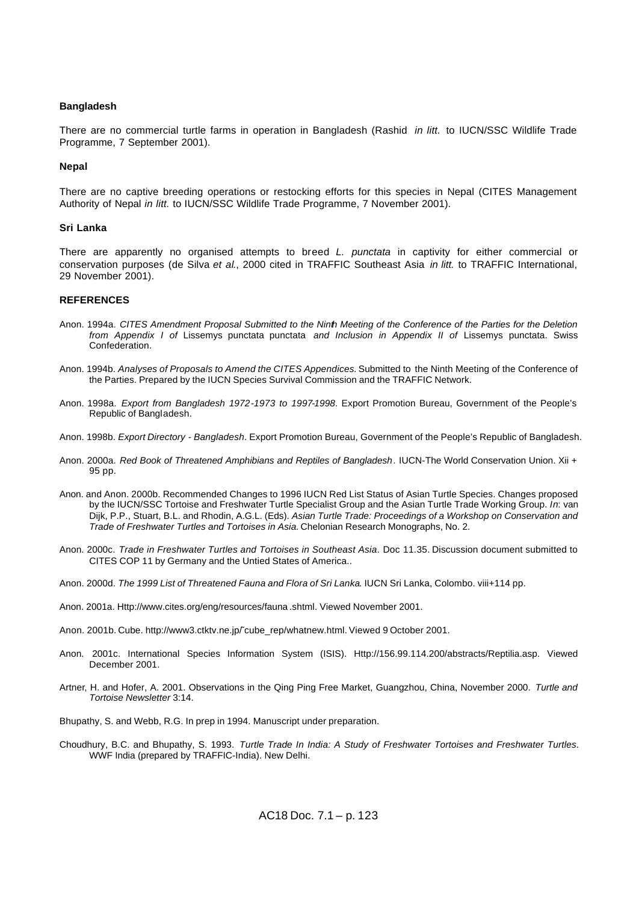**Bangladesh**

There are no commercial turtle farms in operation in Bangladesh (Rashid *in litt.* to IUCN/SSC Wildlife Trade Programme, 7 September 2001).

**Nepal**

There are no captive breeding operations or restocking efforts for this species in Nepal (CITES Management Authority of Nepal *in litt.* to IUCN/SSC Wildlife Trade Programme, 7 November 2001).

**Sri Lanka**

There are apparently no organised attempts to breed *L. punctata* in captivity for either commercial or conservation purposes (de Silva *et al.*, 2000 cited in TRAFFIC Southeast Asia *in litt.* to TRAFFIC International, 29 November 2001).

**REFERENCES**

Anon. 1994a. *CITES Amendment Proposal Submitted to the Ninth Meeting of the Conference of the Parties for the Deletion from Appendix I of* Lissemys punctata punctata *and Inclusion in Appendix II of* Lissemys punctata. Swiss Confederation.

Anon. 1994b. *Analyses of Proposals to Amend the CITES Appendices.* Submitted to the Ninth Meeting of the Conference of the Parties. Prepared by the IUCN Species Survival Commission and the TRAFFIC Network.

Anon. 1998a. *Export from Bangladesh 1972-1973 to 1997-1998*. Export Promotion Bureau, Government of the People's Republic of Bangladesh.

Anon. 1998b. *Export Directory - Bangladesh*. Export Promotion Bureau, Government of the People's Republic of Bangladesh.

Anon. 2000a. *Red Book of Threatened Amphibians and Reptiles of Bangladesh*. IUCN-The World Conservation Union. Xii + 95 pp.

Anon. and Anon. 2000b. Recommended Changes to 1996 IUCN Red List Status of Asian Turtle Species. Changes proposed by the IUCN/SSC Tortoise and Freshwater Turtle Specialist Group and the Asian Turtle Trade Working Group. *In*: van Dijk, P.P., Stuart, B.L. and Rhodin, A.G.L. (Eds). *Asian Turtle Trade: Proceedings of a Workshop on Conservation and Trade of Freshwater Turtles and Tortoises in Asia.* Chelonian Research Monographs, No. 2.

Anon. 2000c. *Trade in Freshwater Turtles and Tortoises in Southeast Asia*. Doc 11.35. Discussion document submitted to CITES COP 11 by Germany and the Untied States of America..

Anon. 2000d. *The 1999 List of Threatened Fauna and Flora of Sri Lanka*. IUCN Sri Lanka, Colombo. viii+114 pp.

Anon. 2001a. Http://www.cites.org/eng/resources/fauna .shtml. Viewed November 2001.

Anon. 2001b. Cube. http://www3.ctktv.ne.jp/˜cube_rep/whatnew.html. Viewed 9 October 2001.

Anon. 2001c. International Species Information System (ISIS). Http://156.99.114.200/abstracts/Reptilia.asp. Viewed December 2001.

Artner, H. and Hofer, A. 2001. Observations in the Qing Ping Free Market, Guangzhou, China, November 2000. *Turtle and Tortoise Newsletter* 3:14.

Bhupathy, S. and Webb, R.G. In prep in 1994. Manuscript under preparation.

Choudhury, B.C. and Bhupathy, S. 1993. *Turtle Trade In India: A Study of Freshwater Tortoises and Freshwater Turtles*. WWF India (prepared by TRAFFIC-India). New Delhi.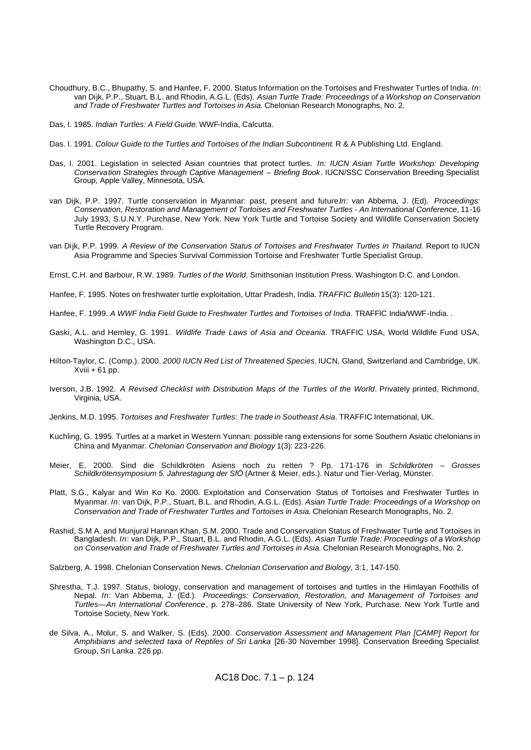Choudhury, B.C., Bhupathy, S. and Hanfee, F. 2000. Status Information on the Tortoises and Freshwater Turtles of India. *In*: van Dijk, P.P., Stuart, B.L. and Rhodin, A.G.L. (Eds). *Asian Turtle Trade: Proceedings of a Workshop on Conservation and Trade of Freshwater Turtles and Tortoises in Asia.* Chelonian Research Monographs, No. 2.

Das, I. 1985. *Indian Turtles: A Field Guide*. WWF-India, Calcutta.

Das. I. 1991. *Colour Guide to the Turtles and Tortoises of the Indian Subcontinent*. R & A Publishing Ltd. England.

Das, I. 2001. Legislation in selected Asian countries that protect turtles. *In: IUCN Asian Turtle Workshop: Developing Conservation Strategies through Captive Management – Briefing Book*. IUCN/SSC Conservation Breeding Specialist Group, Apple Valley, Minnesota, USA.

van Dijk, P.P. 1997. Turtle conservation in Myanmar: past, present and future *In*: van Abbema, J. (Ed). *Proceedings: Conservation, Restoration and Management of Tortoises and Freshwater Turtles - An International Conference*, 11-16 July 1993, S.U.N.Y. Purchase, New York. New York Turtle and Tortoise Society and Wildlife Conservation Society Turtle Recovery Program.

van Dijk, P.P. 1999. *A Review of the Conservation Status of Tortoises and Freshwater Turtles in Thailand.* Report to IUCN Asia Programme and Species Survival Commission Tortoise and Freshwater Turtle Specialist Group.

Ernst, C.H. and Barbour, R.W. 1989. *Turtles of the World*. Smithsonian Institution Press. Washington D.C. and London.

Hanfee, F. 1995. Notes on freshwater turtle exploitation, Uttar Pradesh, India. *TRAFFIC Bulletin* 15(3): 120-121.

Hanfee, F. 1999. *A WWF India Field Guide to Freshwater Turtles and Tortoises of India*. TRAFFIC India/WWF-India. .

Gaski, A.L. and Hemley, G. 1991. *Wildlife Trade Laws of Asia and Oceania*. TRAFFIC USA, World Wildlife Fund USA, Washington D.C., USA.

Hilton-Taylor, C. (Comp.). 2000. *2000 IUCN Red List of Threatened Species*. IUCN, Gland, Switzerland and Cambridge, UK. Xviii + 61 pp.

Iverson, J.B. 1992. *A Revised Checklist with Distribution Maps of the Turtles of the World*. Privately printed, Richmond, Virginia, USA.

Jenkins, M.D. 1995. *Tortoises and Freshwater Turtles: The trade in Southeast Asia*. TRAFFIC International, UK.

Kuchling, G. 1995. Turtles at a market in Western Yunnan: possible rang extensions for some Southern Asiatic chelonians in China and Myanmar. *Chelonian Conservation and Biology* 1(3): 223-226.

Meier, E. 2000. Sind die Schildkröten Asiens noch zu retten ? Pp. 171-176 in *Schildkröten – Grosses Schildkrötensymposium 5. Jahrestagung der SfÖ* (Artner & Meier, eds.). Natur und Tier-Verlag, Münster.

Platt, S.G., Kalyar and Win Ko Ko. 2000. Exploitation and Conservation Status of Tortoises and Freshwater Turtles in Myanmar. *In*: van Dijk, P.P., Stuart, B.L. and Rhodin, A.G.L. (Eds). *Asian Turtle Trade: Proceedings of a Workshop on Conservation and Trade of Freshwater Turtles and Tortoises in Asia.* Chelonian Research Monographs, No. 2.

Rashid, S.M A. and Munjural Hannan Khan, S.M. 2000. Trade and Conservation Status of Freshwater Turtle and Tortoises in Bangladesh. *In*: van Dijk, P.P., Stuart, B.L. and Rhodin, A.G.L. (Eds). *Asian Turtle Trade: Proceedings of a Workshop on Conservation and Trade of Freshwater Turtles and Tortoises in Asia.* Chelonian Research Monographs, No. 2.

Salzberg, A. 1998. Chelonian Conservation News. *Chelonian Conservation and Biology*, 3:1, 147-150.

Shrestha, T.J. 1997. Status, biology, conservation and management of tortoises and turtles in the Himlayan Foothills of Nepal. *In*: Van Abbema, J. (Ed.). *Proceedings: Conservation, Restoration, and Management of Tortoises and Turtles—An International Conference*, p. 278–286. State University of New York, Purchase. New York Turtle and Tortoise Society, New York.

de Silva, A., Molur, S. and Walker, S. (Eds). 2000. *Conservation Assessment and Management Plan [CAMP] Report for Amphibians and selected taxa of Reptiles of Sri Lanka* [26-30 November 1998]. Conservation Breeding Specialist Group, Sri Lanka. 226 pp.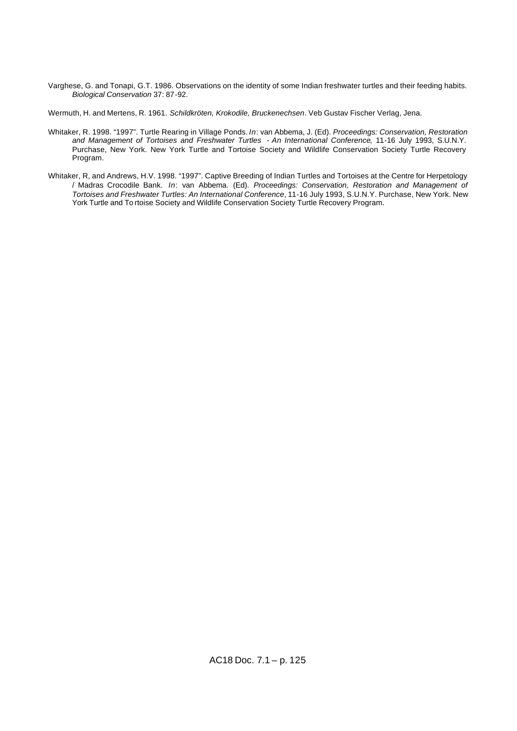Varghese, G. and Tonapi, G.T. 1986. Observations on the identity of some Indian freshwater turtles and their feeding habits. *Biological Conservation* 37: 87-92.

Wermuth, H. and Mertens, R. 1961. *Schildkröten, Krokodile, Bruckenechsen*. Veb Gustav Fischer Verlag, Jena.

Whitaker, R. 1998. "1997". Turtle Rearing in Village Ponds. *In*: van Abbema, J. (Ed). *Proceedings: Conservation, Restoration and Management of Tortoises and Freshwater Turtles - An International Conference*, 11-16 July 1993, S.U.N.Y. Purchase, New York. New York Turtle and Tortoise Society and Wildlife Conservation Society Turtle Recovery Program.

Whitaker, R, and Andrews, H.V. 1998. "1997". Captive Breeding of Indian Turtles and Tortoises at the Centre for Herpetology / Madras Crocodile Bank. *In*: van Abbema. (Ed). *Proceedings: Conservation, Restoration and Management of Tortoises and Freshwater Turtles: An International Conference*, 11-16 July 1993, S.U.N.Y. Purchase, New York. New York Turtle and Tortoise Society and Wildlife Conservation Society Turtle Recovery Program.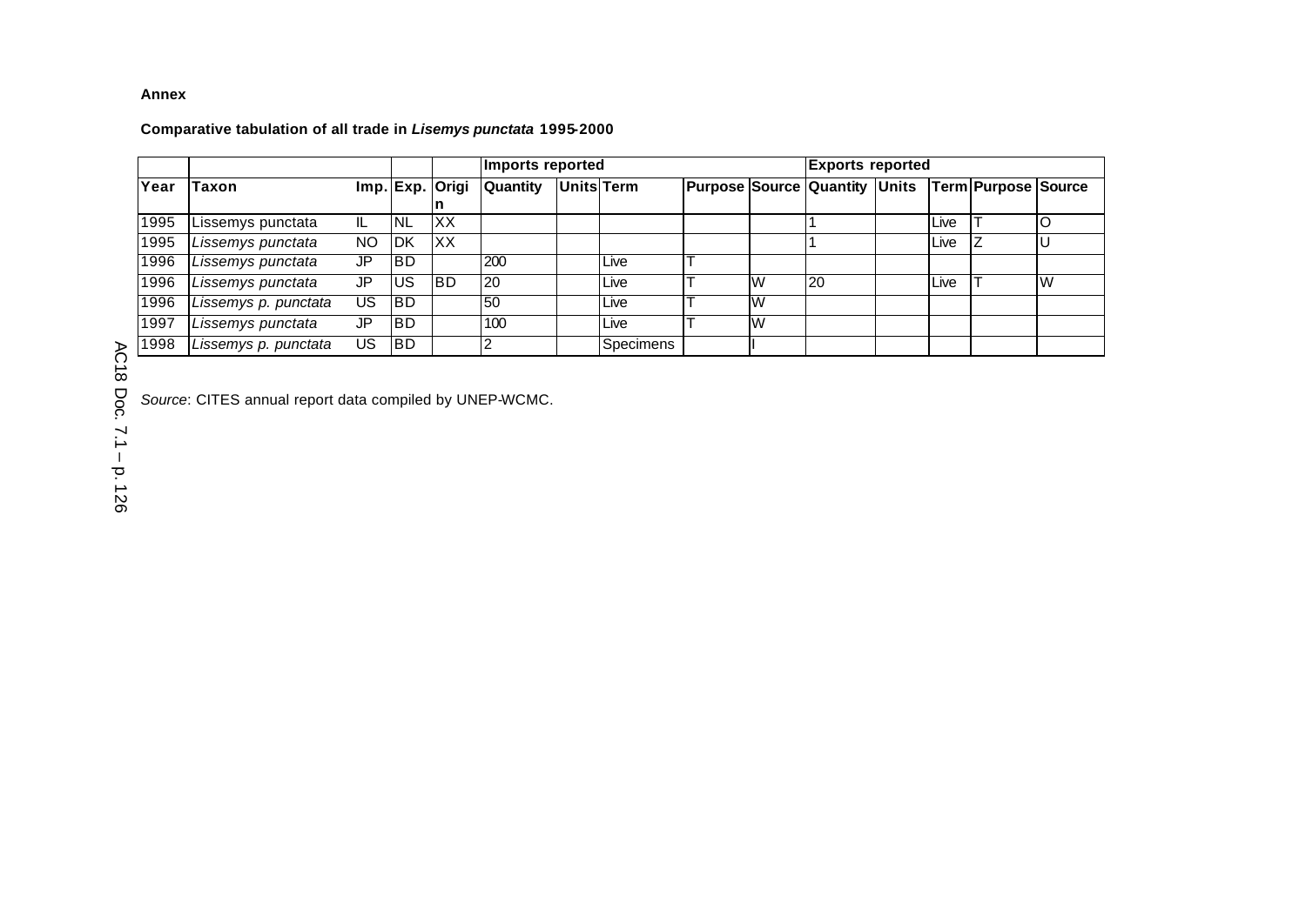**Annex**

**Comparative tabulation of all trade in *Lisemys punctata* 1995-2000**

| | | | | | Imports reported | | | | | Exports reported | | | | |
|---|---|---|---|---|---|---|---|---|---|---|---|---|---|---|
| **Year** | **Taxon** | **Imp.** | **Exp.** | **Origin** | **Quantity** | **Units** | **Term** | **Purpose** | **Source** | **Quantity** | **Units** | **Term** | **Purpose** | **Source** |
| 1995 | Lissemys punctata | IL | NL | XX | | | | | | 1 | | Live | T | O |
| 1995 | *Lissemys punctata* | NO | DK | XX | | | | | | 1 | | Live | Z | U |
| 1996 | *Lissemys punctata* | JP | BD | | 200 | | Live | T | | | | | | |
| 1996 | *Lissemys punctata* | JP | US | BD | 20 | | Live | T | W | 20 | | Live | T | W |
| 1996 | *Lissemys p. punctata* | US | BD | | 50 | | Live | T | W | | | | | |
| 1997 | *Lissemys punctata* | JP | BD | | 100 | | Live | T | W | | | | | |
| 1998 | *Lissemys p. punctata* | US | BD | | 2 | | Specimens | | I | | | | | |

*Source*: CITES annual report data compiled by UNEP-WCMC.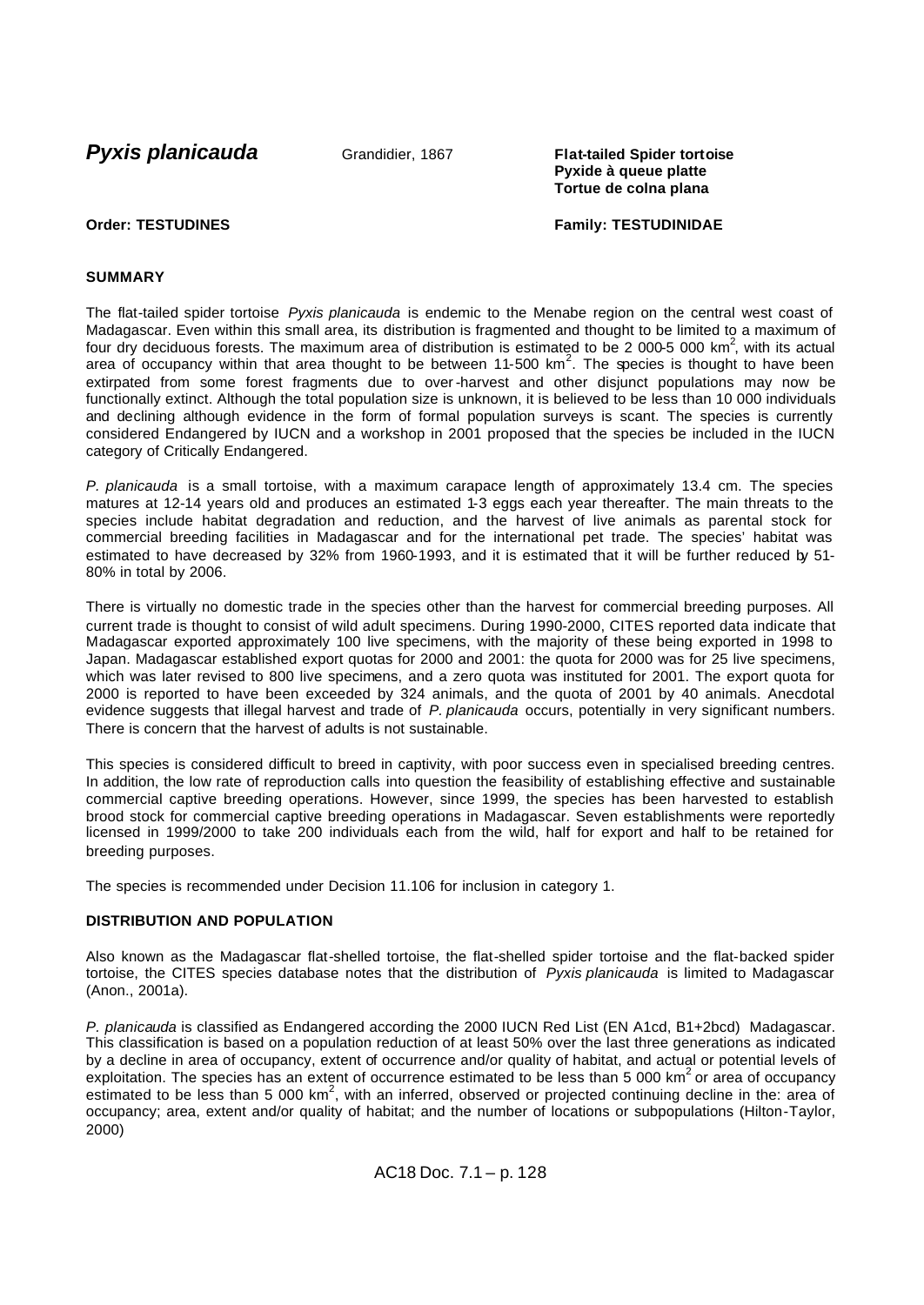# *Pyxis planicauda* Grandidier, 1867

**Flat-tailed Spider tortoise**
**Pyxide à queue platte**
**Tortue de colna plana**

**Order: TESTUDINES** **Family: TESTUDINIDAE**

## SUMMARY

The flat-tailed spider tortoise *Pyxis planicauda* is endemic to the Menabe region on the central west coast of Madagascar. Even within this small area, its distribution is fragmented and thought to be limited to a maximum of four dry deciduous forests. The maximum area of distribution is estimated to be 2 000-5 000 km$^2$, with its actual area of occupancy within that area thought to be between 11-500 km$^2$. The species is thought to have been extirpated from some forest fragments due to over-harvest and other disjunct populations may now be functionally extinct. Although the total population size is unknown, it is believed to be less than 10 000 individuals and declining although evidence in the form of formal population surveys is scant. The species is currently considered Endangered by IUCN and a workshop in 2001 proposed that the species be included in the IUCN category of Critically Endangered.

*P. planicauda* is a small tortoise, with a maximum carapace length of approximately 13.4 cm. The species matures at 12-14 years old and produces an estimated 1-3 eggs each year thereafter. The main threats to the species include habitat degradation and reduction, and the harvest of live animals as parental stock for commercial breeding facilities in Madagascar and for the international pet trade. The species' habitat was estimated to have decreased by 32% from 1960-1993, and it is estimated that it will be further reduced by 51-80% in total by 2006.

There is virtually no domestic trade in the species other than the harvest for commercial breeding purposes. All current trade is thought to consist of wild adult specimens. During 1990-2000, CITES reported data indicate that Madagascar exported approximately 100 live specimens, with the majority of these being exported in 1998 to Japan. Madagascar established export quotas for 2000 and 2001: the quota for 2000 was for 25 live specimens, which was later revised to 800 live specimens, and a zero quota was instituted for 2001. The export quota for 2000 is reported to have been exceeded by 324 animals, and the quota of 2001 by 40 animals. Anecdotal evidence suggests that illegal harvest and trade of *P. planicauda* occurs, potentially in very significant numbers. There is concern that the harvest of adults is not sustainable.

This species is considered difficult to breed in captivity, with poor success even in specialised breeding centres. In addition, the low rate of reproduction calls into question the feasibility of establishing effective and sustainable commercial captive breeding operations. However, since 1999, the species has been harvested to establish brood stock for commercial captive breeding operations in Madagascar. Seven establishments were reportedly licensed in 1999/2000 to take 200 individuals each from the wild, half for export and half to be retained for breeding purposes.

The species is recommended under Decision 11.106 for inclusion in category 1.

## DISTRIBUTION AND POPULATION

Also known as the Madagascar flat-shelled tortoise, the flat-shelled spider tortoise and the flat-backed spider tortoise, the CITES species database notes that the distribution of *Pyxis planicauda* is limited to Madagascar (Anon., 2001a).

*P. planicauda* is classified as Endangered according the 2000 IUCN Red List (EN A1cd, B1+2bcd) Madagascar. This classification is based on a population reduction of at least 50% over the last three generations as indicated by a decline in area of occupancy, extent of occurrence and/or quality of habitat, and actual or potential levels of exploitation. The species has an extent of occurrence estimated to be less than 5 000 km$^2$ or area of occupancy estimated to be less than 5 000 km$^2$, with an inferred, observed or projected continuing decline in the: area of occupancy; area, extent and/or quality of habitat; and the number of locations or subpopulations (Hilton-Taylor, 2000)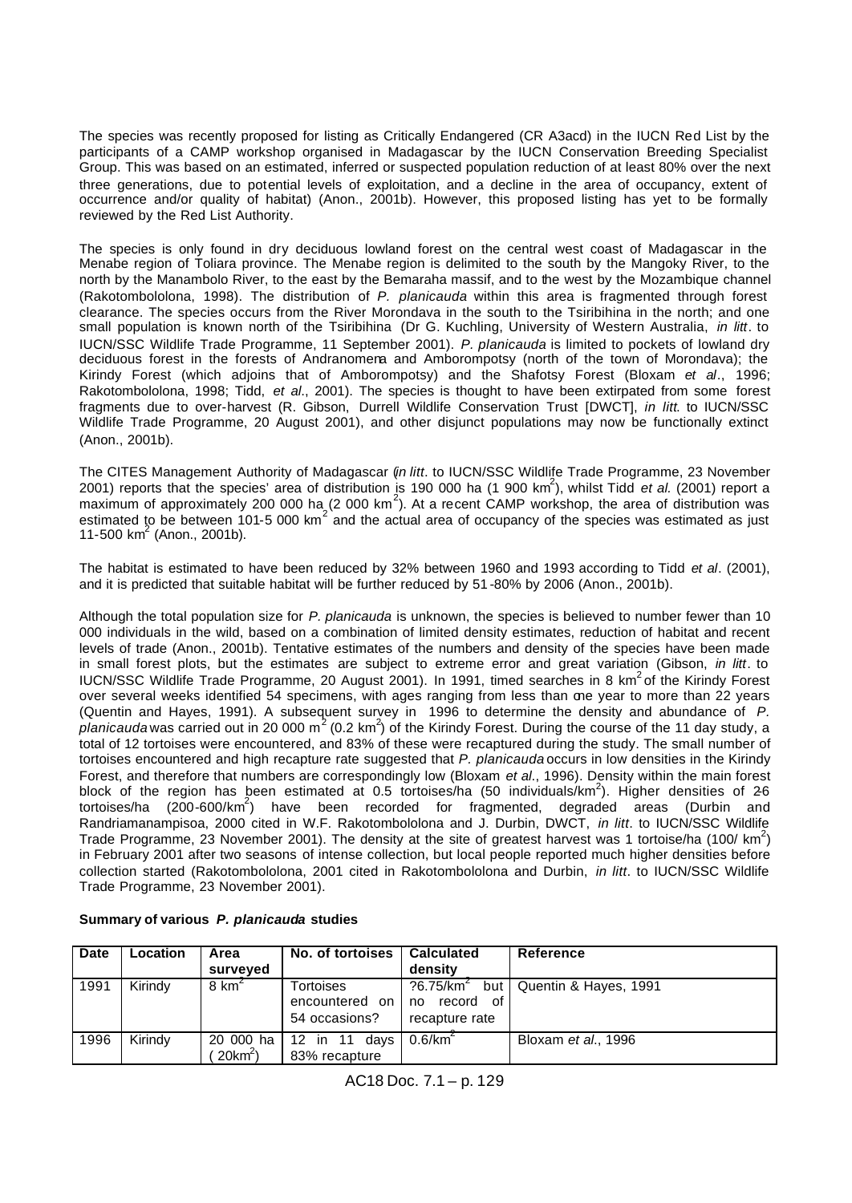The species was recently proposed for listing as Critically Endangered (CR A3acd) in the IUCN Red List by the participants of a CAMP workshop organised in Madagascar by the IUCN Conservation Breeding Specialist Group. This was based on an estimated, inferred or suspected population reduction of at least 80% over the next three generations, due to potential levels of exploitation, and a decline in the area of occupancy, extent of occurrence and/or quality of habitat) (Anon., 2001b). However, this proposed listing has yet to be formally reviewed by the Red List Authority.

The species is only found in dry deciduous lowland forest on the central west coast of Madagascar in the Menabe region of Toliara province. The Menabe region is delimited to the south by the Mangoky River, to the north by the Manambolo River, to the east by the Bemaraha massif, and to the west by the Mozambique channel (Rakotombololona, 1998). The distribution of *P. planicauda* within this area is fragmented through forest clearance. The species occurs from the River Morondava in the south to the Tsiribihina in the north; and one small population is known north of the Tsiribihina (Dr G. Kuchling, University of Western Australia, *in litt*. to IUCN/SSC Wildlife Trade Programme, 11 September 2001). *P. planicauda* is limited to pockets of lowland dry deciduous forest in the forests of Andranomena and Amborompotsy (north of the town of Morondava); the Kirindy Forest (which adjoins that of Amborompotsy) and the Shafotsy Forest (Bloxam *et al*., 1996; Rakotombololona, 1998; Tidd, *et al*., 2001). The species is thought to have been extirpated from some forest fragments due to over-harvest (R. Gibson, Durrell Wildlife Conservation Trust [DWCT], *in litt*. to IUCN/SSC Wildlife Trade Programme, 20 August 2001), and other disjunct populations may now be functionally extinct (Anon., 2001b).

The CITES Management Authority of Madagascar (*in litt*. to IUCN/SSC Wildlife Trade Programme, 23 November 2001) reports that the species' area of distribution is 190 000 ha (1 900 km$^2$), whilst Tidd *et al*. (2001) report a maximum of approximately 200 000 ha (2 000 km$^2$). At a recent CAMP workshop, the area of distribution was estimated to be between 101-5 000 km$^2$ and the actual area of occupancy of the species was estimated as just 11-500 km$^2$ (Anon., 2001b).

The habitat is estimated to have been reduced by 32% between 1960 and 1993 according to Tidd *et al*. (2001), and it is predicted that suitable habitat will be further reduced by 51-80% by 2006 (Anon., 2001b).

Although the total population size for *P. planicauda* is unknown, the species is believed to number fewer than 10 000 individuals in the wild, based on a combination of limited density estimates, reduction of habitat and recent levels of trade (Anon., 2001b). Tentative estimates of the numbers and density of the species have been made in small forest plots, but the estimates are subject to extreme error and great variation (Gibson, *in litt*. to IUCN/SSC Wildlife Trade Programme, 20 August 2001). In 1991, timed searches in 8 km$^2$ of the Kirindy Forest over several weeks identified 54 specimens, with ages ranging from less than one year to more than 22 years (Quentin and Hayes, 1991). A subsequent survey in 1996 to determine the density and abundance of *P. planicauda* was carried out in 20 000 m$^2$ (0.2 km$^2$) of the Kirindy Forest. During the course of the 11 day study, a total of 12 tortoises were encountered, and 83% of these were recaptured during the study. The small number of tortoises encountered and high recapture rate suggested that *P. planicauda* occurs in low densities in the Kirindy Forest, and therefore that numbers are correspondingly low (Bloxam *et al*., 1996). Density within the main forest block of the region has been estimated at 0.5 tortoises/ha (50 individuals/km$^2$). Higher densities of 2-6 tortoises/ha (200-600/km$^2$) have been recorded for fragmented, degraded areas (Durbin and Randriamanampisoa, 2000 cited in W.F. Rakotombololona and J. Durbin, DWCT, *in litt*. to IUCN/SSC Wildlife Trade Programme, 23 November 2001). The density at the site of greatest harvest was 1 tortoise/ha (100/ km$^2$) in February 2001 after two seasons of intense collection, but local people reported much higher densities before collection started (Rakotombololona, 2001 cited in Rakotombololona and Durbin, *in litt*. to IUCN/SSC Wildlife Trade Programme, 23 November 2001).

**Summary of various *P. planicauda* studies**

| Date | Location | Area surveyed | No. of tortoises | Calculated density | Reference |
|---|---|---|---|---|---|
| 1991 | Kirindy | 8 km$^2$ | Tortoises encountered on 54 occasions? | ?6.75/km$^2$ but no record of recapture rate | Quentin & Hayes, 1991 |
| 1996 | Kirindy | 20 000 ha (20km$^2$) | 12 in 11 days 83% recapture | 0.6/km$^2$ | Bloxam *et al*., 1996 |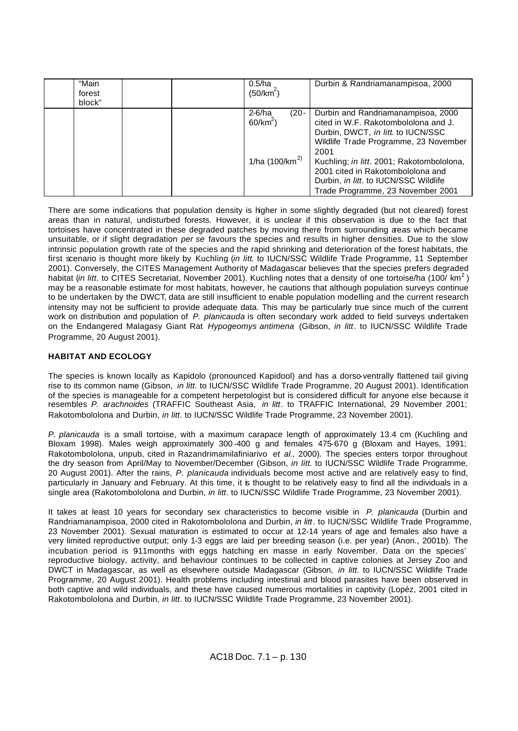| | | | | | |
|---|---|---|---|---|---|
| | "Main forest block" | | | 0.5/ha ($50/km^2$) | Durbin & Randriamanampisoa, 2000 |
| | | | | 2-6/ha (20-$60/km^2$) | Durbin and Randriamanampisoa, 2000 cited in W.F. Rakotombololona and J. Durbin, DWCT, *in litt.* to IUCN/SSC Wildlife Trade Programme, 23 November 2001 |
| | | | | 1/ha ($100/km^2$) | Kuchling; *in litt.* 2001; Rakotombololona, 2001 cited in Rakotombololona and Durbin, *in litt.* to IUCN/SSC Wildlife Trade Programme, 23 November 2001 |

There are some indications that population density is higher in some slightly degraded (but not cleared) forest areas than in natural, undisturbed forests. However, it is unclear if this observation is due to the fact that tortoises have concentrated in these degraded patches by moving there from surrounding areas which became unsuitable, or if slight degradation *per se* favours the species and results in higher densities. Due to the slow intrinsic population growth rate of the species and the rapid shrinking and deterioration of the forest habitats, the first scenario is thought more likely by Kuchling (*in litt.* to IUCN/SSC Wildlife Trade Programme, 11 September 2001). Conversely, the CITES Management Authority of Madagascar believes that the species prefers degraded habitat (*in litt.* to CITES Secretariat, November 2001). Kuchling notes that a density of one tortoise/ha ($100/ km^2$) may be a reasonable estimate for most habitats, however, he cautions that although population surveys continue to be undertaken by the DWCT, data are still insufficient to enable population modelling and the current research intensity may not be sufficient to provide adequate data. This may be particularly true since much of the current work on distribution and population of *P. planicauda* is often secondary work added to field surveys undertaken on the Endangered Malagasy Giant Rat *Hypogeomys antimena* (Gibson, *in litt*. to IUCN/SSC Wildlife Trade Programme, 20 August 2001).

**HABITAT AND ECOLOGY**

The species is known locally as Kapidolo (pronounced Kapidool) and has a dorso-ventrally flattened tail giving rise to its common name (Gibson, *in litt*. to IUCN/SSC Wildlife Trade Programme, 20 August 2001). Identification of the species is manageable for a competent herpetologist but is considered difficult for anyone else because it resembles *P. arachnoides* (TRAFFIC Southeast Asia, *in litt*. to TRAFFIC International, 29 November 2001; Rakotombololona and Durbin, *in litt*. to IUCN/SSC Wildlife Trade Programme, 23 November 2001).

*P. planicauda* is a small tortoise, with a maximum carapace length of approximately 13.4 cm (Kuchling and Bloxam 1998). Males weigh approximately 300-400 g and females 475-670 g (Bloxam and Hayes, 1991; Rakotombololona, unpub, cited in Razandrimamilafiniarivo *et al*., 2000). The species enters torpor throughout the dry season from April/May to November/December (Gibson, *in litt.* to IUCN/SSC Wildlife Trade Programme, 20 August 2001). After the rains, *P. planicauda* individuals become most active and are relatively easy to find, particularly in January and February. At this time, it is thought to be relatively easy to find all the individuals in a single area (Rakotombololona and Durbin, *in litt*. to IUCN/SSC Wildlife Trade Programme, 23 November 2001).

It takes at least 10 years for secondary sex characteristics to become visible in *P. planicauda* (Durbin and Randriamanampisoa, 2000 cited in Rakotombololona and Durbin, *in litt*. to IUCN/SSC Wildlife Trade Programme, 23 November 2001). Sexual maturation is estimated to occur at 12-14 years of age and females also have a very limited reproductive output; only 1-3 eggs are laid per breeding season (i.e. per year) (Anon., 2001b). The incubation period is 9-11months with eggs hatching en masse in early November. Data on the species' reproductive biology, activity, and behaviour continues to be collected in captive colonies at Jersey Zoo and DWCT in Madagascar, as well as elsewhere outside Madagascar (Gibson, *in litt*. to IUCN/SSC Wildlife Trade Programme, 20 August 2001). Health problems including intestinal and blood parasites have been observed in both captive and wild individuals, and these have caused numerous mortalities in captivity (Lopéz, 2001 cited in Rakotombololona and Durbin, *in litt*. to IUCN/SSC Wildlife Trade Programme, 23 November 2001).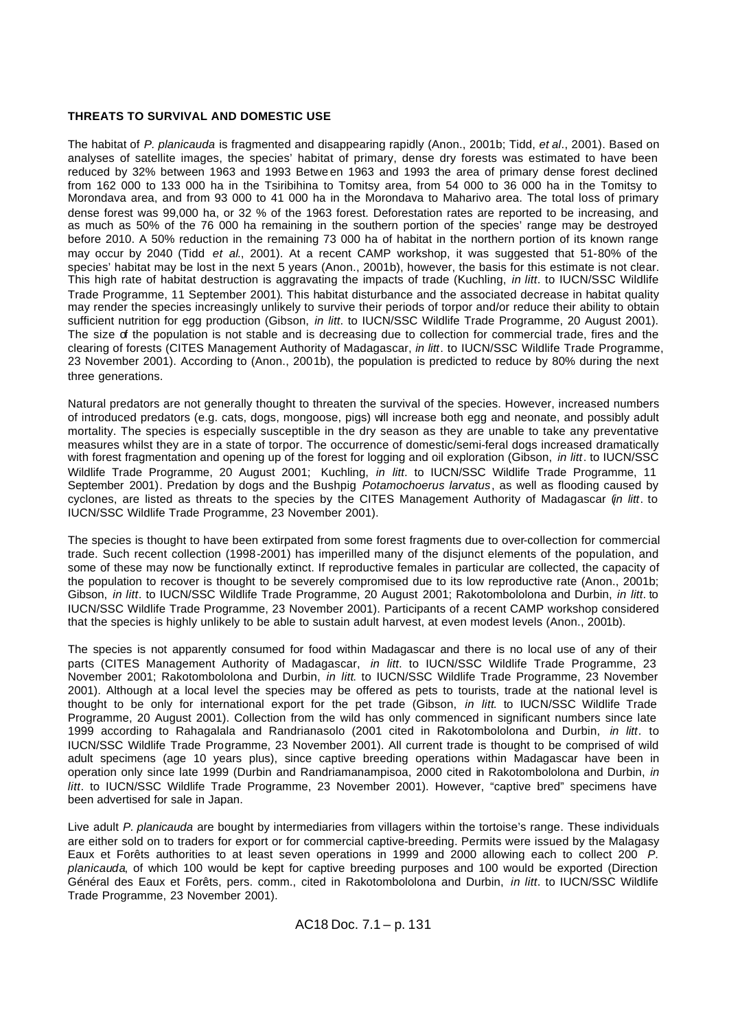**THREATS TO SURVIVAL AND DOMESTIC USE**

The habitat of *P. planicauda* is fragmented and disappearing rapidly (Anon., 2001b; Tidd, *et al*., 2001). Based on analyses of satellite images, the species' habitat of primary, dense dry forests was estimated to have been reduced by 32% between 1963 and 1993 Betwe en 1963 and 1993 the area of primary dense forest declined from 162 000 to 133 000 ha in the Tsiribihina to Tomitsy area, from 54 000 to 36 000 ha in the Tomitsy to Morondava area, and from 93 000 to 41 000 ha in the Morondava to Maharivo area. The total loss of primary dense forest was 99,000 ha, or 32 % of the 1963 forest. Deforestation rates are reported to be increasing, and as much as 50% of the 76 000 ha remaining in the southern portion of the species' range may be destroyed before 2010. A 50% reduction in the remaining 73 000 ha of habitat in the northern portion of its known range may occur by 2040 (Tidd *et al*., 2001). At a recent CAMP workshop, it was suggested that 51-80% of the species' habitat may be lost in the next 5 years (Anon., 2001b), however, the basis for this estimate is not clear. This high rate of habitat destruction is aggravating the impacts of trade (Kuchling, *in litt*. to IUCN/SSC Wildlife Trade Programme, 11 September 2001). This habitat disturbance and the associated decrease in habitat quality may render the species increasingly unlikely to survive their periods of torpor and/or reduce their ability to obtain sufficient nutrition for egg production (Gibson, *in litt*. to IUCN/SSC Wildlife Trade Programme, 20 August 2001). The size of the population is not stable and is decreasing due to collection for commercial trade, fires and the clearing of forests (CITES Management Authority of Madagascar, *in litt*. to IUCN/SSC Wildlife Trade Programme, 23 November 2001). According to (Anon., 2001b), the population is predicted to reduce by 80% during the next three generations.

Natural predators are not generally thought to threaten the survival of the species. However, increased numbers of introduced predators (e.g. cats, dogs, mongoose, pigs) will increase both egg and neonate, and possibly adult mortality. The species is especially susceptible in the dry season as they are unable to take any preventative measures whilst they are in a state of torpor. The occurrence of domestic/semi-feral dogs increased dramatically with forest fragmentation and opening up of the forest for logging and oil exploration (Gibson, *in litt*. to IUCN/SSC Wildlife Trade Programme, 20 August 2001; Kuchling, *in litt*. to IUCN/SSC Wildlife Trade Programme, 11 September 2001). Predation by dogs and the Bushpig *Potamochoerus larvatus*, as well as flooding caused by cyclones, are listed as threats to the species by the CITES Management Authority of Madagascar (*in litt*. to IUCN/SSC Wildlife Trade Programme, 23 November 2001).

The species is thought to have been extirpated from some forest fragments due to over-collection for commercial trade. Such recent collection (1998-2001) has imperilled many of the disjunct elements of the population, and some of these may now be functionally extinct. If reproductive females in particular are collected, the capacity of the population to recover is thought to be severely compromised due to its low reproductive rate (Anon., 2001b; Gibson, *in litt*. to IUCN/SSC Wildlife Trade Programme, 20 August 2001; Rakotombololona and Durbin, *in litt*. to IUCN/SSC Wildlife Trade Programme, 23 November 2001). Participants of a recent CAMP workshop considered that the species is highly unlikely to be able to sustain adult harvest, at even modest levels (Anon., 2001b).

The species is not apparently consumed for food within Madagascar and there is no local use of any of their parts (CITES Management Authority of Madagascar, *in litt*. to IUCN/SSC Wildlife Trade Programme, 23 November 2001; Rakotombololona and Durbin, *in litt*. to IUCN/SSC Wildlife Trade Programme, 23 November 2001). Although at a local level the species may be offered as pets to tourists, trade at the national level is thought to be only for international export for the pet trade (Gibson, *in litt*. to IUCN/SSC Wildlife Trade Programme, 20 August 2001). Collection from the wild has only commenced in significant numbers since late 1999 according to Rahagalala and Randrianasolo (2001 cited in Rakotombololona and Durbin, *in litt*. to IUCN/SSC Wildlife Trade Programme, 23 November 2001). All current trade is thought to be comprised of wild adult specimens (age 10 years plus), since captive breeding operations within Madagascar have been in operation only since late 1999 (Durbin and Randriamanampisoa, 2000 cited in Rakotombololona and Durbin, *in litt*. to IUCN/SSC Wildlife Trade Programme, 23 November 2001). However, "captive bred" specimens have been advertised for sale in Japan.

Live adult *P. planicauda* are bought by intermediaries from villagers within the tortoise's range. These individuals are either sold on to traders for export or for commercial captive-breeding. Permits were issued by the Malagasy Eaux et Forêts authorities to at least seven operations in 1999 and 2000 allowing each to collect 200 *P. planicauda*, of which 100 would be kept for captive breeding purposes and 100 would be exported (Direction Général des Eaux et Forêts, pers. comm., cited in Rakotombololona and Durbin, *in litt*. to IUCN/SSC Wildlife Trade Programme, 23 November 2001).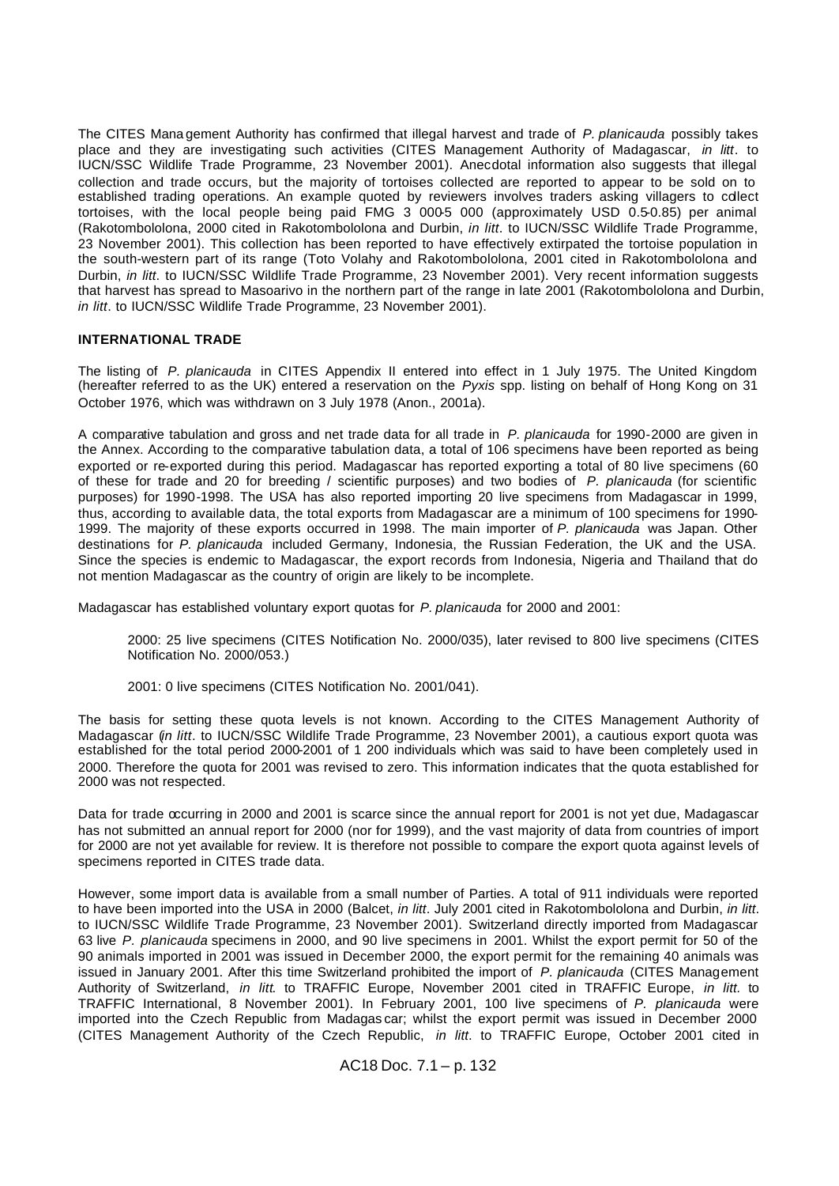The CITES Management Authority has confirmed that illegal harvest and trade of *P. planicauda* possibly takes place and they are investigating such activities (CITES Management Authority of Madagascar, *in litt*. to IUCN/SSC Wildlife Trade Programme, 23 November 2001). Anecdotal information also suggests that illegal collection and trade occurs, but the majority of tortoises collected are reported to appear to be sold on to established trading operations. An example quoted by reviewers involves traders asking villagers to collect tortoises, with the local people being paid FMG 3 000-5 000 (approximately USD 0.5-0.85) per animal (Rakotombololona, 2000 cited in Rakotombololona and Durbin, *in litt*. to IUCN/SSC Wildlife Trade Programme, 23 November 2001). This collection has been reported to have effectively extirpated the tortoise population in the south-western part of its range (Toto Volahy and Rakotombololona, 2001 cited in Rakotombololona and Durbin, *in litt*. to IUCN/SSC Wildlife Trade Programme, 23 November 2001). Very recent information suggests that harvest has spread to Masoarivo in the northern part of the range in late 2001 (Rakotombololona and Durbin, *in litt*. to IUCN/SSC Wildlife Trade Programme, 23 November 2001).

**INTERNATIONAL TRADE**

The listing of *P. planicauda* in CITES Appendix II entered into effect in 1 July 1975. The United Kingdom (hereafter referred to as the UK) entered a reservation on the *Pyxis* spp. listing on behalf of Hong Kong on 31 October 1976, which was withdrawn on 3 July 1978 (Anon., 2001a).

A comparative tabulation and gross and net trade data for all trade in *P. planicauda* for 1990-2000 are given in the Annex. According to the comparative tabulation data, a total of 106 specimens have been reported as being exported or re-exported during this period. Madagascar has reported exporting a total of 80 live specimens (60 of these for trade and 20 for breeding / scientific purposes) and two bodies of *P. planicauda* (for scientific purposes) for 1990-1998. The USA has also reported importing 20 live specimens from Madagascar in 1999, thus, according to available data, the total exports from Madagascar are a minimum of 100 specimens for 1990-1999. The majority of these exports occurred in 1998. The main importer of *P. planicauda* was Japan. Other destinations for *P. planicauda* included Germany, Indonesia, the Russian Federation, the UK and the USA. Since the species is endemic to Madagascar, the export records from Indonesia, Nigeria and Thailand that do not mention Madagascar as the country of origin are likely to be incomplete.

Madagascar has established voluntary export quotas for *P. planicauda* for 2000 and 2001:

> 2000: 25 live specimens (CITES Notification No. 2000/035), later revised to 800 live specimens (CITES Notification No. 2000/053.)
>
> 2001: 0 live specimens (CITES Notification No. 2001/041).

The basis for setting these quota levels is not known. According to the CITES Management Authority of Madagascar (*in litt*. to IUCN/SSC Wildlife Trade Programme, 23 November 2001), a cautious export quota was established for the total period 2000-2001 of 1 200 individuals which was said to have been completely used in 2000. Therefore the quota for 2001 was revised to zero. This information indicates that the quota established for 2000 was not respected.

Data for trade occurring in 2000 and 2001 is scarce since the annual report for 2001 is not yet due, Madagascar has not submitted an annual report for 2000 (nor for 1999), and the vast majority of data from countries of import for 2000 are not yet available for review. It is therefore not possible to compare the export quota against levels of specimens reported in CITES trade data.

However, some import data is available from a small number of Parties. A total of 911 individuals were reported to have been imported into the USA in 2000 (Balcet, *in litt*. July 2001 cited in Rakotombololona and Durbin, *in litt*. to IUCN/SSC Wildlife Trade Programme, 23 November 2001). Switzerland directly imported from Madagascar 63 live *P. planicauda* specimens in 2000, and 90 live specimens in 2001. Whilst the export permit for 50 of the 90 animals imported in 2001 was issued in December 2000, the export permit for the remaining 40 animals was issued in January 2001. After this time Switzerland prohibited the import of *P. planicauda* (CITES Management Authority of Switzerland, *in litt.* to TRAFFIC Europe, November 2001 cited in TRAFFIC Europe, *in litt.* to TRAFFIC International, 8 November 2001). In February 2001, 100 live specimens of *P. planicauda* were imported into the Czech Republic from Madagascar; whilst the export permit was issued in December 2000 (CITES Management Authority of the Czech Republic, *in litt*. to TRAFFIC Europe, October 2001 cited in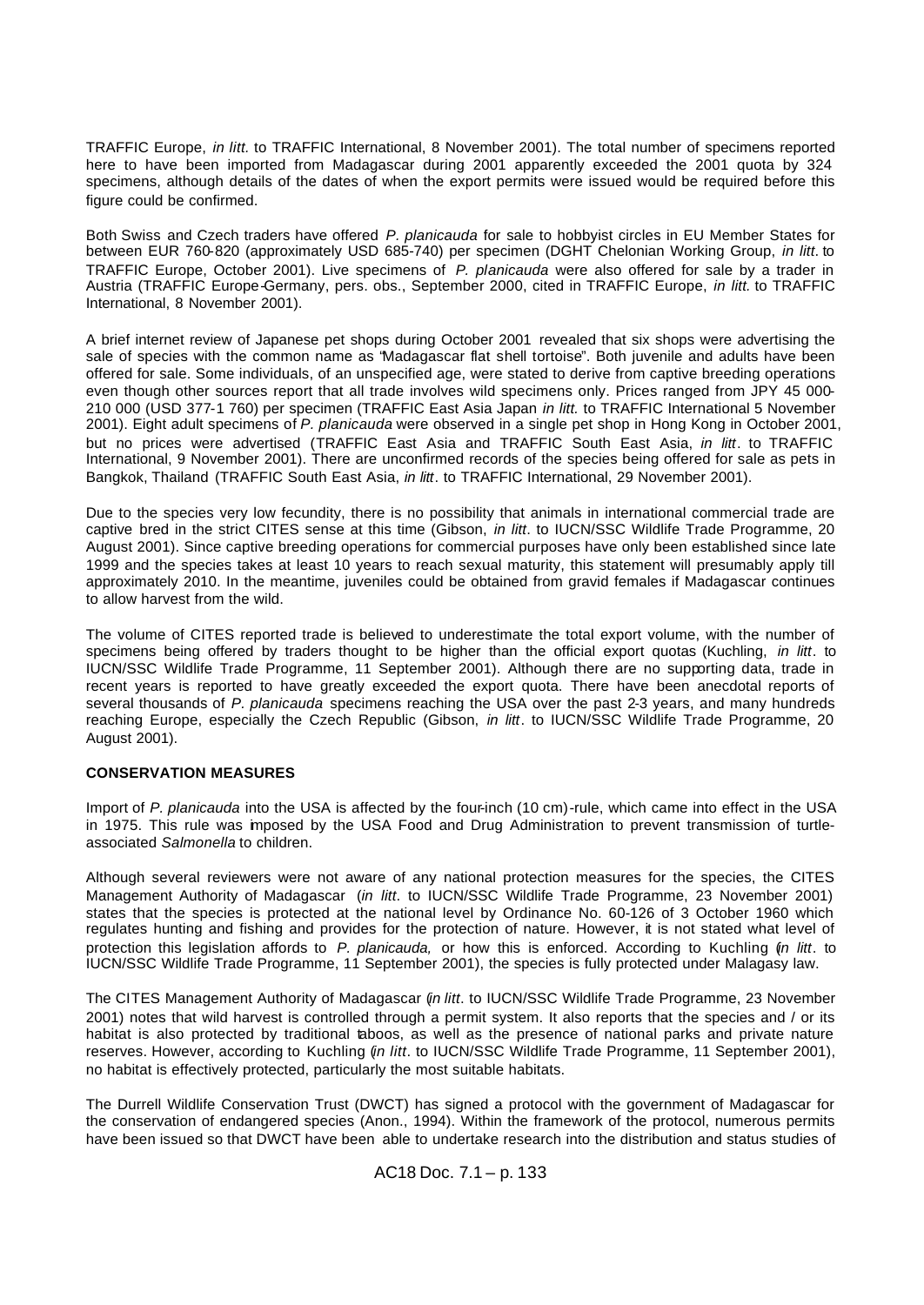TRAFFIC Europe, *in litt.* to TRAFFIC International, 8 November 2001). The total number of specimens reported here to have been imported from Madagascar during 2001 apparently exceeded the 2001 quota by 324 specimens, although details of the dates of when the export permits were issued would be required before this figure could be confirmed.

Both Swiss and Czech traders have offered *P. planicauda* for sale to hobbyist circles in EU Member States for between EUR 760-820 (approximately USD 685-740) per specimen (DGHT Chelonian Working Group, *in litt.* to TRAFFIC Europe, October 2001). Live specimens of *P. planicauda* were also offered for sale by a trader in Austria (TRAFFIC Europe-Germany, pers. obs., September 2000, cited in TRAFFIC Europe, *in litt.* to TRAFFIC International, 8 November 2001).

A brief internet review of Japanese pet shops during October 2001 revealed that six shops were advertising the sale of species with the common name as "Madagascar flat shell tortoise". Both juvenile and adults have been offered for sale. Some individuals, of an unspecified age, were stated to derive from captive breeding operations even though other sources report that all trade involves wild specimens only. Prices ranged from JPY 45 000-210 000 (USD 377-1 760) per specimen (TRAFFIC East Asia Japan *in litt.* to TRAFFIC International 5 November 2001). Eight adult specimens of *P. planicauda* were observed in a single pet shop in Hong Kong in October 2001, but no prices were advertised (TRAFFIC East Asia and TRAFFIC South East Asia, *in litt*. to TRAFFIC International, 9 November 2001). There are unconfirmed records of the species being offered for sale as pets in Bangkok, Thailand (TRAFFIC South East Asia, *in litt*. to TRAFFIC International, 29 November 2001).

Due to the species very low fecundity, there is no possibility that animals in international commercial trade are captive bred in the strict CITES sense at this time (Gibson, *in litt*. to IUCN/SSC Wildlife Trade Programme, 20 August 2001). Since captive breeding operations for commercial purposes have only been established since late 1999 and the species takes at least 10 years to reach sexual maturity, this statement will presumably apply till approximately 2010. In the meantime, juveniles could be obtained from gravid females if Madagascar continues to allow harvest from the wild.

The volume of CITES reported trade is believed to underestimate the total export volume, with the number of specimens being offered by traders thought to be higher than the official export quotas (Kuchling, *in litt*. to IUCN/SSC Wildlife Trade Programme, 11 September 2001). Although there are no supporting data, trade in recent years is reported to have greatly exceeded the export quota. There have been anecdotal reports of several thousands of *P. planicauda* specimens reaching the USA over the past 2-3 years, and many hundreds reaching Europe, especially the Czech Republic (Gibson, *in litt*. to IUCN/SSC Wildlife Trade Programme, 20 August 2001).

**CONSERVATION MEASURES**

Import of *P. planicauda* into the USA is affected by the four-inch (10 cm)-rule, which came into effect in the USA in 1975. This rule was imposed by the USA Food and Drug Administration to prevent transmission of turtle-associated *Salmonella* to children.

Although several reviewers were not aware of any national protection measures for the species, the CITES Management Authority of Madagascar (*in litt*. to IUCN/SSC Wildlife Trade Programme, 23 November 2001) states that the species is protected at the national level by Ordinance No. 60-126 of 3 October 1960 which regulates hunting and fishing and provides for the protection of nature. However, it is not stated what level of protection this legislation affords to *P. planicauda,* or how this is enforced. According to Kuchling (*in litt*. to IUCN/SSC Wildlife Trade Programme, 11 September 2001), the species is fully protected under Malagasy law.

The CITES Management Authority of Madagascar (*in litt*. to IUCN/SSC Wildlife Trade Programme, 23 November 2001) notes that wild harvest is controlled through a permit system. It also reports that the species and / or its habitat is also protected by traditional taboos, as well as the presence of national parks and private nature reserves. However, according to Kuchling (*in litt*. to IUCN/SSC Wildlife Trade Programme, 11 September 2001), no habitat is effectively protected, particularly the most suitable habitats.

The Durrell Wildlife Conservation Trust (DWCT) has signed a protocol with the government of Madagascar for the conservation of endangered species (Anon., 1994). Within the framework of the protocol, numerous permits have been issued so that DWCT have been able to undertake research into the distribution and status studies of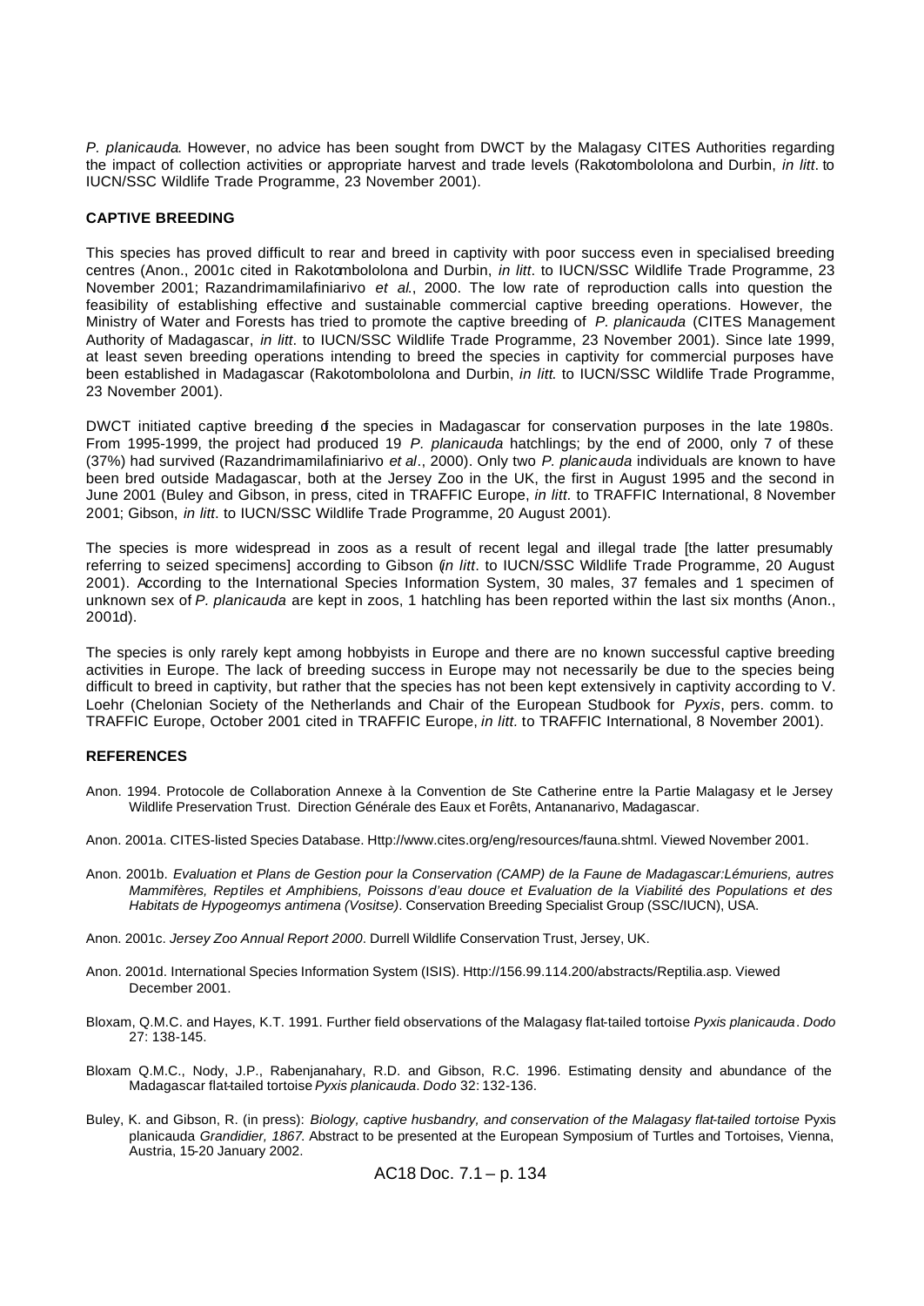*P. planicauda*. However, no advice has been sought from DWCT by the Malagasy CITES Authorities regarding the impact of collection activities or appropriate harvest and trade levels (Rakotombololona and Durbin, *in litt*. to IUCN/SSC Wildlife Trade Programme, 23 November 2001).

## CAPTIVE BREEDING

This species has proved difficult to rear and breed in captivity with poor success even in specialised breeding centres (Anon., 2001c cited in Rakotombololona and Durbin, *in litt*. to IUCN/SSC Wildlife Trade Programme, 23 November 2001; Razandrimamilafiniarivo *et al*., 2000. The low rate of reproduction calls into question the feasibility of establishing effective and sustainable commercial captive breeding operations. However, the Ministry of Water and Forests has tried to promote the captive breeding of *P. planicauda* (CITES Management Authority of Madagascar, *in litt*. to IUCN/SSC Wildlife Trade Programme, 23 November 2001). Since late 1999, at least seven breeding operations intending to breed the species in captivity for commercial purposes have been established in Madagascar (Rakotombololona and Durbin, *in litt*. to IUCN/SSC Wildlife Trade Programme, 23 November 2001).

DWCT initiated captive breeding of the species in Madagascar for conservation purposes in the late 1980s. From 1995-1999, the project had produced 19 *P. planicauda* hatchlings; by the end of 2000, only 7 of these (37%) had survived (Razandrimamilafiniarivo *et al*., 2000). Only two *P. planicauda* individuals are known to have been bred outside Madagascar, both at the Jersey Zoo in the UK, the first in August 1995 and the second in June 2001 (Buley and Gibson, in press, cited in TRAFFIC Europe, *in litt*. to TRAFFIC International, 8 November 2001; Gibson, *in litt*. to IUCN/SSC Wildlife Trade Programme, 20 August 2001).

The species is more widespread in zoos as a result of recent legal and illegal trade [the latter presumably referring to seized specimens] according to Gibson (*in litt*. to IUCN/SSC Wildlife Trade Programme, 20 August 2001). According to the International Species Information System, 30 males, 37 females and 1 specimen of unknown sex of *P. planicauda* are kept in zoos, 1 hatchling has been reported within the last six months (Anon., 2001d).

The species is only rarely kept among hobbyists in Europe and there are no known successful captive breeding activities in Europe. The lack of breeding success in Europe may not necessarily be due to the species being difficult to breed in captivity, but rather that the species has not been kept extensively in captivity according to V. Loehr (Chelonian Society of the Netherlands and Chair of the European Studbook for *Pyxis*, pers. comm. to TRAFFIC Europe, October 2001 cited in TRAFFIC Europe, *in litt*. to TRAFFIC International, 8 November 2001).

## REFERENCES

Anon. 1994. Protocole de Collaboration Annexe à la Convention de Ste Catherine entre la Partie Malagasy et le Jersey Wildlife Preservation Trust. Direction Générale des Eaux et Forêts, Antananarivo, Madagascar.

Anon. 2001a. CITES-listed Species Database. Http://www.cites.org/eng/resources/fauna.shtml. Viewed November 2001.

Anon. 2001b. *Evaluation et Plans de Gestion pour la Conservation (CAMP) de la Faune de Madagascar:Lémuriens, autres Mammifères, Reptiles et Amphibiens, Poissons d'eau douce et Evaluation de la Viabilité des Populations et des Habitats de Hypogeomys antimena (Vositse)*. Conservation Breeding Specialist Group (SSC/IUCN), USA.

Anon. 2001c. *Jersey Zoo Annual Report 2000*. Durrell Wildlife Conservation Trust, Jersey, UK.

Anon. 2001d. International Species Information System (ISIS). Http://156.99.114.200/abstracts/Reptilia.asp. Viewed December 2001.

Bloxam, Q.M.C. and Hayes, K.T. 1991. Further field observations of the Malagasy flat-tailed tortoise *Pyxis planicauda*. *Dodo* 27: 138-145.

Bloxam Q.M.C., Nody, J.P., Rabenjanahary, R.D. and Gibson, R.C. 1996. Estimating density and abundance of the Madagascar flat-tailed tortoise *Pyxis planicauda*. *Dodo* 32: 132-136.

Buley, K. and Gibson, R. (in press): *Biology, captive husbandry, and conservation of the Malagasy flat-tailed tortoise* Pyxis planicauda *Grandidier, 1867*. Abstract to be presented at the European Symposium of Turtles and Tortoises, Vienna, Austria, 15-20 January 2002.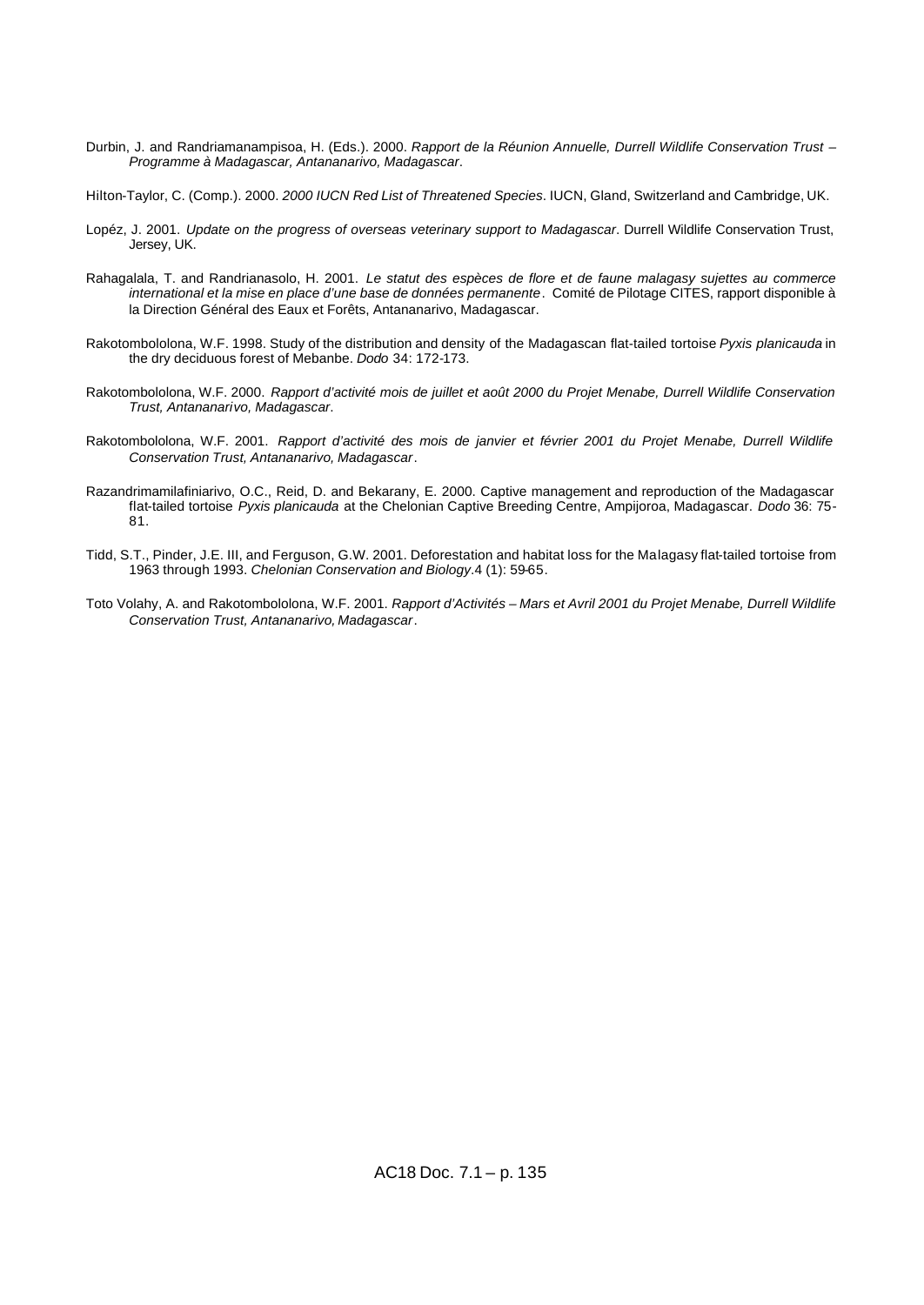Durbin, J. and Randriamanampisoa, H. (Eds.). 2000. *Rapport de la Réunion Annuelle, Durrell Wildlife Conservation Trust – Programme à Madagascar, Antananarivo, Madagascar*.

Hilton-Taylor, C. (Comp.). 2000. *2000 IUCN Red List of Threatened Species*. IUCN, Gland, Switzerland and Cambridge, UK.

Lopéz, J. 2001. *Update on the progress of overseas veterinary support to Madagascar*. Durrell Wildlife Conservation Trust, Jersey, UK.

Rahagalala, T. and Randrianasolo, H. 2001. *Le statut des espèces de flore et de faune malagasy sujettes au commerce international et la mise en place d'une base de données permanente*. Comité de Pilotage CITES, rapport disponible à la Direction Général des Eaux et Forêts, Antananarivo, Madagascar.

Rakotombololona, W.F. 1998. Study of the distribution and density of the Madagascan flat-tailed tortoise *Pyxis planicauda* in the dry deciduous forest of Mebanbe. *Dodo* 34: 172-173.

Rakotombololona, W.F. 2000. *Rapport d'activité mois de juillet et août 2000 du Projet Menabe, Durrell Wildlife Conservation Trust, Antananarivo, Madagascar*.

Rakotombololona, W.F. 2001. *Rapport d'activité des mois de janvier et février 2001 du Projet Menabe, Durrell Wildlife Conservation Trust, Antananarivo, Madagascar*.

Razandrimamilafiniarivo, O.C., Reid, D. and Bekarany, E. 2000. Captive management and reproduction of the Madagascar flat-tailed tortoise *Pyxis planicauda* at the Chelonian Captive Breeding Centre, Ampijoroa, Madagascar. *Dodo* 36: 75-81.

Tidd, S.T., Pinder, J.E. III, and Ferguson, G.W. 2001. Deforestation and habitat loss for the Malagasy flat-tailed tortoise from 1963 through 1993. *Chelonian Conservation and Biology*.4 (1): 59-65.

Toto Volahy, A. and Rakotombololona, W.F. 2001. *Rapport d'Activités – Mars et Avril 2001 du Projet Menabe, Durrell Wildlife Conservation Trust, Antananarivo, Madagascar*.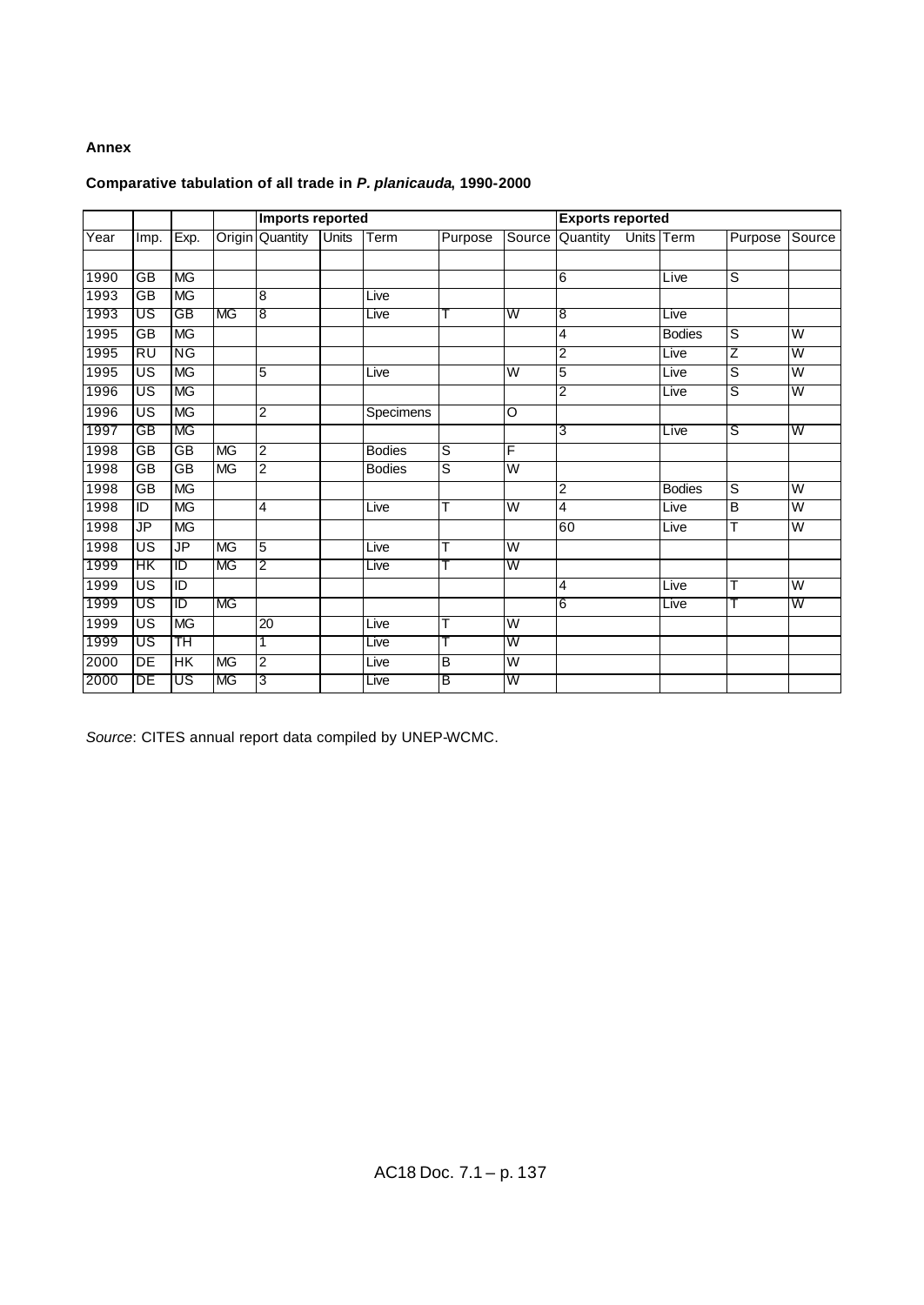**Annex**

**Comparative tabulation of all trade in *P. planicauda*, 1990-2000**

| | | | | Imports reported | | | | | Exports reported | | | | |
|---|---|---|---|---|---|---|---|---|---|---|---|---|---|
| Year | Imp. | Exp. | Origin | Quantity | Units | Term | Purpose | Source | Quantity | Units | Term | Purpose | Source |
| | | | | | | | | | | | | | |
| 1990 | GB | MG | | | | | | | 6 | | Live | S | |
| 1993 | GB | MG | | 8 | | Live | | | | | | | |
| 1993 | US | GB | MG | 8 | | Live | T | W | 8 | | Live | | |
| 1995 | GB | MG | | | | | | | 4 | | Bodies | S | W |
| 1995 | RU | NG | | | | | | | 2 | | Live | Z | W |
| 1995 | US | MG | | 5 | | Live | | W | 5 | | Live | S | W |
| 1996 | US | MG | | | | | | | 2 | | Live | S | W |
| 1996 | US | MG | | 2 | | Specimens | | O | | | | | |
| 1997 | GB | MG | | | | | | | 3 | | Live | S | W |
| 1998 | GB | GB | MG | 2 | | Bodies | S | F | | | | | |
| 1998 | GB | GB | MG | 2 | | Bodies | S | W | | | | | |
| 1998 | GB | MG | | | | | | | 2 | | Bodies | S | W |
| 1998 | ID | MG | | 4 | | Live | T | W | 4 | | Live | B | W |
| 1998 | JP | MG | | | | | | | 60 | | Live | T | W |
| 1998 | US | JP | MG | 5 | | Live | T | W | | | | | |
| 1999 | HK | ID | MG | 2 | | Live | T | W | | | | | |
| 1999 | US | ID | | | | | | | 4 | | Live | T | W |
| 1999 | US | ID | MG | | | | | | 6 | | Live | T | W |
| 1999 | US | MG | | 20 | | Live | T | W | | | | | |
| 1999 | US | TH | | 1 | | Live | T | W | | | | | |
| 2000 | DE | HK | MG | 2 | | Live | B | W | | | | | |
| 2000 | DE | US | MG | 3 | | Live | B | W | | | | | |

*Source*: CITES annual report data compiled by UNEP-WCMC.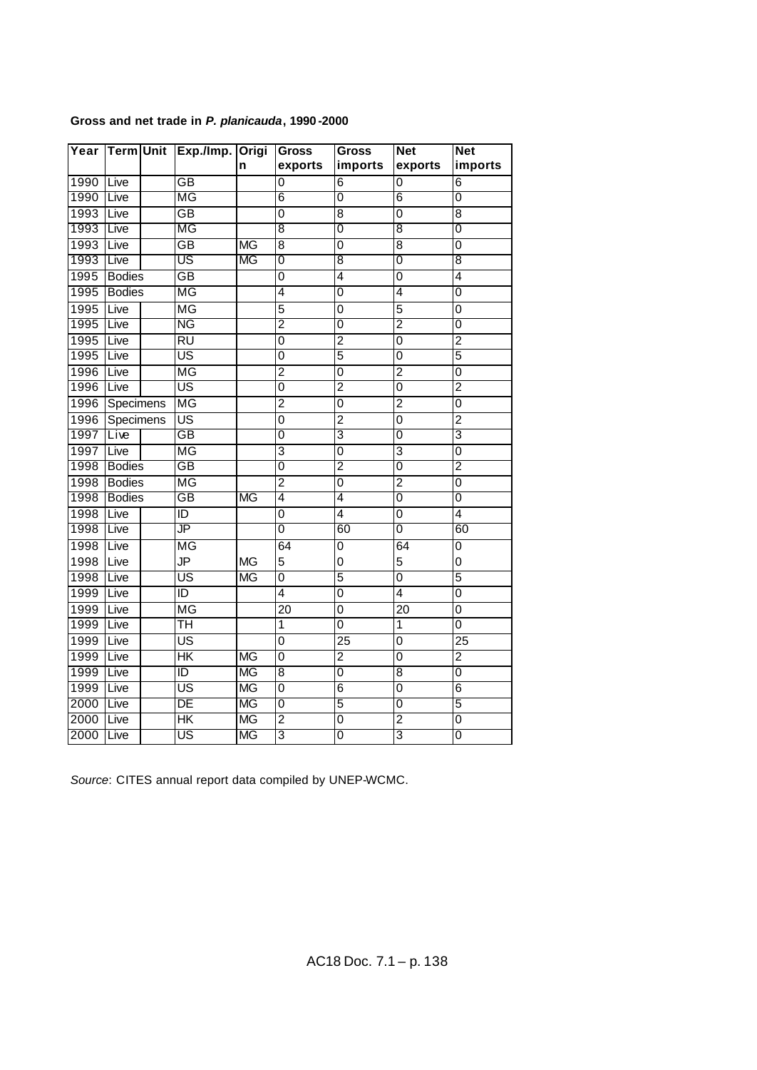**Gross and net trade in *P. planicauda*, 1990-2000**

| Year | Term | Unit | Exp./Imp. | Origin | Gross exports | Gross imports | Net exports | Net imports |
|---|---|---|---|---|---|---|---|---|
| 1990 | Live | | GB | | 0 | 6 | 0 | 6 |
| 1990 | Live | | MG | | 6 | 0 | 6 | 0 |
| 1993 | Live | | GB | | 0 | 8 | 0 | 8 |
| 1993 | Live | | MG | | 8 | 0 | 8 | 0 |
| 1993 | Live | | GB | MG | 8 | 0 | 8 | 0 |
| 1993 | Live | | US | MG | 0 | 8 | 0 | 8 |
| 1995 | Bodies | | GB | | 0 | 4 | 0 | 4 |
| 1995 | Bodies | | MG | | 4 | 0 | 4 | 0 |
| 1995 | Live | | MG | | 5 | 0 | 5 | 0 |
| 1995 | Live | | NG | | 2 | 0 | 2 | 0 |
| 1995 | Live | | RU | | 0 | 2 | 0 | 2 |
| 1995 | Live | | US | | 0 | 5 | 0 | 5 |
| 1996 | Live | | MG | | 2 | 0 | 2 | 0 |
| 1996 | Live | | US | | 0 | 2 | 0 | 2 |
| 1996 | Specimens | | MG | | 2 | 0 | 2 | 0 |
| 1996 | Specimens | | US | | 0 | 2 | 0 | 2 |
| 1997 | Live | | GB | | 0 | 3 | 0 | 3 |
| 1997 | Live | | MG | | 3 | 0 | 3 | 0 |
| 1998 | Bodies | | GB | | 0 | 2 | 0 | 2 |
| 1998 | Bodies | | MG | | 2 | 0 | 2 | 0 |
| 1998 | Bodies | | GB | MG | 4 | 4 | 0 | 0 |
| 1998 | Live | | ID | | 0 | 4 | 0 | 4 |
| 1998 | Live | | JP | | 0 | 60 | 0 | 60 |
| 1998 | Live | | MG | | 64 | 0 | 64 | 0 |
| 1998 | Live | | JP | MG | 5 | 0 | 5 | 0 |
| 1998 | Live | | US | MG | 0 | 5 | 0 | 5 |
| 1999 | Live | | ID | | 4 | 0 | 4 | 0 |
| 1999 | Live | | MG | | 20 | 0 | 20 | 0 |
| 1999 | Live | | TH | | 1 | 0 | 1 | 0 |
| 1999 | Live | | US | | 0 | 25 | 0 | 25 |
| 1999 | Live | | HK | MG | 0 | 2 | 0 | 2 |
| 1999 | Live | | ID | MG | 8 | 0 | 8 | 0 |
| 1999 | Live | | US | MG | 0 | 6 | 0 | 6 |
| 2000 | Live | | DE | MG | 0 | 5 | 0 | 5 |
| 2000 | Live | | HK | MG | 2 | 0 | 2 | 0 |
| 2000 | Live | | US | MG | 3 | 0 | 3 | 0 |

*Source*: CITES annual report data compiled by UNEP-WCMC.